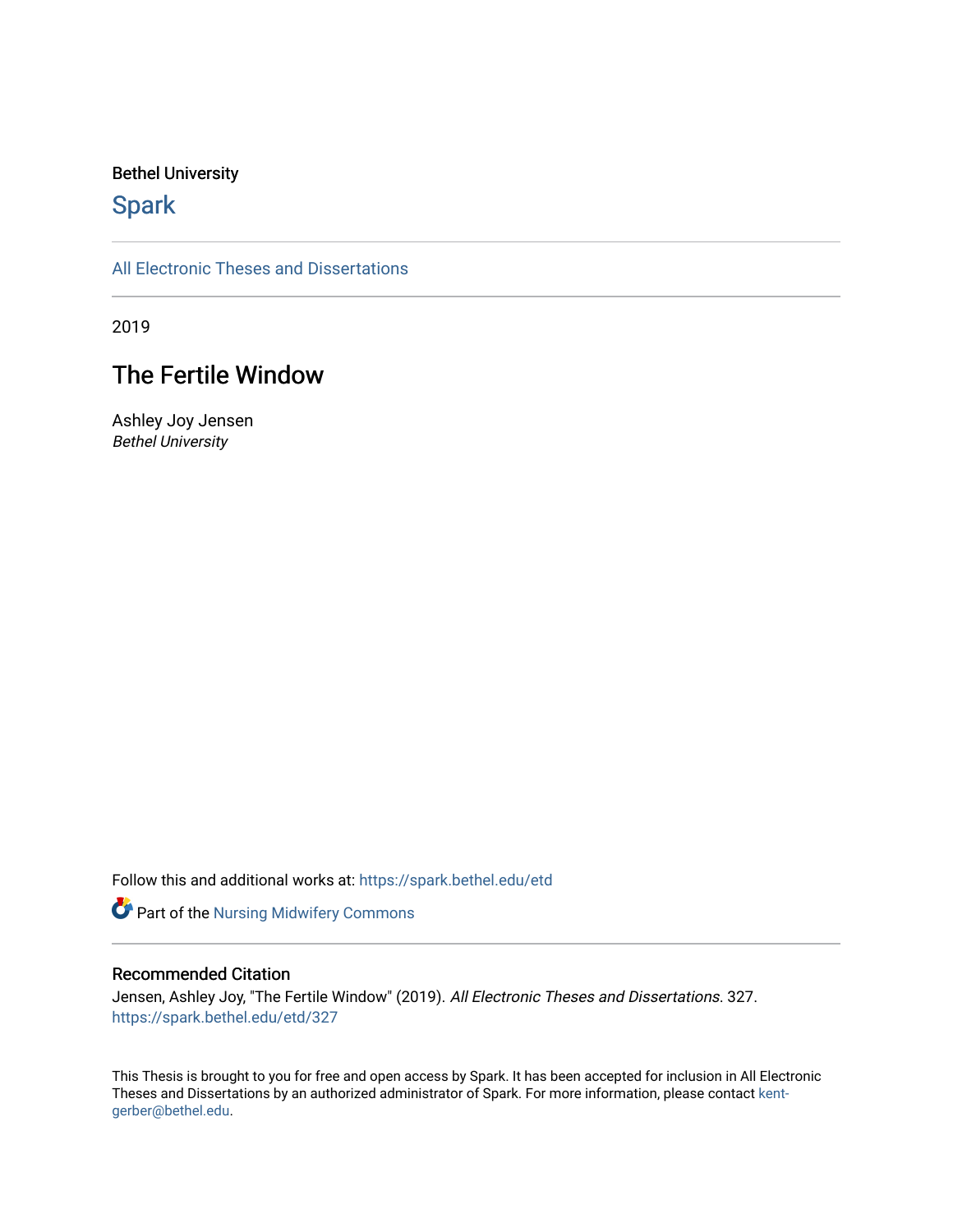Bethel University

# Spark

All Electronic Theses and Dissertations

2019

## The Fertile Window

Ashley Joy Jensen
*Bethel University*

Follow this and additional works at: https://spark.bethel.edu/etd

Part of the Nursing Midwifery Commons

### Recommended Citation

Jensen, Ashley Joy, "The Fertile Window" (2019). *All Electronic Theses and Dissertations*. 327.
https://spark.bethel.edu/etd/327

This Thesis is brought to you for free and open access by Spark. It has been accepted for inclusion in All Electronic Theses and Dissertations by an authorized administrator of Spark. For more information, please contact kent-gerber@bethel.edu.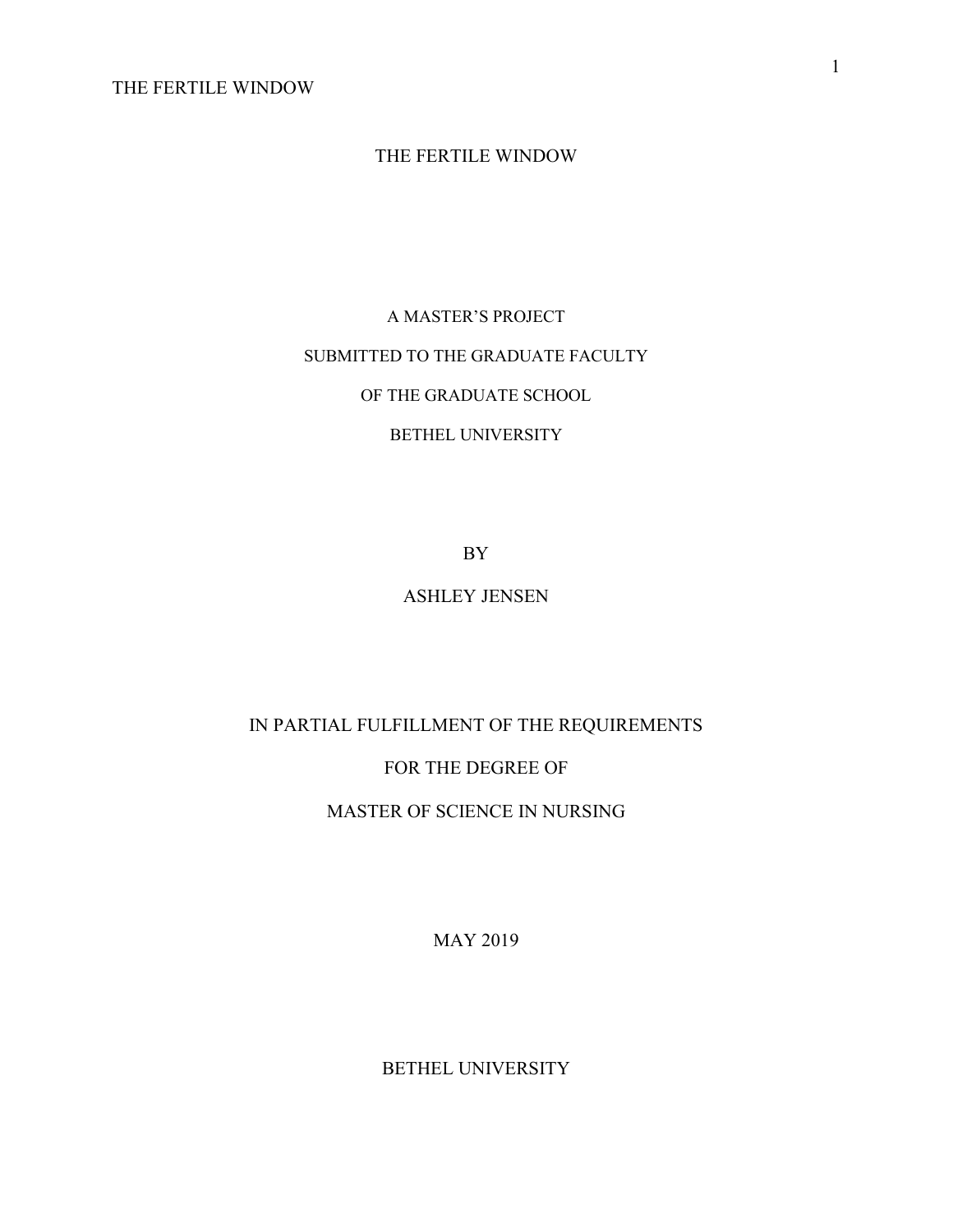# THE FERTILE WINDOW

A MASTER'S PROJECT

SUBMITTED TO THE GRADUATE FACULTY

OF THE GRADUATE SCHOOL

BETHEL UNIVERSITY

BY

ASHLEY JENSEN

IN PARTIAL FULFILLMENT OF THE REQUIREMENTS

FOR THE DEGREE OF

MASTER OF SCIENCE IN NURSING

MAY 2019

BETHEL UNIVERSITY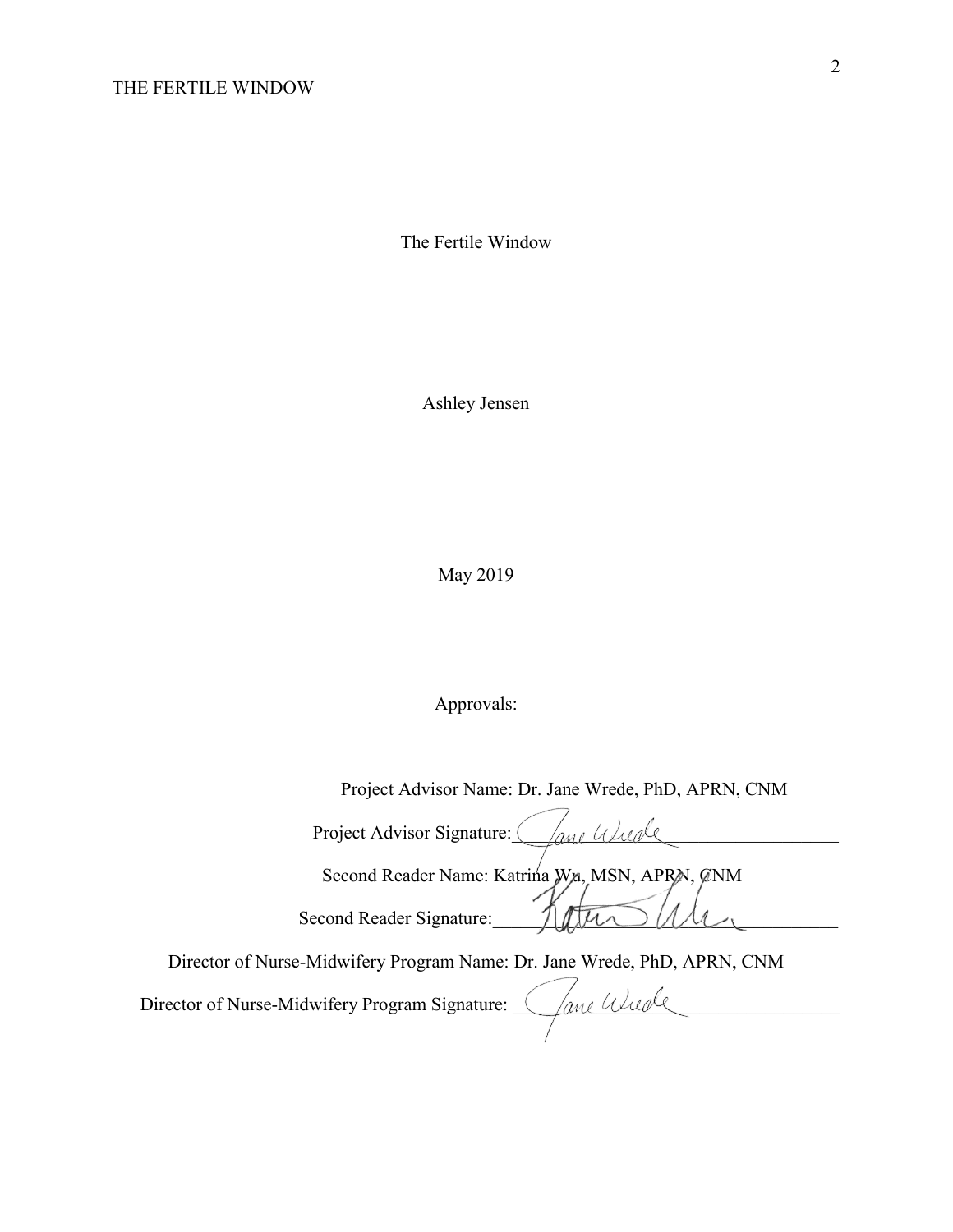The Fertile Window

Ashley Jensen

May 2019

Approvals:

Project Advisor Name: Dr. Jane Wrede, PhD, APRN, CNM

Project Advisor Signature: Jane Wrede

Second Reader Name: Katrina Wu, MSN, APRN, CNM

Second Reader Signature: Katrina Wu

Director of Nurse-Midwifery Program Name: Dr. Jane Wrede, PhD, APRN, CNM

Director of Nurse-Midwifery Program Signature: Jane Wrede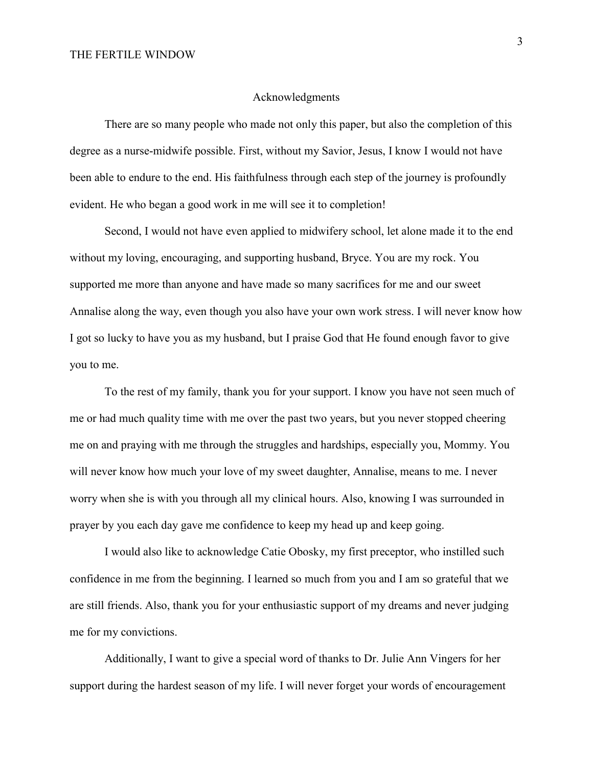## Acknowledgments

There are so many people who made not only this paper, but also the completion of this degree as a nurse-midwife possible. First, without my Savior, Jesus, I know I would not have been able to endure to the end. His faithfulness through each step of the journey is profoundly evident. He who began a good work in me will see it to completion!

Second, I would not have even applied to midwifery school, let alone made it to the end without my loving, encouraging, and supporting husband, Bryce. You are my rock. You supported me more than anyone and have made so many sacrifices for me and our sweet Annalise along the way, even though you also have your own work stress. I will never know how I got so lucky to have you as my husband, but I praise God that He found enough favor to give you to me.

To the rest of my family, thank you for your support. I know you have not seen much of me or had much quality time with me over the past two years, but you never stopped cheering me on and praying with me through the struggles and hardships, especially you, Mommy. You will never know how much your love of my sweet daughter, Annalise, means to me. I never worry when she is with you through all my clinical hours. Also, knowing I was surrounded in prayer by you each day gave me confidence to keep my head up and keep going.

I would also like to acknowledge Catie Obosky, my first preceptor, who instilled such confidence in me from the beginning. I learned so much from you and I am so grateful that we are still friends. Also, thank you for your enthusiastic support of my dreams and never judging me for my convictions.

Additionally, I want to give a special word of thanks to Dr. Julie Ann Vingers for her support during the hardest season of my life. I will never forget your words of encouragement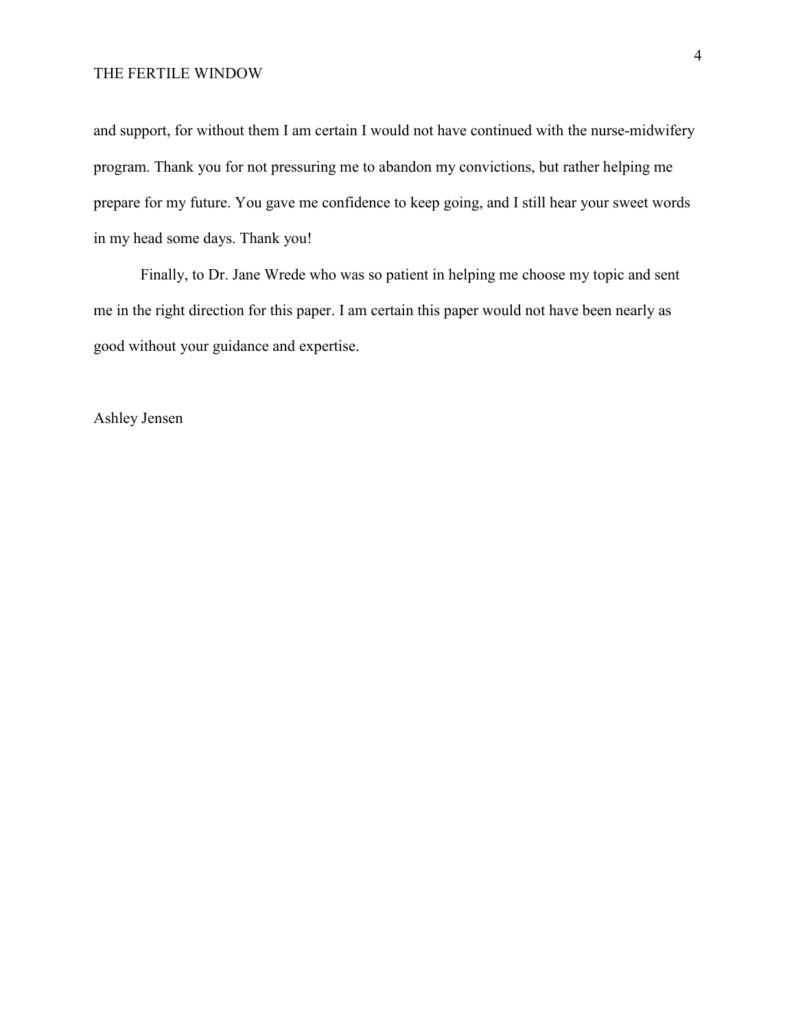and support, for without them I am certain I would not have continued with the nurse-midwifery program. Thank you for not pressuring me to abandon my convictions, but rather helping me prepare for my future. You gave me confidence to keep going, and I still hear your sweet words in my head some days. Thank you!

Finally, to Dr. Jane Wrede who was so patient in helping me choose my topic and sent me in the right direction for this paper. I am certain this paper would not have been nearly as good without your guidance and expertise.

Ashley Jensen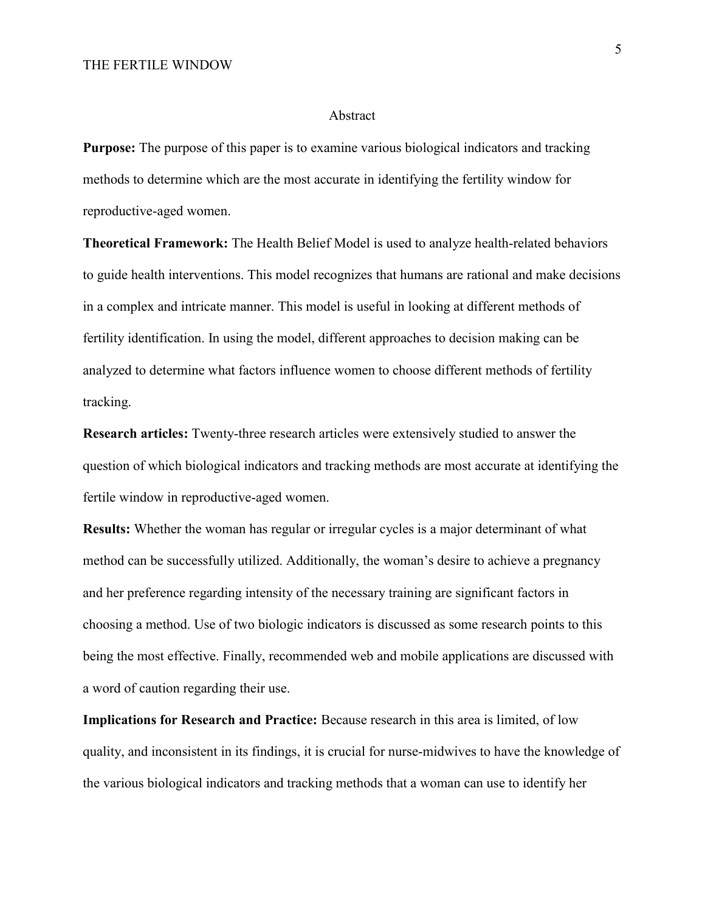## Abstract

**Purpose:** The purpose of this paper is to examine various biological indicators and tracking methods to determine which are the most accurate in identifying the fertility window for reproductive-aged women.

**Theoretical Framework:** The Health Belief Model is used to analyze health-related behaviors to guide health interventions. This model recognizes that humans are rational and make decisions in a complex and intricate manner. This model is useful in looking at different methods of fertility identification. In using the model, different approaches to decision making can be analyzed to determine what factors influence women to choose different methods of fertility tracking.

**Research articles:** Twenty-three research articles were extensively studied to answer the question of which biological indicators and tracking methods are most accurate at identifying the fertile window in reproductive-aged women.

**Results:** Whether the woman has regular or irregular cycles is a major determinant of what method can be successfully utilized. Additionally, the woman's desire to achieve a pregnancy and her preference regarding intensity of the necessary training are significant factors in choosing a method. Use of two biologic indicators is discussed as some research points to this being the most effective. Finally, recommended web and mobile applications are discussed with a word of caution regarding their use.

**Implications for Research and Practice:** Because research in this area is limited, of low quality, and inconsistent in its findings, it is crucial for nurse-midwives to have the knowledge of the various biological indicators and tracking methods that a woman can use to identify her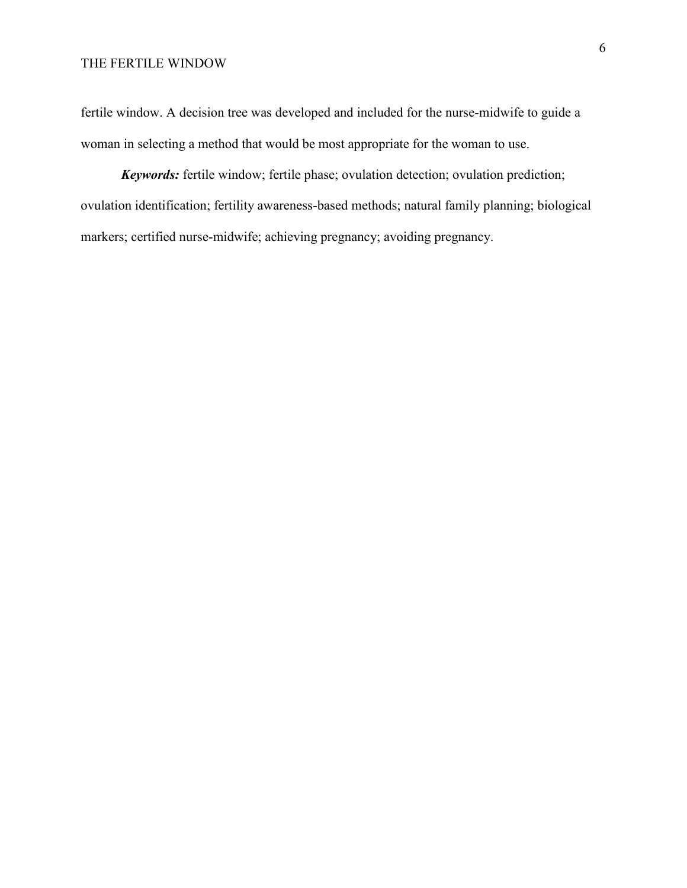fertile window. A decision tree was developed and included for the nurse-midwife to guide a woman in selecting a method that would be most appropriate for the woman to use.

***Keywords:*** fertile window; fertile phase; ovulation detection; ovulation prediction; ovulation identification; fertility awareness-based methods; natural family planning; biological markers; certified nurse-midwife; achieving pregnancy; avoiding pregnancy.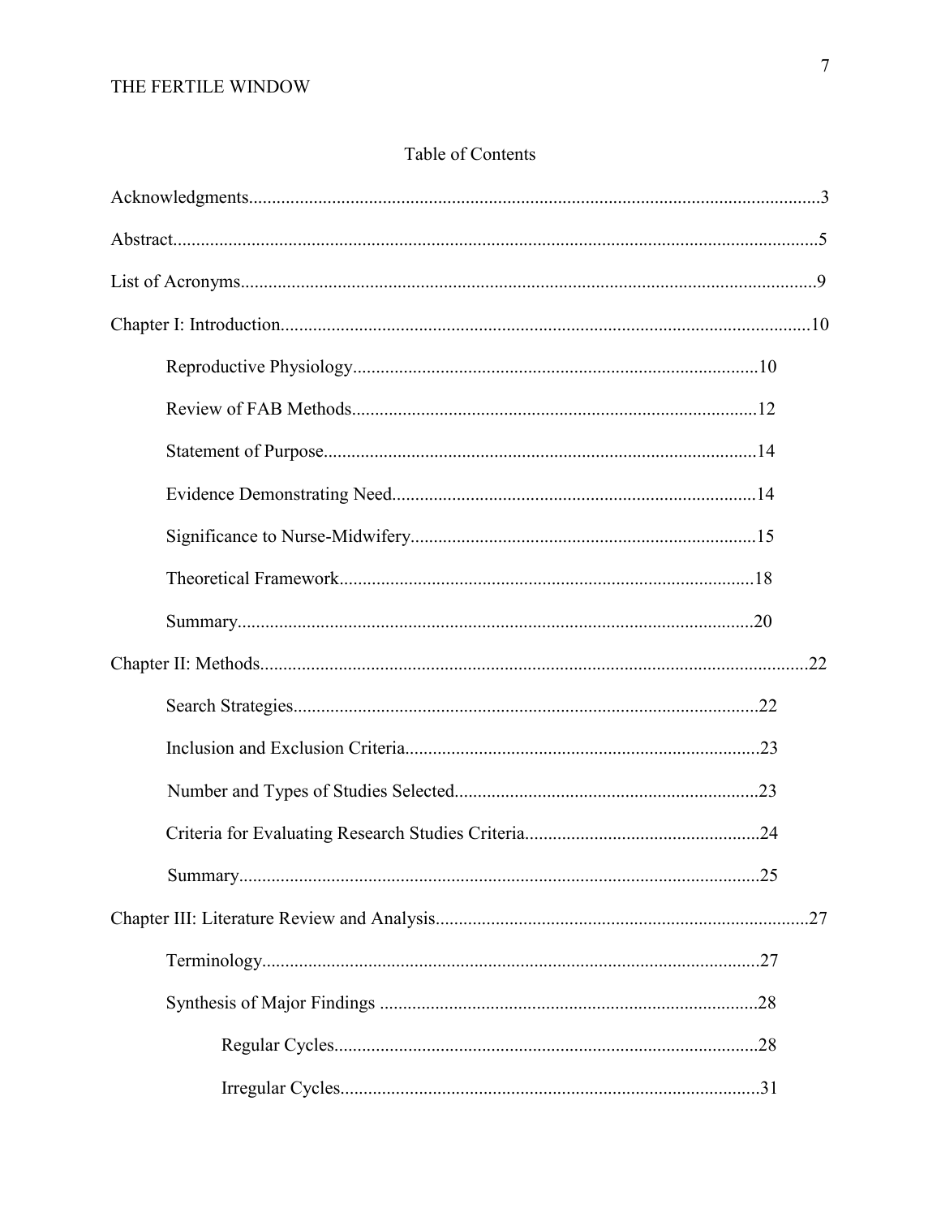## Table of Contents

Acknowledgments....................................................................................................................3

Abstract...................................................................................................................................5

List of Acronyms.....................................................................................................................9

Chapter I: Introduction...........................................................................................................10

Reproductive Physiology.......................................................................................10

Review of FAB Methods.......................................................................................12

Statement of Purpose.............................................................................................14

Evidence Demonstrating Need...............................................................................14

Significance to Nurse-Midwifery...........................................................................15

Theoretical Framework..........................................................................................18

Summary...............................................................................................................20

Chapter II: Methods...............................................................................................................22

Search Strategies....................................................................................................22

Inclusion and Exclusion Criteria............................................................................23

Number and Types of Studies Selected..................................................................23

Criteria for Evaluating Research Studies Criteria...................................................24

Summary...............................................................................................................25

Chapter III: Literature Review and Analysis.........................................................................27

Terminology............................................................................................................27

Synthesis of Major Findings ..................................................................................28

Regular Cycles...........................................................................................28

Irregular Cycles..........................................................................................31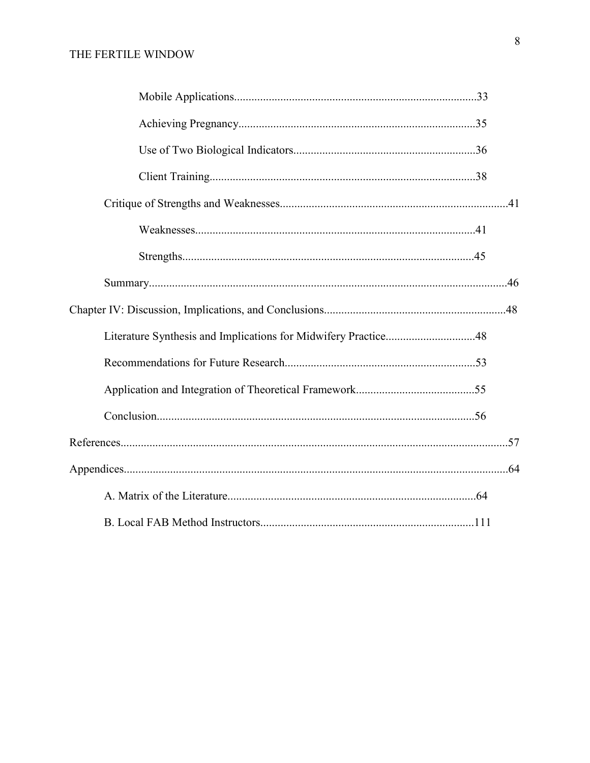Mobile Applications....................................................................................33

Achieving Pregnancy.................................................................................35

Use of Two Biological Indicators..............................................................36

Client Training...........................................................................................38

Critique of Strengths and Weaknesses..............................................................................41

Weaknesses................................................................................................41

Strengths....................................................................................................45

Summary............................................................................................................................46

Chapter IV: Discussion, Implications, and Conclusions..............................................................48

Literature Synthesis and Implications for Midwifery Practice...............................48

Recommendations for Future Research..................................................................53

Application and Integration of Theoretical Framework.........................................55

Conclusion.............................................................................................................56

References......................................................................................................................................57

Appendices.....................................................................................................................................64

A. Matrix of the Literature......................................................................................64

B. Local FAB Method Instructors.........................................................................111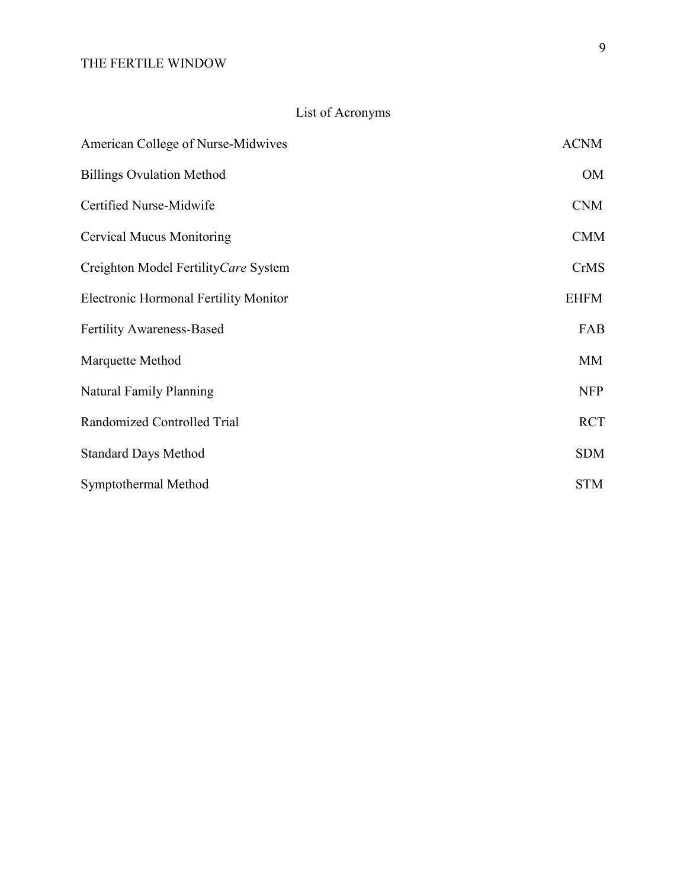# List of Acronyms

| Term | Acronym |
|---|---|
| American College of Nurse-Midwives | ACNM |
| Billings Ovulation Method | OM |
| Certified Nurse-Midwife | CNM |
| Cervical Mucus Monitoring | CMM |
| Creighton Model Fertility*Care* System | CrMS |
| Electronic Hormonal Fertility Monitor | EHFM |
| Fertility Awareness-Based | FAB |
| Marquette Method | MM |
| Natural Family Planning | NFP |
| Randomized Controlled Trial | RCT |
| Standard Days Method | SDM |
| Symptothermal Method | STM |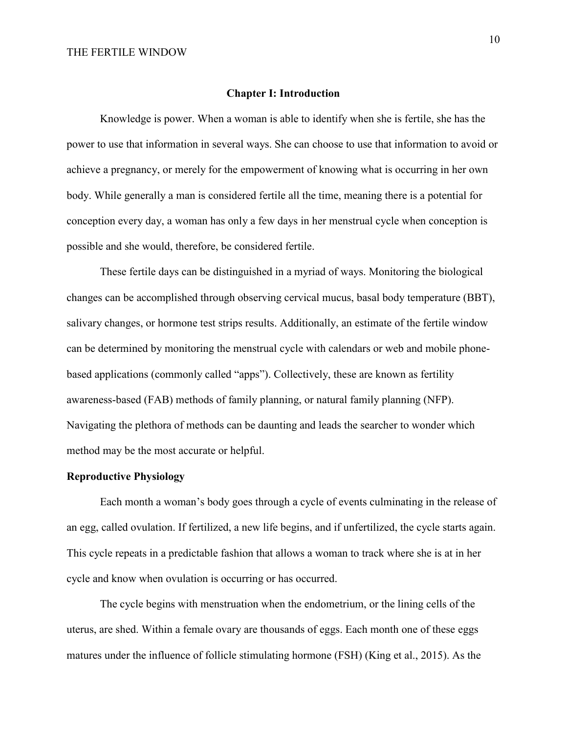# Chapter I: Introduction

Knowledge is power. When a woman is able to identify when she is fertile, she has the power to use that information in several ways. She can choose to use that information to avoid or achieve a pregnancy, or merely for the empowerment of knowing what is occurring in her own body. While generally a man is considered fertile all the time, meaning there is a potential for conception every day, a woman has only a few days in her menstrual cycle when conception is possible and she would, therefore, be considered fertile.

These fertile days can be distinguished in a myriad of ways. Monitoring the biological changes can be accomplished through observing cervical mucus, basal body temperature (BBT), salivary changes, or hormone test strips results. Additionally, an estimate of the fertile window can be determined by monitoring the menstrual cycle with calendars or web and mobile phone-based applications (commonly called "apps"). Collectively, these are known as fertility awareness-based (FAB) methods of family planning, or natural family planning (NFP). Navigating the plethora of methods can be daunting and leads the searcher to wonder which method may be the most accurate or helpful.

## Reproductive Physiology

Each month a woman's body goes through a cycle of events culminating in the release of an egg, called ovulation. If fertilized, a new life begins, and if unfertilized, the cycle starts again. This cycle repeats in a predictable fashion that allows a woman to track where she is at in her cycle and know when ovulation is occurring or has occurred.

The cycle begins with menstruation when the endometrium, or the lining cells of the uterus, are shed. Within a female ovary are thousands of eggs. Each month one of these eggs matures under the influence of follicle stimulating hormone (FSH) (King et al., 2015). As the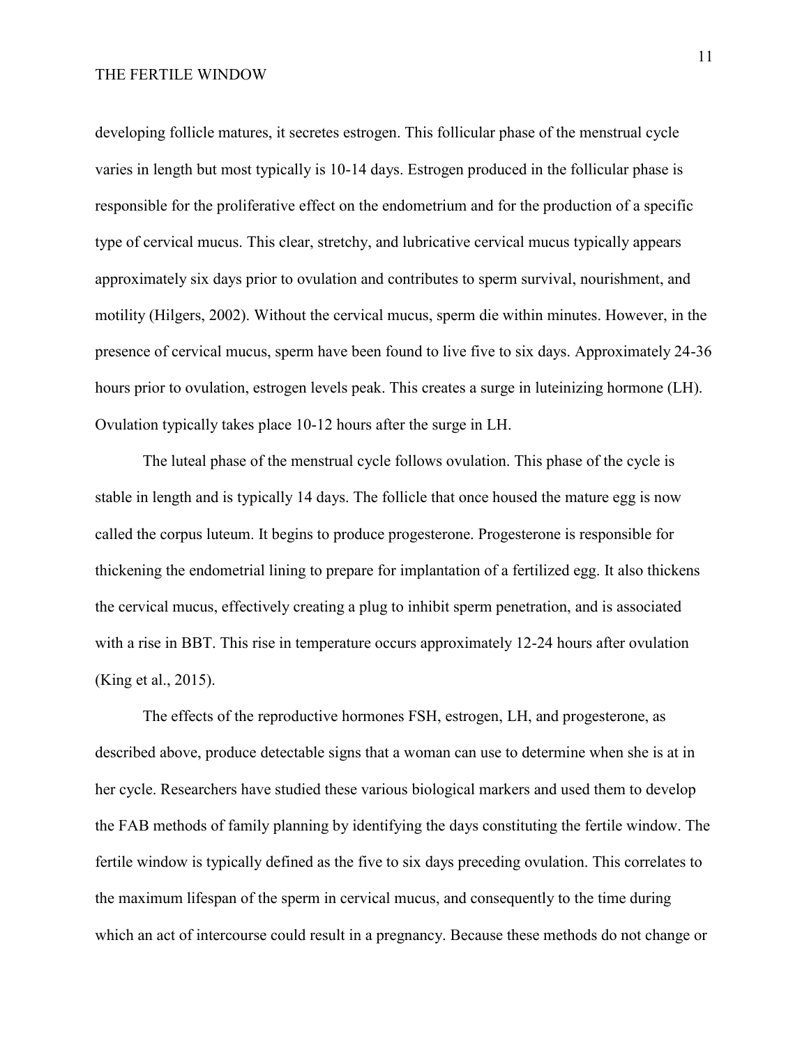developing follicle matures, it secretes estrogen. This follicular phase of the menstrual cycle varies in length but most typically is 10-14 days. Estrogen produced in the follicular phase is responsible for the proliferative effect on the endometrium and for the production of a specific type of cervical mucus. This clear, stretchy, and lubricative cervical mucus typically appears approximately six days prior to ovulation and contributes to sperm survival, nourishment, and motility (Hilgers, 2002). Without the cervical mucus, sperm die within minutes. However, in the presence of cervical mucus, sperm have been found to live five to six days. Approximately 24-36 hours prior to ovulation, estrogen levels peak. This creates a surge in luteinizing hormone (LH). Ovulation typically takes place 10-12 hours after the surge in LH.

The luteal phase of the menstrual cycle follows ovulation. This phase of the cycle is stable in length and is typically 14 days. The follicle that once housed the mature egg is now called the corpus luteum. It begins to produce progesterone. Progesterone is responsible for thickening the endometrial lining to prepare for implantation of a fertilized egg. It also thickens the cervical mucus, effectively creating a plug to inhibit sperm penetration, and is associated with a rise in BBT. This rise in temperature occurs approximately 12-24 hours after ovulation (King et al., 2015).

The effects of the reproductive hormones FSH, estrogen, LH, and progesterone, as described above, produce detectable signs that a woman can use to determine when she is at in her cycle. Researchers have studied these various biological markers and used them to develop the FAB methods of family planning by identifying the days constituting the fertile window. The fertile window is typically defined as the five to six days preceding ovulation. This correlates to the maximum lifespan of the sperm in cervical mucus, and consequently to the time during which an act of intercourse could result in a pregnancy. Because these methods do not change or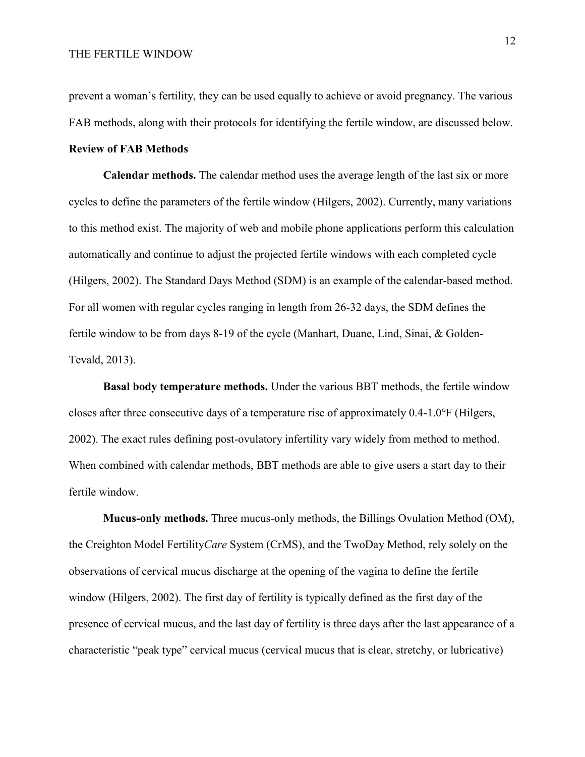prevent a woman's fertility, they can be used equally to achieve or avoid pregnancy. The various FAB methods, along with their protocols for identifying the fertile window, are discussed below.

## Review of FAB Methods

**Calendar methods.** The calendar method uses the average length of the last six or more cycles to define the parameters of the fertile window (Hilgers, 2002). Currently, many variations to this method exist. The majority of web and mobile phone applications perform this calculation automatically and continue to adjust the projected fertile windows with each completed cycle (Hilgers, 2002). The Standard Days Method (SDM) is an example of the calendar-based method. For all women with regular cycles ranging in length from 26-32 days, the SDM defines the fertile window to be from days 8-19 of the cycle (Manhart, Duane, Lind, Sinai, & Golden-Tevald, 2013).

**Basal body temperature methods.** Under the various BBT methods, the fertile window closes after three consecutive days of a temperature rise of approximately 0.4-1.0°F (Hilgers, 2002). The exact rules defining post-ovulatory infertility vary widely from method to method. When combined with calendar methods, BBT methods are able to give users a start day to their fertile window.

**Mucus-only methods.** Three mucus-only methods, the Billings Ovulation Method (OM), the Creighton Model Fertility*Care* System (CrMS), and the TwoDay Method, rely solely on the observations of cervical mucus discharge at the opening of the vagina to define the fertile window (Hilgers, 2002). The first day of fertility is typically defined as the first day of the presence of cervical mucus, and the last day of fertility is three days after the last appearance of a characteristic "peak type" cervical mucus (cervical mucus that is clear, stretchy, or lubricative)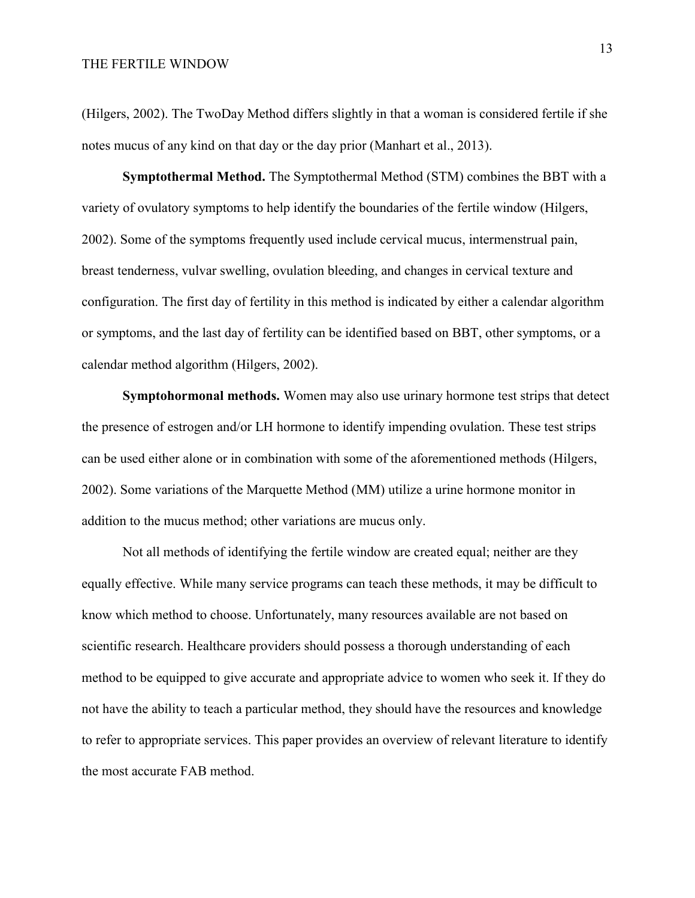(Hilgers, 2002). The TwoDay Method differs slightly in that a woman is considered fertile if she notes mucus of any kind on that day or the day prior (Manhart et al., 2013).

**Symptothermal Method.** The Symptothermal Method (STM) combines the BBT with a variety of ovulatory symptoms to help identify the boundaries of the fertile window (Hilgers, 2002). Some of the symptoms frequently used include cervical mucus, intermenstrual pain, breast tenderness, vulvar swelling, ovulation bleeding, and changes in cervical texture and configuration. The first day of fertility in this method is indicated by either a calendar algorithm or symptoms, and the last day of fertility can be identified based on BBT, other symptoms, or a calendar method algorithm (Hilgers, 2002).

**Symptohormonal methods.** Women may also use urinary hormone test strips that detect the presence of estrogen and/or LH hormone to identify impending ovulation. These test strips can be used either alone or in combination with some of the aforementioned methods (Hilgers, 2002). Some variations of the Marquette Method (MM) utilize a urine hormone monitor in addition to the mucus method; other variations are mucus only.

Not all methods of identifying the fertile window are created equal; neither are they equally effective. While many service programs can teach these methods, it may be difficult to know which method to choose. Unfortunately, many resources available are not based on scientific research. Healthcare providers should possess a thorough understanding of each method to be equipped to give accurate and appropriate advice to women who seek it. If they do not have the ability to teach a particular method, they should have the resources and knowledge to refer to appropriate services. This paper provides an overview of relevant literature to identify the most accurate FAB method.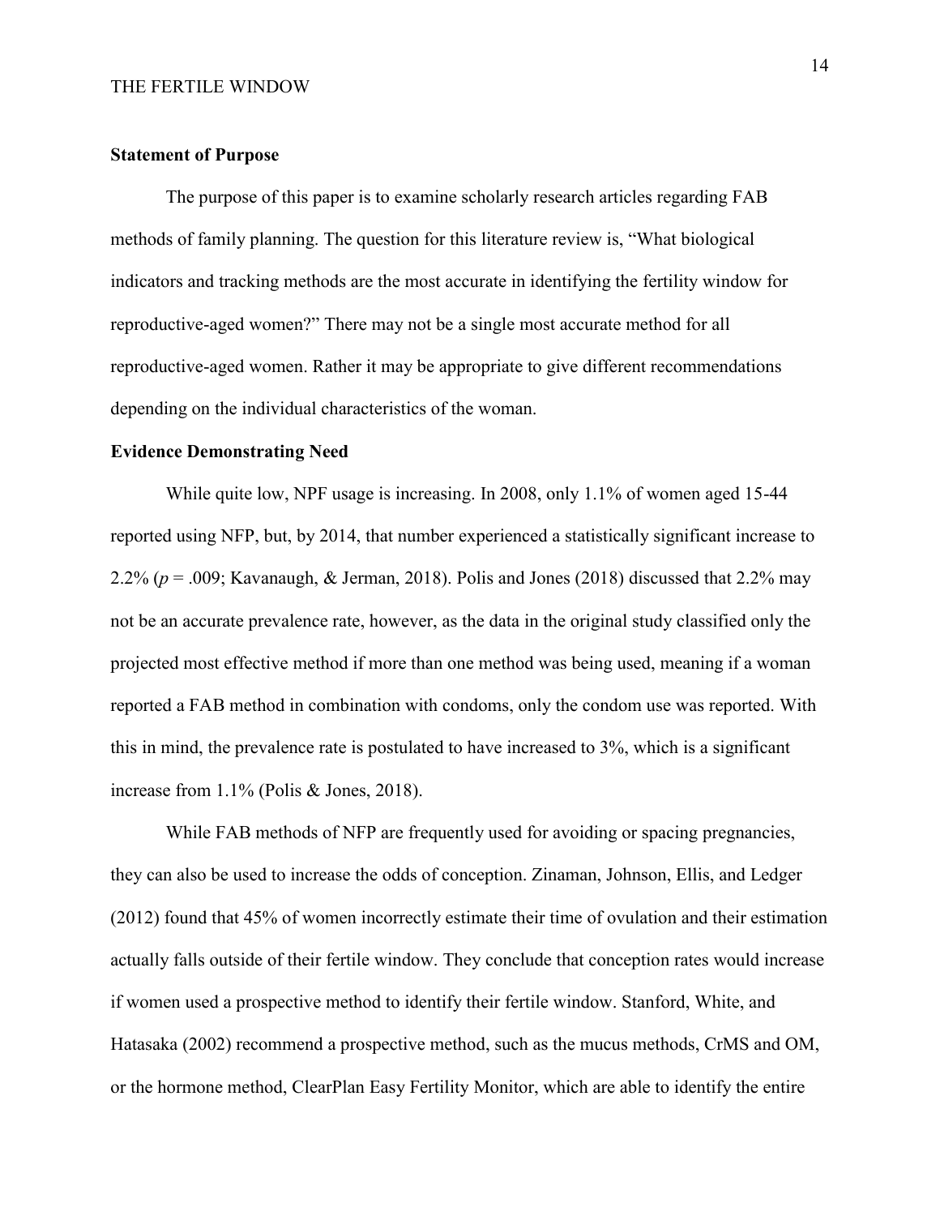### Statement of Purpose

The purpose of this paper is to examine scholarly research articles regarding FAB methods of family planning. The question for this literature review is, "What biological indicators and tracking methods are the most accurate in identifying the fertility window for reproductive-aged women?" There may not be a single most accurate method for all reproductive-aged women. Rather it may be appropriate to give different recommendations depending on the individual characteristics of the woman.

### Evidence Demonstrating Need

While quite low, NPF usage is increasing. In 2008, only 1.1% of women aged 15-44 reported using NFP, but, by 2014, that number experienced a statistically significant increase to 2.2% ($p = .009$; Kavanaugh, & Jerman, 2018). Polis and Jones (2018) discussed that 2.2% may not be an accurate prevalence rate, however, as the data in the original study classified only the projected most effective method if more than one method was being used, meaning if a woman reported a FAB method in combination with condoms, only the condom use was reported. With this in mind, the prevalence rate is postulated to have increased to 3%, which is a significant increase from 1.1% (Polis & Jones, 2018).

While FAB methods of NFP are frequently used for avoiding or spacing pregnancies, they can also be used to increase the odds of conception. Zinaman, Johnson, Ellis, and Ledger (2012) found that 45% of women incorrectly estimate their time of ovulation and their estimation actually falls outside of their fertile window. They conclude that conception rates would increase if women used a prospective method to identify their fertile window. Stanford, White, and Hatasaka (2002) recommend a prospective method, such as the mucus methods, CrMS and OM, or the hormone method, ClearPlan Easy Fertility Monitor, which are able to identify the entire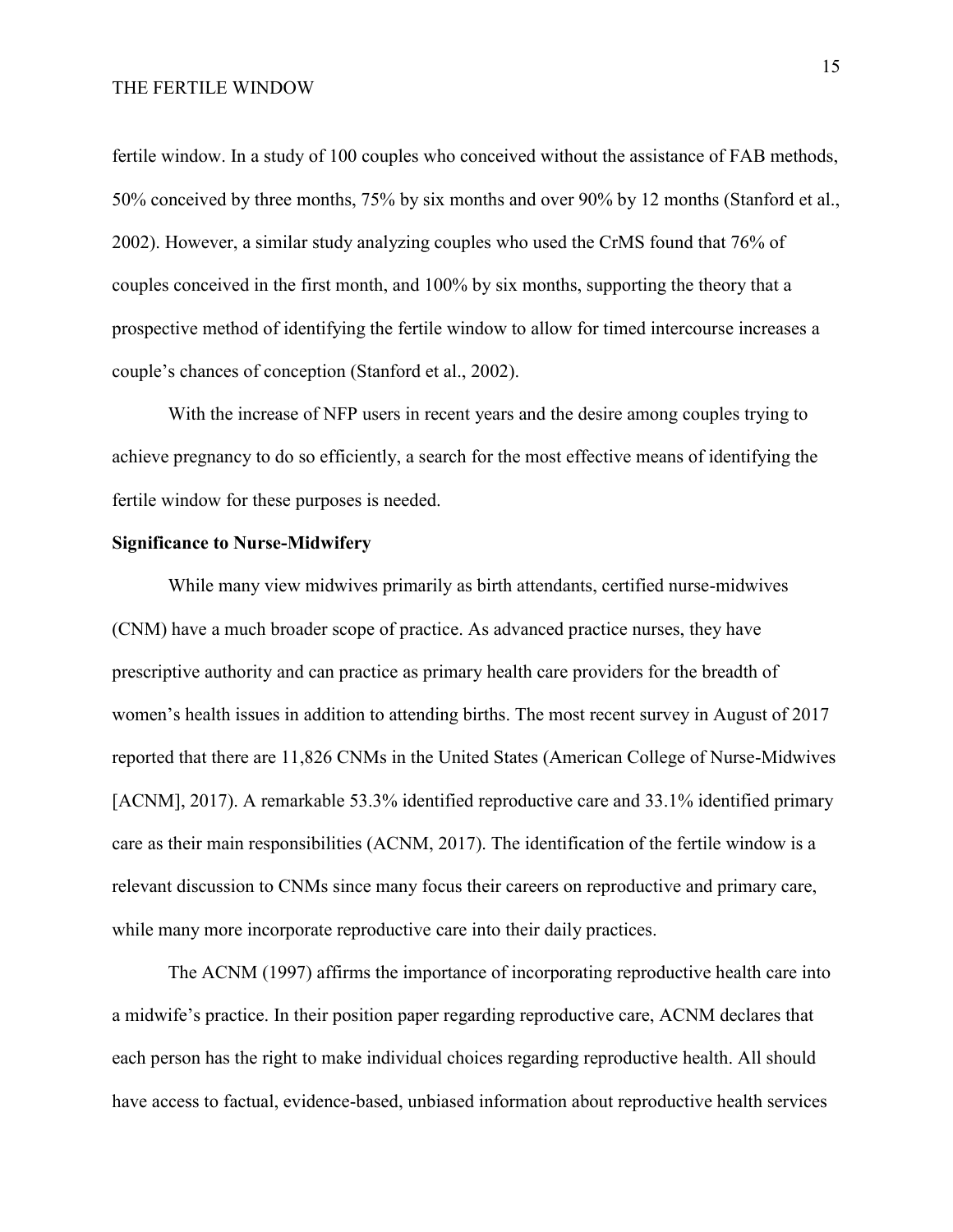fertile window. In a study of 100 couples who conceived without the assistance of FAB methods, 50% conceived by three months, 75% by six months and over 90% by 12 months (Stanford et al., 2002). However, a similar study analyzing couples who used the CrMS found that 76% of couples conceived in the first month, and 100% by six months, supporting the theory that a prospective method of identifying the fertile window to allow for timed intercourse increases a couple's chances of conception (Stanford et al., 2002).

With the increase of NFP users in recent years and the desire among couples trying to achieve pregnancy to do so efficiently, a search for the most effective means of identifying the fertile window for these purposes is needed.

**Significance to Nurse-Midwifery**

While many view midwives primarily as birth attendants, certified nurse-midwives (CNM) have a much broader scope of practice. As advanced practice nurses, they have prescriptive authority and can practice as primary health care providers for the breadth of women's health issues in addition to attending births. The most recent survey in August of 2017 reported that there are 11,826 CNMs in the United States (American College of Nurse-Midwives [ACNM], 2017). A remarkable 53.3% identified reproductive care and 33.1% identified primary care as their main responsibilities (ACNM, 2017). The identification of the fertile window is a relevant discussion to CNMs since many focus their careers on reproductive and primary care, while many more incorporate reproductive care into their daily practices.

The ACNM (1997) affirms the importance of incorporating reproductive health care into a midwife's practice. In their position paper regarding reproductive care, ACNM declares that each person has the right to make individual choices regarding reproductive health. All should have access to factual, evidence-based, unbiased information about reproductive health services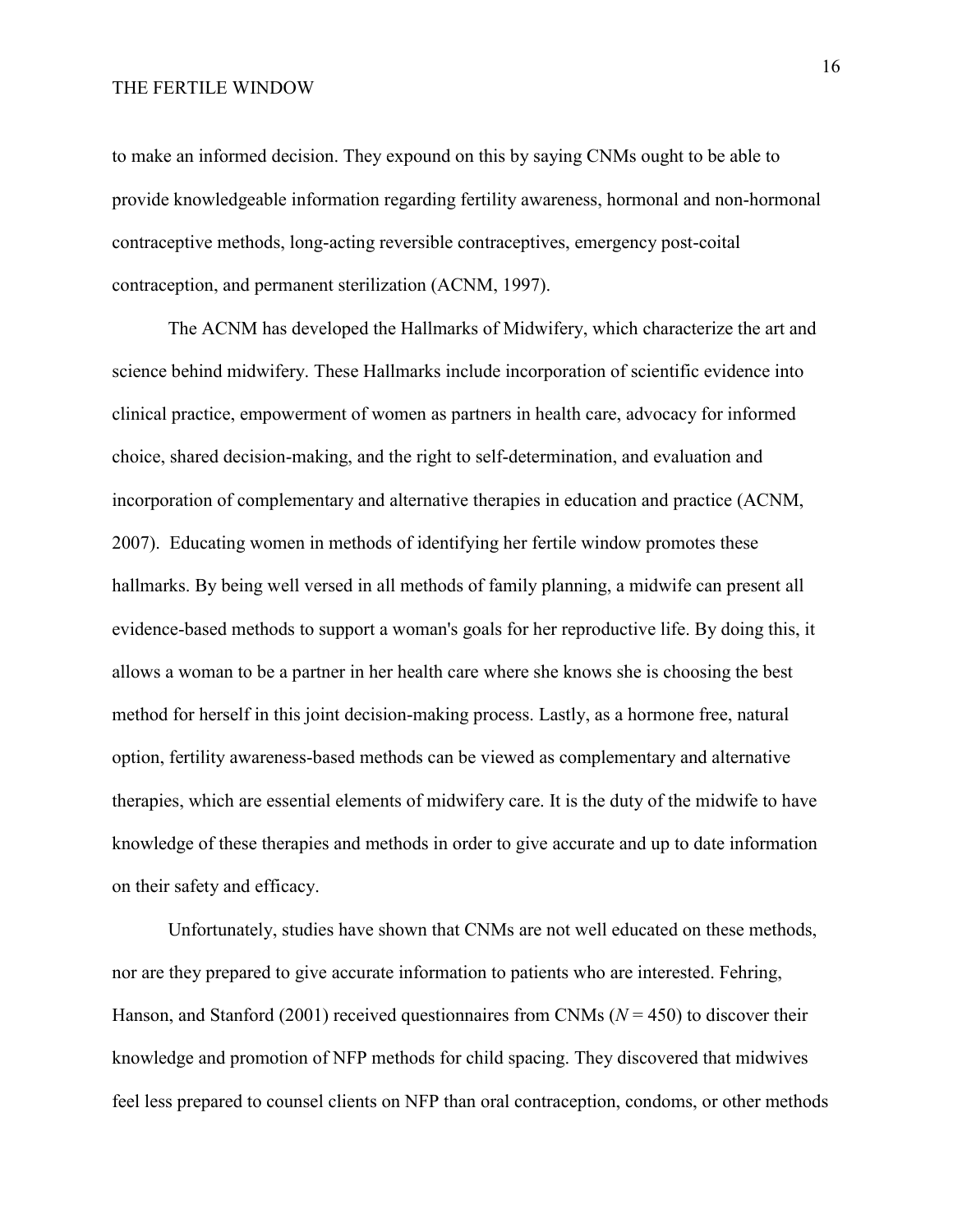to make an informed decision. They expound on this by saying CNMs ought to be able to provide knowledgeable information regarding fertility awareness, hormonal and non-hormonal contraceptive methods, long-acting reversible contraceptives, emergency post-coital contraception, and permanent sterilization (ACNM, 1997).

The ACNM has developed the Hallmarks of Midwifery, which characterize the art and science behind midwifery. These Hallmarks include incorporation of scientific evidence into clinical practice, empowerment of women as partners in health care, advocacy for informed choice, shared decision-making, and the right to self-determination, and evaluation and incorporation of complementary and alternative therapies in education and practice (ACNM, 2007). Educating women in methods of identifying her fertile window promotes these hallmarks. By being well versed in all methods of family planning, a midwife can present all evidence-based methods to support a woman's goals for her reproductive life. By doing this, it allows a woman to be a partner in her health care where she knows she is choosing the best method for herself in this joint decision-making process. Lastly, as a hormone free, natural option, fertility awareness-based methods can be viewed as complementary and alternative therapies, which are essential elements of midwifery care. It is the duty of the midwife to have knowledge of these therapies and methods in order to give accurate and up to date information on their safety and efficacy.

Unfortunately, studies have shown that CNMs are not well educated on these methods, nor are they prepared to give accurate information to patients who are interested. Fehring, Hanson, and Stanford (2001) received questionnaires from CNMs ($N = 450$) to discover their knowledge and promotion of NFP methods for child spacing. They discovered that midwives feel less prepared to counsel clients on NFP than oral contraception, condoms, or other methods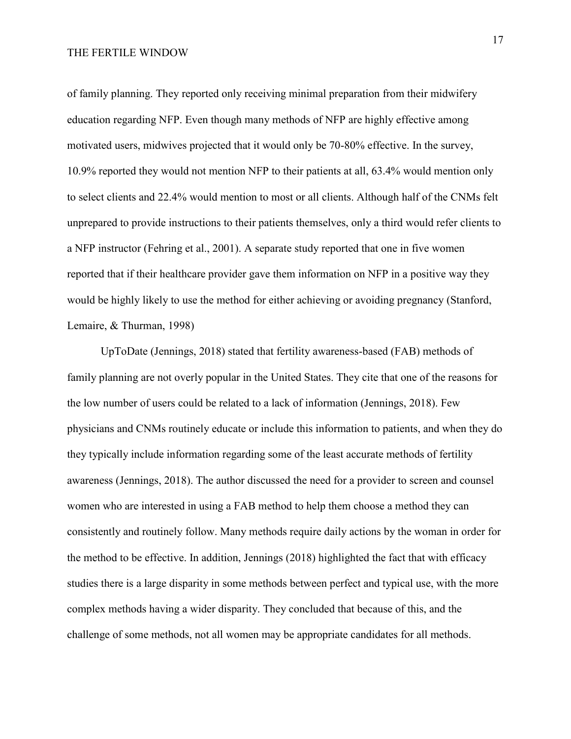of family planning. They reported only receiving minimal preparation from their midwifery education regarding NFP. Even though many methods of NFP are highly effective among motivated users, midwives projected that it would only be 70-80% effective. In the survey, 10.9% reported they would not mention NFP to their patients at all, 63.4% would mention only to select clients and 22.4% would mention to most or all clients. Although half of the CNMs felt unprepared to provide instructions to their patients themselves, only a third would refer clients to a NFP instructor (Fehring et al., 2001). A separate study reported that one in five women reported that if their healthcare provider gave them information on NFP in a positive way they would be highly likely to use the method for either achieving or avoiding pregnancy (Stanford, Lemaire, & Thurman, 1998)

UpToDate (Jennings, 2018) stated that fertility awareness-based (FAB) methods of family planning are not overly popular in the United States. They cite that one of the reasons for the low number of users could be related to a lack of information (Jennings, 2018). Few physicians and CNMs routinely educate or include this information to patients, and when they do they typically include information regarding some of the least accurate methods of fertility awareness (Jennings, 2018). The author discussed the need for a provider to screen and counsel women who are interested in using a FAB method to help them choose a method they can consistently and routinely follow. Many methods require daily actions by the woman in order for the method to be effective. In addition, Jennings (2018) highlighted the fact that with efficacy studies there is a large disparity in some methods between perfect and typical use, with the more complex methods having a wider disparity. They concluded that because of this, and the challenge of some methods, not all women may be appropriate candidates for all methods.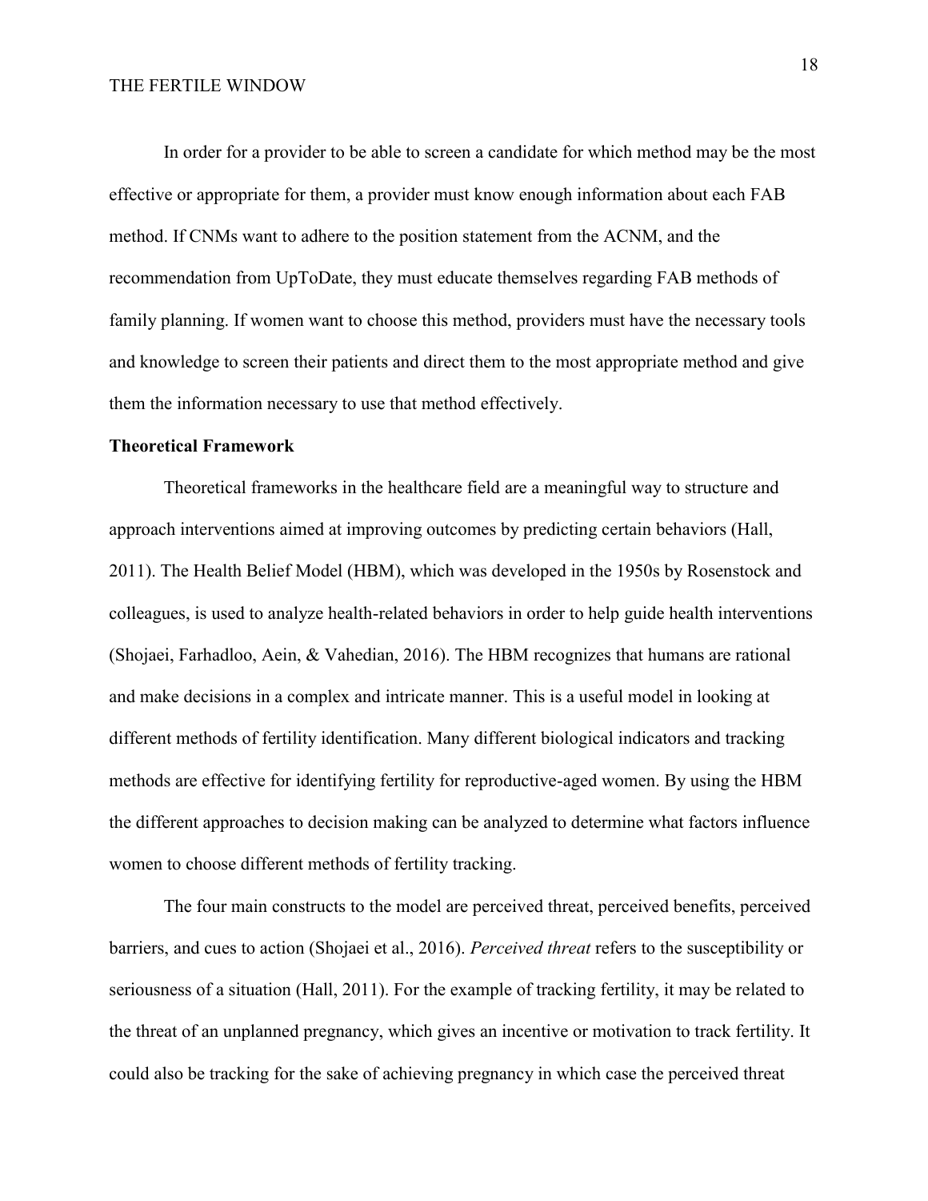In order for a provider to be able to screen a candidate for which method may be the most effective or appropriate for them, a provider must know enough information about each FAB method. If CNMs want to adhere to the position statement from the ACNM, and the recommendation from UpToDate, they must educate themselves regarding FAB methods of family planning. If women want to choose this method, providers must have the necessary tools and knowledge to screen their patients and direct them to the most appropriate method and give them the information necessary to use that method effectively.

**Theoretical Framework**

Theoretical frameworks in the healthcare field are a meaningful way to structure and approach interventions aimed at improving outcomes by predicting certain behaviors (Hall, 2011). The Health Belief Model (HBM), which was developed in the 1950s by Rosenstock and colleagues, is used to analyze health-related behaviors in order to help guide health interventions (Shojaei, Farhadloo, Aein, & Vahedian, 2016). The HBM recognizes that humans are rational and make decisions in a complex and intricate manner. This is a useful model in looking at different methods of fertility identification. Many different biological indicators and tracking methods are effective for identifying fertility for reproductive-aged women. By using the HBM the different approaches to decision making can be analyzed to determine what factors influence women to choose different methods of fertility tracking.

The four main constructs to the model are perceived threat, perceived benefits, perceived barriers, and cues to action (Shojaei et al., 2016). *Perceived threat* refers to the susceptibility or seriousness of a situation (Hall, 2011). For the example of tracking fertility, it may be related to the threat of an unplanned pregnancy, which gives an incentive or motivation to track fertility. It could also be tracking for the sake of achieving pregnancy in which case the perceived threat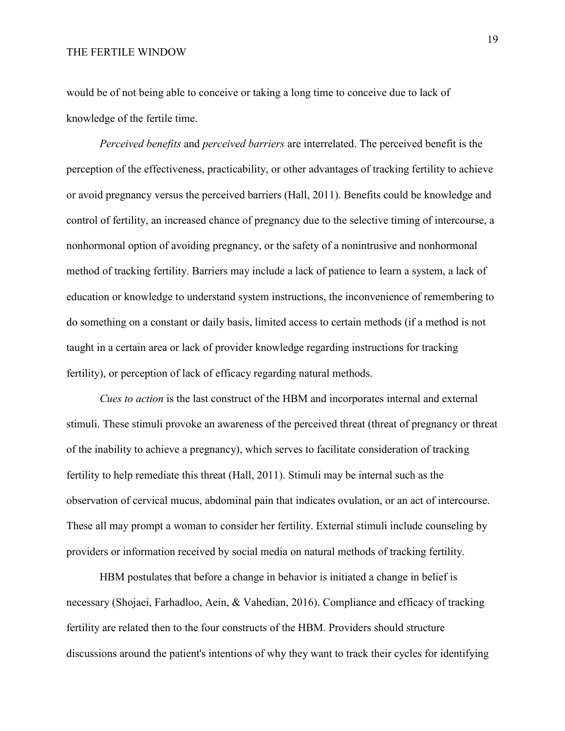would be of not being able to conceive or taking a long time to conceive due to lack of knowledge of the fertile time.

*Perceived benefits* and *perceived barriers* are interrelated. The perceived benefit is the perception of the effectiveness, practicability, or other advantages of tracking fertility to achieve or avoid pregnancy versus the perceived barriers (Hall, 2011). Benefits could be knowledge and control of fertility, an increased chance of pregnancy due to the selective timing of intercourse, a nonhormonal option of avoiding pregnancy, or the safety of a nonintrusive and nonhormonal method of tracking fertility. Barriers may include a lack of patience to learn a system, a lack of education or knowledge to understand system instructions, the inconvenience of remembering to do something on a constant or daily basis, limited access to certain methods (if a method is not taught in a certain area or lack of provider knowledge regarding instructions for tracking fertility), or perception of lack of efficacy regarding natural methods.

*Cues to action* is the last construct of the HBM and incorporates internal and external stimuli. These stimuli provoke an awareness of the perceived threat (threat of pregnancy or threat of the inability to achieve a pregnancy), which serves to facilitate consideration of tracking fertility to help remediate this threat (Hall, 2011). Stimuli may be internal such as the observation of cervical mucus, abdominal pain that indicates ovulation, or an act of intercourse. These all may prompt a woman to consider her fertility. External stimuli include counseling by providers or information received by social media on natural methods of tracking fertility.

HBM postulates that before a change in behavior is initiated a change in belief is necessary (Shojaei, Farhadloo, Aein, & Vahedian, 2016). Compliance and efficacy of tracking fertility are related then to the four constructs of the HBM. Providers should structure discussions around the patient's intentions of why they want to track their cycles for identifying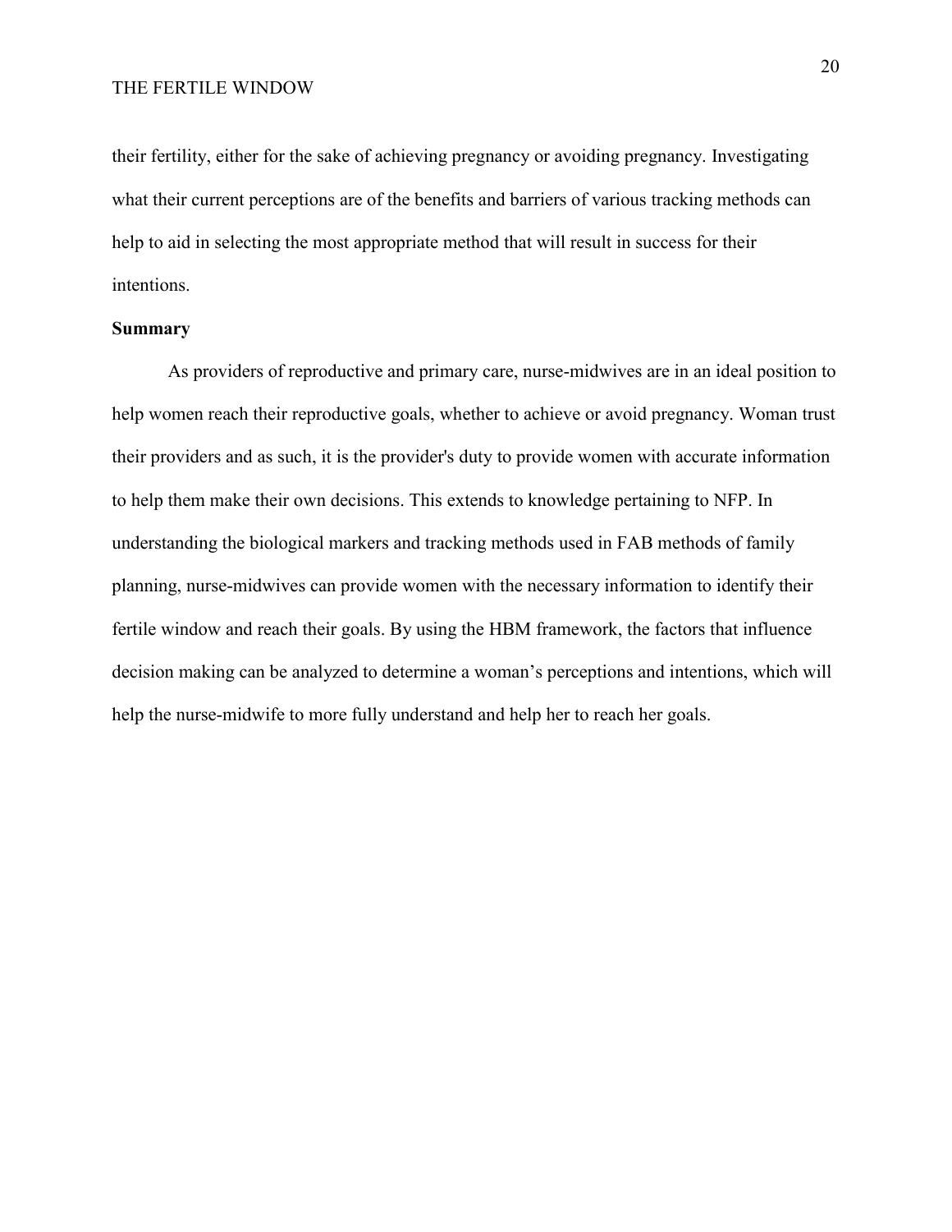their fertility, either for the sake of achieving pregnancy or avoiding pregnancy. Investigating what their current perceptions are of the benefits and barriers of various tracking methods can help to aid in selecting the most appropriate method that will result in success for their intentions.

## Summary

As providers of reproductive and primary care, nurse-midwives are in an ideal position to help women reach their reproductive goals, whether to achieve or avoid pregnancy. Woman trust their providers and as such, it is the provider's duty to provide women with accurate information to help them make their own decisions. This extends to knowledge pertaining to NFP. In understanding the biological markers and tracking methods used in FAB methods of family planning, nurse-midwives can provide women with the necessary information to identify their fertile window and reach their goals. By using the HBM framework, the factors that influence decision making can be analyzed to determine a woman's perceptions and intentions, which will help the nurse-midwife to more fully understand and help her to reach her goals.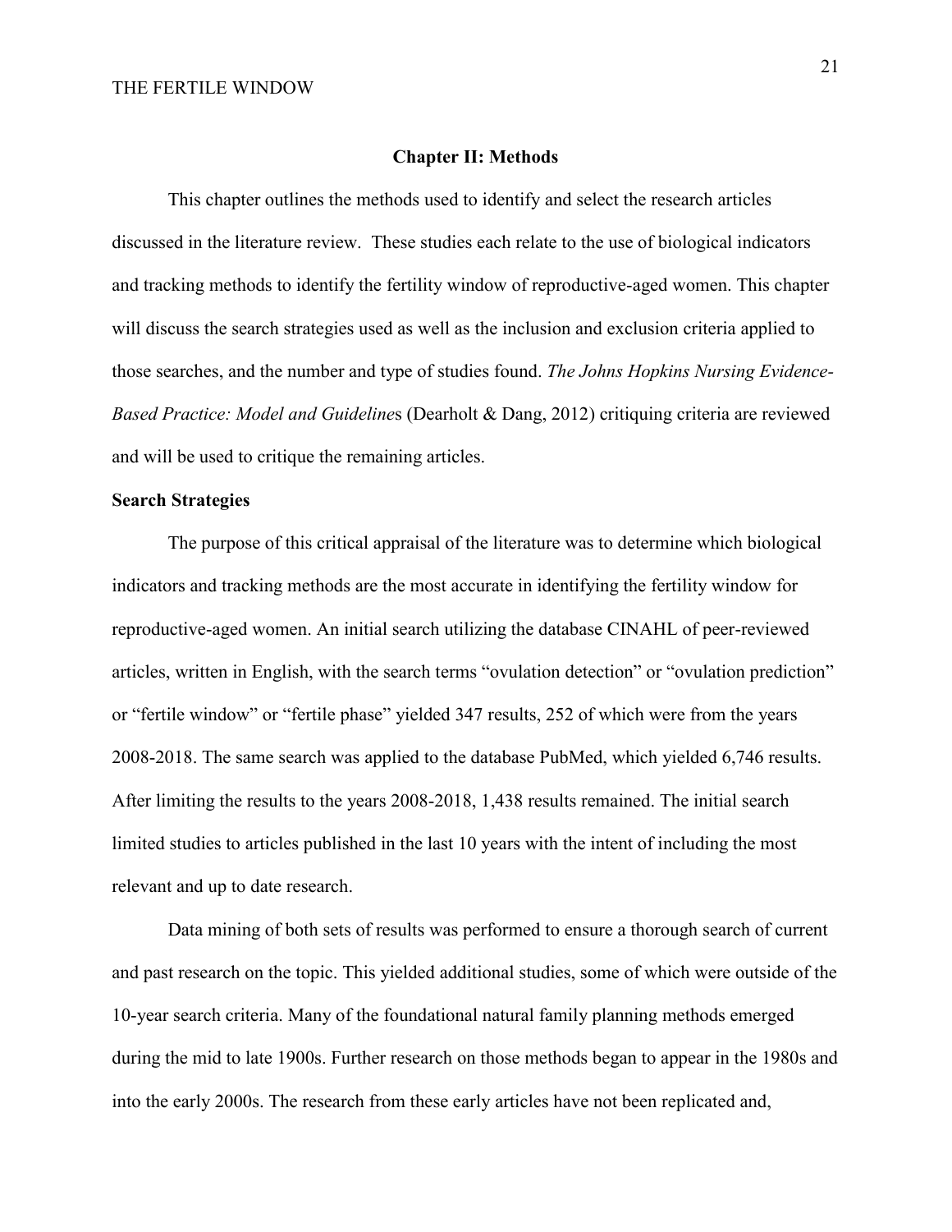# Chapter II: Methods

This chapter outlines the methods used to identify and select the research articles discussed in the literature review. These studies each relate to the use of biological indicators and tracking methods to identify the fertility window of reproductive-aged women. This chapter will discuss the search strategies used as well as the inclusion and exclusion criteria applied to those searches, and the number and type of studies found. *The Johns Hopkins Nursing Evidence-Based Practice: Model and Guideline*s (Dearholt & Dang, 2012) critiquing criteria are reviewed and will be used to critique the remaining articles.

## Search Strategies

The purpose of this critical appraisal of the literature was to determine which biological indicators and tracking methods are the most accurate in identifying the fertility window for reproductive-aged women. An initial search utilizing the database CINAHL of peer-reviewed articles, written in English, with the search terms "ovulation detection" or "ovulation prediction" or "fertile window" or "fertile phase" yielded 347 results, 252 of which were from the years 2008-2018. The same search was applied to the database PubMed, which yielded 6,746 results. After limiting the results to the years 2008-2018, 1,438 results remained. The initial search limited studies to articles published in the last 10 years with the intent of including the most relevant and up to date research.

Data mining of both sets of results was performed to ensure a thorough search of current and past research on the topic. This yielded additional studies, some of which were outside of the 10-year search criteria. Many of the foundational natural family planning methods emerged during the mid to late 1900s. Further research on those methods began to appear in the 1980s and into the early 2000s. The research from these early articles have not been replicated and,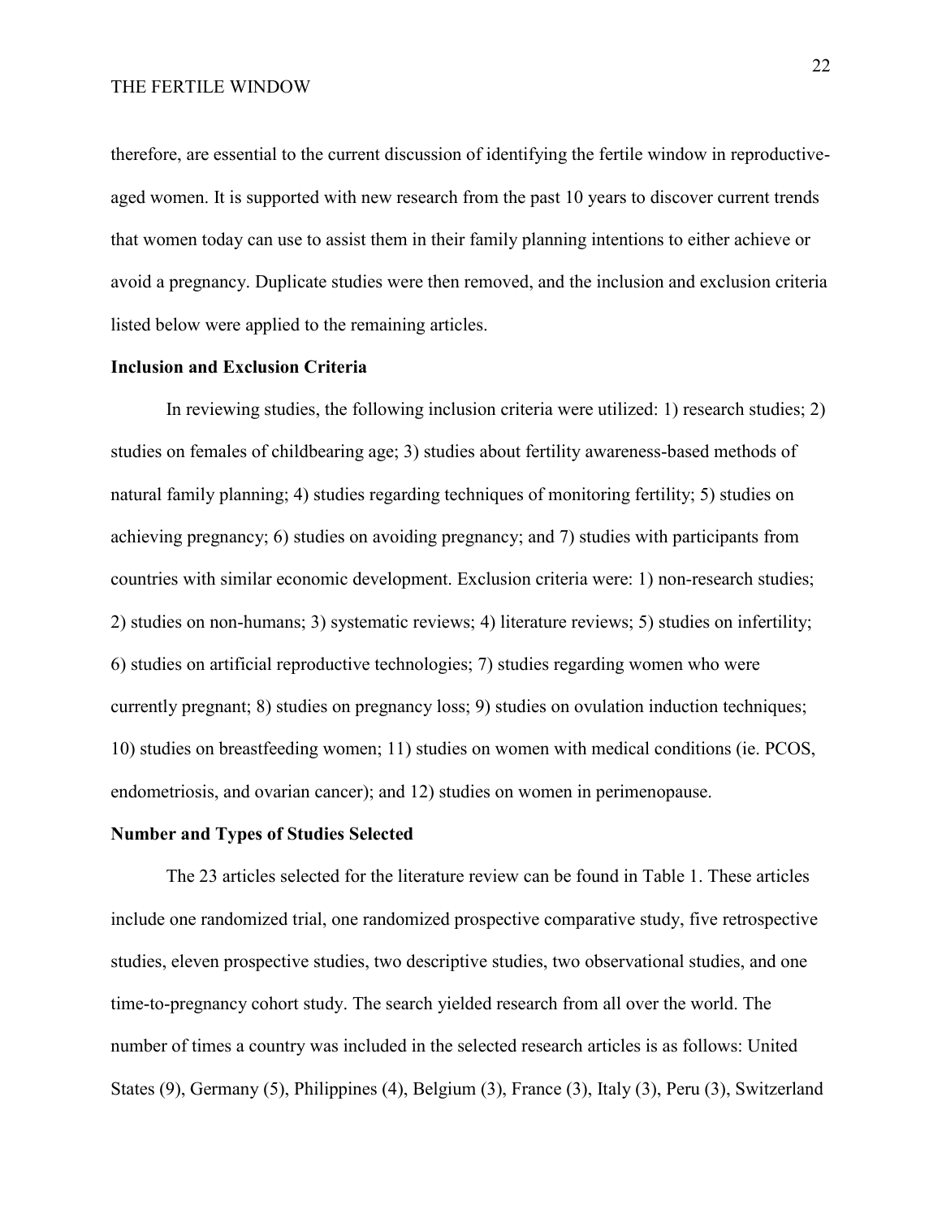therefore, are essential to the current discussion of identifying the fertile window in reproductive-aged women. It is supported with new research from the past 10 years to discover current trends that women today can use to assist them in their family planning intentions to either achieve or avoid a pregnancy. Duplicate studies were then removed, and the inclusion and exclusion criteria listed below were applied to the remaining articles.

**Inclusion and Exclusion Criteria**

In reviewing studies, the following inclusion criteria were utilized: 1) research studies; 2) studies on females of childbearing age; 3) studies about fertility awareness-based methods of natural family planning; 4) studies regarding techniques of monitoring fertility; 5) studies on achieving pregnancy; 6) studies on avoiding pregnancy; and 7) studies with participants from countries with similar economic development. Exclusion criteria were: 1) non-research studies; 2) studies on non-humans; 3) systematic reviews; 4) literature reviews; 5) studies on infertility; 6) studies on artificial reproductive technologies; 7) studies regarding women who were currently pregnant; 8) studies on pregnancy loss; 9) studies on ovulation induction techniques; 10) studies on breastfeeding women; 11) studies on women with medical conditions (ie. PCOS, endometriosis, and ovarian cancer); and 12) studies on women in perimenopause.

**Number and Types of Studies Selected**

The 23 articles selected for the literature review can be found in Table 1. These articles include one randomized trial, one randomized prospective comparative study, five retrospective studies, eleven prospective studies, two descriptive studies, two observational studies, and one time-to-pregnancy cohort study. The search yielded research from all over the world. The number of times a country was included in the selected research articles is as follows: United States (9), Germany (5), Philippines (4), Belgium (3), France (3), Italy (3), Peru (3), Switzerland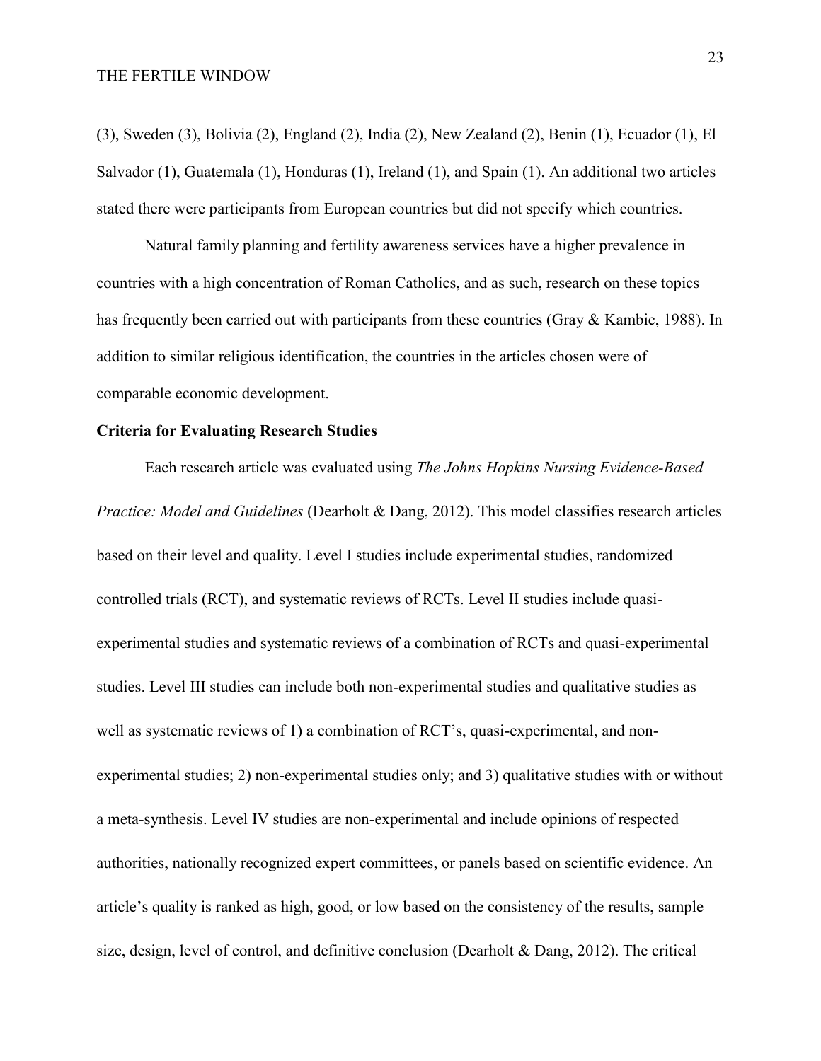(3), Sweden (3), Bolivia (2), England (2), India (2), New Zealand (2), Benin (1), Ecuador (1), El Salvador (1), Guatemala (1), Honduras (1), Ireland (1), and Spain (1). An additional two articles stated there were participants from European countries but did not specify which countries.

Natural family planning and fertility awareness services have a higher prevalence in countries with a high concentration of Roman Catholics, and as such, research on these topics has frequently been carried out with participants from these countries (Gray & Kambic, 1988). In addition to similar religious identification, the countries in the articles chosen were of comparable economic development.

**Criteria for Evaluating Research Studies**

Each research article was evaluated using *The Johns Hopkins Nursing Evidence-Based Practice: Model and Guidelines* (Dearholt & Dang, 2012). This model classifies research articles based on their level and quality. Level I studies include experimental studies, randomized controlled trials (RCT), and systematic reviews of RCTs. Level II studies include quasi-experimental studies and systematic reviews of a combination of RCTs and quasi-experimental studies. Level III studies can include both non-experimental studies and qualitative studies as well as systematic reviews of 1) a combination of RCT's, quasi-experimental, and non-experimental studies; 2) non-experimental studies only; and 3) qualitative studies with or without a meta-synthesis. Level IV studies are non-experimental and include opinions of respected authorities, nationally recognized expert committees, or panels based on scientific evidence. An article's quality is ranked as high, good, or low based on the consistency of the results, sample size, design, level of control, and definitive conclusion (Dearholt & Dang, 2012). The critical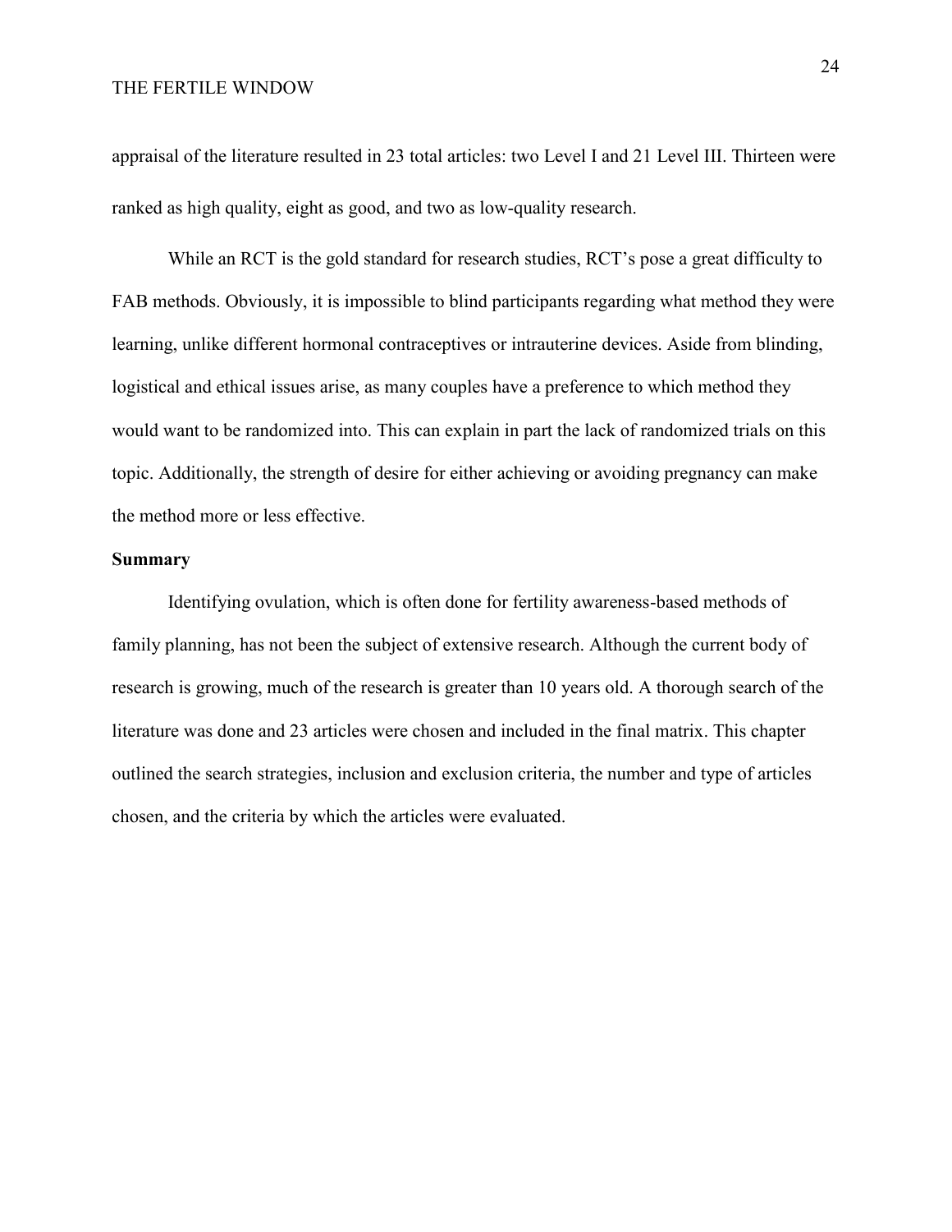appraisal of the literature resulted in 23 total articles: two Level I and 21 Level III. Thirteen were ranked as high quality, eight as good, and two as low-quality research.

While an RCT is the gold standard for research studies, RCT's pose a great difficulty to FAB methods. Obviously, it is impossible to blind participants regarding what method they were learning, unlike different hormonal contraceptives or intrauterine devices. Aside from blinding, logistical and ethical issues arise, as many couples have a preference to which method they would want to be randomized into. This can explain in part the lack of randomized trials on this topic. Additionally, the strength of desire for either achieving or avoiding pregnancy can make the method more or less effective.

**Summary**

Identifying ovulation, which is often done for fertility awareness-based methods of family planning, has not been the subject of extensive research. Although the current body of research is growing, much of the research is greater than 10 years old. A thorough search of the literature was done and 23 articles were chosen and included in the final matrix. This chapter outlined the search strategies, inclusion and exclusion criteria, the number and type of articles chosen, and the criteria by which the articles were evaluated.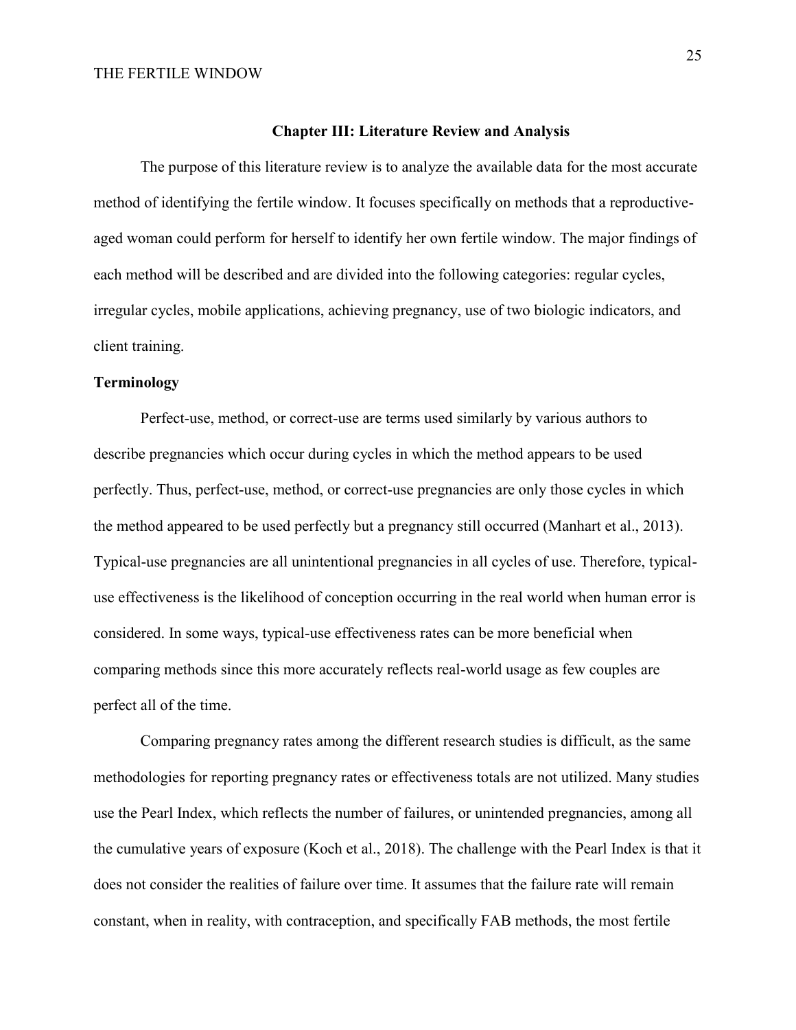## Chapter III: Literature Review and Analysis

The purpose of this literature review is to analyze the available data for the most accurate method of identifying the fertile window. It focuses specifically on methods that a reproductive-aged woman could perform for herself to identify her own fertile window. The major findings of each method will be described and are divided into the following categories: regular cycles, irregular cycles, mobile applications, achieving pregnancy, use of two biologic indicators, and client training.

### Terminology

Perfect-use, method, or correct-use are terms used similarly by various authors to describe pregnancies which occur during cycles in which the method appears to be used perfectly. Thus, perfect-use, method, or correct-use pregnancies are only those cycles in which the method appeared to be used perfectly but a pregnancy still occurred (Manhart et al., 2013). Typical-use pregnancies are all unintentional pregnancies in all cycles of use. Therefore, typical-use effectiveness is the likelihood of conception occurring in the real world when human error is considered. In some ways, typical-use effectiveness rates can be more beneficial when comparing methods since this more accurately reflects real-world usage as few couples are perfect all of the time.

Comparing pregnancy rates among the different research studies is difficult, as the same methodologies for reporting pregnancy rates or effectiveness totals are not utilized. Many studies use the Pearl Index, which reflects the number of failures, or unintended pregnancies, among all the cumulative years of exposure (Koch et al., 2018). The challenge with the Pearl Index is that it does not consider the realities of failure over time. It assumes that the failure rate will remain constant, when in reality, with contraception, and specifically FAB methods, the most fertile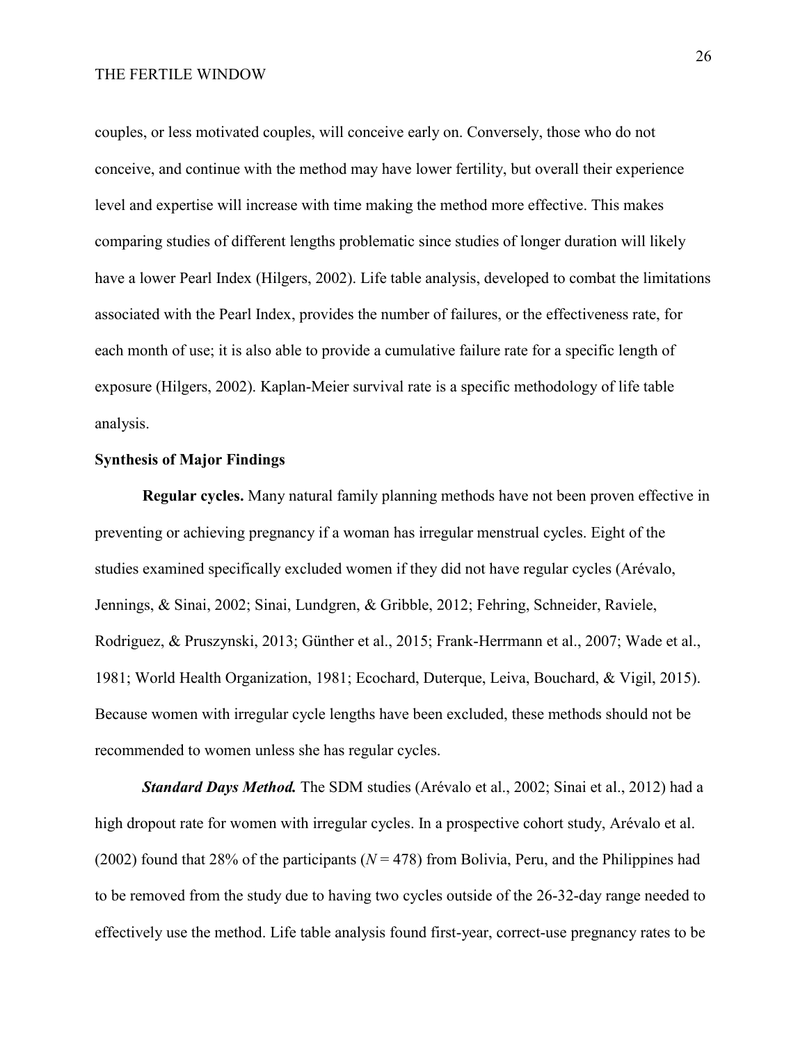couples, or less motivated couples, will conceive early on. Conversely, those who do not conceive, and continue with the method may have lower fertility, but overall their experience level and expertise will increase with time making the method more effective. This makes comparing studies of different lengths problematic since studies of longer duration will likely have a lower Pearl Index (Hilgers, 2002). Life table analysis, developed to combat the limitations associated with the Pearl Index, provides the number of failures, or the effectiveness rate, for each month of use; it is also able to provide a cumulative failure rate for a specific length of exposure (Hilgers, 2002). Kaplan-Meier survival rate is a specific methodology of life table analysis.

## Synthesis of Major Findings

**Regular cycles.** Many natural family planning methods have not been proven effective in preventing or achieving pregnancy if a woman has irregular menstrual cycles. Eight of the studies examined specifically excluded women if they did not have regular cycles (Arévalo, Jennings, & Sinai, 2002; Sinai, Lundgren, & Gribble, 2012; Fehring, Schneider, Raviele, Rodriguez, & Pruszynski, 2013; Günther et al., 2015; Frank-Herrmann et al., 2007; Wade et al., 1981; World Health Organization, 1981; Ecochard, Duterque, Leiva, Bouchard, & Vigil, 2015). Because women with irregular cycle lengths have been excluded, these methods should not be recommended to women unless she has regular cycles.

***Standard Days Method.*** The SDM studies (Arévalo et al., 2002; Sinai et al., 2012) had a high dropout rate for women with irregular cycles. In a prospective cohort study, Arévalo et al. (2002) found that 28% of the participants ($N = 478$) from Bolivia, Peru, and the Philippines had to be removed from the study due to having two cycles outside of the 26-32-day range needed to effectively use the method. Life table analysis found first-year, correct-use pregnancy rates to be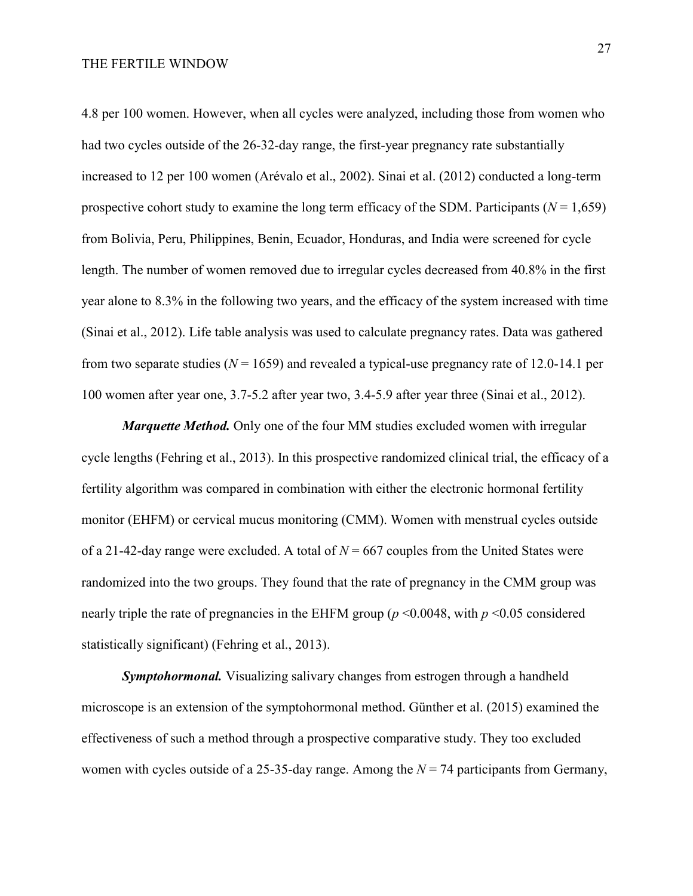4.8 per 100 women. However, when all cycles were analyzed, including those from women who had two cycles outside of the 26-32-day range, the first-year pregnancy rate substantially increased to 12 per 100 women (Arévalo et al., 2002). Sinai et al. (2012) conducted a long-term prospective cohort study to examine the long term efficacy of the SDM. Participants ($N = 1{,}659$) from Bolivia, Peru, Philippines, Benin, Ecuador, Honduras, and India were screened for cycle length. The number of women removed due to irregular cycles decreased from 40.8% in the first year alone to 8.3% in the following two years, and the efficacy of the system increased with time (Sinai et al., 2012). Life table analysis was used to calculate pregnancy rates. Data was gathered from two separate studies ($N = 1659$) and revealed a typical-use pregnancy rate of 12.0-14.1 per 100 women after year one, 3.7-5.2 after year two, 3.4-5.9 after year three (Sinai et al., 2012).

***Marquette Method.*** Only one of the four MM studies excluded women with irregular cycle lengths (Fehring et al., 2013). In this prospective randomized clinical trial, the efficacy of a fertility algorithm was compared in combination with either the electronic hormonal fertility monitor (EHFM) or cervical mucus monitoring (CMM). Women with menstrual cycles outside of a 21-42-day range were excluded. A total of $N = 667$ couples from the United States were randomized into the two groups. They found that the rate of pregnancy in the CMM group was nearly triple the rate of pregnancies in the EHFM group ($p < 0.0048$, with $p < 0.05$ considered statistically significant) (Fehring et al., 2013).

***Symptohormonal.*** Visualizing salivary changes from estrogen through a handheld microscope is an extension of the symptohormonal method. Günther et al. (2015) examined the effectiveness of such a method through a prospective comparative study. They too excluded women with cycles outside of a 25-35-day range. Among the $N = 74$ participants from Germany,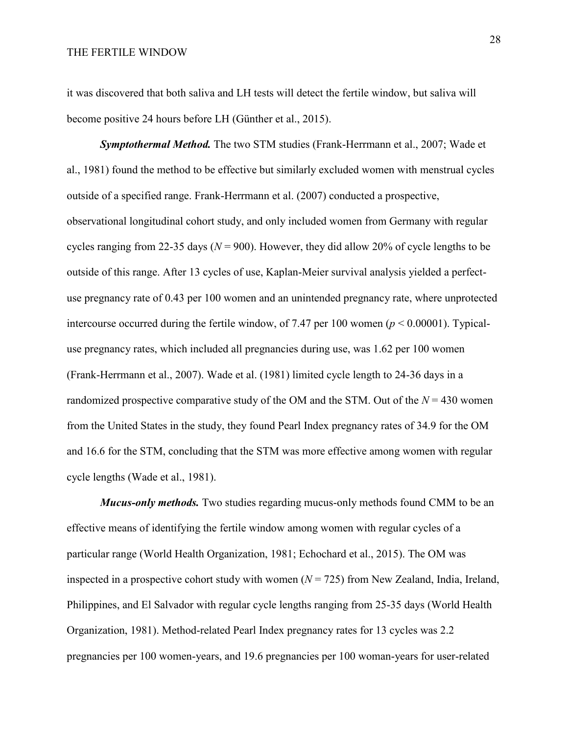it was discovered that both saliva and LH tests will detect the fertile window, but saliva will become positive 24 hours before LH (Günther et al., 2015).

***Symptothermal Method.*** The two STM studies (Frank-Herrmann et al., 2007; Wade et al., 1981) found the method to be effective but similarly excluded women with menstrual cycles outside of a specified range. Frank-Herrmann et al. (2007) conducted a prospective, observational longitudinal cohort study, and only included women from Germany with regular cycles ranging from 22-35 days ($N = 900$). However, they did allow 20% of cycle lengths to be outside of this range. After 13 cycles of use, Kaplan-Meier survival analysis yielded a perfect-use pregnancy rate of 0.43 per 100 women and an unintended pregnancy rate, where unprotected intercourse occurred during the fertile window, of 7.47 per 100 women ($p < 0.00001$). Typical-use pregnancy rates, which included all pregnancies during use, was 1.62 per 100 women (Frank-Herrmann et al., 2007). Wade et al. (1981) limited cycle length to 24-36 days in a randomized prospective comparative study of the OM and the STM. Out of the $N = 430$ women from the United States in the study, they found Pearl Index pregnancy rates of 34.9 for the OM and 16.6 for the STM, concluding that the STM was more effective among women with regular cycle lengths (Wade et al., 1981).

***Mucus-only methods.*** Two studies regarding mucus-only methods found CMM to be an effective means of identifying the fertile window among women with regular cycles of a particular range (World Health Organization, 1981; Echochard et al., 2015). The OM was inspected in a prospective cohort study with women ($N = 725$) from New Zealand, India, Ireland, Philippines, and El Salvador with regular cycle lengths ranging from 25-35 days (World Health Organization, 1981). Method-related Pearl Index pregnancy rates for 13 cycles was 2.2 pregnancies per 100 women-years, and 19.6 pregnancies per 100 woman-years for user-related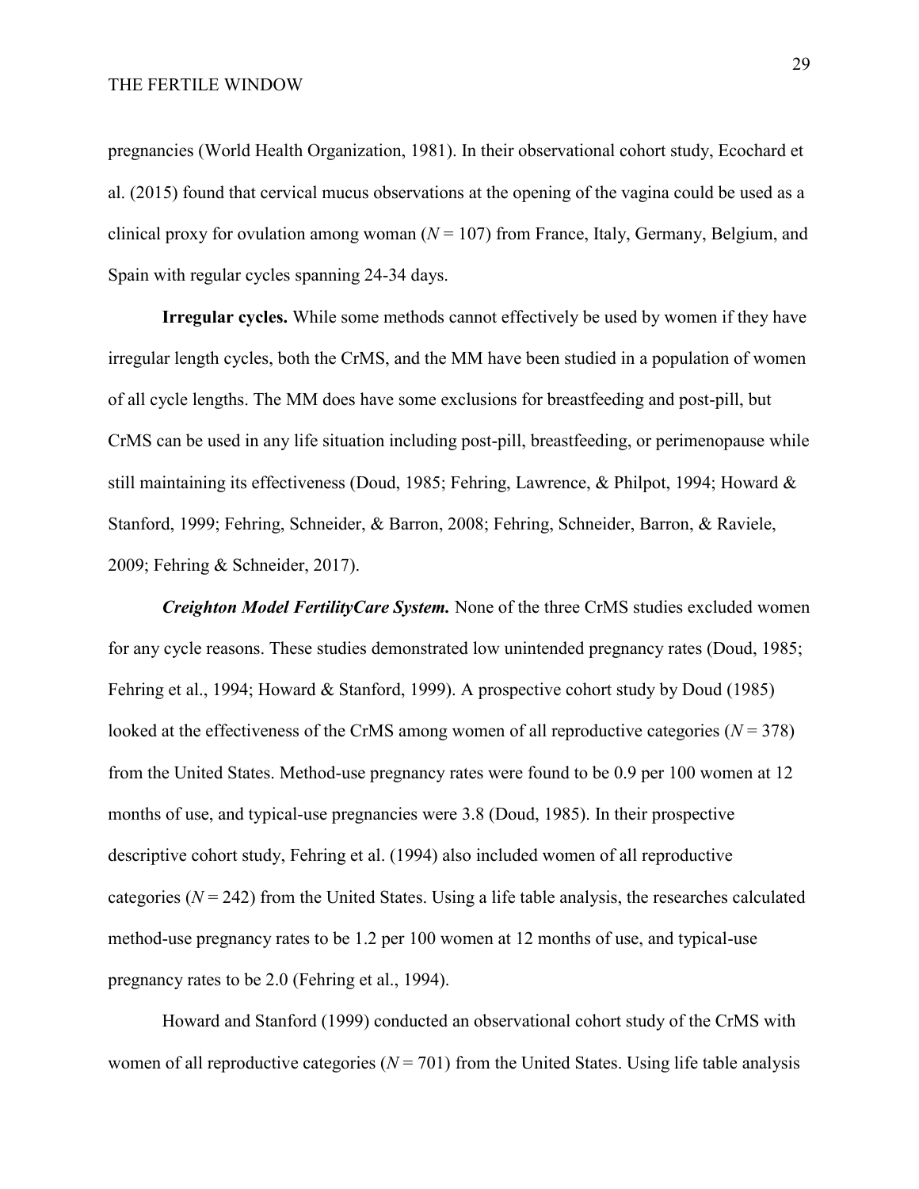pregnancies (World Health Organization, 1981). In their observational cohort study, Ecochard et al. (2015) found that cervical mucus observations at the opening of the vagina could be used as a clinical proxy for ovulation among woman ($N = 107$) from France, Italy, Germany, Belgium, and Spain with regular cycles spanning 24-34 days.

**Irregular cycles.** While some methods cannot effectively be used by women if they have irregular length cycles, both the CrMS, and the MM have been studied in a population of women of all cycle lengths. The MM does have some exclusions for breastfeeding and post-pill, but CrMS can be used in any life situation including post-pill, breastfeeding, or perimenopause while still maintaining its effectiveness (Doud, 1985; Fehring, Lawrence, & Philpot, 1994; Howard & Stanford, 1999; Fehring, Schneider, & Barron, 2008; Fehring, Schneider, Barron, & Raviele, 2009; Fehring & Schneider, 2017).

***Creighton Model FertilityCare System.*** None of the three CrMS studies excluded women for any cycle reasons. These studies demonstrated low unintended pregnancy rates (Doud, 1985; Fehring et al., 1994; Howard & Stanford, 1999). A prospective cohort study by Doud (1985) looked at the effectiveness of the CrMS among women of all reproductive categories ($N = 378$) from the United States. Method-use pregnancy rates were found to be 0.9 per 100 women at 12 months of use, and typical-use pregnancies were 3.8 (Doud, 1985). In their prospective descriptive cohort study, Fehring et al. (1994) also included women of all reproductive categories ($N = 242$) from the United States. Using a life table analysis, the researches calculated method-use pregnancy rates to be 1.2 per 100 women at 12 months of use, and typical-use pregnancy rates to be 2.0 (Fehring et al., 1994).

Howard and Stanford (1999) conducted an observational cohort study of the CrMS with women of all reproductive categories ($N = 701$) from the United States. Using life table analysis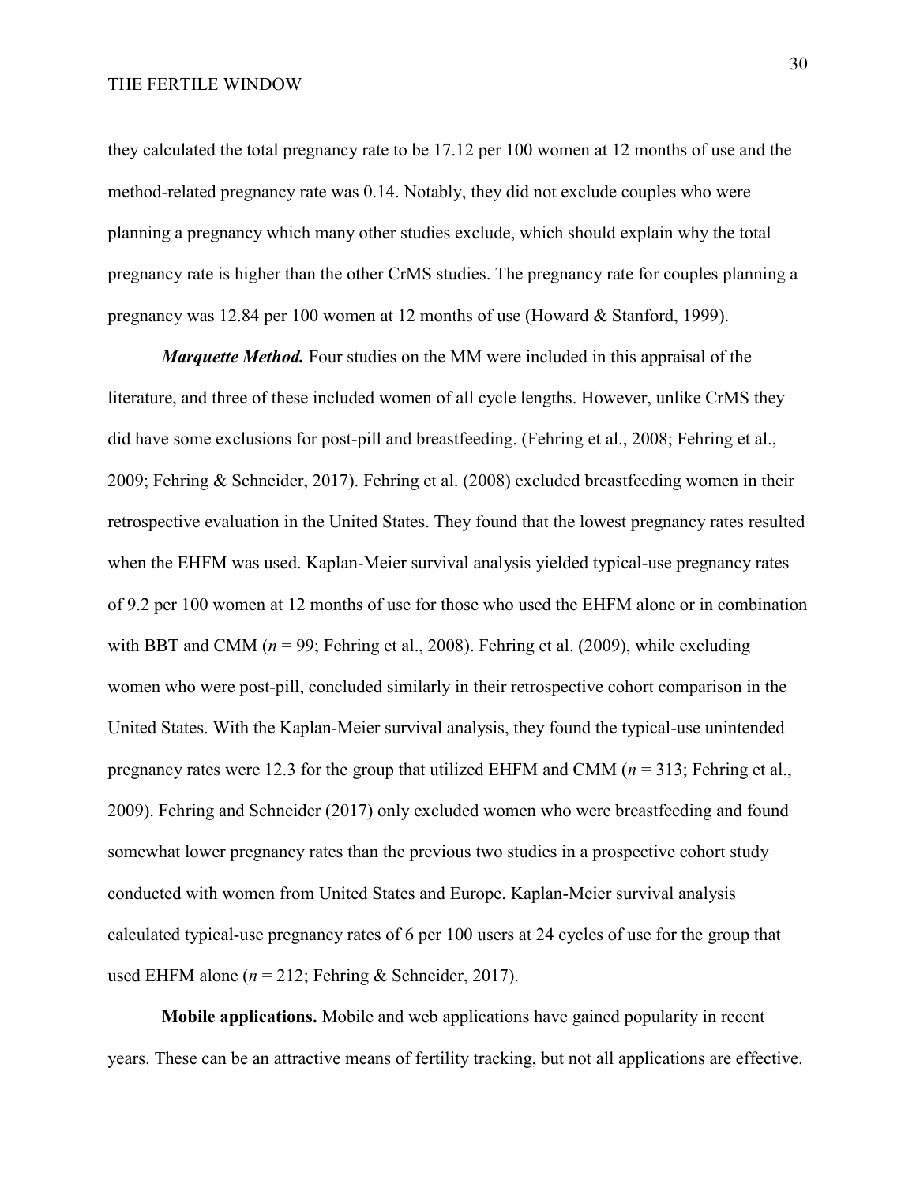they calculated the total pregnancy rate to be 17.12 per 100 women at 12 months of use and the method-related pregnancy rate was 0.14. Notably, they did not exclude couples who were planning a pregnancy which many other studies exclude, which should explain why the total pregnancy rate is higher than the other CrMS studies. The pregnancy rate for couples planning a pregnancy was 12.84 per 100 women at 12 months of use (Howard & Stanford, 1999).

***Marquette Method.*** Four studies on the MM were included in this appraisal of the literature, and three of these included women of all cycle lengths. However, unlike CrMS they did have some exclusions for post-pill and breastfeeding. (Fehring et al., 2008; Fehring et al., 2009; Fehring & Schneider, 2017). Fehring et al. (2008) excluded breastfeeding women in their retrospective evaluation in the United States. They found that the lowest pregnancy rates resulted when the EHFM was used. Kaplan-Meier survival analysis yielded typical-use pregnancy rates of 9.2 per 100 women at 12 months of use for those who used the EHFM alone or in combination with BBT and CMM (*n* = 99; Fehring et al., 2008). Fehring et al. (2009), while excluding women who were post-pill, concluded similarly in their retrospective cohort comparison in the United States. With the Kaplan-Meier survival analysis, they found the typical-use unintended pregnancy rates were 12.3 for the group that utilized EHFM and CMM (*n* = 313; Fehring et al., 2009). Fehring and Schneider (2017) only excluded women who were breastfeeding and found somewhat lower pregnancy rates than the previous two studies in a prospective cohort study conducted with women from United States and Europe. Kaplan-Meier survival analysis calculated typical-use pregnancy rates of 6 per 100 users at 24 cycles of use for the group that used EHFM alone (*n* = 212; Fehring & Schneider, 2017).

**Mobile applications.** Mobile and web applications have gained popularity in recent years. These can be an attractive means of fertility tracking, but not all applications are effective.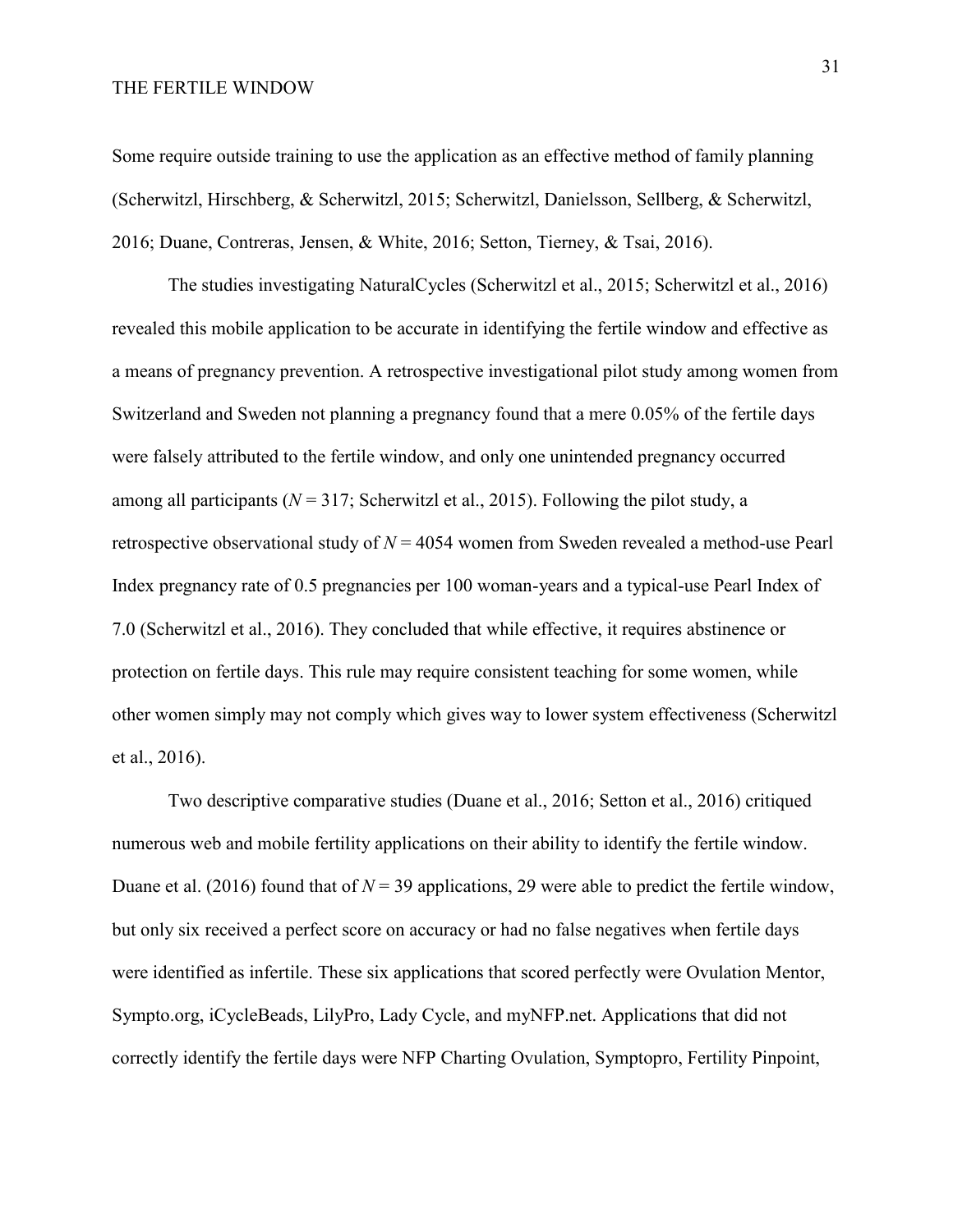Some require outside training to use the application as an effective method of family planning (Scherwitzl, Hirschberg, & Scherwitzl, 2015; Scherwitzl, Danielsson, Sellberg, & Scherwitzl, 2016; Duane, Contreras, Jensen, & White, 2016; Setton, Tierney, & Tsai, 2016).

The studies investigating NaturalCycles (Scherwitzl et al., 2015; Scherwitzl et al., 2016) revealed this mobile application to be accurate in identifying the fertile window and effective as a means of pregnancy prevention. A retrospective investigational pilot study among women from Switzerland and Sweden not planning a pregnancy found that a mere 0.05% of the fertile days were falsely attributed to the fertile window, and only one unintended pregnancy occurred among all participants ($N = 317$; Scherwitzl et al., 2015). Following the pilot study, a retrospective observational study of $N = 4054$ women from Sweden revealed a method-use Pearl Index pregnancy rate of 0.5 pregnancies per 100 woman-years and a typical-use Pearl Index of 7.0 (Scherwitzl et al., 2016). They concluded that while effective, it requires abstinence or protection on fertile days. This rule may require consistent teaching for some women, while other women simply may not comply which gives way to lower system effectiveness (Scherwitzl et al., 2016).

Two descriptive comparative studies (Duane et al., 2016; Setton et al., 2016) critiqued numerous web and mobile fertility applications on their ability to identify the fertile window. Duane et al. (2016) found that of $N = 39$ applications, 29 were able to predict the fertile window, but only six received a perfect score on accuracy or had no false negatives when fertile days were identified as infertile. These six applications that scored perfectly were Ovulation Mentor, Sympto.org, iCycleBeads, LilyPro, Lady Cycle, and myNFP.net. Applications that did not correctly identify the fertile days were NFP Charting Ovulation, Symptopro, Fertility Pinpoint,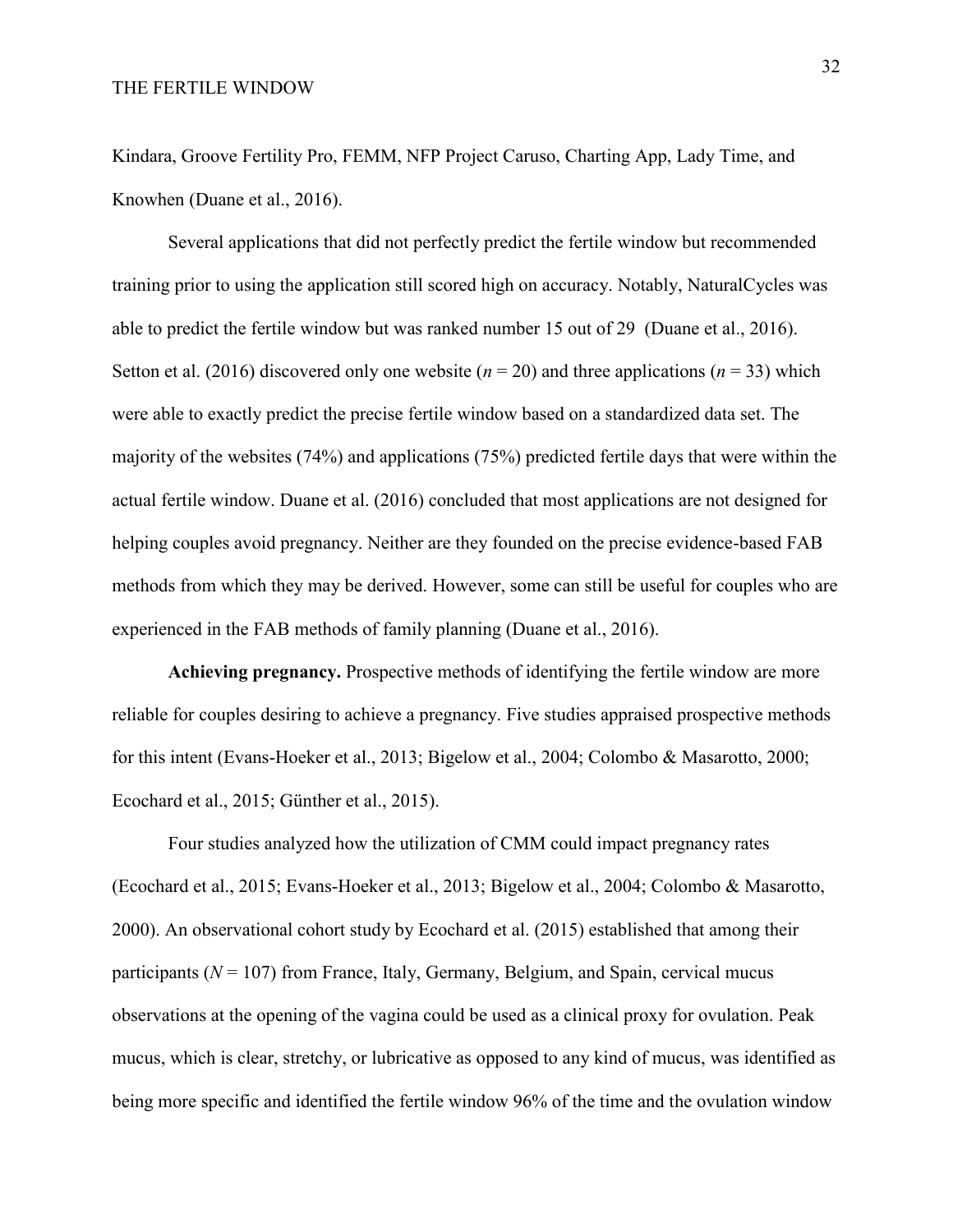Kindara, Groove Fertility Pro, FEMM, NFP Project Caruso, Charting App, Lady Time, and Knowhen (Duane et al., 2016).

Several applications that did not perfectly predict the fertile window but recommended training prior to using the application still scored high on accuracy. Notably, NaturalCycles was able to predict the fertile window but was ranked number 15 out of 29 (Duane et al., 2016). Setton et al. (2016) discovered only one website ($n = 20$) and three applications ($n = 33$) which were able to exactly predict the precise fertile window based on a standardized data set. The majority of the websites (74%) and applications (75%) predicted fertile days that were within the actual fertile window. Duane et al. (2016) concluded that most applications are not designed for helping couples avoid pregnancy. Neither are they founded on the precise evidence-based FAB methods from which they may be derived. However, some can still be useful for couples who are experienced in the FAB methods of family planning (Duane et al., 2016).

**Achieving pregnancy.** Prospective methods of identifying the fertile window are more reliable for couples desiring to achieve a pregnancy. Five studies appraised prospective methods for this intent (Evans-Hoeker et al., 2013; Bigelow et al., 2004; Colombo & Masarotto, 2000; Ecochard et al., 2015; Günther et al., 2015).

Four studies analyzed how the utilization of CMM could impact pregnancy rates (Ecochard et al., 2015; Evans-Hoeker et al., 2013; Bigelow et al., 2004; Colombo & Masarotto, 2000). An observational cohort study by Ecochard et al. (2015) established that among their participants ($N = 107$) from France, Italy, Germany, Belgium, and Spain, cervical mucus observations at the opening of the vagina could be used as a clinical proxy for ovulation. Peak mucus, which is clear, stretchy, or lubricative as opposed to any kind of mucus, was identified as being more specific and identified the fertile window 96% of the time and the ovulation window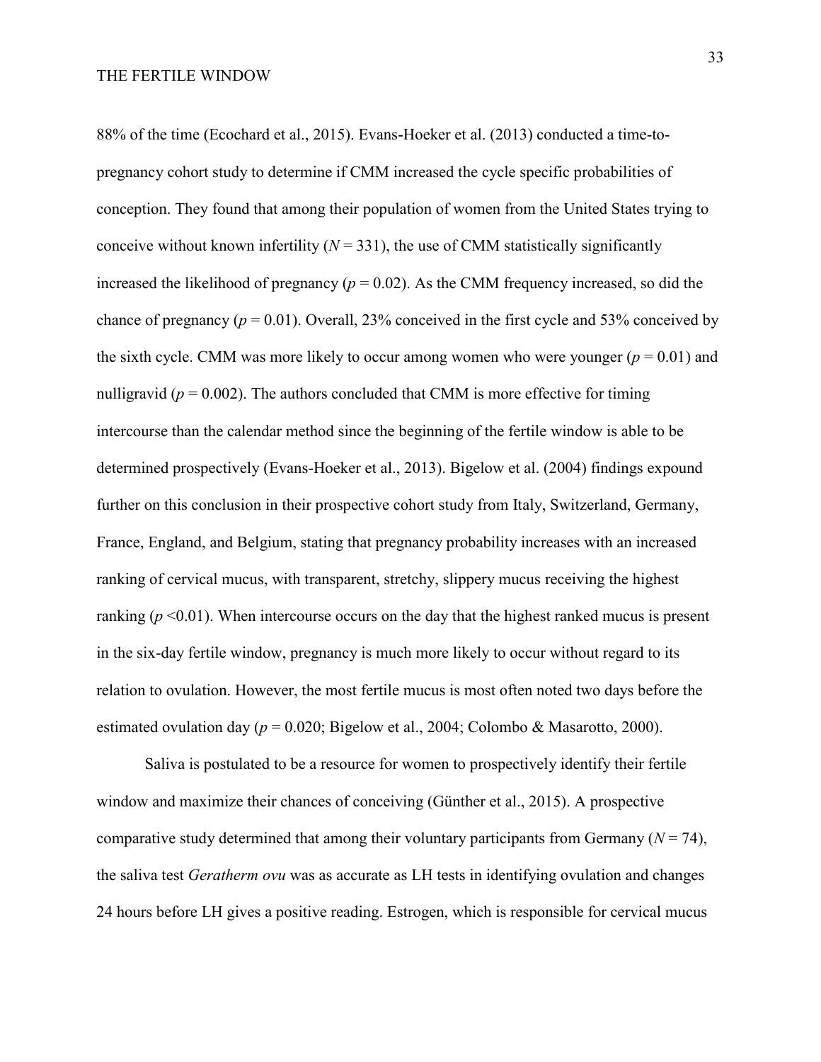88% of the time (Ecochard et al., 2015). Evans-Hoeker et al. (2013) conducted a time-to-pregnancy cohort study to determine if CMM increased the cycle specific probabilities of conception. They found that among their population of women from the United States trying to conceive without known infertility ($N = 331$), the use of CMM statistically significantly increased the likelihood of pregnancy ($p = 0.02$). As the CMM frequency increased, so did the chance of pregnancy ($p = 0.01$). Overall, 23% conceived in the first cycle and 53% conceived by the sixth cycle. CMM was more likely to occur among women who were younger ($p = 0.01$) and nulligravid ($p = 0.002$). The authors concluded that CMM is more effective for timing intercourse than the calendar method since the beginning of the fertile window is able to be determined prospectively (Evans-Hoeker et al., 2013). Bigelow et al. (2004) findings expound further on this conclusion in their prospective cohort study from Italy, Switzerland, Germany, France, England, and Belgium, stating that pregnancy probability increases with an increased ranking of cervical mucus, with transparent, stretchy, slippery mucus receiving the highest ranking ($p < 0.01$). When intercourse occurs on the day that the highest ranked mucus is present in the six-day fertile window, pregnancy is much more likely to occur without regard to its relation to ovulation. However, the most fertile mucus is most often noted two days before the estimated ovulation day ($p = 0.020$; Bigelow et al., 2004; Colombo & Masarotto, 2000).

Saliva is postulated to be a resource for women to prospectively identify their fertile window and maximize their chances of conceiving (Günther et al., 2015). A prospective comparative study determined that among their voluntary participants from Germany ($N = 74$), the saliva test *Geratherm ovu* was as accurate as LH tests in identifying ovulation and changes 24 hours before LH gives a positive reading. Estrogen, which is responsible for cervical mucus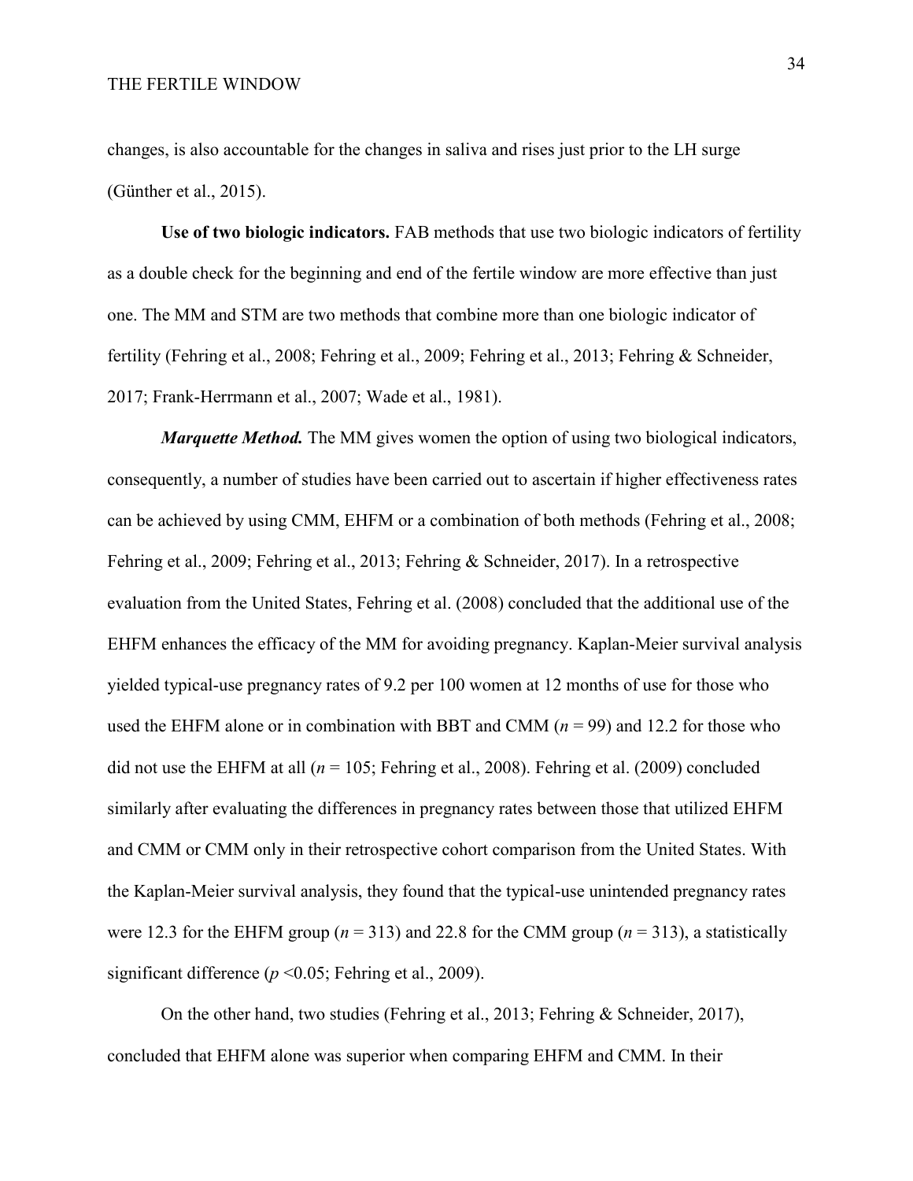changes, is also accountable for the changes in saliva and rises just prior to the LH surge (Günther et al., 2015).

**Use of two biologic indicators.** FAB methods that use two biologic indicators of fertility as a double check for the beginning and end of the fertile window are more effective than just one. The MM and STM are two methods that combine more than one biologic indicator of fertility (Fehring et al., 2008; Fehring et al., 2009; Fehring et al., 2013; Fehring & Schneider, 2017; Frank-Herrmann et al., 2007; Wade et al., 1981).

***Marquette Method.*** The MM gives women the option of using two biological indicators, consequently, a number of studies have been carried out to ascertain if higher effectiveness rates can be achieved by using CMM, EHFM or a combination of both methods (Fehring et al., 2008; Fehring et al., 2009; Fehring et al., 2013; Fehring & Schneider, 2017). In a retrospective evaluation from the United States, Fehring et al. (2008) concluded that the additional use of the EHFM enhances the efficacy of the MM for avoiding pregnancy. Kaplan-Meier survival analysis yielded typical-use pregnancy rates of 9.2 per 100 women at 12 months of use for those who used the EHFM alone or in combination with BBT and CMM ($n$ = 99) and 12.2 for those who did not use the EHFM at all ($n$ = 105; Fehring et al., 2008). Fehring et al. (2009) concluded similarly after evaluating the differences in pregnancy rates between those that utilized EHFM and CMM or CMM only in their retrospective cohort comparison from the United States. With the Kaplan-Meier survival analysis, they found that the typical-use unintended pregnancy rates were 12.3 for the EHFM group ($n$ = 313) and 22.8 for the CMM group ($n$ = 313), a statistically significant difference ($p$ <0.05; Fehring et al., 2009).

On the other hand, two studies (Fehring et al., 2013; Fehring & Schneider, 2017), concluded that EHFM alone was superior when comparing EHFM and CMM. In their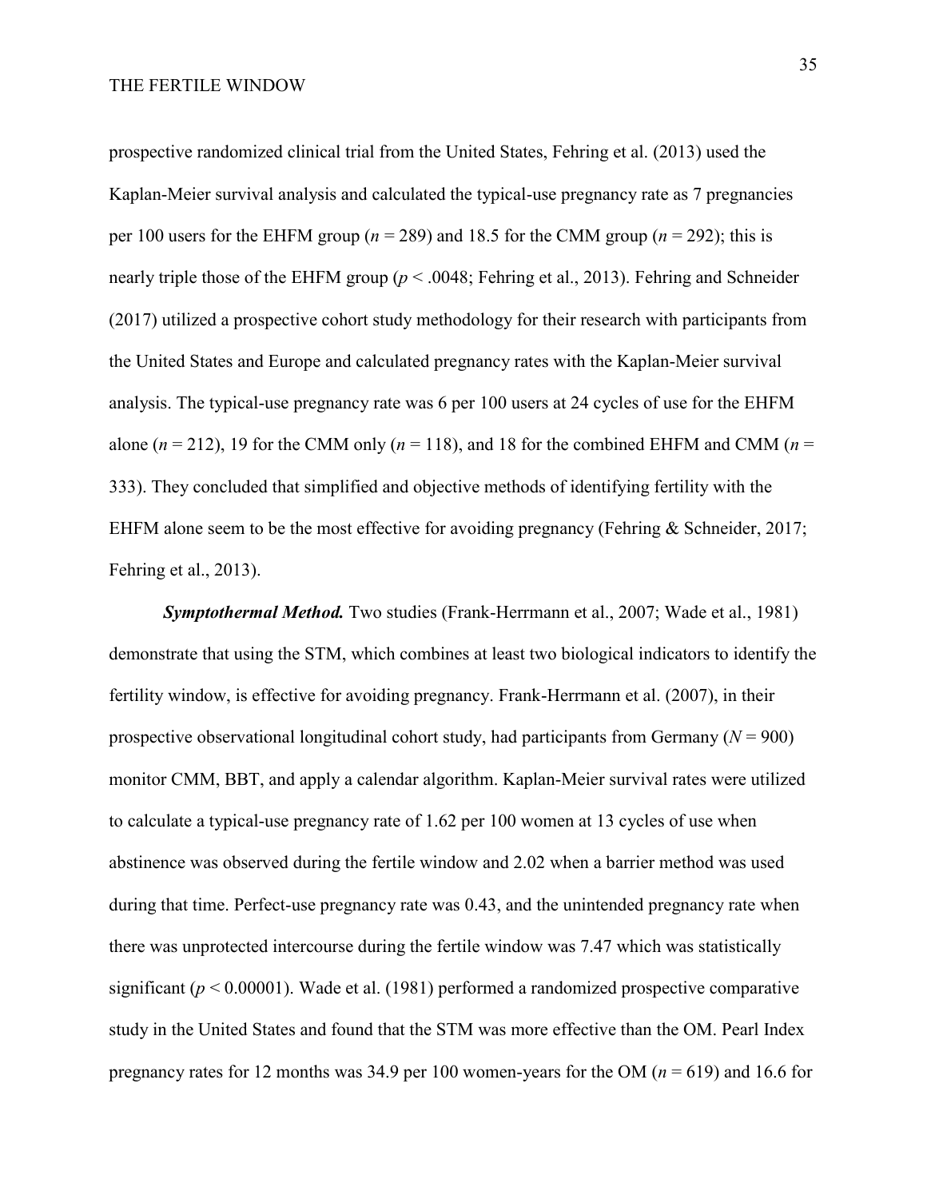prospective randomized clinical trial from the United States, Fehring et al. (2013) used the Kaplan-Meier survival analysis and calculated the typical-use pregnancy rate as 7 pregnancies per 100 users for the EHFM group ($n = 289$) and 18.5 for the CMM group ($n = 292$); this is nearly triple those of the EHFM group ($p < .0048$; Fehring et al., 2013). Fehring and Schneider (2017) utilized a prospective cohort study methodology for their research with participants from the United States and Europe and calculated pregnancy rates with the Kaplan-Meier survival analysis. The typical-use pregnancy rate was 6 per 100 users at 24 cycles of use for the EHFM alone ($n = 212$), 19 for the CMM only ($n = 118$), and 18 for the combined EHFM and CMM ($n = 333$). They concluded that simplified and objective methods of identifying fertility with the EHFM alone seem to be the most effective for avoiding pregnancy (Fehring & Schneider, 2017; Fehring et al., 2013).

***Symptothermal Method.*** Two studies (Frank-Herrmann et al., 2007; Wade et al., 1981) demonstrate that using the STM, which combines at least two biological indicators to identify the fertility window, is effective for avoiding pregnancy. Frank-Herrmann et al. (2007), in their prospective observational longitudinal cohort study, had participants from Germany ($N = 900$) monitor CMM, BBT, and apply a calendar algorithm. Kaplan-Meier survival rates were utilized to calculate a typical-use pregnancy rate of 1.62 per 100 women at 13 cycles of use when abstinence was observed during the fertile window and 2.02 when a barrier method was used during that time. Perfect-use pregnancy rate was 0.43, and the unintended pregnancy rate when there was unprotected intercourse during the fertile window was 7.47 which was statistically significant ($p < 0.00001$). Wade et al. (1981) performed a randomized prospective comparative study in the United States and found that the STM was more effective than the OM. Pearl Index pregnancy rates for 12 months was 34.9 per 100 women-years for the OM ($n = 619$) and 16.6 for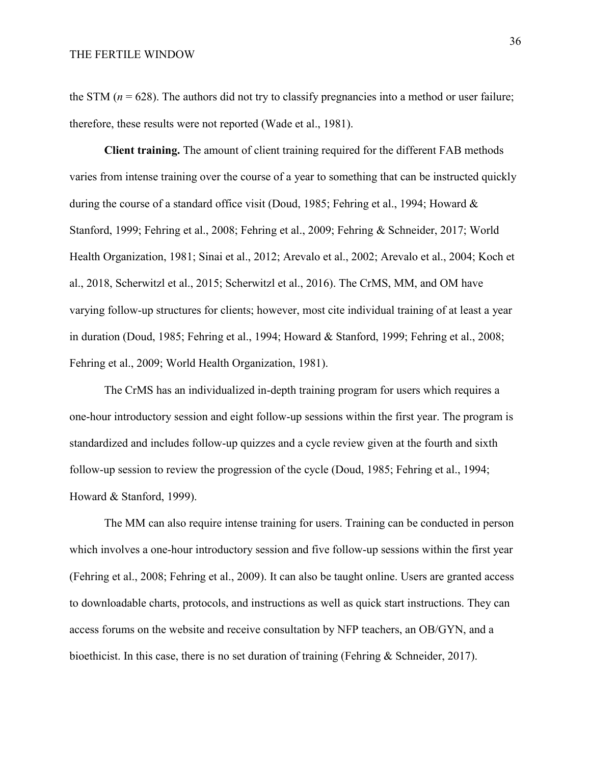the STM (*n* = 628). The authors did not try to classify pregnancies into a method or user failure; therefore, these results were not reported (Wade et al., 1981).

**Client training.** The amount of client training required for the different FAB methods varies from intense training over the course of a year to something that can be instructed quickly during the course of a standard office visit (Doud, 1985; Fehring et al., 1994; Howard & Stanford, 1999; Fehring et al., 2008; Fehring et al., 2009; Fehring & Schneider, 2017; World Health Organization, 1981; Sinai et al., 2012; Arevalo et al., 2002; Arevalo et al., 2004; Koch et al., 2018, Scherwitzl et al., 2015; Scherwitzl et al., 2016). The CrMS, MM, and OM have varying follow-up structures for clients; however, most cite individual training of at least a year in duration (Doud, 1985; Fehring et al., 1994; Howard & Stanford, 1999; Fehring et al., 2008; Fehring et al., 2009; World Health Organization, 1981).

The CrMS has an individualized in-depth training program for users which requires a one-hour introductory session and eight follow-up sessions within the first year. The program is standardized and includes follow-up quizzes and a cycle review given at the fourth and sixth follow-up session to review the progression of the cycle (Doud, 1985; Fehring et al., 1994; Howard & Stanford, 1999).

The MM can also require intense training for users. Training can be conducted in person which involves a one-hour introductory session and five follow-up sessions within the first year (Fehring et al., 2008; Fehring et al., 2009). It can also be taught online. Users are granted access to downloadable charts, protocols, and instructions as well as quick start instructions. They can access forums on the website and receive consultation by NFP teachers, an OB/GYN, and a bioethicist. In this case, there is no set duration of training (Fehring & Schneider, 2017).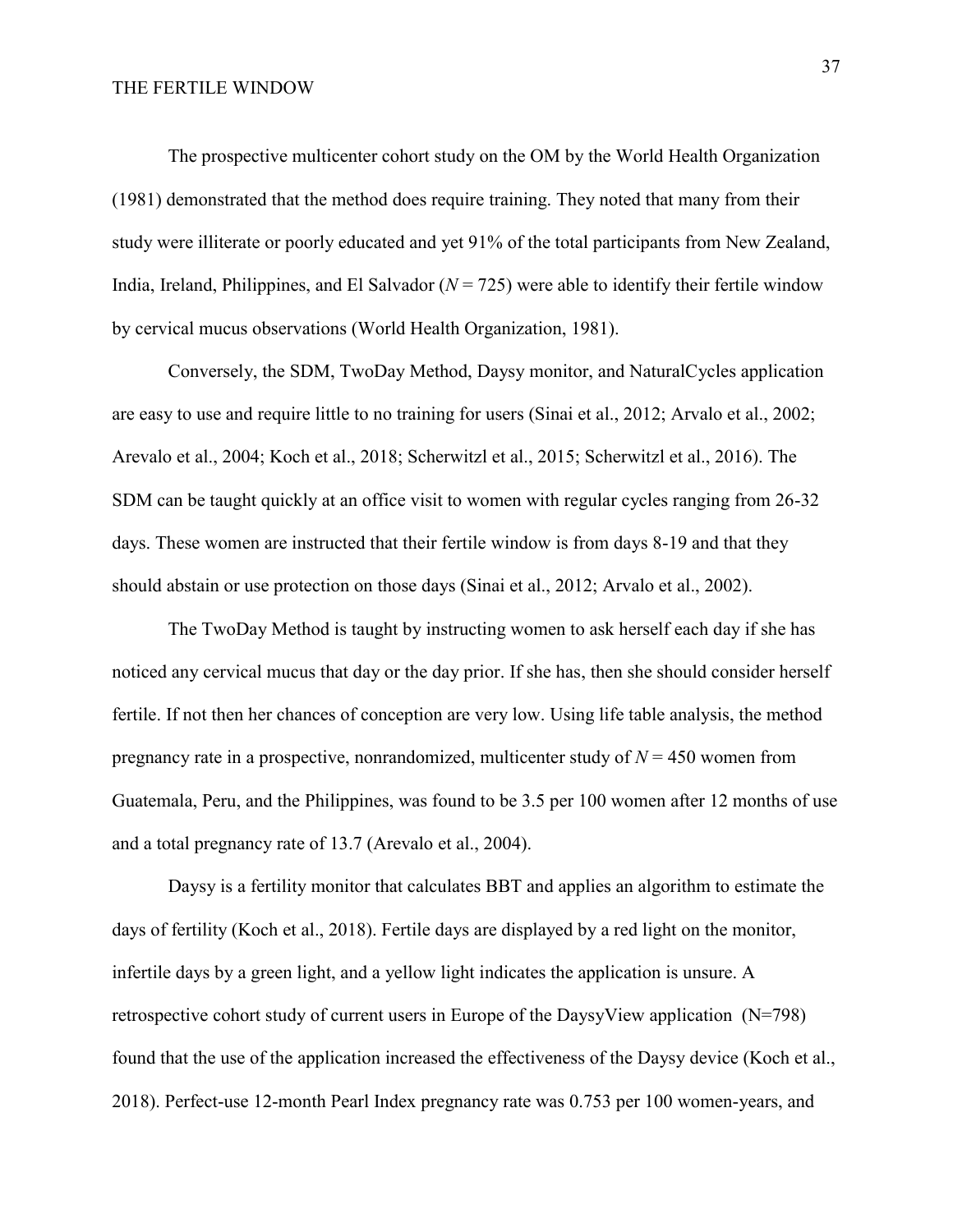The prospective multicenter cohort study on the OM by the World Health Organization (1981) demonstrated that the method does require training. They noted that many from their study were illiterate or poorly educated and yet 91% of the total participants from New Zealand, India, Ireland, Philippines, and El Salvador (*N* = 725) were able to identify their fertile window by cervical mucus observations (World Health Organization, 1981).

Conversely, the SDM, TwoDay Method, Daysy monitor, and NaturalCycles application are easy to use and require little to no training for users (Sinai et al., 2012; Arvalo et al., 2002; Arevalo et al., 2004; Koch et al., 2018; Scherwitzl et al., 2015; Scherwitzl et al., 2016). The SDM can be taught quickly at an office visit to women with regular cycles ranging from 26-32 days. These women are instructed that their fertile window is from days 8-19 and that they should abstain or use protection on those days (Sinai et al., 2012; Arvalo et al., 2002).

The TwoDay Method is taught by instructing women to ask herself each day if she has noticed any cervical mucus that day or the day prior. If she has, then she should consider herself fertile. If not then her chances of conception are very low. Using life table analysis, the method pregnancy rate in a prospective, nonrandomized, multicenter study of *N* = 450 women from Guatemala, Peru, and the Philippines, was found to be 3.5 per 100 women after 12 months of use and a total pregnancy rate of 13.7 (Arevalo et al., 2004).

Daysy is a fertility monitor that calculates BBT and applies an algorithm to estimate the days of fertility (Koch et al., 2018). Fertile days are displayed by a red light on the monitor, infertile days by a green light, and a yellow light indicates the application is unsure. A retrospective cohort study of current users in Europe of the DaysyView application (N=798) found that the use of the application increased the effectiveness of the Daysy device (Koch et al., 2018). Perfect-use 12-month Pearl Index pregnancy rate was 0.753 per 100 women-years, and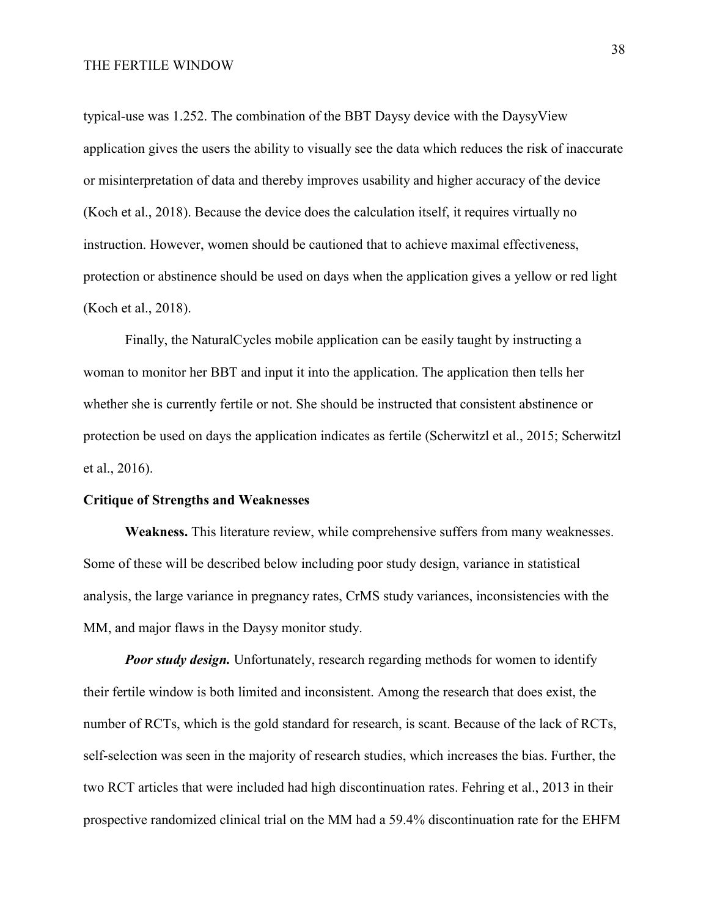typical-use was 1.252. The combination of the BBT Daysy device with the DaysyView application gives the users the ability to visually see the data which reduces the risk of inaccurate or misinterpretation of data and thereby improves usability and higher accuracy of the device (Koch et al., 2018). Because the device does the calculation itself, it requires virtually no instruction. However, women should be cautioned that to achieve maximal effectiveness, protection or abstinence should be used on days when the application gives a yellow or red light (Koch et al., 2018).

Finally, the NaturalCycles mobile application can be easily taught by instructing a woman to monitor her BBT and input it into the application. The application then tells her whether she is currently fertile or not. She should be instructed that consistent abstinence or protection be used on days the application indicates as fertile (Scherwitzl et al., 2015; Scherwitzl et al., 2016).

## Critique of Strengths and Weaknesses

**Weakness.** This literature review, while comprehensive suffers from many weaknesses. Some of these will be described below including poor study design, variance in statistical analysis, the large variance in pregnancy rates, CrMS study variances, inconsistencies with the MM, and major flaws in the Daysy monitor study.

***Poor study design.*** Unfortunately, research regarding methods for women to identify their fertile window is both limited and inconsistent. Among the research that does exist, the number of RCTs, which is the gold standard for research, is scant. Because of the lack of RCTs, self-selection was seen in the majority of research studies, which increases the bias. Further, the two RCT articles that were included had high discontinuation rates. Fehring et al., 2013 in their prospective randomized clinical trial on the MM had a 59.4% discontinuation rate for the EHFM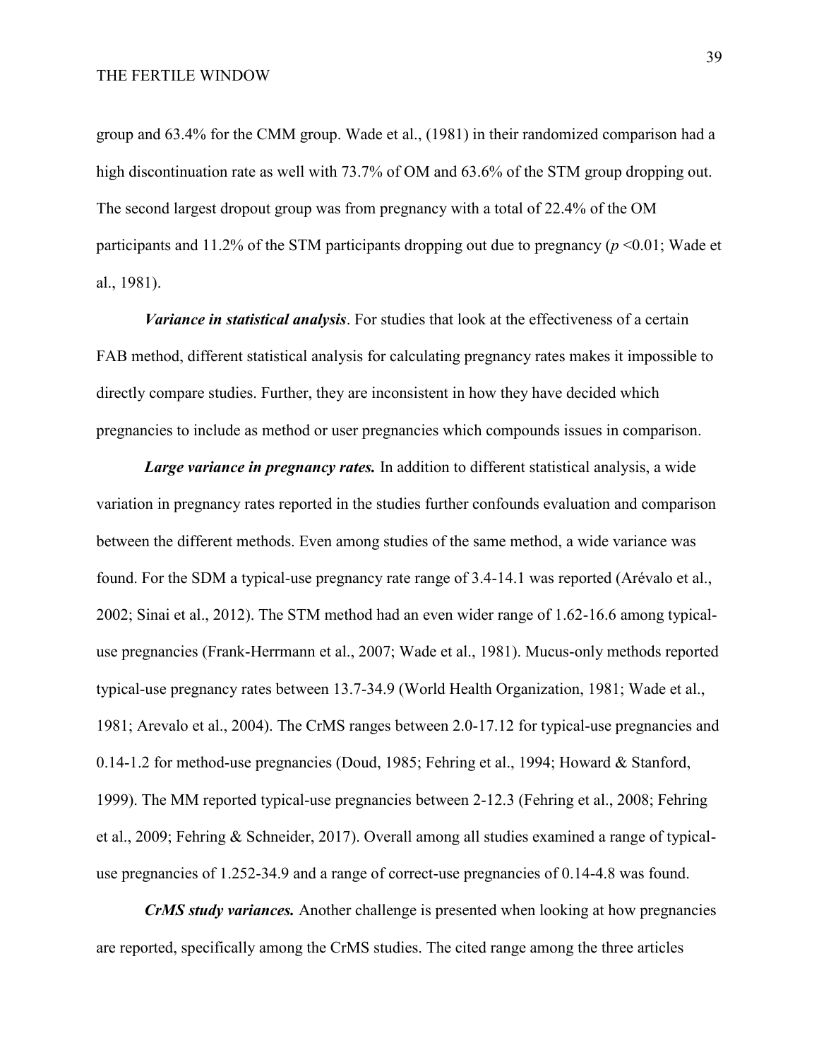group and 63.4% for the CMM group. Wade et al., (1981) in their randomized comparison had a high discontinuation rate as well with 73.7% of OM and 63.6% of the STM group dropping out. The second largest dropout group was from pregnancy with a total of 22.4% of the OM participants and 11.2% of the STM participants dropping out due to pregnancy ($p$ <0.01; Wade et al., 1981).

***Variance in statistical analysis***. For studies that look at the effectiveness of a certain FAB method, different statistical analysis for calculating pregnancy rates makes it impossible to directly compare studies. Further, they are inconsistent in how they have decided which pregnancies to include as method or user pregnancies which compounds issues in comparison.

***Large variance in pregnancy rates.*** In addition to different statistical analysis, a wide variation in pregnancy rates reported in the studies further confounds evaluation and comparison between the different methods. Even among studies of the same method, a wide variance was found. For the SDM a typical-use pregnancy rate range of 3.4-14.1 was reported (Arévalo et al., 2002; Sinai et al., 2012). The STM method had an even wider range of 1.62-16.6 among typical-use pregnancies (Frank-Herrmann et al., 2007; Wade et al., 1981). Mucus-only methods reported typical-use pregnancy rates between 13.7-34.9 (World Health Organization, 1981; Wade et al., 1981; Arevalo et al., 2004). The CrMS ranges between 2.0-17.12 for typical-use pregnancies and 0.14-1.2 for method-use pregnancies (Doud, 1985; Fehring et al., 1994; Howard & Stanford, 1999). The MM reported typical-use pregnancies between 2-12.3 (Fehring et al., 2008; Fehring et al., 2009; Fehring & Schneider, 2017). Overall among all studies examined a range of typical-use pregnancies of 1.252-34.9 and a range of correct-use pregnancies of 0.14-4.8 was found.

***CrMS study variances.*** Another challenge is presented when looking at how pregnancies are reported, specifically among the CrMS studies. The cited range among the three articles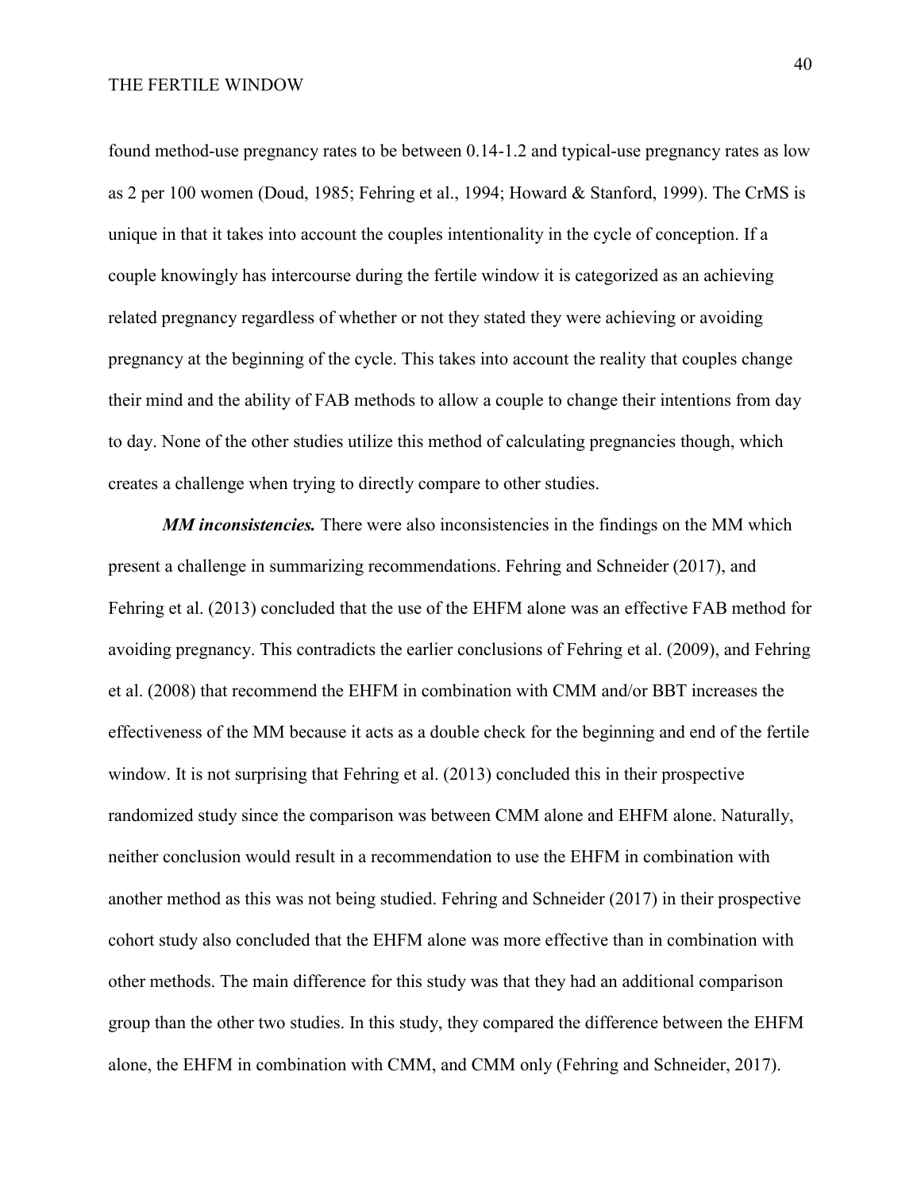found method-use pregnancy rates to be between 0.14-1.2 and typical-use pregnancy rates as low as 2 per 100 women (Doud, 1985; Fehring et al., 1994; Howard & Stanford, 1999). The CrMS is unique in that it takes into account the couples intentionality in the cycle of conception. If a couple knowingly has intercourse during the fertile window it is categorized as an achieving related pregnancy regardless of whether or not they stated they were achieving or avoiding pregnancy at the beginning of the cycle. This takes into account the reality that couples change their mind and the ability of FAB methods to allow a couple to change their intentions from day to day. None of the other studies utilize this method of calculating pregnancies though, which creates a challenge when trying to directly compare to other studies.

***MM inconsistencies.*** There were also inconsistencies in the findings on the MM which present a challenge in summarizing recommendations. Fehring and Schneider (2017), and Fehring et al. (2013) concluded that the use of the EHFM alone was an effective FAB method for avoiding pregnancy. This contradicts the earlier conclusions of Fehring et al. (2009), and Fehring et al. (2008) that recommend the EHFM in combination with CMM and/or BBT increases the effectiveness of the MM because it acts as a double check for the beginning and end of the fertile window. It is not surprising that Fehring et al. (2013) concluded this in their prospective randomized study since the comparison was between CMM alone and EHFM alone. Naturally, neither conclusion would result in a recommendation to use the EHFM in combination with another method as this was not being studied. Fehring and Schneider (2017) in their prospective cohort study also concluded that the EHFM alone was more effective than in combination with other methods. The main difference for this study was that they had an additional comparison group than the other two studies. In this study, they compared the difference between the EHFM alone, the EHFM in combination with CMM, and CMM only (Fehring and Schneider, 2017).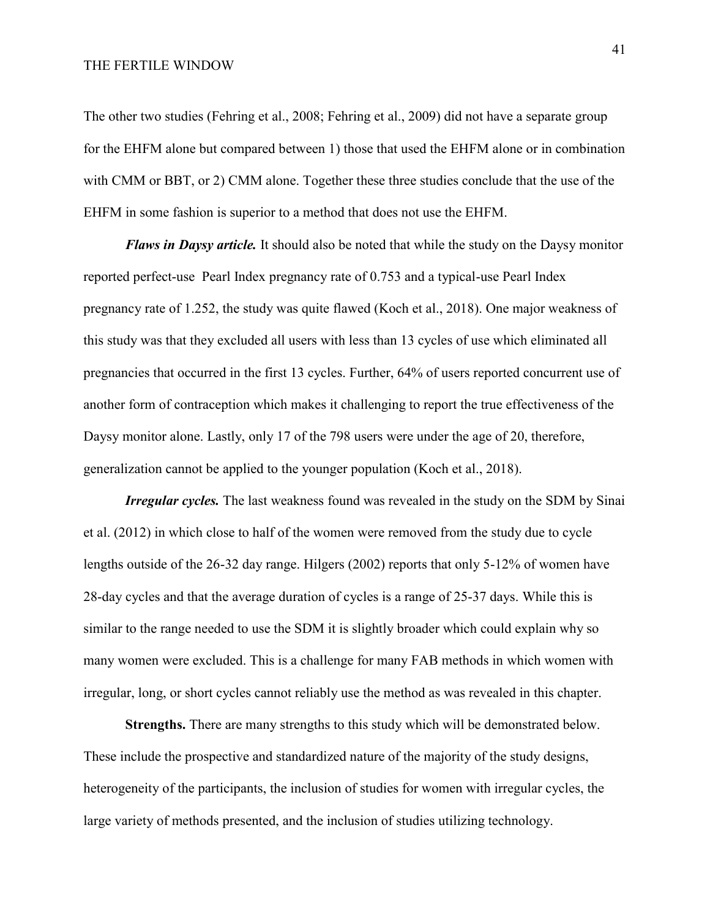The other two studies (Fehring et al., 2008; Fehring et al., 2009) did not have a separate group for the EHFM alone but compared between 1) those that used the EHFM alone or in combination with CMM or BBT, or 2) CMM alone. Together these three studies conclude that the use of the EHFM in some fashion is superior to a method that does not use the EHFM.

***Flaws in Daysy article.*** It should also be noted that while the study on the Daysy monitor reported perfect-use Pearl Index pregnancy rate of 0.753 and a typical-use Pearl Index pregnancy rate of 1.252, the study was quite flawed (Koch et al., 2018). One major weakness of this study was that they excluded all users with less than 13 cycles of use which eliminated all pregnancies that occurred in the first 13 cycles. Further, 64% of users reported concurrent use of another form of contraception which makes it challenging to report the true effectiveness of the Daysy monitor alone. Lastly, only 17 of the 798 users were under the age of 20, therefore, generalization cannot be applied to the younger population (Koch et al., 2018).

***Irregular cycles.*** The last weakness found was revealed in the study on the SDM by Sinai et al. (2012) in which close to half of the women were removed from the study due to cycle lengths outside of the 26-32 day range. Hilgers (2002) reports that only 5-12% of women have 28-day cycles and that the average duration of cycles is a range of 25-37 days. While this is similar to the range needed to use the SDM it is slightly broader which could explain why so many women were excluded. This is a challenge for many FAB methods in which women with irregular, long, or short cycles cannot reliably use the method as was revealed in this chapter.

**Strengths.** There are many strengths to this study which will be demonstrated below. These include the prospective and standardized nature of the majority of the study designs, heterogeneity of the participants, the inclusion of studies for women with irregular cycles, the large variety of methods presented, and the inclusion of studies utilizing technology.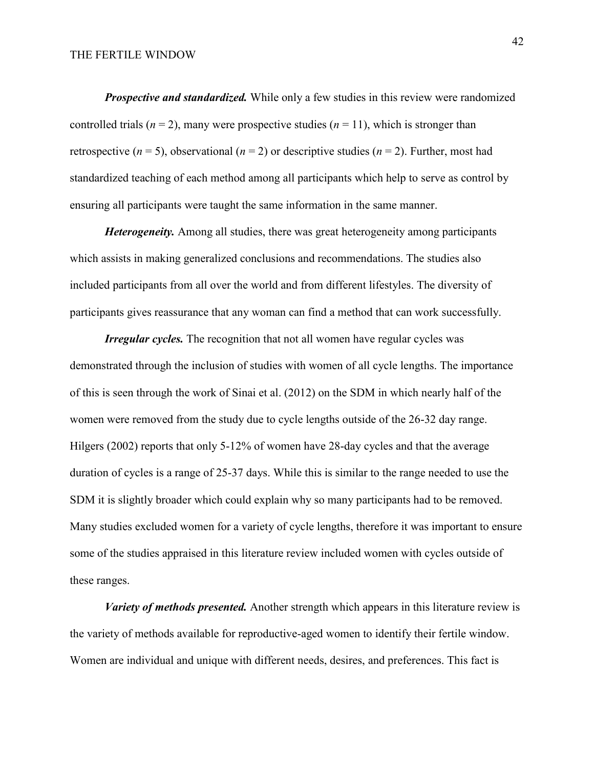***Prospective and standardized.*** While only a few studies in this review were randomized controlled trials ($n = 2$), many were prospective studies ($n = 11$), which is stronger than retrospective ($n = 5$), observational ($n = 2$) or descriptive studies ($n = 2$). Further, most had standardized teaching of each method among all participants which help to serve as control by ensuring all participants were taught the same information in the same manner.

***Heterogeneity.*** Among all studies, there was great heterogeneity among participants which assists in making generalized conclusions and recommendations. The studies also included participants from all over the world and from different lifestyles. The diversity of participants gives reassurance that any woman can find a method that can work successfully.

***Irregular cycles.*** The recognition that not all women have regular cycles was demonstrated through the inclusion of studies with women of all cycle lengths. The importance of this is seen through the work of Sinai et al. (2012) on the SDM in which nearly half of the women were removed from the study due to cycle lengths outside of the 26-32 day range. Hilgers (2002) reports that only 5-12% of women have 28-day cycles and that the average duration of cycles is a range of 25-37 days. While this is similar to the range needed to use the SDM it is slightly broader which could explain why so many participants had to be removed. Many studies excluded women for a variety of cycle lengths, therefore it was important to ensure some of the studies appraised in this literature review included women with cycles outside of these ranges.

***Variety of methods presented.*** Another strength which appears in this literature review is the variety of methods available for reproductive-aged women to identify their fertile window. Women are individual and unique with different needs, desires, and preferences. This fact is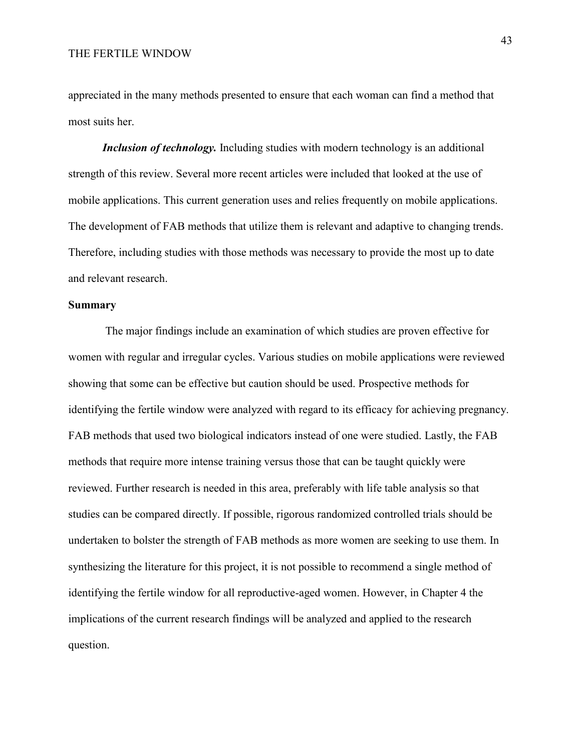appreciated in the many methods presented to ensure that each woman can find a method that most suits her.

***Inclusion of technology.*** Including studies with modern technology is an additional strength of this review. Several more recent articles were included that looked at the use of mobile applications. This current generation uses and relies frequently on mobile applications. The development of FAB methods that utilize them is relevant and adaptive to changing trends. Therefore, including studies with those methods was necessary to provide the most up to date and relevant research.

**Summary**

The major findings include an examination of which studies are proven effective for women with regular and irregular cycles. Various studies on mobile applications were reviewed showing that some can be effective but caution should be used. Prospective methods for identifying the fertile window were analyzed with regard to its efficacy for achieving pregnancy. FAB methods that used two biological indicators instead of one were studied. Lastly, the FAB methods that require more intense training versus those that can be taught quickly were reviewed. Further research is needed in this area, preferably with life table analysis so that studies can be compared directly. If possible, rigorous randomized controlled trials should be undertaken to bolster the strength of FAB methods as more women are seeking to use them. In synthesizing the literature for this project, it is not possible to recommend a single method of identifying the fertile window for all reproductive-aged women. However, in Chapter 4 the implications of the current research findings will be analyzed and applied to the research question.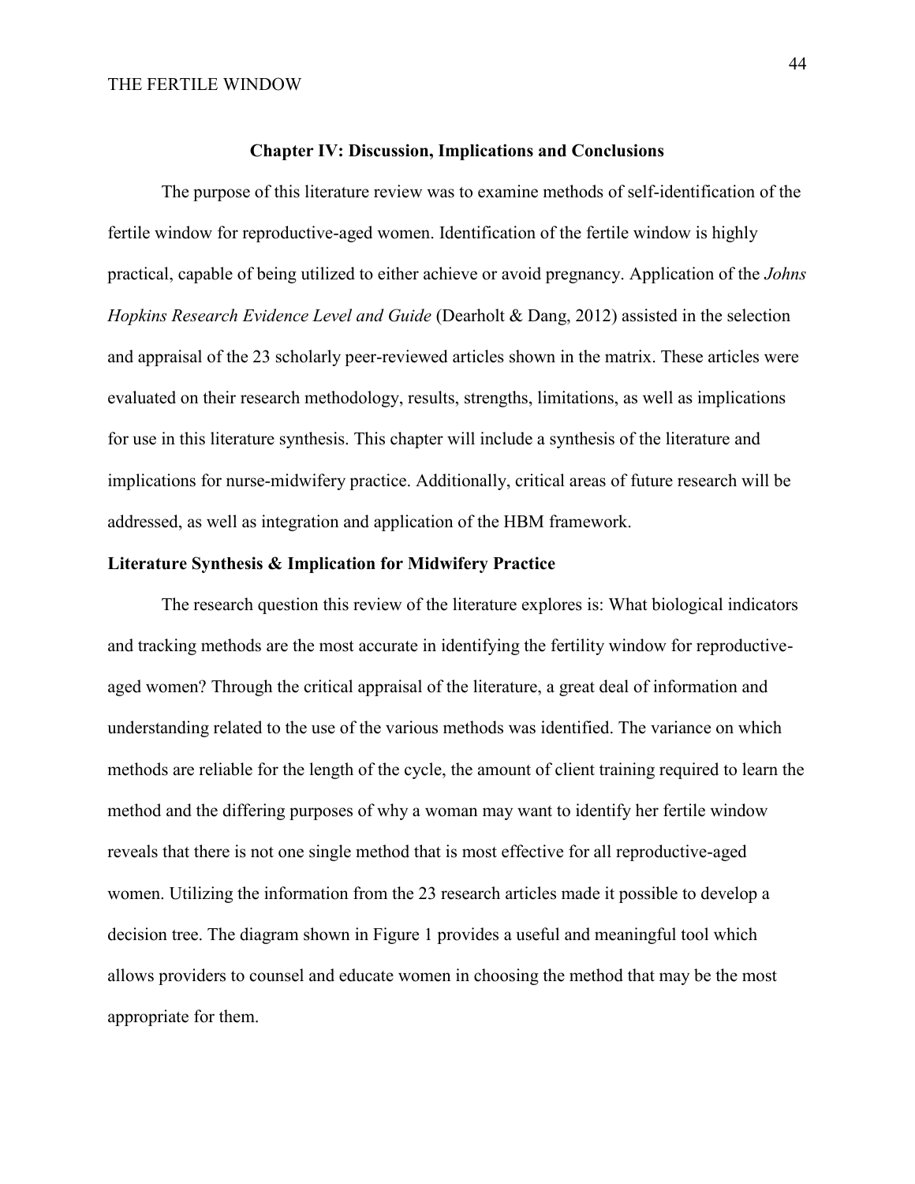## Chapter IV: Discussion, Implications and Conclusions

The purpose of this literature review was to examine methods of self-identification of the fertile window for reproductive-aged women. Identification of the fertile window is highly practical, capable of being utilized to either achieve or avoid pregnancy. Application of the *Johns Hopkins Research Evidence Level and Guide* (Dearholt & Dang, 2012) assisted in the selection and appraisal of the 23 scholarly peer-reviewed articles shown in the matrix. These articles were evaluated on their research methodology, results, strengths, limitations, as well as implications for use in this literature synthesis. This chapter will include a synthesis of the literature and implications for nurse-midwifery practice. Additionally, critical areas of future research will be addressed, as well as integration and application of the HBM framework.

### Literature Synthesis & Implication for Midwifery Practice

The research question this review of the literature explores is: What biological indicators and tracking methods are the most accurate in identifying the fertility window for reproductive-aged women? Through the critical appraisal of the literature, a great deal of information and understanding related to the use of the various methods was identified. The variance on which methods are reliable for the length of the cycle, the amount of client training required to learn the method and the differing purposes of why a woman may want to identify her fertile window reveals that there is not one single method that is most effective for all reproductive-aged women. Utilizing the information from the 23 research articles made it possible to develop a decision tree. The diagram shown in Figure 1 provides a useful and meaningful tool which allows providers to counsel and educate women in choosing the method that may be the most appropriate for them.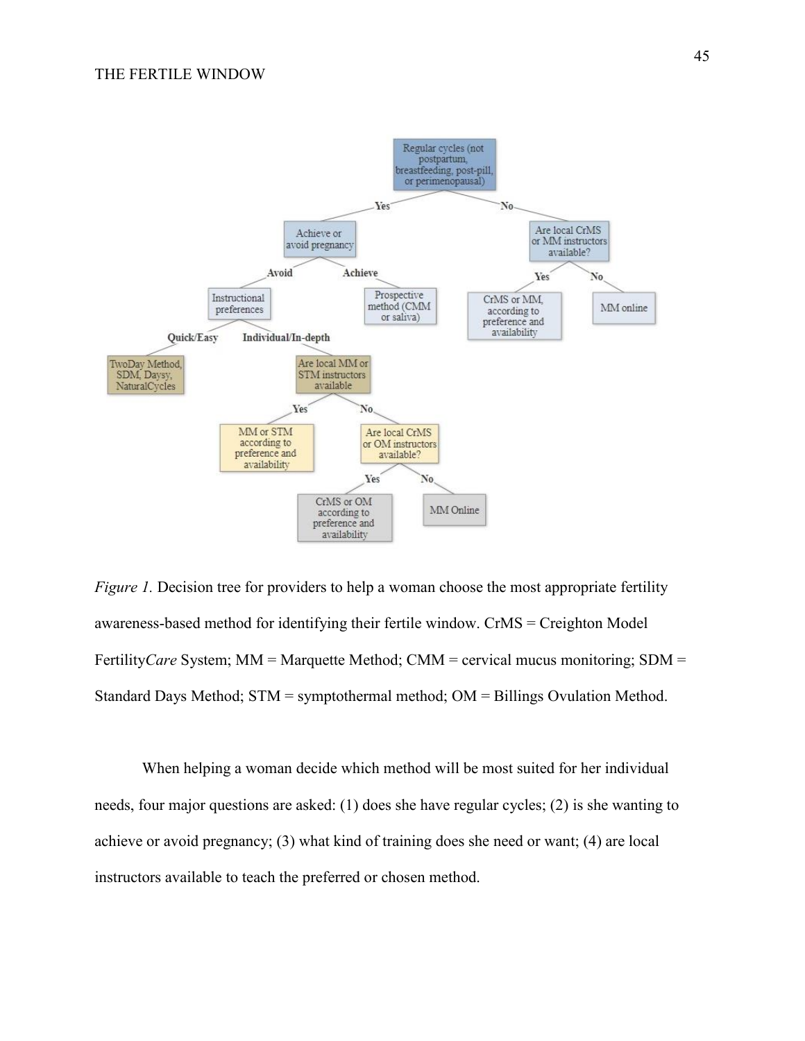- Regular cycles (not postpartum, breastfeeding, post-pill, or perimenopausal)
  - Yes → Achieve or avoid pregnancy
    - Avoid → Instructional preferences
      - Quick/Easy → TwoDay Method, SDM, Daysy, NaturalCycles
      - Individual/In-depth → Are local MM or STM instructors available
        - Yes → MM or STM according to preference and availability
        - No → Are local CrMS or OM instructors available?
          - Yes → CrMS or OM according to preference and availability
          - No → MM Online
    - Achieve → Prospective method (CMM or saliva)
  - No → Are local CrMS or MM instructors available?
    - Yes → CrMS or MM, according to preference and availability
    - No → MM online

*Figure 1.* Decision tree for providers to help a woman choose the most appropriate fertility awareness-based method for identifying their fertile window. CrMS = Creighton Model Fertility*Care* System; MM = Marquette Method; CMM = cervical mucus monitoring; SDM = Standard Days Method; STM = symptothermal method; OM = Billings Ovulation Method.

When helping a woman decide which method will be most suited for her individual needs, four major questions are asked: (1) does she have regular cycles; (2) is she wanting to achieve or avoid pregnancy; (3) what kind of training does she need or want; (4) are local instructors available to teach the preferred or chosen method.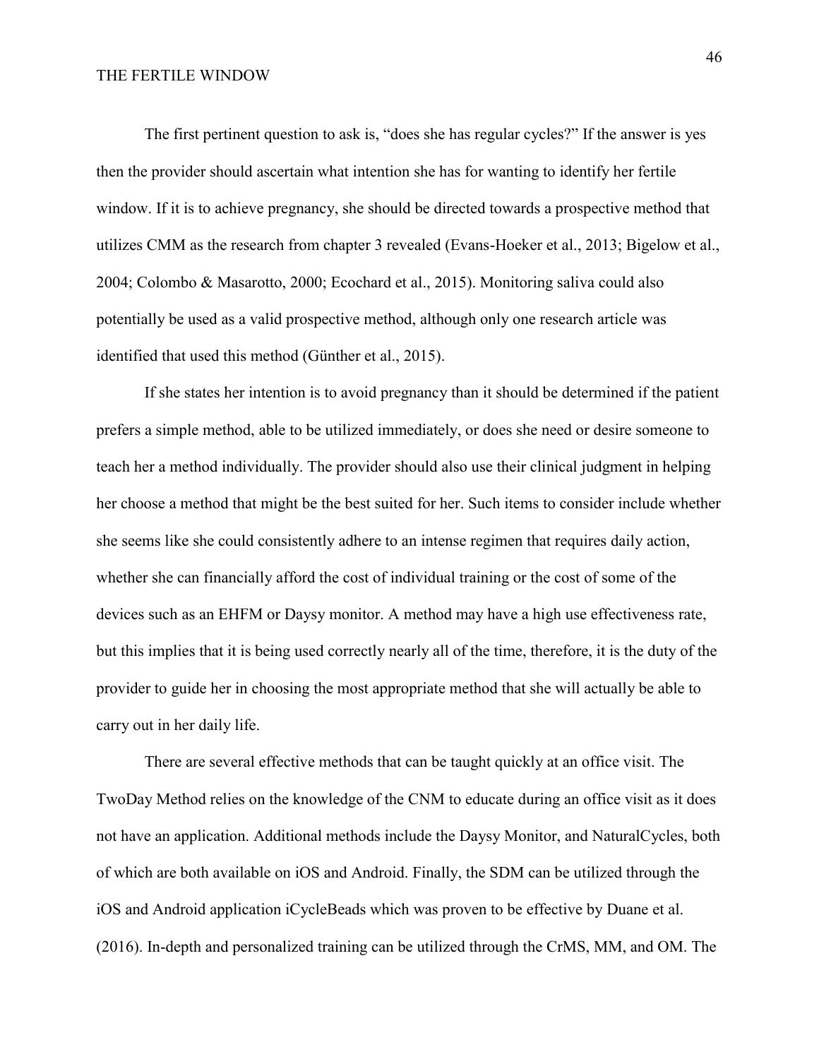The first pertinent question to ask is, “does she has regular cycles?” If the answer is yes then the provider should ascertain what intention she has for wanting to identify her fertile window. If it is to achieve pregnancy, she should be directed towards a prospective method that utilizes CMM as the research from chapter 3 revealed (Evans-Hoeker et al., 2013; Bigelow et al., 2004; Colombo & Masarotto, 2000; Ecochard et al., 2015). Monitoring saliva could also potentially be used as a valid prospective method, although only one research article was identified that used this method (Günther et al., 2015).

If she states her intention is to avoid pregnancy than it should be determined if the patient prefers a simple method, able to be utilized immediately, or does she need or desire someone to teach her a method individually. The provider should also use their clinical judgment in helping her choose a method that might be the best suited for her. Such items to consider include whether she seems like she could consistently adhere to an intense regimen that requires daily action, whether she can financially afford the cost of individual training or the cost of some of the devices such as an EHFM or Daysy monitor. A method may have a high use effectiveness rate, but this implies that it is being used correctly nearly all of the time, therefore, it is the duty of the provider to guide her in choosing the most appropriate method that she will actually be able to carry out in her daily life.

There are several effective methods that can be taught quickly at an office visit. The TwoDay Method relies on the knowledge of the CNM to educate during an office visit as it does not have an application. Additional methods include the Daysy Monitor, and NaturalCycles, both of which are both available on iOS and Android. Finally, the SDM can be utilized through the iOS and Android application iCycleBeads which was proven to be effective by Duane et al. (2016). In-depth and personalized training can be utilized through the CrMS, MM, and OM. The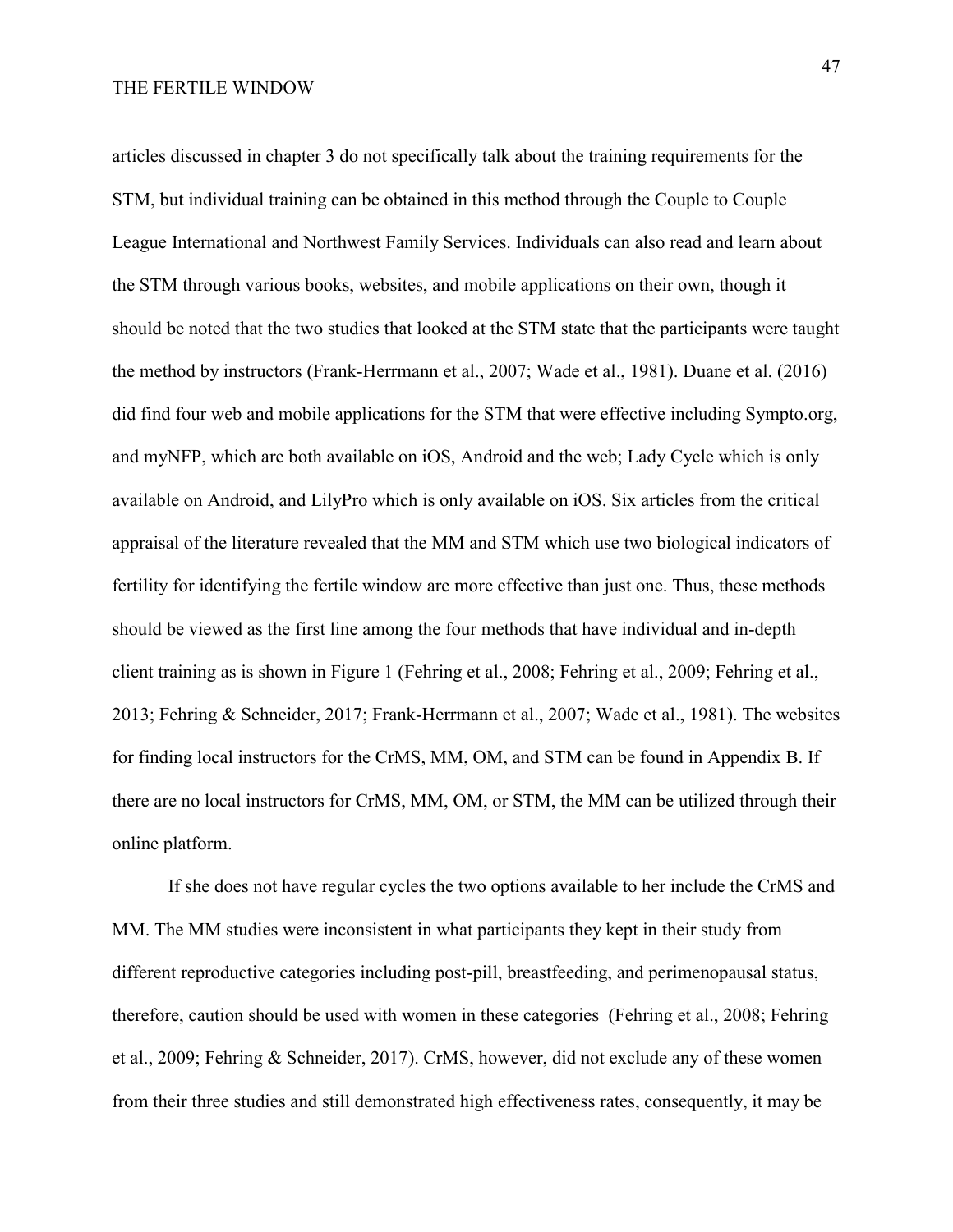articles discussed in chapter 3 do not specifically talk about the training requirements for the STM, but individual training can be obtained in this method through the Couple to Couple League International and Northwest Family Services. Individuals can also read and learn about the STM through various books, websites, and mobile applications on their own, though it should be noted that the two studies that looked at the STM state that the participants were taught the method by instructors (Frank-Herrmann et al., 2007; Wade et al., 1981). Duane et al. (2016) did find four web and mobile applications for the STM that were effective including Sympto.org, and myNFP, which are both available on iOS, Android and the web; Lady Cycle which is only available on Android, and LilyPro which is only available on iOS. Six articles from the critical appraisal of the literature revealed that the MM and STM which use two biological indicators of fertility for identifying the fertile window are more effective than just one. Thus, these methods should be viewed as the first line among the four methods that have individual and in-depth client training as is shown in Figure 1 (Fehring et al., 2008; Fehring et al., 2009; Fehring et al., 2013; Fehring & Schneider, 2017; Frank-Herrmann et al., 2007; Wade et al., 1981). The websites for finding local instructors for the CrMS, MM, OM, and STM can be found in Appendix B. If there are no local instructors for CrMS, MM, OM, or STM, the MM can be utilized through their online platform.

If she does not have regular cycles the two options available to her include the CrMS and MM. The MM studies were inconsistent in what participants they kept in their study from different reproductive categories including post-pill, breastfeeding, and perimenopausal status, therefore, caution should be used with women in these categories (Fehring et al., 2008; Fehring et al., 2009; Fehring & Schneider, 2017). CrMS, however, did not exclude any of these women from their three studies and still demonstrated high effectiveness rates, consequently, it may be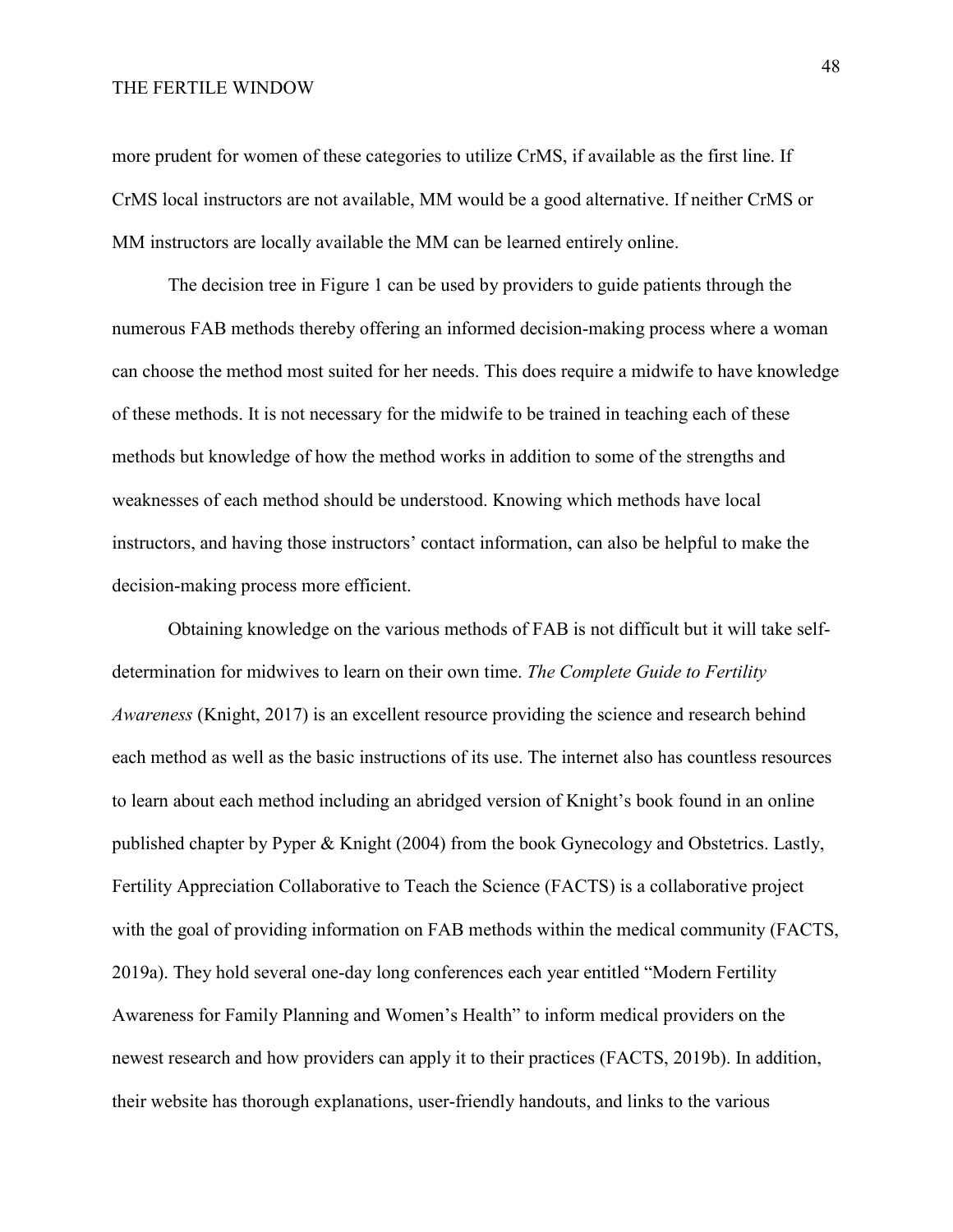more prudent for women of these categories to utilize CrMS, if available as the first line. If CrMS local instructors are not available, MM would be a good alternative. If neither CrMS or MM instructors are locally available the MM can be learned entirely online.

The decision tree in Figure 1 can be used by providers to guide patients through the numerous FAB methods thereby offering an informed decision-making process where a woman can choose the method most suited for her needs. This does require a midwife to have knowledge of these methods. It is not necessary for the midwife to be trained in teaching each of these methods but knowledge of how the method works in addition to some of the strengths and weaknesses of each method should be understood. Knowing which methods have local instructors, and having those instructors' contact information, can also be helpful to make the decision-making process more efficient.

Obtaining knowledge on the various methods of FAB is not difficult but it will take self-determination for midwives to learn on their own time. *The Complete Guide to Fertility Awareness* (Knight, 2017) is an excellent resource providing the science and research behind each method as well as the basic instructions of its use. The internet also has countless resources to learn about each method including an abridged version of Knight's book found in an online published chapter by Pyper & Knight (2004) from the book Gynecology and Obstetrics. Lastly, Fertility Appreciation Collaborative to Teach the Science (FACTS) is a collaborative project with the goal of providing information on FAB methods within the medical community (FACTS, 2019a). They hold several one-day long conferences each year entitled "Modern Fertility Awareness for Family Planning and Women's Health" to inform medical providers on the newest research and how providers can apply it to their practices (FACTS, 2019b). In addition, their website has thorough explanations, user-friendly handouts, and links to the various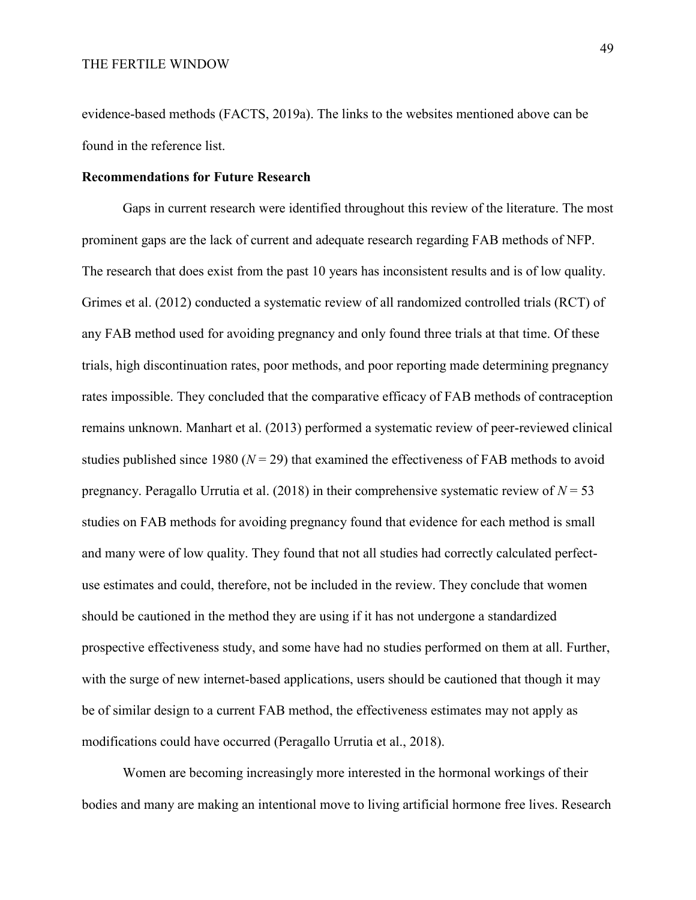evidence-based methods (FACTS, 2019a). The links to the websites mentioned above can be found in the reference list.

**Recommendations for Future Research**

Gaps in current research were identified throughout this review of the literature. The most prominent gaps are the lack of current and adequate research regarding FAB methods of NFP. The research that does exist from the past 10 years has inconsistent results and is of low quality. Grimes et al. (2012) conducted a systematic review of all randomized controlled trials (RCT) of any FAB method used for avoiding pregnancy and only found three trials at that time. Of these trials, high discontinuation rates, poor methods, and poor reporting made determining pregnancy rates impossible. They concluded that the comparative efficacy of FAB methods of contraception remains unknown. Manhart et al. (2013) performed a systematic review of peer-reviewed clinical studies published since 1980 ($N = 29$) that examined the effectiveness of FAB methods to avoid pregnancy. Peragallo Urrutia et al. (2018) in their comprehensive systematic review of $N = 53$ studies on FAB methods for avoiding pregnancy found that evidence for each method is small and many were of low quality. They found that not all studies had correctly calculated perfect-use estimates and could, therefore, not be included in the review. They conclude that women should be cautioned in the method they are using if it has not undergone a standardized prospective effectiveness study, and some have had no studies performed on them at all. Further, with the surge of new internet-based applications, users should be cautioned that though it may be of similar design to a current FAB method, the effectiveness estimates may not apply as modifications could have occurred (Peragallo Urrutia et al., 2018).

Women are becoming increasingly more interested in the hormonal workings of their bodies and many are making an intentional move to living artificial hormone free lives. Research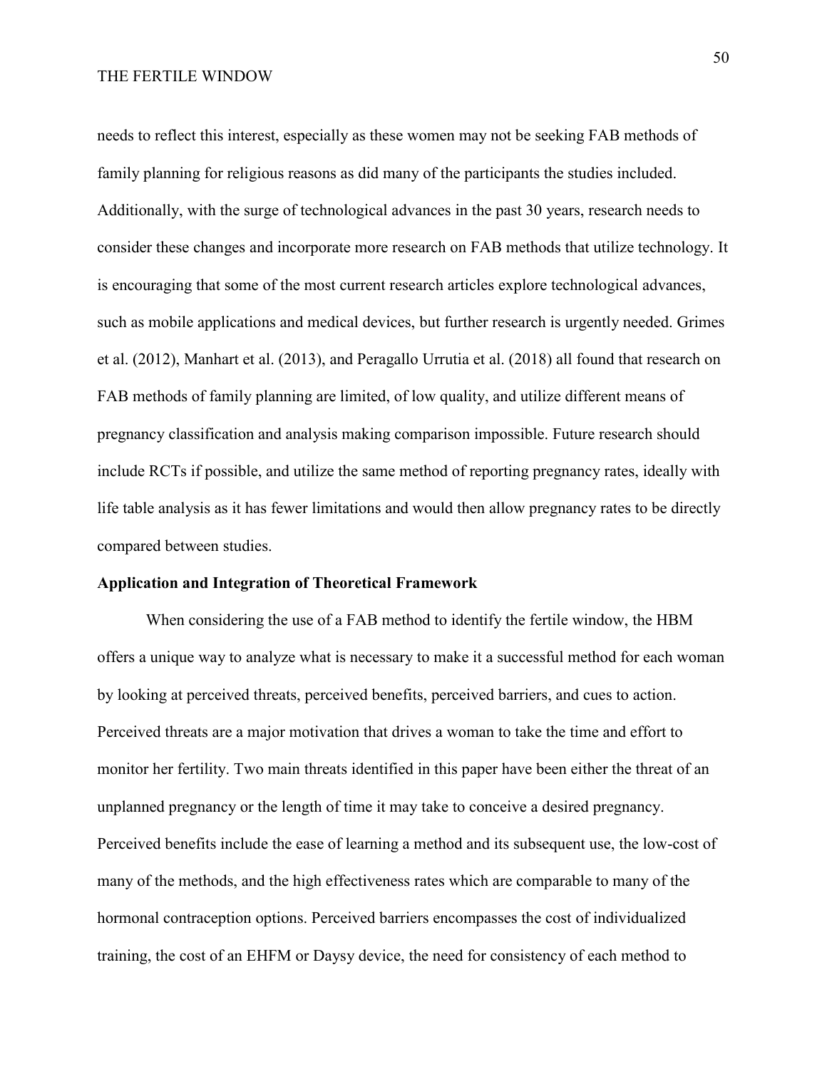needs to reflect this interest, especially as these women may not be seeking FAB methods of family planning for religious reasons as did many of the participants the studies included. Additionally, with the surge of technological advances in the past 30 years, research needs to consider these changes and incorporate more research on FAB methods that utilize technology. It is encouraging that some of the most current research articles explore technological advances, such as mobile applications and medical devices, but further research is urgently needed. Grimes et al. (2012), Manhart et al. (2013), and Peragallo Urrutia et al. (2018) all found that research on FAB methods of family planning are limited, of low quality, and utilize different means of pregnancy classification and analysis making comparison impossible. Future research should include RCTs if possible, and utilize the same method of reporting pregnancy rates, ideally with life table analysis as it has fewer limitations and would then allow pregnancy rates to be directly compared between studies.

**Application and Integration of Theoretical Framework**

When considering the use of a FAB method to identify the fertile window, the HBM offers a unique way to analyze what is necessary to make it a successful method for each woman by looking at perceived threats, perceived benefits, perceived barriers, and cues to action. Perceived threats are a major motivation that drives a woman to take the time and effort to monitor her fertility. Two main threats identified in this paper have been either the threat of an unplanned pregnancy or the length of time it may take to conceive a desired pregnancy. Perceived benefits include the ease of learning a method and its subsequent use, the low-cost of many of the methods, and the high effectiveness rates which are comparable to many of the hormonal contraception options. Perceived barriers encompasses the cost of individualized training, the cost of an EHFM or Daysy device, the need for consistency of each method to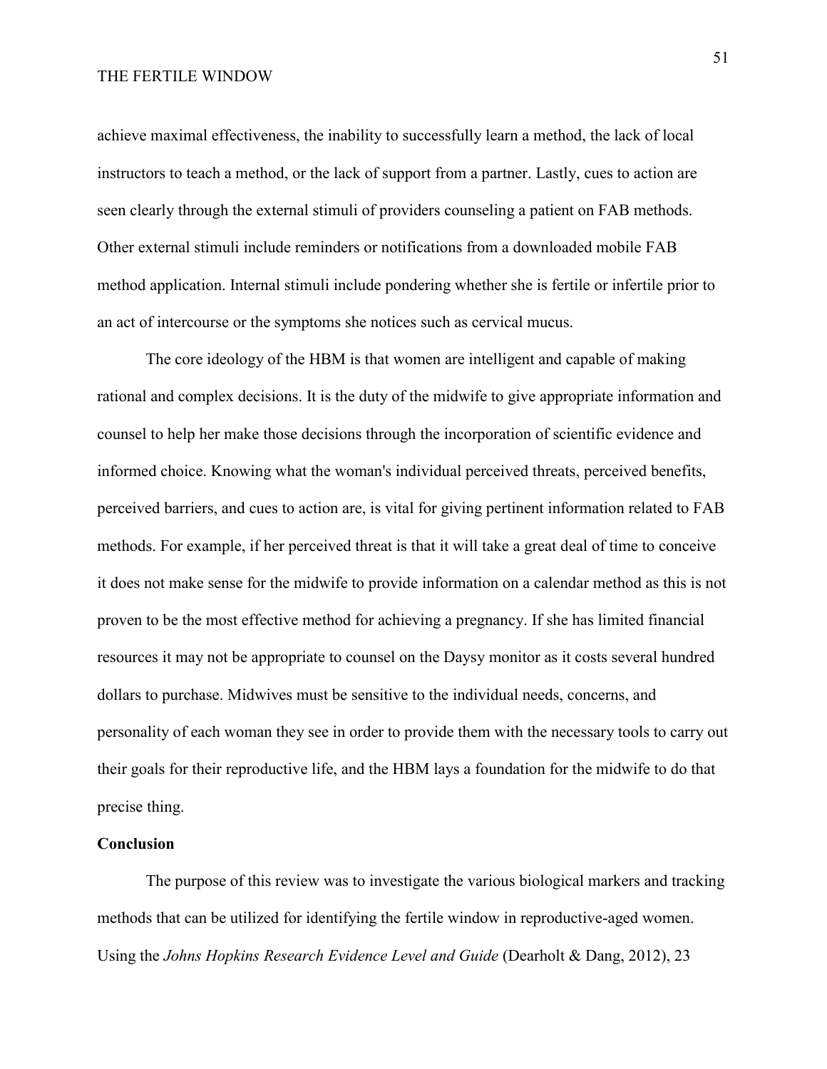achieve maximal effectiveness, the inability to successfully learn a method, the lack of local instructors to teach a method, or the lack of support from a partner. Lastly, cues to action are seen clearly through the external stimuli of providers counseling a patient on FAB methods. Other external stimuli include reminders or notifications from a downloaded mobile FAB method application. Internal stimuli include pondering whether she is fertile or infertile prior to an act of intercourse or the symptoms she notices such as cervical mucus.

The core ideology of the HBM is that women are intelligent and capable of making rational and complex decisions. It is the duty of the midwife to give appropriate information and counsel to help her make those decisions through the incorporation of scientific evidence and informed choice. Knowing what the woman's individual perceived threats, perceived benefits, perceived barriers, and cues to action are, is vital for giving pertinent information related to FAB methods. For example, if her perceived threat is that it will take a great deal of time to conceive it does not make sense for the midwife to provide information on a calendar method as this is not proven to be the most effective method for achieving a pregnancy. If she has limited financial resources it may not be appropriate to counsel on the Daysy monitor as it costs several hundred dollars to purchase. Midwives must be sensitive to the individual needs, concerns, and personality of each woman they see in order to provide them with the necessary tools to carry out their goals for their reproductive life, and the HBM lays a foundation for the midwife to do that precise thing.

## Conclusion

The purpose of this review was to investigate the various biological markers and tracking methods that can be utilized for identifying the fertile window in reproductive-aged women. Using the *Johns Hopkins Research Evidence Level and Guide* (Dearholt & Dang, 2012), 23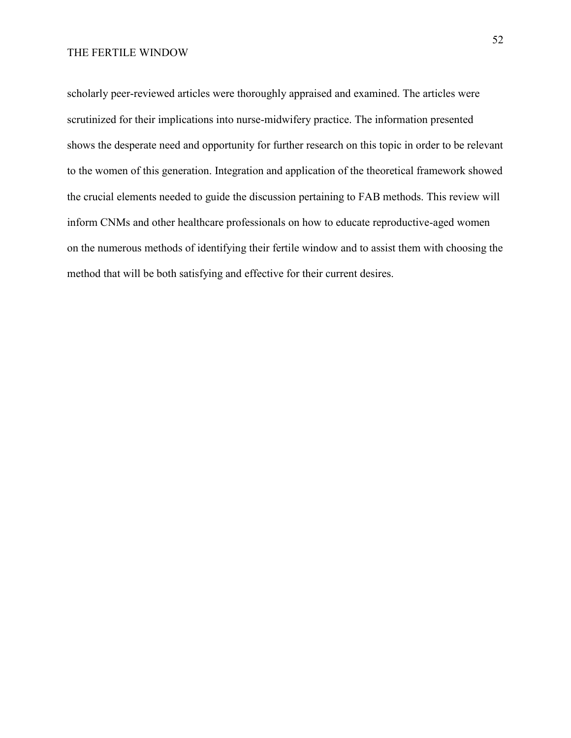scholarly peer-reviewed articles were thoroughly appraised and examined. The articles were scrutinized for their implications into nurse-midwifery practice. The information presented shows the desperate need and opportunity for further research on this topic in order to be relevant to the women of this generation. Integration and application of the theoretical framework showed the crucial elements needed to guide the discussion pertaining to FAB methods. This review will inform CNMs and other healthcare professionals on how to educate reproductive-aged women on the numerous methods of identifying their fertile window and to assist them with choosing the method that will be both satisfying and effective for their current desires.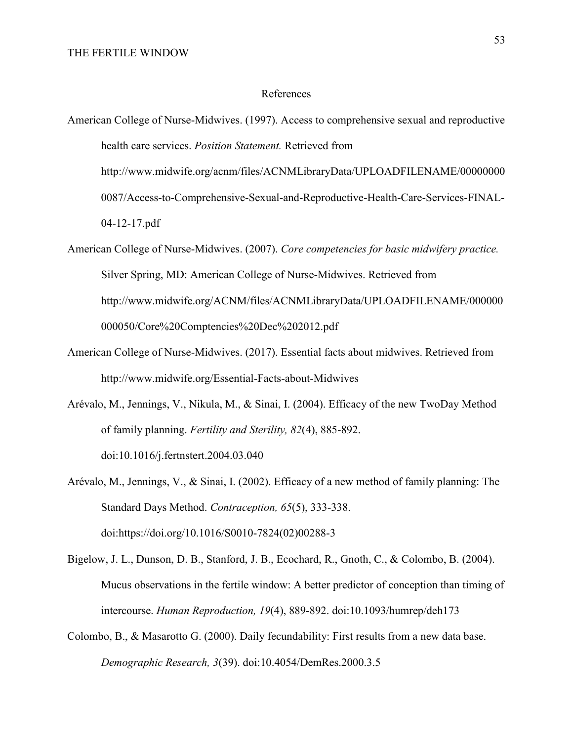# References

American College of Nurse-Midwives. (1997). Access to comprehensive sexual and reproductive health care services. *Position Statement.* Retrieved from http://www.midwife.org/acnm/files/ACNMLibraryData/UPLOADFILENAME/000000000087/Access-to-Comprehensive-Sexual-and-Reproductive-Health-Care-Services-FINAL-04-12-17.pdf

American College of Nurse-Midwives. (2007). *Core competencies for basic midwifery practice.* Silver Spring, MD: American College of Nurse-Midwives. Retrieved from http://www.midwife.org/ACNM/files/ACNMLibraryData/UPLOADFILENAME/000000000050/Core%20Comptencies%20Dec%202012.pdf

American College of Nurse-Midwives. (2017). Essential facts about midwives. Retrieved from http://www.midwife.org/Essential-Facts-about-Midwives

Arévalo, M., Jennings, V., Nikula, M., & Sinai, I. (2004). Efficacy of the new TwoDay Method of family planning. *Fertility and Sterility, 82*(4), 885-892. doi:10.1016/j.fertnstert.2004.03.040

Arévalo, M., Jennings, V., & Sinai, I. (2002). Efficacy of a new method of family planning: The Standard Days Method. *Contraception, 65*(5), 333-338. doi:https://doi.org/10.1016/S0010-7824(02)00288-3

Bigelow, J. L., Dunson, D. B., Stanford, J. B., Ecochard, R., Gnoth, C., & Colombo, B. (2004). Mucus observations in the fertile window: A better predictor of conception than timing of intercourse. *Human Reproduction, 19*(4), 889-892. doi:10.1093/humrep/deh173

Colombo, B., & Masarotto G. (2000). Daily fecundability: First results from a new data base. *Demographic Research, 3*(39). doi:10.4054/DemRes.2000.3.5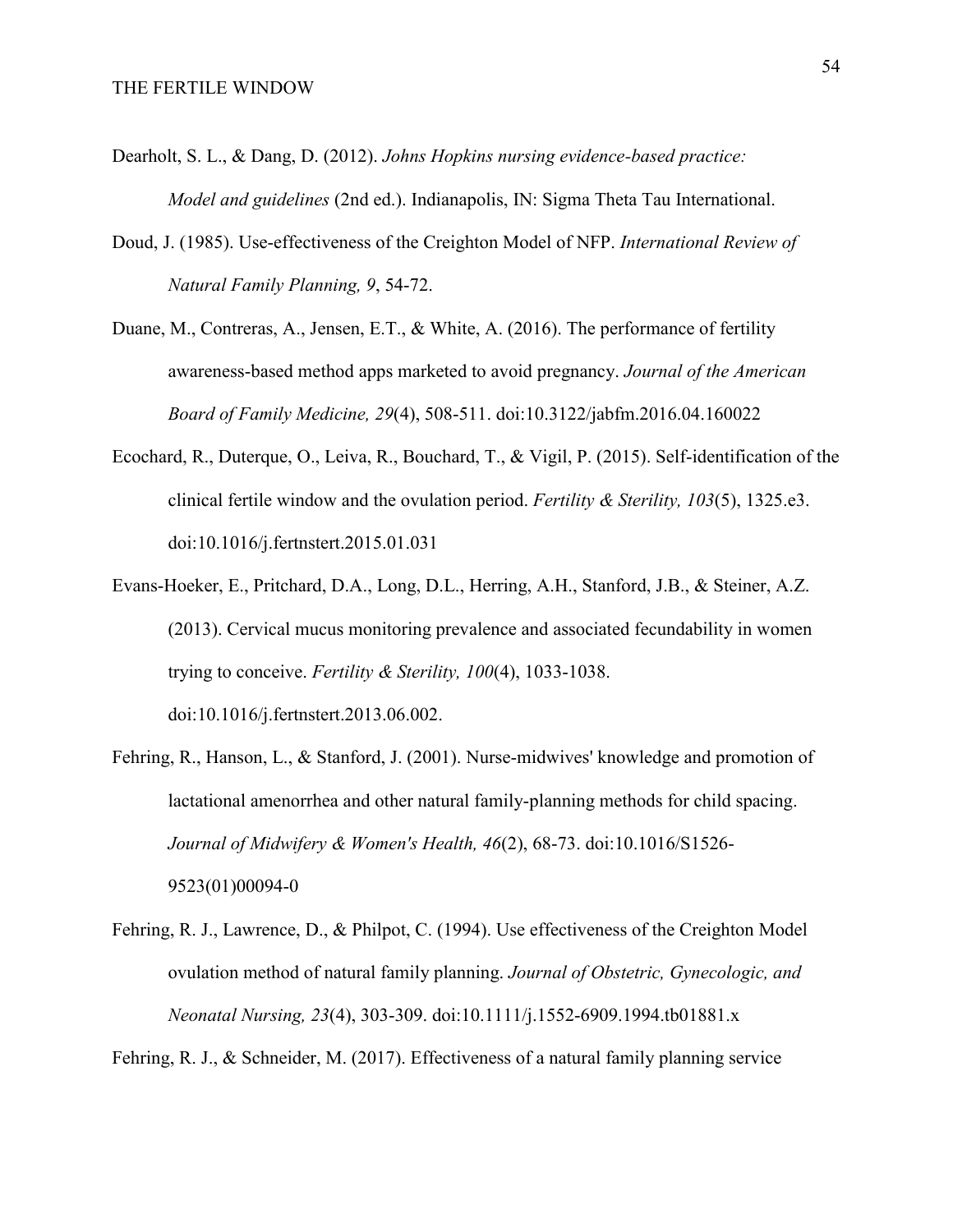Dearholt, S. L., & Dang, D. (2012). *Johns Hopkins nursing evidence-based practice: Model and guidelines* (2nd ed.). Indianapolis, IN: Sigma Theta Tau International.

Doud, J. (1985). Use-effectiveness of the Creighton Model of NFP. *International Review of Natural Family Planning, 9*, 54-72.

Duane, M., Contreras, A., Jensen, E.T., & White, A. (2016). The performance of fertility awareness-based method apps marketed to avoid pregnancy. *Journal of the American Board of Family Medicine, 29*(4), 508-511. doi:10.3122/jabfm.2016.04.160022

Ecochard, R., Duterque, O., Leiva, R., Bouchard, T., & Vigil, P. (2015). Self-identification of the clinical fertile window and the ovulation period. *Fertility & Sterility, 103*(5), 1325.e3. doi:10.1016/j.fertnstert.2015.01.031

Evans-Hoeker, E., Pritchard, D.A., Long, D.L., Herring, A.H., Stanford, J.B., & Steiner, A.Z. (2013). Cervical mucus monitoring prevalence and associated fecundability in women trying to conceive. *Fertility & Sterility, 100*(4), 1033-1038. doi:10.1016/j.fertnstert.2013.06.002.

Fehring, R., Hanson, L., & Stanford, J. (2001). Nurse-midwives' knowledge and promotion of lactational amenorrhea and other natural family-planning methods for child spacing. *Journal of Midwifery & Women's Health, 46*(2), 68-73. doi:10.1016/S1526-9523(01)00094-0

Fehring, R. J., Lawrence, D., & Philpot, C. (1994). Use effectiveness of the Creighton Model ovulation method of natural family planning. *Journal of Obstetric, Gynecologic, and Neonatal Nursing, 23*(4), 303-309. doi:10.1111/j.1552-6909.1994.tb01881.x

Fehring, R. J., & Schneider, M. (2017). Effectiveness of a natural family planning service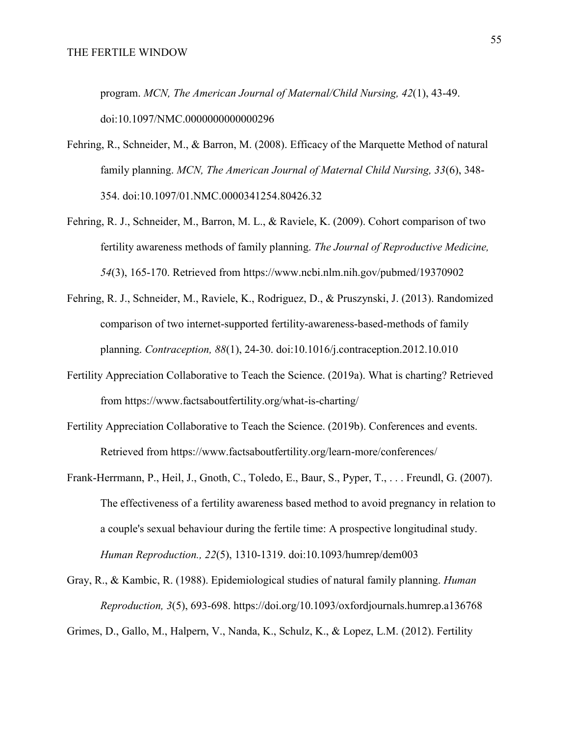program. *MCN, The American Journal of Maternal/Child Nursing, 42*(1), 43-49. doi:10.1097/NMC.0000000000000296

Fehring, R., Schneider, M., & Barron, M. (2008). Efficacy of the Marquette Method of natural family planning. *MCN, The American Journal of Maternal Child Nursing, 33*(6), 348-354. doi:10.1097/01.NMC.0000341254.80426.32

Fehring, R. J., Schneider, M., Barron, M. L., & Raviele, K. (2009). Cohort comparison of two fertility awareness methods of family planning. *The Journal of Reproductive Medicine, 54*(3), 165-170. Retrieved from https://www.ncbi.nlm.nih.gov/pubmed/19370902

Fehring, R. J., Schneider, M., Raviele, K., Rodriguez, D., & Pruszynski, J. (2013). Randomized comparison of two internet-supported fertility-awareness-based-methods of family planning. *Contraception, 88*(1), 24-30. doi:10.1016/j.contraception.2012.10.010

Fertility Appreciation Collaborative to Teach the Science. (2019a). What is charting? Retrieved from https://www.factsaboutfertility.org/what-is-charting/

Fertility Appreciation Collaborative to Teach the Science. (2019b). Conferences and events. Retrieved from https://www.factsaboutfertility.org/learn-more/conferences/

Frank-Herrmann, P., Heil, J., Gnoth, C., Toledo, E., Baur, S., Pyper, T., . . . Freundl, G. (2007). The effectiveness of a fertility awareness based method to avoid pregnancy in relation to a couple's sexual behaviour during the fertile time: A prospective longitudinal study. *Human Reproduction., 22*(5), 1310-1319. doi:10.1093/humrep/dem003

Gray, R., & Kambic, R. (1988). Epidemiological studies of natural family planning. *Human Reproduction, 3*(5), 693-698. https://doi.org/10.1093/oxfordjournals.humrep.a136768

Grimes, D., Gallo, M., Halpern, V., Nanda, K., Schulz, K., & Lopez, L.M. (2012). Fertility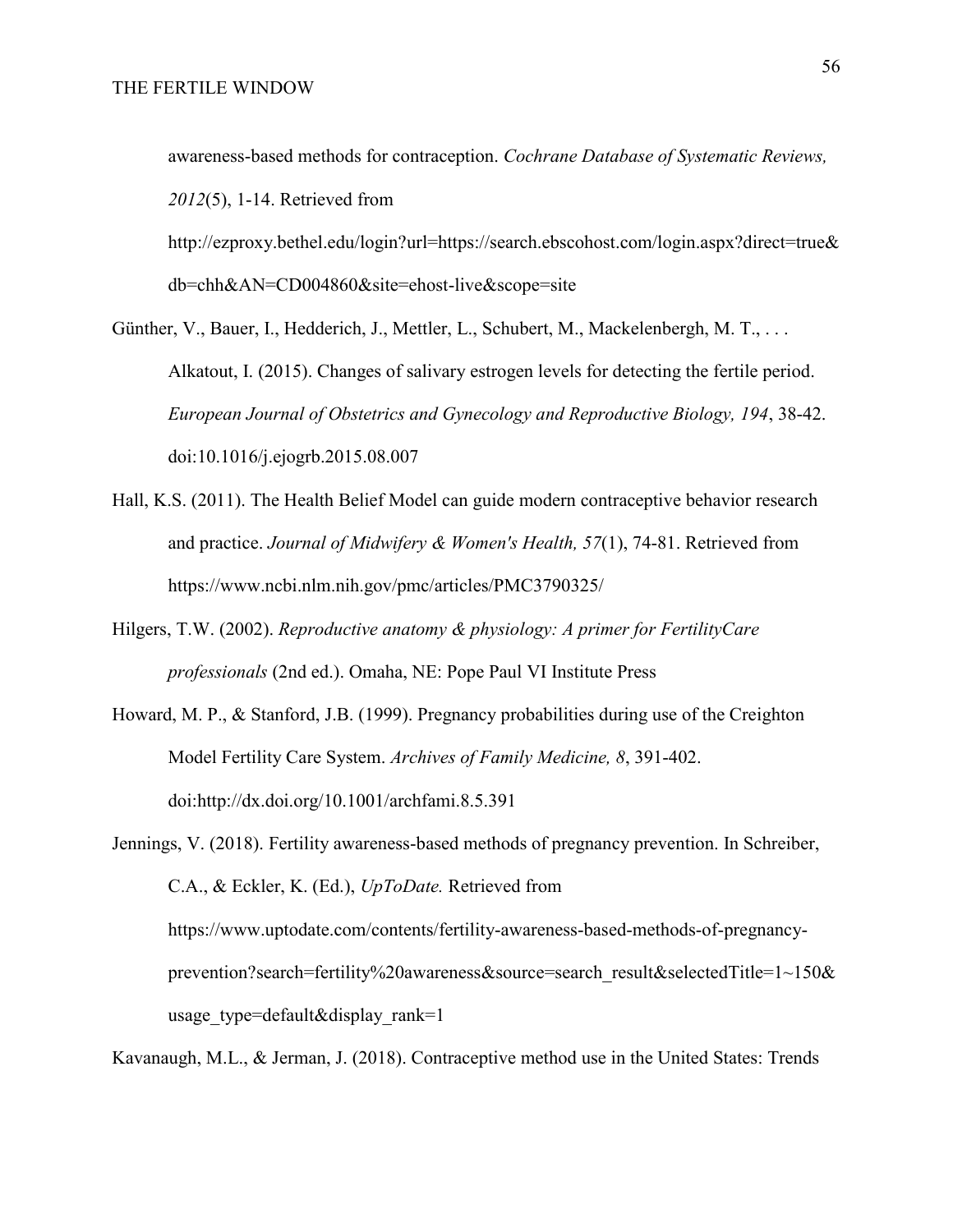awareness-based methods for contraception. *Cochrane Database of Systematic Reviews, 2012*(5), 1-14. Retrieved from http://ezproxy.bethel.edu/login?url=https://search.ebscohost.com/login.aspx?direct=true&db=chh&AN=CD004860&site=ehost-live&scope=site

Günther, V., Bauer, I., Hedderich, J., Mettler, L., Schubert, M., Mackelenbergh, M. T., . . . Alkatout, I. (2015). Changes of salivary estrogen levels for detecting the fertile period. *European Journal of Obstetrics and Gynecology and Reproductive Biology, 194*, 38-42. doi:10.1016/j.ejogrb.2015.08.007

Hall, K.S. (2011). The Health Belief Model can guide modern contraceptive behavior research and practice. *Journal of Midwifery & Women's Health, 57*(1), 74-81. Retrieved from https://www.ncbi.nlm.nih.gov/pmc/articles/PMC3790325/

Hilgers, T.W. (2002). *Reproductive anatomy & physiology: A primer for FertilityCare professionals* (2nd ed.). Omaha, NE: Pope Paul VI Institute Press

Howard, M. P., & Stanford, J.B. (1999). Pregnancy probabilities during use of the Creighton Model Fertility Care System. *Archives of Family Medicine, 8*, 391-402. doi:http://dx.doi.org/10.1001/archfami.8.5.391

Jennings, V. (2018). Fertility awareness-based methods of pregnancy prevention. In Schreiber, C.A., & Eckler, K. (Ed.), *UpToDate.* Retrieved from https://www.uptodate.com/contents/fertility-awareness-based-methods-of-pregnancy-prevention?search=fertility%20awareness&source=search_result&selectedTitle=1~150&usage_type=default&display_rank=1

Kavanaugh, M.L., & Jerman, J. (2018). Contraceptive method use in the United States: Trends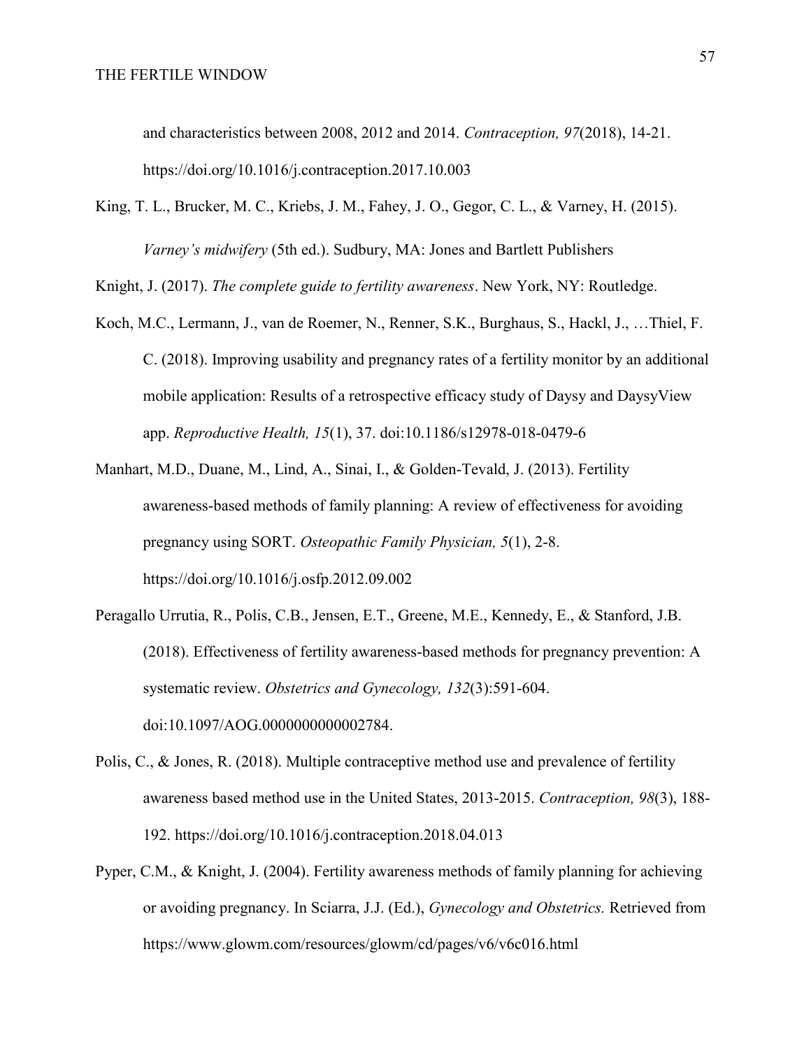and characteristics between 2008, 2012 and 2014. *Contraception, 97*(2018), 14-21. https://doi.org/10.1016/j.contraception.2017.10.003

King, T. L., Brucker, M. C., Kriebs, J. M., Fahey, J. O., Gegor, C. L., & Varney, H. (2015). *Varney's midwifery* (5th ed.). Sudbury, MA: Jones and Bartlett Publishers

Knight, J. (2017). *The complete guide to fertility awareness*. New York, NY: Routledge.

Koch, M.C., Lermann, J., van de Roemer, N., Renner, S.K., Burghaus, S., Hackl, J., …Thiel, F. C. (2018). Improving usability and pregnancy rates of a fertility monitor by an additional mobile application: Results of a retrospective efficacy study of Daysy and DaysyView app. *Reproductive Health, 15*(1), 37. doi:10.1186/s12978-018-0479-6

Manhart, M.D., Duane, M., Lind, A., Sinai, I., & Golden-Tevald, J. (2013). Fertility awareness-based methods of family planning: A review of effectiveness for avoiding pregnancy using SORT. *Osteopathic Family Physician, 5*(1), 2-8. https://doi.org/10.1016/j.osfp.2012.09.002

Peragallo Urrutia, R., Polis, C.B., Jensen, E.T., Greene, M.E., Kennedy, E., & Stanford, J.B. (2018). Effectiveness of fertility awareness-based methods for pregnancy prevention: A systematic review. *Obstetrics and Gynecology, 132*(3):591-604. doi:10.1097/AOG.0000000000002784.

Polis, C., & Jones, R. (2018). Multiple contraceptive method use and prevalence of fertility awareness based method use in the United States, 2013-2015. *Contraception, 98*(3), 188-192. https://doi.org/10.1016/j.contraception.2018.04.013

Pyper, C.M., & Knight, J. (2004). Fertility awareness methods of family planning for achieving or avoiding pregnancy. In Sciarra, J.J. (Ed.), *Gynecology and Obstetrics.* Retrieved from https://www.glowm.com/resources/glowm/cd/pages/v6/v6c016.html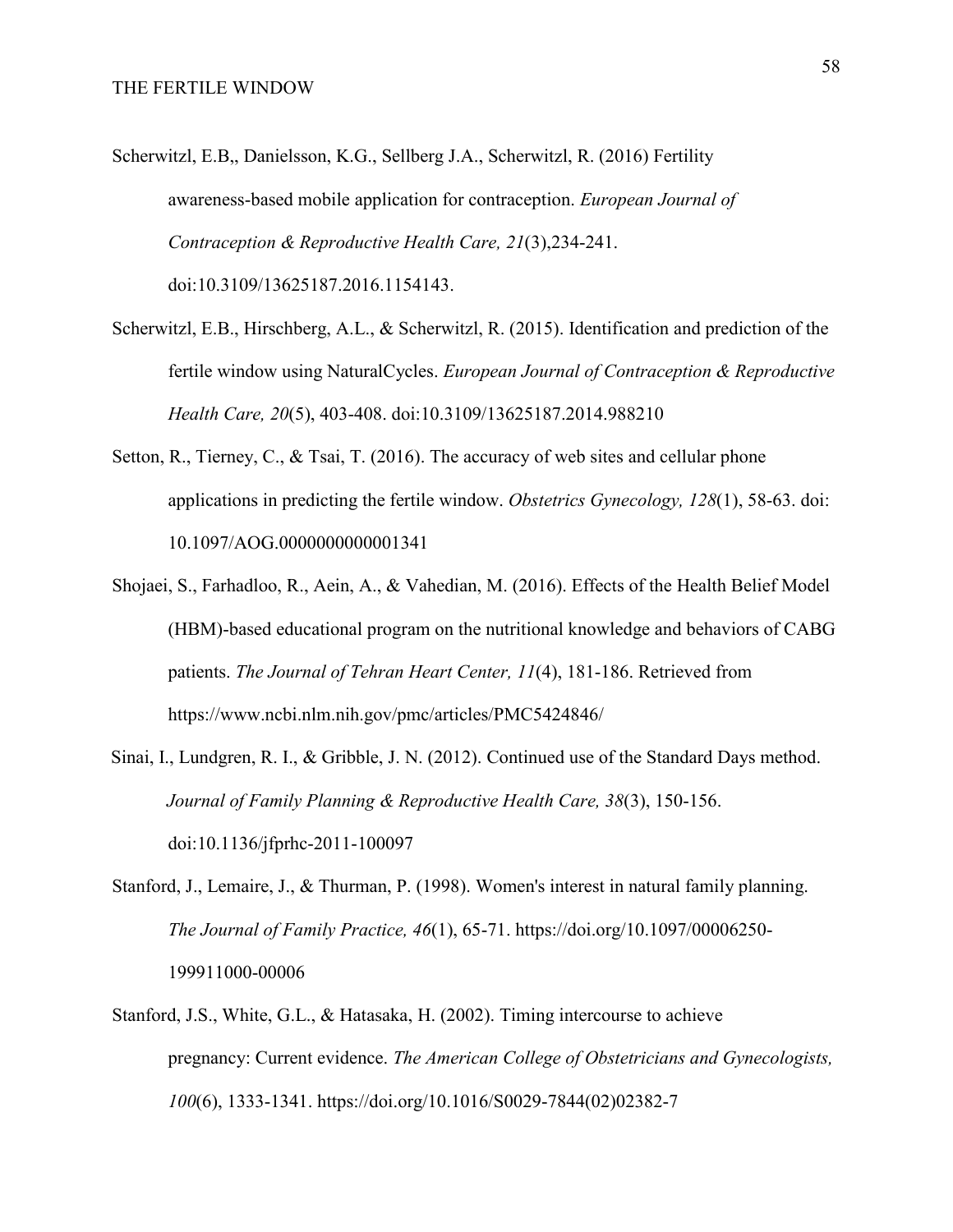Scherwitzl, E.B,, Danielsson, K.G., Sellberg J.A., Scherwitzl, R. (2016) Fertility awareness-based mobile application for contraception. *European Journal of Contraception & Reproductive Health Care, 21*(3),234-241. doi:10.3109/13625187.2016.1154143.

Scherwitzl, E.B., Hirschberg, A.L., & Scherwitzl, R. (2015). Identification and prediction of the fertile window using NaturalCycles. *European Journal of Contraception & Reproductive Health Care, 20*(5), 403-408. doi:10.3109/13625187.2014.988210

Setton, R., Tierney, C., & Tsai, T. (2016). The accuracy of web sites and cellular phone applications in predicting the fertile window. *Obstetrics Gynecology, 128*(1), 58-63. doi: 10.1097/AOG.0000000000001341

Shojaei, S., Farhadloo, R., Aein, A., & Vahedian, M. (2016). Effects of the Health Belief Model (HBM)-based educational program on the nutritional knowledge and behaviors of CABG patients. *The Journal of Tehran Heart Center, 11*(4), 181-186. Retrieved from https://www.ncbi.nlm.nih.gov/pmc/articles/PMC5424846/

Sinai, I., Lundgren, R. I., & Gribble, J. N. (2012). Continued use of the Standard Days method. *Journal of Family Planning & Reproductive Health Care, 38*(3), 150-156. doi:10.1136/jfprhc-2011-100097

Stanford, J., Lemaire, J., & Thurman, P. (1998). Women's interest in natural family planning. *The Journal of Family Practice, 46*(1), 65-71. https://doi.org/10.1097/00006250-199911000-00006

Stanford, J.S., White, G.L., & Hatasaka, H. (2002). Timing intercourse to achieve pregnancy: Current evidence. *The American College of Obstetricians and Gynecologists, 100*(6), 1333-1341. https://doi.org/10.1016/S0029-7844(02)02382-7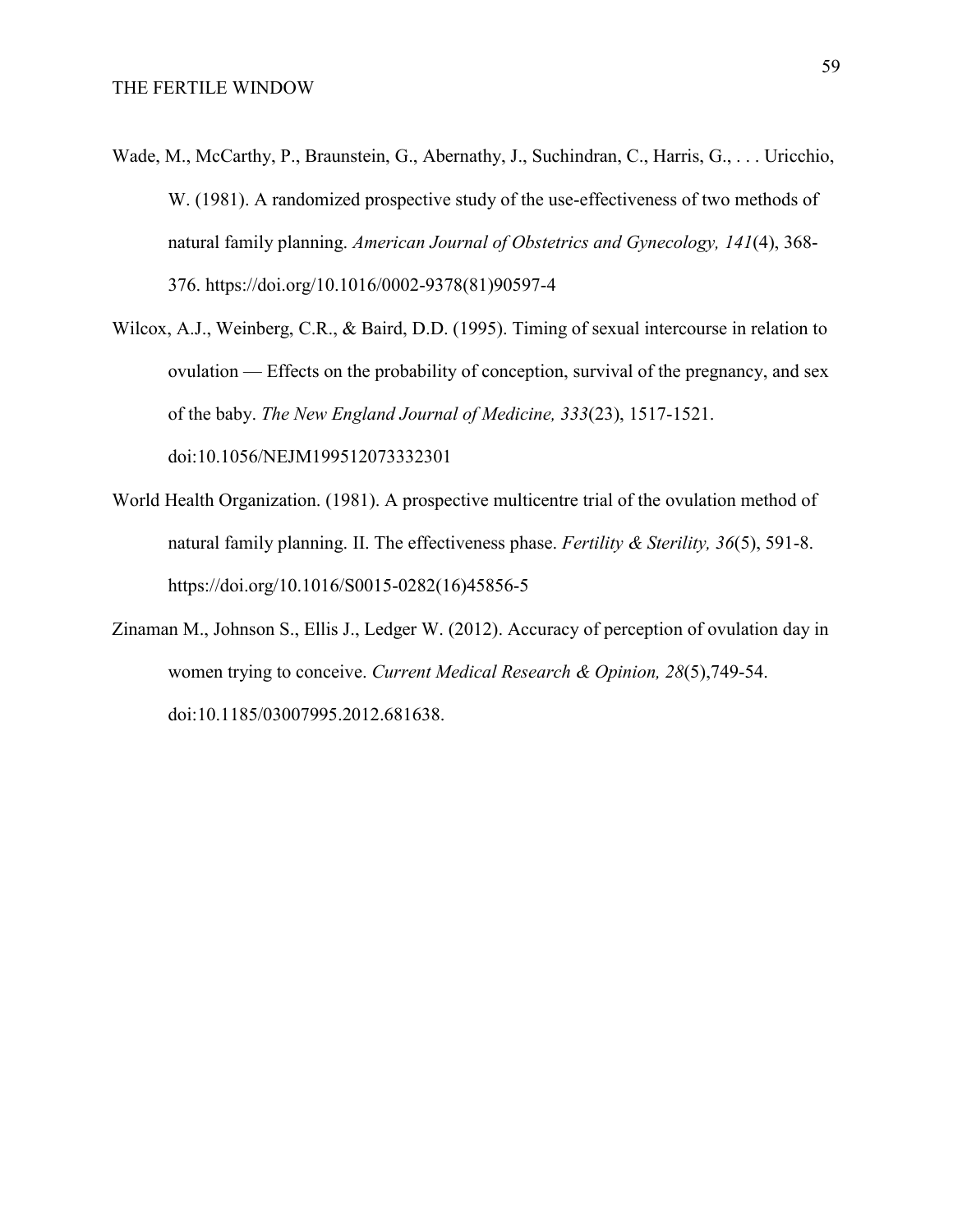Wade, M., McCarthy, P., Braunstein, G., Abernathy, J., Suchindran, C., Harris, G., . . . Uricchio, W. (1981). A randomized prospective study of the use-effectiveness of two methods of natural family planning. *American Journal of Obstetrics and Gynecology, 141*(4), 368-376. https://doi.org/10.1016/0002-9378(81)90597-4

Wilcox, A.J., Weinberg, C.R., & Baird, D.D. (1995). Timing of sexual intercourse in relation to ovulation — Effects on the probability of conception, survival of the pregnancy, and sex of the baby. *The New England Journal of Medicine, 333*(23), 1517-1521. doi:10.1056/NEJM199512073332301

World Health Organization. (1981). A prospective multicentre trial of the ovulation method of natural family planning. II. The effectiveness phase. *Fertility & Sterility, 36*(5), 591-8. https://doi.org/10.1016/S0015-0282(16)45856-5

Zinaman M., Johnson S., Ellis J., Ledger W. (2012). Accuracy of perception of ovulation day in women trying to conceive. *Current Medical Research & Opinion, 28*(5),749-54. doi:10.1185/03007995.2012.681638.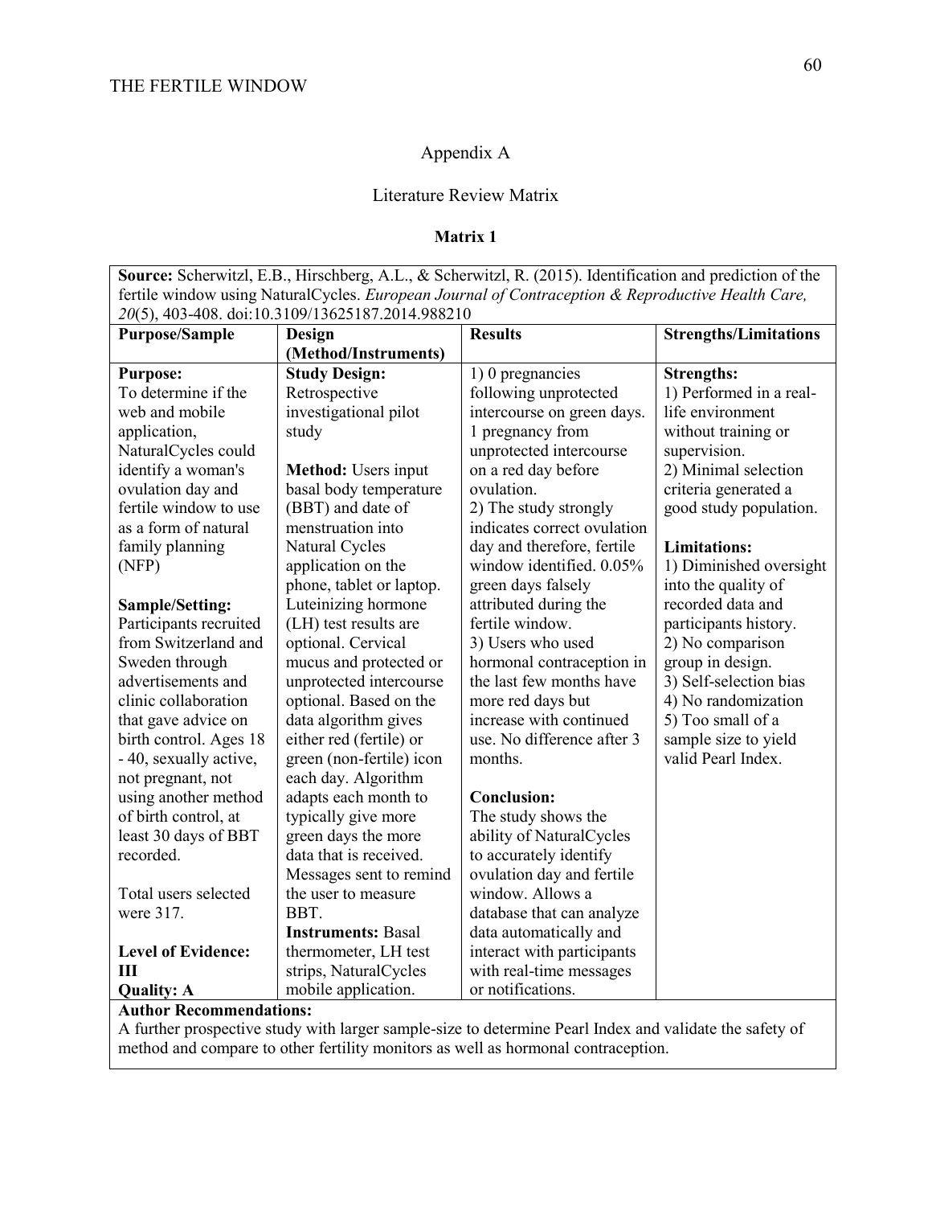# Appendix A

## Literature Review Matrix

### Matrix 1

| **Source:** Scherwitzl, E.B., Hirschberg, A.L., & Scherwitzl, R. (2015). Identification and prediction of the fertile window using NaturalCycles. *European Journal of Contraception & Reproductive Health Care, 20*(5), 403-408. doi:10.3109/13625187.2014.988210 | | | |
|---|---|---|---|
| **Purpose/Sample** | **Design (Method/Instruments)** | **Results** | **Strengths/Limitations** |
| **Purpose:**<br>To determine if the web and mobile application, NaturalCycles could identify a woman's ovulation day and fertile window to use as a form of natural family planning (NFP)<br><br>**Sample/Setting:**<br>Participants recruited from Switzerland and Sweden through advertisements and clinic collaboration that gave advice on birth control. Ages 18 - 40, sexually active, not pregnant, not using another method of birth control, at least 30 days of BBT recorded.<br><br>Total users selected were 317.<br><br>**Level of Evidence: III**<br>**Quality: A** | **Study Design:**<br>Retrospective investigational pilot study<br><br>**Method:** Users input basal body temperature (BBT) and date of menstruation into Natural Cycles application on the phone, tablet or laptop. Luteinizing hormone (LH) test results are optional. Cervical mucus and protected or unprotected intercourse optional. Based on the data algorithm gives either red (fertile) or green (non-fertile) icon each day. Algorithm adapts each month to typically give more green days the more data that is received. Messages sent to remind the user to measure BBT.<br>**Instruments:** Basal thermometer, LH test strips, NaturalCycles mobile application. | 1) 0 pregnancies following unprotected intercourse on green days. 1 pregnancy from unprotected intercourse on a red day before ovulation.<br>2) The study strongly indicates correct ovulation day and therefore, fertile window identified. 0.05% green days falsely attributed during the fertile window.<br>3) Users who used hormonal contraception in the last few months have more red days but increase with continued use. No difference after 3 months.<br><br>**Conclusion:**<br>The study shows the ability of NaturalCycles to accurately identify ovulation day and fertile window. Allows a database that can analyze data automatically and interact with participants with real-time messages or notifications. | **Strengths:**<br>1) Performed in a real-life environment without training or supervision.<br>2) Minimal selection criteria generated a good study population.<br><br>**Limitations:**<br>1) Diminished oversight into the quality of recorded data and participants history.<br>2) No comparison group in design.<br>3) Self-selection bias<br>4) No randomization<br>5) Too small of a sample size to yield valid Pearl Index. |
| **Author Recommendations:**<br>A further prospective study with larger sample-size to determine Pearl Index and validate the safety of method and compare to other fertility monitors as well as hormonal contraception. | | | |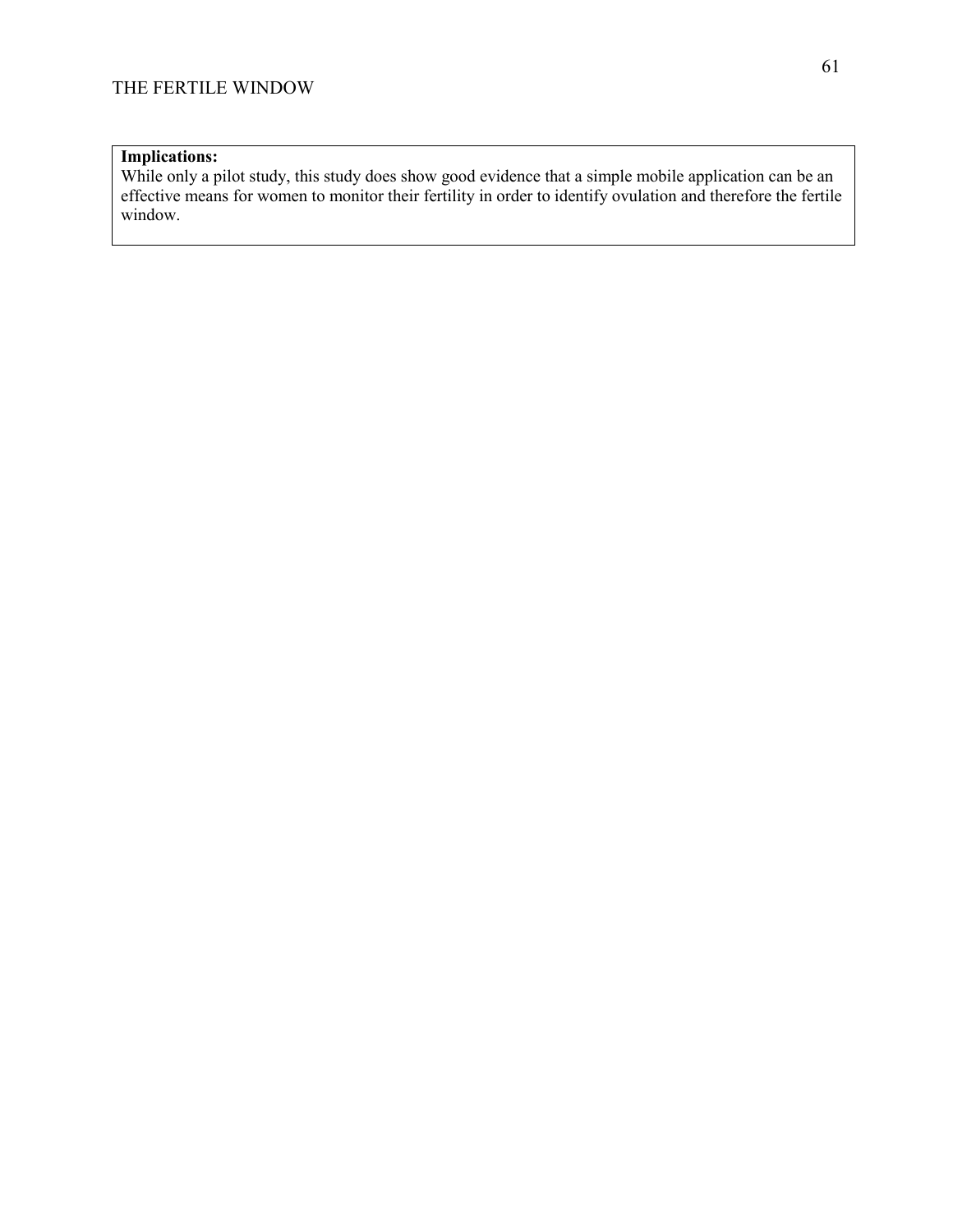**Implications:**
While only a pilot study, this study does show good evidence that a simple mobile application can be an effective means for women to monitor their fertility in order to identify ovulation and therefore the fertile window.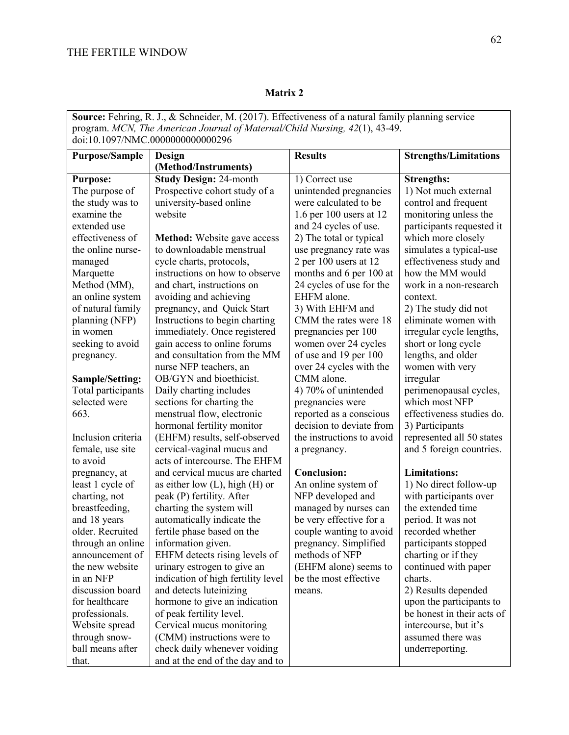**Matrix 2**

| **Source:** Fehring, R. J., & Schneider, M. (2017). Effectiveness of a natural family planning service program. *MCN, The American Journal of Maternal/Child Nursing, 42*(1), 43-49. doi:10.1097/NMC.0000000000000296 | | | |
|---|---|---|---|
| **Purpose/Sample** | **Design (Method/Instruments)** | **Results** | **Strengths/Limitations** |
| **Purpose:** The purpose of the study was to examine the extended use effectiveness of the online nurse-managed Marquette Method (MM), an online system of natural family planning (NFP) in women seeking to avoid pregnancy.<br><br>**Sample/Setting:** Total participants selected were 663.<br><br>Inclusion criteria female, use site to avoid pregnancy, at least 1 cycle of charting, not breastfeeding, and 18 years older. Recruited through an online announcement of the new website in an NFP discussion board for healthcare professionals. Website spread through snow-ball means after that. | **Study Design:** 24-month Prospective cohort study of a university-based online website<br><br>**Method:** Website gave access to downloadable menstrual cycle charts, protocols, instructions on how to observe and chart, instructions on avoiding and achieving pregnancy, and Quick Start Instructions to begin charting immediately. Once registered gain access to online forums and consultation from the MM nurse NFP teachers, an OB/GYN and bioethicist. Daily charting includes sections for charting the menstrual flow, electronic hormonal fertility monitor (EHFM) results, self-observed cervical-vaginal mucus and acts of intercourse. The EHFM and cervical mucus are charted as either low (L), high (H) or peak (P) fertility. After charting the system will automatically indicate the fertile phase based on the information given. EHFM detects rising levels of urinary estrogen to give an indication of high fertility level and detects luteinizing hormone to give an indication of peak fertility level. Cervical mucus monitoring (CMM) instructions were to check daily whenever voiding and at the end of the day and to | 1) Correct use unintended pregnancies were calculated to be 1.6 per 100 users at 12 and 24 cycles of use.<br>2) The total or typical use pregnancy rate was 2 per 100 users at 12 months and 6 per 100 at 24 cycles of use for the EHFM alone.<br>3) With EHFM and CMM the rates were 18 pregnancies per 100 women over 24 cycles of use and 19 per 100 over 24 cycles with the CMM alone.<br>4) 70% of unintended pregnancies were reported as a conscious decision to deviate from the instructions to avoid a pregnancy.<br><br>**Conclusion:** An online system of NFP developed and managed by nurses can be very effective for a couple wanting to avoid pregnancy. Simplified methods of NFP (EHFM alone) seems to be the most effective means. | **Strengths:**<br>1) Not much external control and frequent monitoring unless the participants requested it which more closely simulates a typical-use effectiveness study and how the MM would work in a non-research context.<br>2) The study did not eliminate women with irregular cycle lengths, short or long cycle lengths, and older women with very irregular perimenopausal cycles, which most NFP effectiveness studies do.<br>3) Participants represented all 50 states and 5 foreign countries.<br><br>**Limitations:**<br>1) No direct follow-up with participants over the extended time period. It was not recorded whether participants stopped charting or if they continued with paper charts.<br>2) Results depended upon the participants to be honest in their acts of intercourse, but it's assumed there was underreporting. |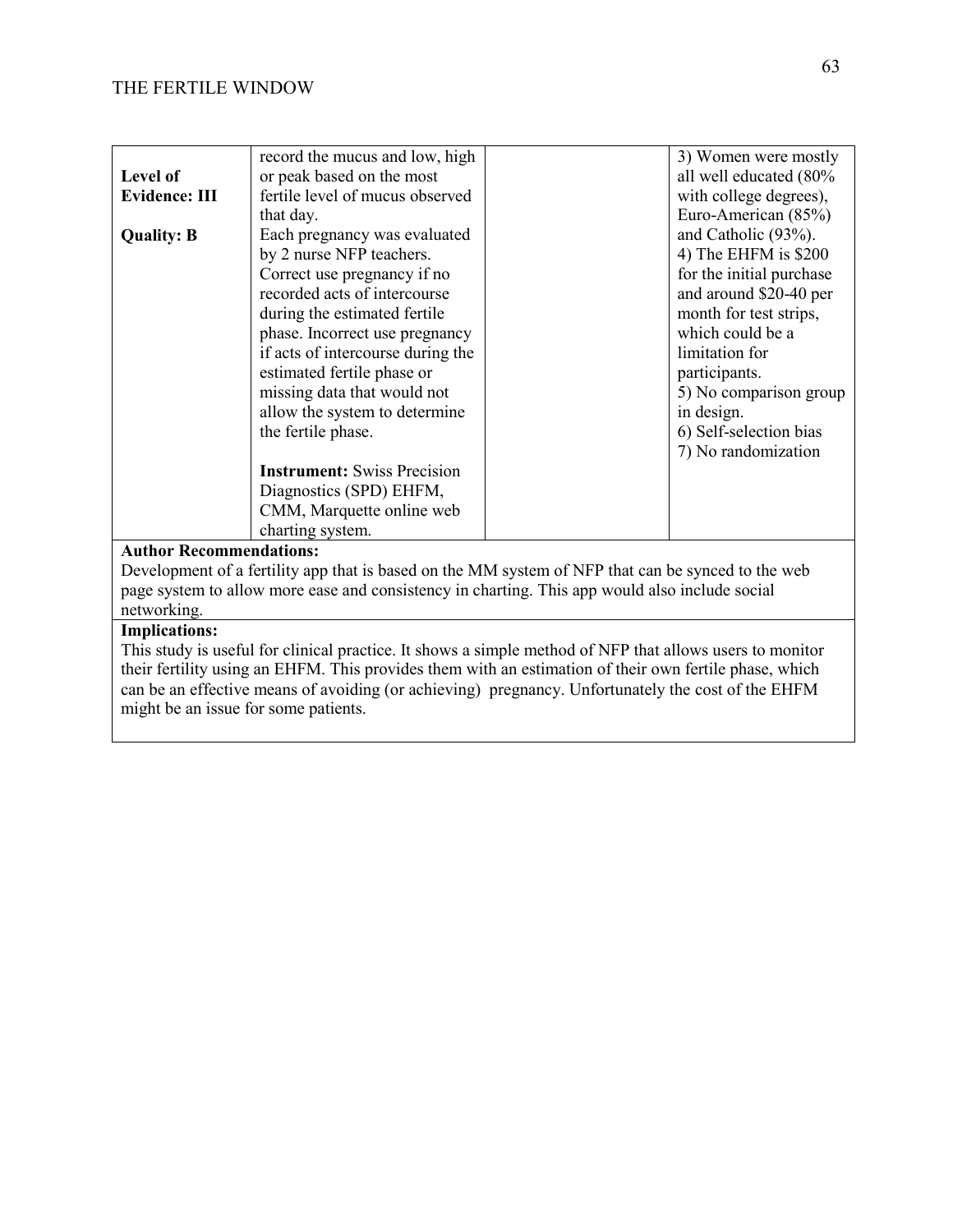| | | | |
|---|---|---|---|
| **Level of Evidence: III**<br><br>**Quality: B** | record the mucus and low, high or peak based on the most fertile level of mucus observed that day.<br>Each pregnancy was evaluated by 2 nurse NFP teachers. Correct use pregnancy if no recorded acts of intercourse during the estimated fertile phase. Incorrect use pregnancy if acts of intercourse during the estimated fertile phase or missing data that would not allow the system to determine the fertile phase.<br><br>**Instrument:** Swiss Precision Diagnostics (SPD) EHFM, CMM, Marquette online web charting system. | | 3) Women were mostly all well educated (80% with college degrees), Euro-American (85%) and Catholic (93%).<br>4) The EHFM is $200 for the initial purchase and around $20-40 per month for test strips, which could be a limitation for participants.<br>5) No comparison group in design.<br>6) Self-selection bias<br>7) No randomization |

**Author Recommendations:**
Development of a fertility app that is based on the MM system of NFP that can be synced to the web page system to allow more ease and consistency in charting. This app would also include social networking.

**Implications:**
This study is useful for clinical practice. It shows a simple method of NFP that allows users to monitor their fertility using an EHFM. This provides them with an estimation of their own fertile phase, which can be an effective means of avoiding (or achieving) pregnancy. Unfortunately the cost of the EHFM might be an issue for some patients.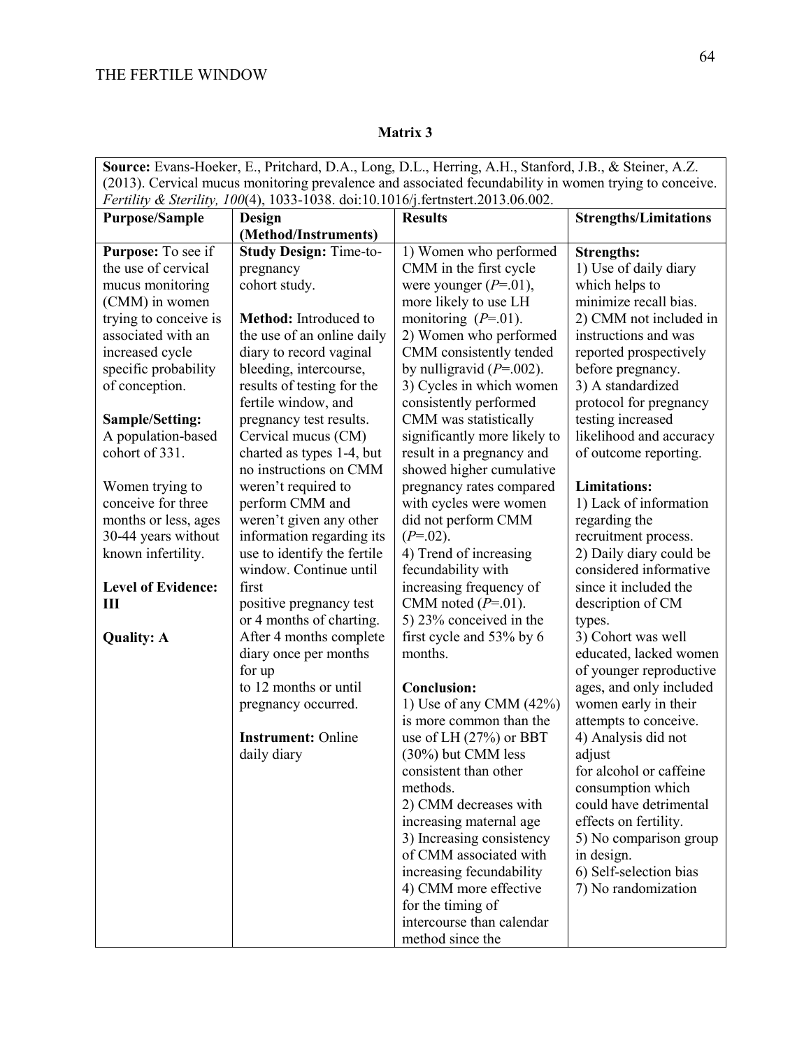**Matrix 3**

| **Source:** Evans-Hoeker, E., Pritchard, D.A., Long, D.L., Herring, A.H., Stanford, J.B., & Steiner, A.Z. (2013). Cervical mucus monitoring prevalence and associated fecundability in women trying to conceive. *Fertility & Sterility, 100*(4), 1033-1038. doi:10.1016/j.fertnstert.2013.06.002. | | | |
|---|---|---|---|
| **Purpose/Sample** | **Design (Method/Instruments)** | **Results** | **Strengths/Limitations** |
| **Purpose:** To see if the use of cervical mucus monitoring (CMM) in women trying to conceive is associated with an increased cycle specific probability of conception.<br><br>**Sample/Setting:** A population-based cohort of 331.<br><br>Women trying to conceive for three months or less, ages 30-44 years without known infertility.<br><br>**Level of Evidence: III**<br><br>**Quality: A** | **Study Design:** Time-to-pregnancy cohort study.<br><br>**Method:** Introduced to the use of an online daily diary to record vaginal bleeding, intercourse, results of testing for the fertile window, and pregnancy test results. Cervical mucus (CM) charted as types 1-4, but no instructions on CMM weren't required to perform CMM and weren't given any other information regarding its use to identify the fertile window. Continue until first positive pregnancy test or 4 months of charting. After 4 months complete diary once per months for up to 12 months or until pregnancy occurred.<br><br>**Instrument:** Online daily diary | 1) Women who performed CMM in the first cycle were younger (*P*=.01), more likely to use LH monitoring (*P*=.01).<br>2) Women who performed CMM consistently tended by nulligravid (*P*=.002).<br>3) Cycles in which women consistently performed CMM was statistically significantly more likely to result in a pregnancy and showed higher cumulative pregnancy rates compared with cycles were women did not perform CMM (*P*=.02).<br>4) Trend of increasing fecundability with increasing frequency of CMM noted (*P*=.01).<br>5) 23% conceived in the first cycle and 53% by 6 months.<br><br>**Conclusion:**<br>1) Use of any CMM (42%) is more common than the use of LH (27%) or BBT (30%) but CMM less consistent than other methods.<br>2) CMM decreases with increasing maternal age<br>3) Increasing consistency of CMM associated with increasing fecundability<br>4) CMM more effective for the timing of intercourse than calendar method since the | **Strengths:**<br>1) Use of daily diary which helps to minimize recall bias.<br>2) CMM not included in instructions and was reported prospectively before pregnancy.<br>3) A standardized protocol for pregnancy testing increased likelihood and accuracy of outcome reporting.<br><br>**Limitations:**<br>1) Lack of information regarding the recruitment process.<br>2) Daily diary could be considered informative since it included the description of CM types.<br>3) Cohort was well educated, lacked women of younger reproductive ages, and only included women early in their attempts to conceive.<br>4) Analysis did not adjust for alcohol or caffeine consumption which could have detrimental effects on fertility.<br>5) No comparison group in design.<br>6) Self-selection bias<br>7) No randomization |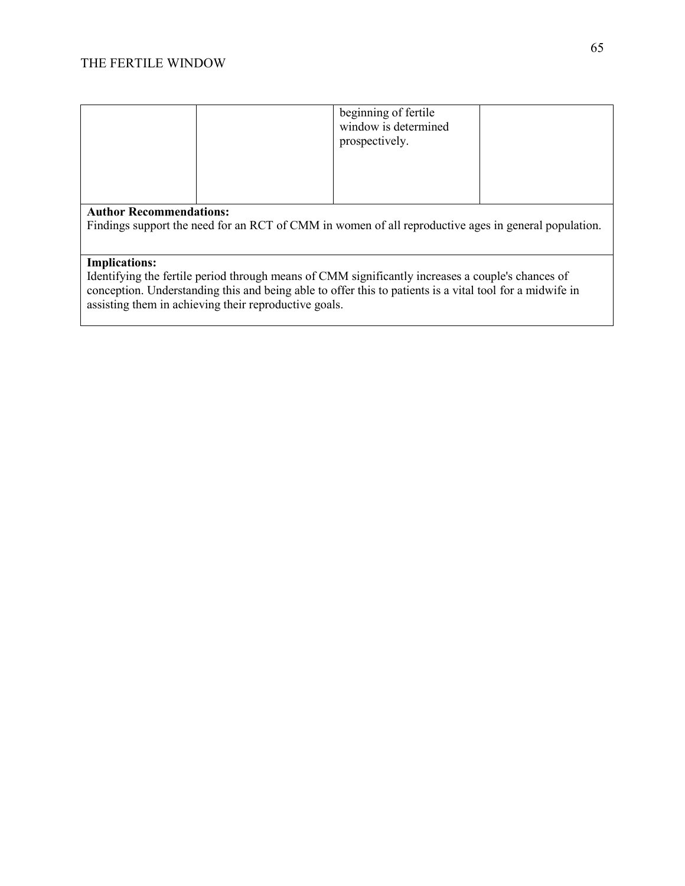| | | | |
|---|---|---|---|
| | | beginning of fertile window is determined prospectively. | |

**Author Recommendations:**
Findings support the need for an RCT of CMM in women of all reproductive ages in general population.

**Implications:**
Identifying the fertile period through means of CMM significantly increases a couple's chances of conception. Understanding this and being able to offer this to patients is a vital tool for a midwife in assisting them in achieving their reproductive goals.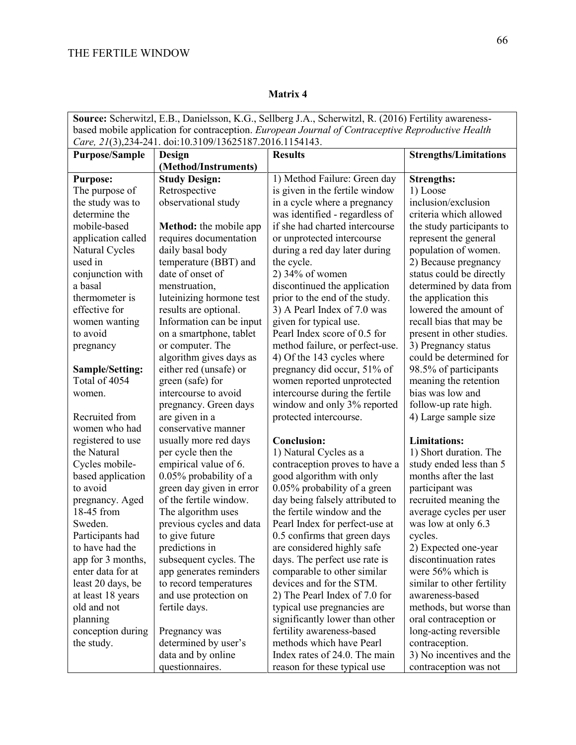**Matrix 4**

| **Source:** Scherwitzl, E.B., Danielsson, K.G., Sellberg J.A., Scherwitzl, R. (2016) Fertility awareness-based mobile application for contraception. *European Journal of Contraceptive Reproductive Health Care, 21*(3),234-241. doi:10.3109/13625187.2016.1154143. | | | |
|---|---|---|---|
| **Purpose/Sample** | **Design (Method/Instruments)** | **Results** | **Strengths/Limitations** |
| **Purpose:**<br>The purpose of the study was to determine the mobile-based application called Natural Cycles used in conjunction with a basal thermometer is effective for women wanting to avoid pregnancy<br><br>**Sample/Setting:**<br>Total of 4054 women.<br><br>Recruited from women who had registered to use the Natural Cycles mobile-based application to avoid pregnancy. Aged 18-45 from Sweden. Participants had to have had the app for 3 months, enter data for at least 20 days, be at least 18 years old and not planning conception during the study. | **Study Design:**<br>Retrospective observational study<br><br>**Method:** the mobile app requires documentation daily basal body temperature (BBT) and date of onset of menstruation, luteinizing hormone test results are optional. Information can be input on a smartphone, tablet or computer. The algorithm gives days as either red (unsafe) or green (safe) for intercourse to avoid pregnancy. Green days are given in a conservative manner usually more red days per cycle then the empirical value of 6. 0.05% probability of a green day given in error of the fertile window. The algorithm uses previous cycles and data to give future predictions in subsequent cycles. The app generates reminders to record temperatures and use protection on fertile days.<br><br>Pregnancy was determined by user's data and by online questionnaires. | 1) Method Failure: Green day is given in the fertile window in a cycle where a pregnancy was identified - regardless of if she had charted intercourse or unprotected intercourse during a red day later during the cycle.<br>2) 34% of women discontinued the application prior to the end of the study.<br>3) A Pearl Index of 7.0 was given for typical use. Pearl Index score of 0.5 for method failure, or perfect-use.<br>4) Of the 143 cycles where pregnancy did occur, 51% of women reported unprotected intercourse during the fertile window and only 3% reported protected intercourse.<br><br>**Conclusion:**<br>1) Natural Cycles as a contraception proves to have a good algorithm with only 0.05% probability of a green day being falsely attributed to the fertile window and the Pearl Index for perfect-use at 0.5 confirms that green days are considered highly safe days. The perfect use rate is comparable to other similar devices and for the STM.<br>2) The Pearl Index of 7.0 for typical use pregnancies are significantly lower than other fertility awareness-based methods which have Pearl Index rates of 24.0. The main reason for these typical use | **Strengths:**<br>1) Loose inclusion/exclusion criteria which allowed the study participants to represent the general population of women.<br>2) Because pregnancy status could be directly determined by data from the application this lowered the amount of recall bias that may be present in other studies.<br>3) Pregnancy status could be determined for 98.5% of participants meaning the retention bias was low and follow-up rate high.<br>4) Large sample size<br><br>**Limitations:**<br>1) Short duration. The study ended less than 5 months after the last participant was recruited meaning the average cycles per user was low at only 6.3 cycles.<br>2) Expected one-year discontinuation rates were 56% which is similar to other fertility awareness-based methods, but worse than oral contraception or long-acting reversible contraception.<br>3) No incentives and the contraception was not |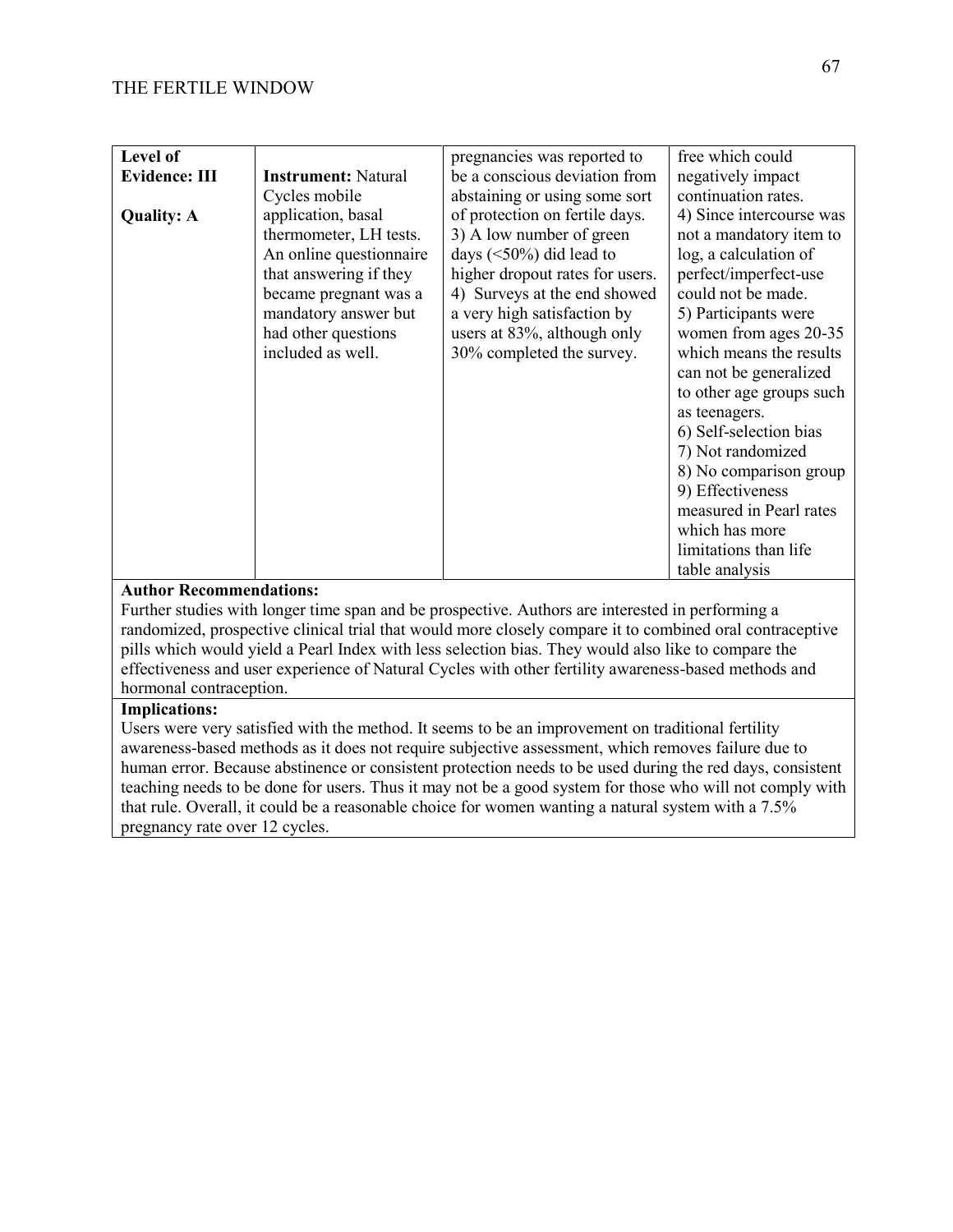| | | | |
|---|---|---|---|
| **Level of Evidence: III**<br><br>**Quality: A** | **Instrument:** Natural Cycles mobile application, basal thermometer, LH tests. An online questionnaire that answering if they became pregnant was a mandatory answer but had other questions included as well. | pregnancies was reported to be a conscious deviation from abstaining or using some sort of protection on fertile days.<br>3) A low number of green days (<50%) did lead to higher dropout rates for users.<br>4) Surveys at the end showed a very high satisfaction by users at 83%, although only 30% completed the survey. | free which could negatively impact continuation rates.<br>4) Since intercourse was not a mandatory item to log, a calculation of perfect/imperfect-use could not be made.<br>5) Participants were women from ages 20-35 which means the results can not be generalized to other age groups such as teenagers.<br>6) Self-selection bias<br>7) Not randomized<br>8) No comparison group<br>9) Effectiveness measured in Pearl rates which has more limitations than life table analysis |

**Author Recommendations:**
Further studies with longer time span and be prospective. Authors are interested in performing a randomized, prospective clinical trial that would more closely compare it to combined oral contraceptive pills which would yield a Pearl Index with less selection bias. They would also like to compare the effectiveness and user experience of Natural Cycles with other fertility awareness-based methods and hormonal contraception.

**Implications:**
Users were very satisfied with the method. It seems to be an improvement on traditional fertility awareness-based methods as it does not require subjective assessment, which removes failure due to human error. Because abstinence or consistent protection needs to be used during the red days, consistent teaching needs to be done for users. Thus it may not be a good system for those who will not comply with that rule. Overall, it could be a reasonable choice for women wanting a natural system with a 7.5% pregnancy rate over 12 cycles.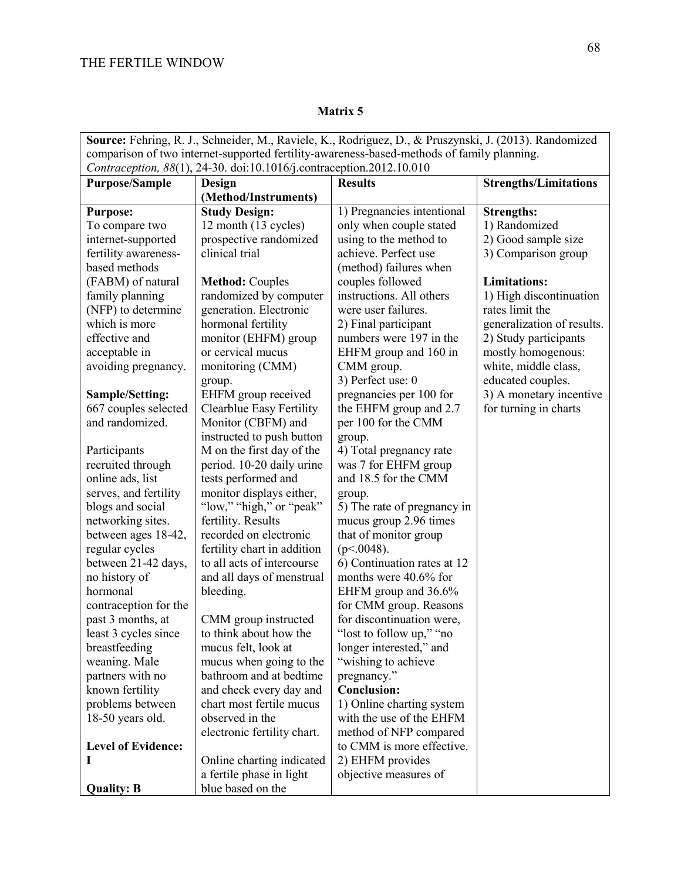**Matrix 5**

| **Source:** Fehring, R. J., Schneider, M., Raviele, K., Rodriguez, D., & Pruszynski, J. (2013). Randomized comparison of two internet-supported fertility-awareness-based-methods of family planning. *Contraception, 88*(1), 24-30. doi:10.1016/j.contraception.2012.10.010 | | | |
|---|---|---|---|
| **Purpose/Sample** | **Design (Method/Instruments)** | **Results** | **Strengths/Limitations** |
| **Purpose:**<br>To compare two internet-supported fertility awareness-based methods (FABM) of natural family planning (NFP) to determine which is more effective and acceptable in avoiding pregnancy.<br><br>**Sample/Setting:**<br>667 couples selected and randomized.<br><br>Participants recruited through online ads, list serves, and fertility blogs and social networking sites. between ages 18-42, regular cycles between 21-42 days, no history of hormonal contraception for the past 3 months, at least 3 cycles since breastfeeding weaning. Male partners with no known fertility problems between 18-50 years old.<br><br>**Level of Evidence:**<br>**I**<br><br>**Quality: B** | **Study Design:**<br>12 month (13 cycles) prospective randomized clinical trial<br><br>**Method:** Couples randomized by computer generation. Electronic hormonal fertility monitor (EHFM) group or cervical mucus monitoring (CMM) group.<br>EHFM group received Clearblue Easy Fertility Monitor (CBFM) and instructed to push button M on the first day of the period. 10-20 daily urine tests performed and monitor displays either, "low," "high," or "peak" fertility. Results recorded on electronic fertility chart in addition to all acts of intercourse and all days of menstrual bleeding.<br><br>CMM group instructed to think about how the mucus felt, look at mucus when going to the bathroom and at bedtime and check every day and chart most fertile mucus observed in the electronic fertility chart.<br><br>Online charting indicated a fertile phase in light blue based on the | 1) Pregnancies intentional only when couple stated using to the method to achieve. Perfect use (method) failures when couples followed instructions. All others were user failures.<br>2) Final participant numbers were 197 in the EHFM group and 160 in CMM group.<br>3) Perfect use: 0 pregnancies per 100 for the EHFM group and 2.7 per 100 for the CMM group.<br>4) Total pregnancy rate was 7 for EHFM group and 18.5 for the CMM group.<br>5) The rate of pregnancy in mucus group 2.96 times that of monitor group ($p<.0048$).<br>6) Continuation rates at 12 months were 40.6% for EHFM group and 36.6% for CMM group. Reasons for discontinuation were, "lost to follow up," "no longer interested," and "wishing to achieve pregnancy."<br>**Conclusion:**<br>1) Online charting system with the use of the EHFM method of NFP compared to CMM is more effective.<br>2) EHFM provides objective measures of | **Strengths:**<br>1) Randomized<br>2) Good sample size<br>3) Comparison group<br><br>**Limitations:**<br>1) High discontinuation rates limit the generalization of results.<br>2) Study participants mostly homogenous: white, middle class, educated couples.<br>3) A monetary incentive for turning in charts |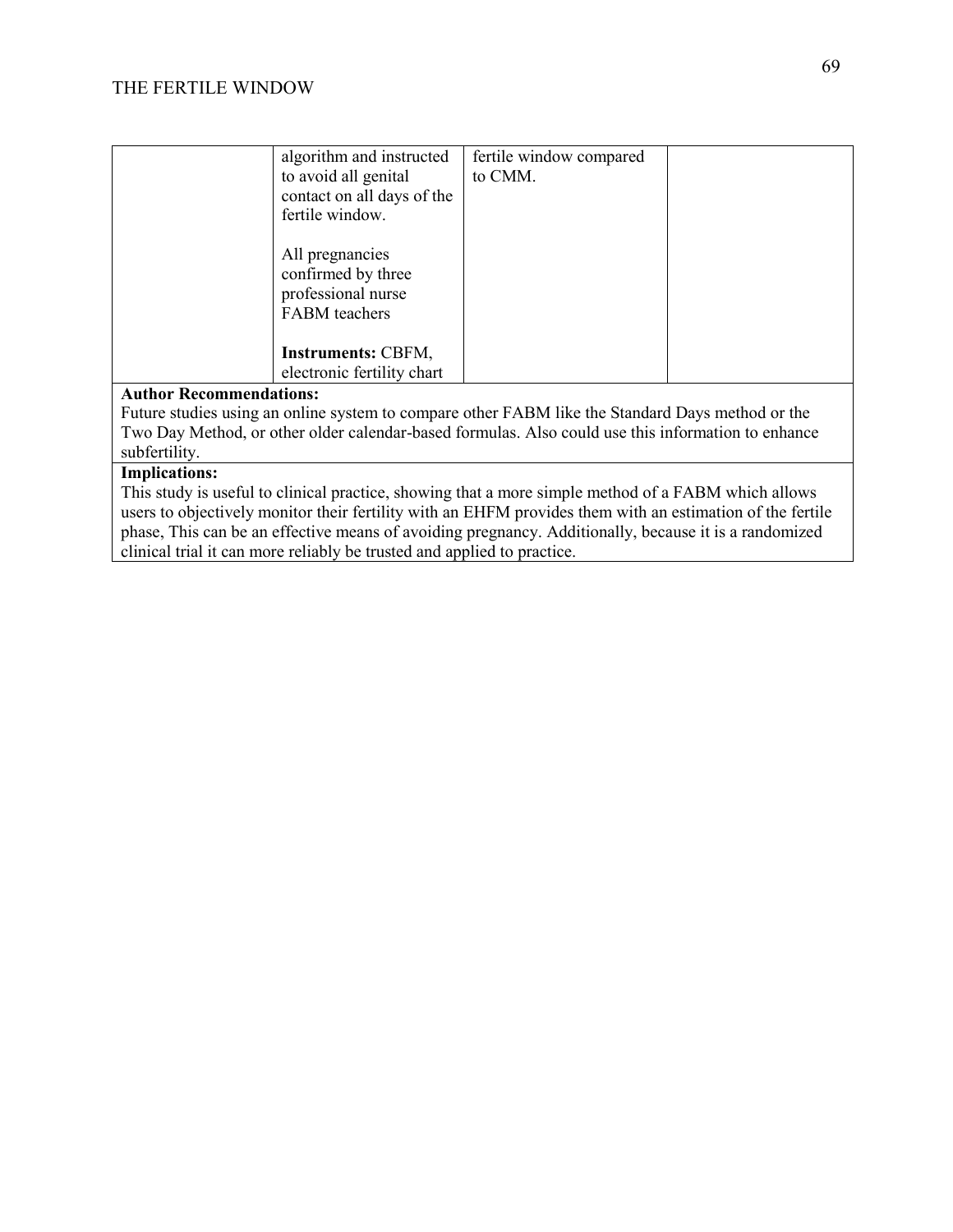| | | | |
|---|---|---|---|
| | algorithm and instructed to avoid all genital contact on all days of the fertile window.<br><br>All pregnancies confirmed by three professional nurse FABM teachers<br><br>**Instruments:** CBFM, electronic fertility chart | fertile window compared to CMM. | |

**Author Recommendations:**
Future studies using an online system to compare other FABM like the Standard Days method or the Two Day Method, or other older calendar-based formulas. Also could use this information to enhance subfertility.

**Implications:**
This study is useful to clinical practice, showing that a more simple method of a FABM which allows users to objectively monitor their fertility with an EHFM provides them with an estimation of the fertile phase, This can be an effective means of avoiding pregnancy. Additionally, because it is a randomized clinical trial it can more reliably be trusted and applied to practice.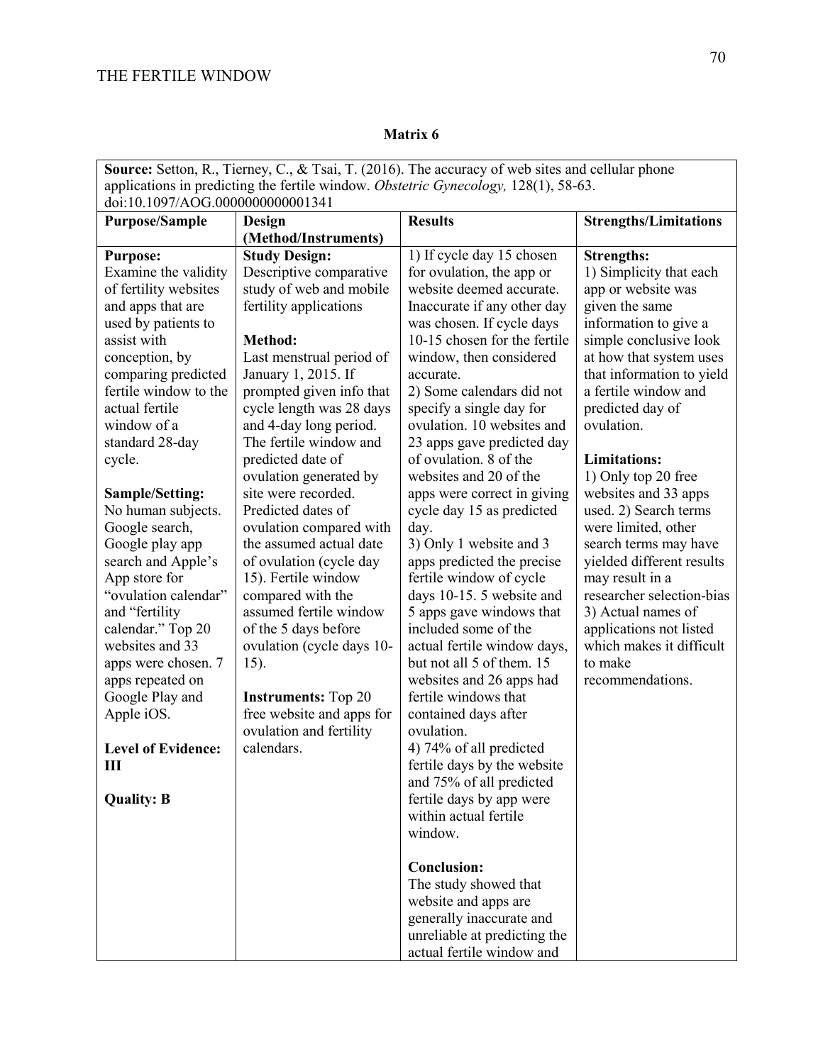**Matrix 6**

| **Source:** Setton, R., Tierney, C., & Tsai, T. (2016). The accuracy of web sites and cellular phone applications in predicting the fertile window. *Obstetric Gynecology,* 128(1), 58-63. doi:10.1097/AOG.0000000000001341 | | | |
|---|---|---|---|
| **Purpose/Sample** | **Design (Method/Instruments)** | **Results** | **Strengths/Limitations** |
| **Purpose:**<br>Examine the validity of fertility websites and apps that are used by patients to assist with conception, by comparing predicted fertile window to the actual fertile window of a standard 28-day cycle.<br><br>**Sample/Setting:**<br>No human subjects. Google search, Google play app search and Apple's App store for "ovulation calendar" and "fertility calendar." Top 20 websites and 33 apps were chosen. 7 apps repeated on Google Play and Apple iOS.<br><br>**Level of Evidence: III**<br><br>**Quality: B** | **Study Design:**<br>Descriptive comparative study of web and mobile fertility applications<br><br>**Method:**<br>Last menstrual period of January 1, 2015. If prompted given info that cycle length was 28 days and 4-day long period. The fertile window and predicted date of ovulation generated by site were recorded. Predicted dates of ovulation compared with the assumed actual date of ovulation (cycle day 15). Fertile window compared with the assumed fertile window of the 5 days before ovulation (cycle days 10-15).<br><br>**Instruments:** Top 20 free website and apps for ovulation and fertility calendars. | 1) If cycle day 15 chosen for ovulation, the app or website deemed accurate. Inaccurate if any other day was chosen. If cycle days 10-15 chosen for the fertile window, then considered accurate.<br>2) Some calendars did not specify a single day for ovulation. 10 websites and 23 apps gave predicted day of ovulation. 8 of the websites and 20 of the apps were correct in giving cycle day 15 as predicted day.<br>3) Only 1 website and 3 apps predicted the precise fertile window of cycle days 10-15. 5 website and 5 apps gave windows that included some of the actual fertile window days, but not all 5 of them. 15 websites and 26 apps had fertile windows that contained days after ovulation.<br>4) 74% of all predicted fertile days by the website and 75% of all predicted fertile days by app were within actual fertile window.<br><br>**Conclusion:**<br>The study showed that website and apps are generally inaccurate and unreliable at predicting the actual fertile window and | **Strengths:**<br>1) Simplicity that each app or website was given the same information to give a simple conclusive look at how that system uses that information to yield a fertile window and predicted day of ovulation.<br><br>**Limitations:**<br>1) Only top 20 free websites and 33 apps used. 2) Search terms were limited, other search terms may have yielded different results may result in a researcher selection-bias 3) Actual names of applications not listed which makes it difficult to make recommendations. |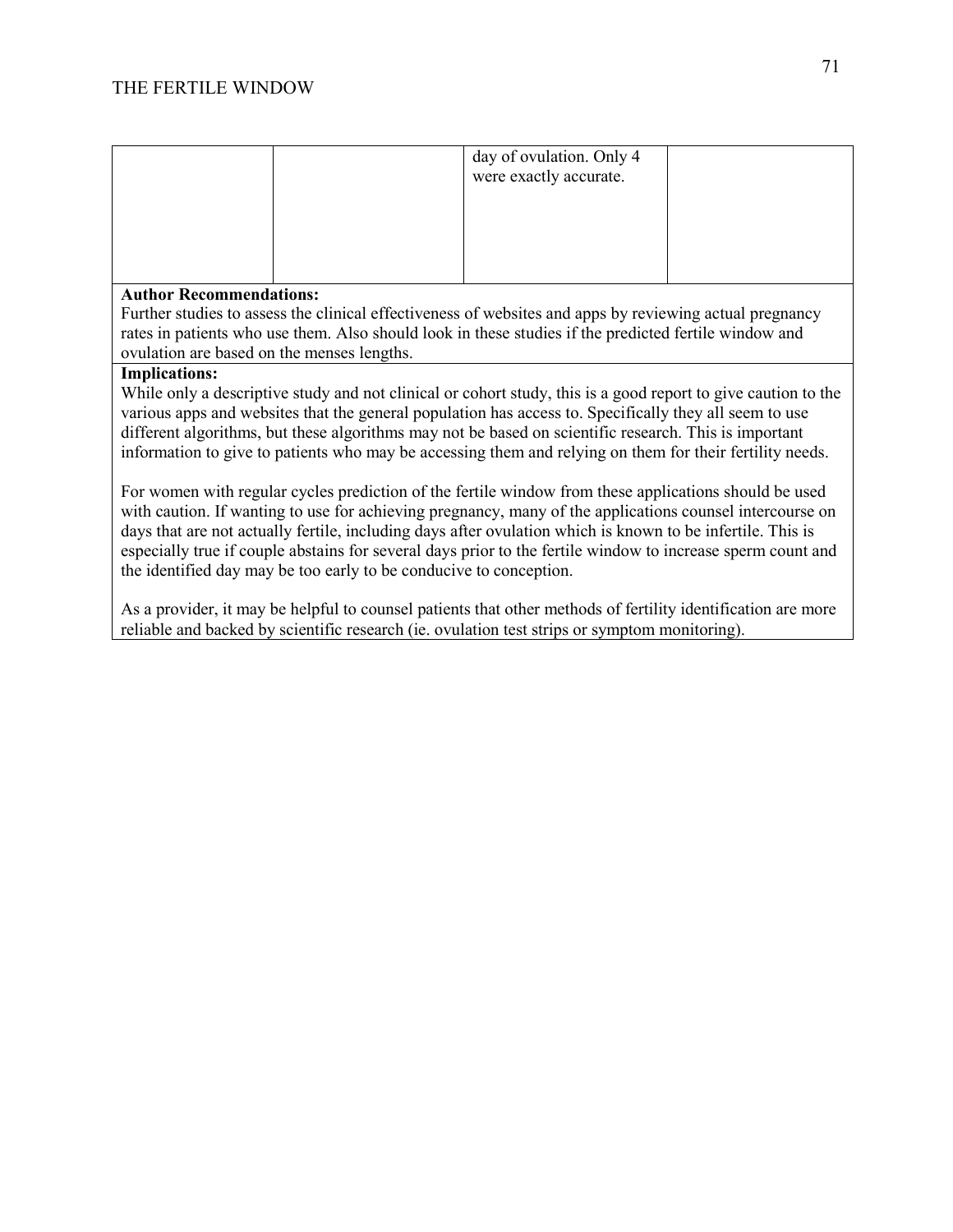|  |  | day of ovulation. Only 4 were exactly accurate. |  |
|---|---|---|---|

**Author Recommendations:**
Further studies to assess the clinical effectiveness of websites and apps by reviewing actual pregnancy rates in patients who use them. Also should look in these studies if the predicted fertile window and ovulation are based on the menses lengths.

**Implications:**
While only a descriptive study and not clinical or cohort study, this is a good report to give caution to the various apps and websites that the general population has access to. Specifically they all seem to use different algorithms, but these algorithms may not be based on scientific research. This is important information to give to patients who may be accessing them and relying on them for their fertility needs.

For women with regular cycles prediction of the fertile window from these applications should be used with caution. If wanting to use for achieving pregnancy, many of the applications counsel intercourse on days that are not actually fertile, including days after ovulation which is known to be infertile. This is especially true if couple abstains for several days prior to the fertile window to increase sperm count and the identified day may be too early to be conducive to conception.

As a provider, it may be helpful to counsel patients that other methods of fertility identification are more reliable and backed by scientific research (ie. ovulation test strips or symptom monitoring).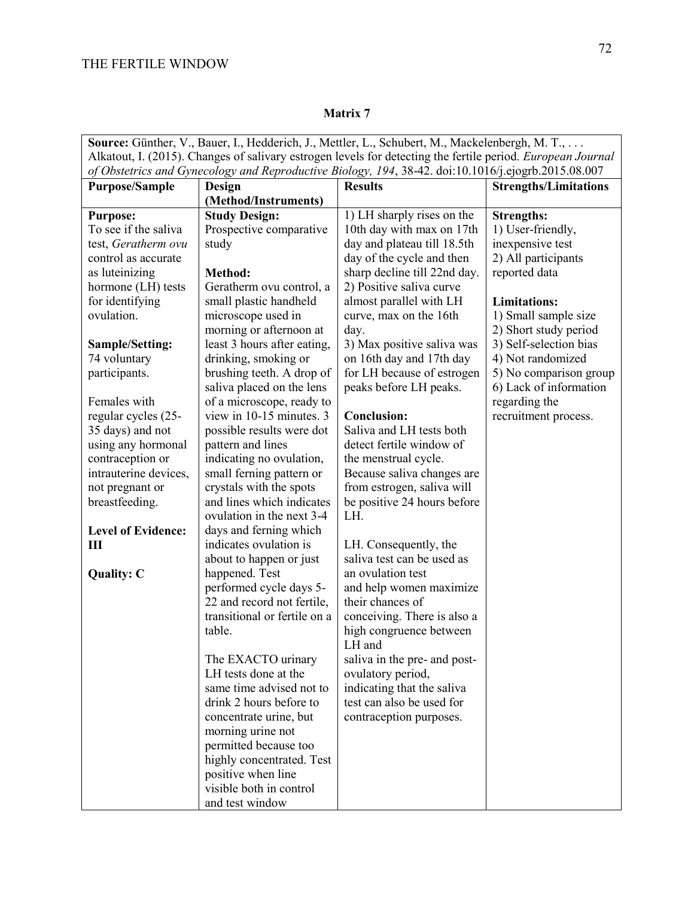**Matrix 7**

| **Source:** Günther, V., Bauer, I., Hedderich, J., Mettler, L., Schubert, M., Mackelenbergh, M. T., . . . Alkatout, I. (2015). Changes of salivary estrogen levels for detecting the fertile period. *European Journal of Obstetrics and Gynecology and Reproductive Biology, 194*, 38-42. doi:10.1016/j.ejogrb.2015.08.007 | | | |
|---|---|---|---|
| **Purpose/Sample** | **Design (Method/Instruments)** | **Results** | **Strengths/Limitations** |
| **Purpose:**<br>To see if the saliva test, *Geratherm ovu* control as accurate as luteinizing hormone (LH) tests for identifying ovulation.<br><br>**Sample/Setting:**<br>74 voluntary participants.<br><br>Females with regular cycles (25-35 days) and not using any hormonal contraception or intrauterine devices, not pregnant or breastfeeding.<br><br>**Level of Evidence: III**<br><br>**Quality: C** | **Study Design:**<br>Prospective comparative study<br><br>**Method:**<br>Geratherm ovu control, a small plastic handheld microscope used in morning or afternoon at least 3 hours after eating, drinking, smoking or brushing teeth. A drop of saliva placed on the lens of a microscope, ready to view in 10-15 minutes. 3 possible results were dot pattern and lines indicating no ovulation, small ferning pattern or crystals with the spots and lines which indicates ovulation in the next 3-4 days and ferning which indicates ovulation is about to happen or just happened. Test performed cycle days 5-22 and record not fertile, transitional or fertile on a table.<br><br>The EXACTO urinary LH tests done at the same time advised not to drink 2 hours before to concentrate urine, but morning urine not permitted because too highly concentrated. Test positive when line visible both in control and test window | 1) LH sharply rises on the 10th day with max on 17th day and plateau till 18.5th day of the cycle and then sharp decline till 22nd day.<br>2) Positive saliva curve almost parallel with LH curve, max on the 16th day.<br>3) Max positive saliva was on 16th day and 17th day for LH because of estrogen peaks before LH peaks.<br><br>**Conclusion:**<br>Saliva and LH tests both detect fertile window of the menstrual cycle. Because saliva changes are from estrogen, saliva will be positive 24 hours before LH.<br><br>LH. Consequently, the saliva test can be used as an ovulation test and help women maximize their chances of conceiving. There is also a high congruence between LH and saliva in the pre- and post-ovulatory period, indicating that the saliva test can also be used for contraception purposes. | **Strengths:**<br>1) User-friendly, inexpensive test<br>2) All participants reported data<br><br>**Limitations:**<br>1) Small sample size<br>2) Short study period<br>3) Self-selection bias<br>4) Not randomized<br>5) No comparison group<br>6) Lack of information regarding the recruitment process. |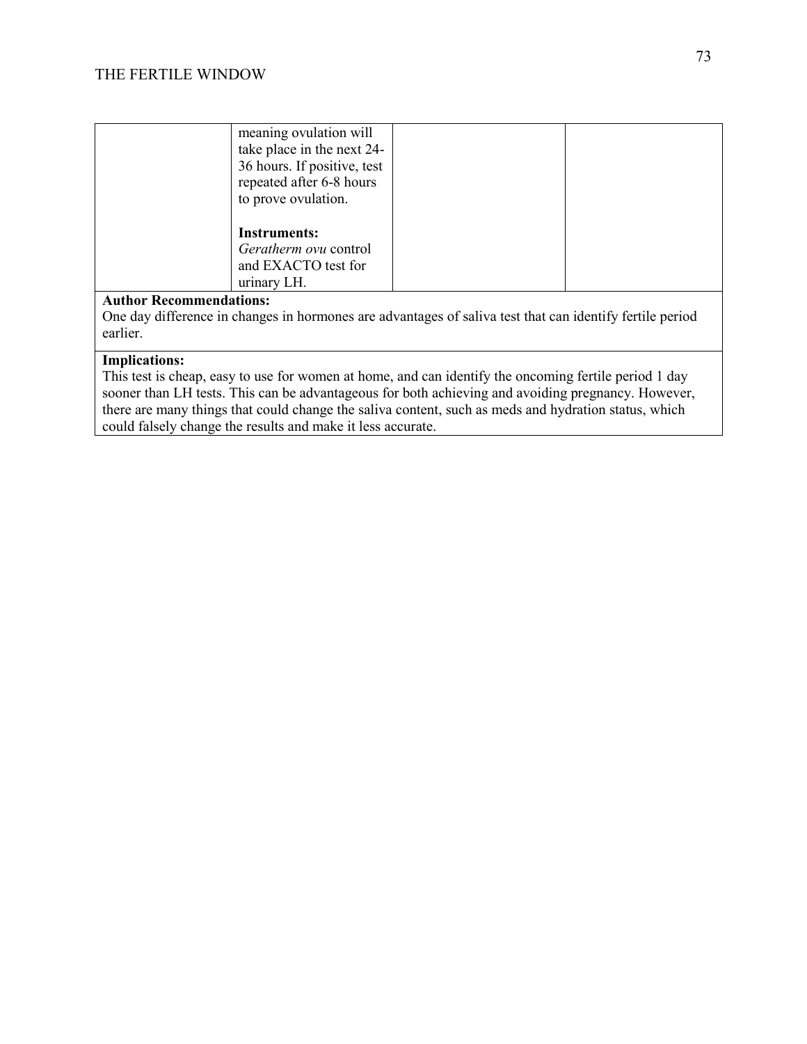| | | | |
|---|---|---|---|
| | meaning ovulation will take place in the next 24-36 hours. If positive, test repeated after 6-8 hours to prove ovulation.<br><br>**Instruments:**<br>*Geratherm ovu* control and EXACTO test for urinary LH. | | |

**Author Recommendations:**
One day difference in changes in hormones are advantages of saliva test that can identify fertile period earlier.

**Implications:**
This test is cheap, easy to use for women at home, and can identify the oncoming fertile period 1 day sooner than LH tests. This can be advantageous for both achieving and avoiding pregnancy. However, there are many things that could change the saliva content, such as meds and hydration status, which could falsely change the results and make it less accurate.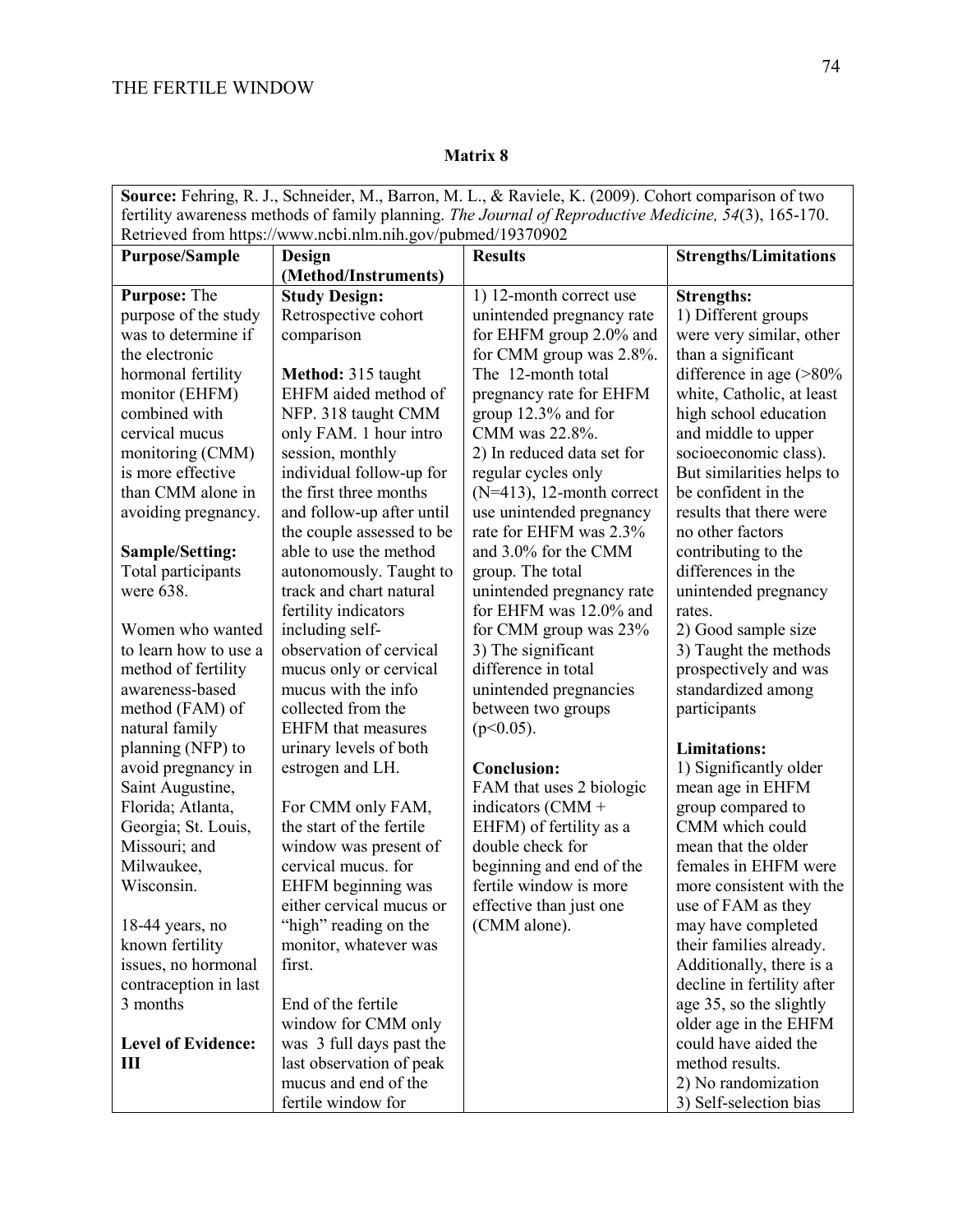**Matrix 8**

| **Source:** Fehring, R. J., Schneider, M., Barron, M. L., & Raviele, K. (2009). Cohort comparison of two fertility awareness methods of family planning. *The Journal of Reproductive Medicine, 54*(3), 165-170. Retrieved from https://www.ncbi.nlm.nih.gov/pubmed/19370902 | | | |
|---|---|---|---|
| **Purpose/Sample** | **Design (Method/Instruments)** | **Results** | **Strengths/Limitations** |
| **Purpose:** The purpose of the study was to determine if the electronic hormonal fertility monitor (EHFM) combined with cervical mucus monitoring (CMM) is more effective than CMM alone in avoiding pregnancy.<br><br>**Sample/Setting:** Total participants were 638.<br><br>Women who wanted to learn how to use a method of fertility awareness-based method (FAM) of natural family planning (NFP) to avoid pregnancy in Saint Augustine, Florida; Atlanta, Georgia; St. Louis, Missouri; and Milwaukee, Wisconsin.<br><br>18-44 years, no known fertility issues, no hormonal contraception in last 3 months<br><br>**Level of Evidence: III** | **Study Design:** Retrospective cohort comparison<br><br>**Method:** 315 taught EHFM aided method of NFP. 318 taught CMM only FAM. 1 hour intro session, monthly individual follow-up for the first three months and follow-up after until the couple assessed to be able to use the method autonomously. Taught to track and chart natural fertility indicators including self-observation of cervical mucus only or cervical mucus with the info collected from the EHFM that measures urinary levels of both estrogen and LH.<br><br>For CMM only FAM, the start of the fertile window was present of cervical mucus. for EHFM beginning was either cervical mucus or "high" reading on the monitor, whatever was first.<br><br>End of the fertile window for CMM only was 3 full days past the last observation of peak mucus and end of the fertile window for | 1) 12-month correct use unintended pregnancy rate for EHFM group 2.0% and for CMM group was 2.8%. The 12-month total pregnancy rate for EHFM group 12.3% and for CMM was 22.8%.<br>2) In reduced data set for regular cycles only (N=413), 12-month correct use unintended pregnancy rate for EHFM was 2.3% and 3.0% for the CMM group. The total unintended pregnancy rate for EHFM was 12.0% and for CMM group was 23%<br>3) The significant difference in total unintended pregnancies between two groups ($p<0.05$).<br><br>**Conclusion:**<br>FAM that uses 2 biologic indicators (CMM + EHFM) of fertility as a double check for beginning and end of the fertile window is more effective than just one (CMM alone). | **Strengths:**<br>1) Different groups were very similar, other than a significant difference in age (>80% white, Catholic, at least high school education and middle to upper socioeconomic class). But similarities helps to be confident in the results that there were no other factors contributing to the differences in the unintended pregnancy rates.<br>2) Good sample size<br>3) Taught the methods prospectively and was standardized among participants<br><br>**Limitations:**<br>1) Significantly older mean age in EHFM group compared to CMM which could mean that the older females in EHFM were more consistent with the use of FAM as they may have completed their families already. Additionally, there is a decline in fertility after age 35, so the slightly older age in the EHFM could have aided the method results.<br>2) No randomization<br>3) Self-selection bias |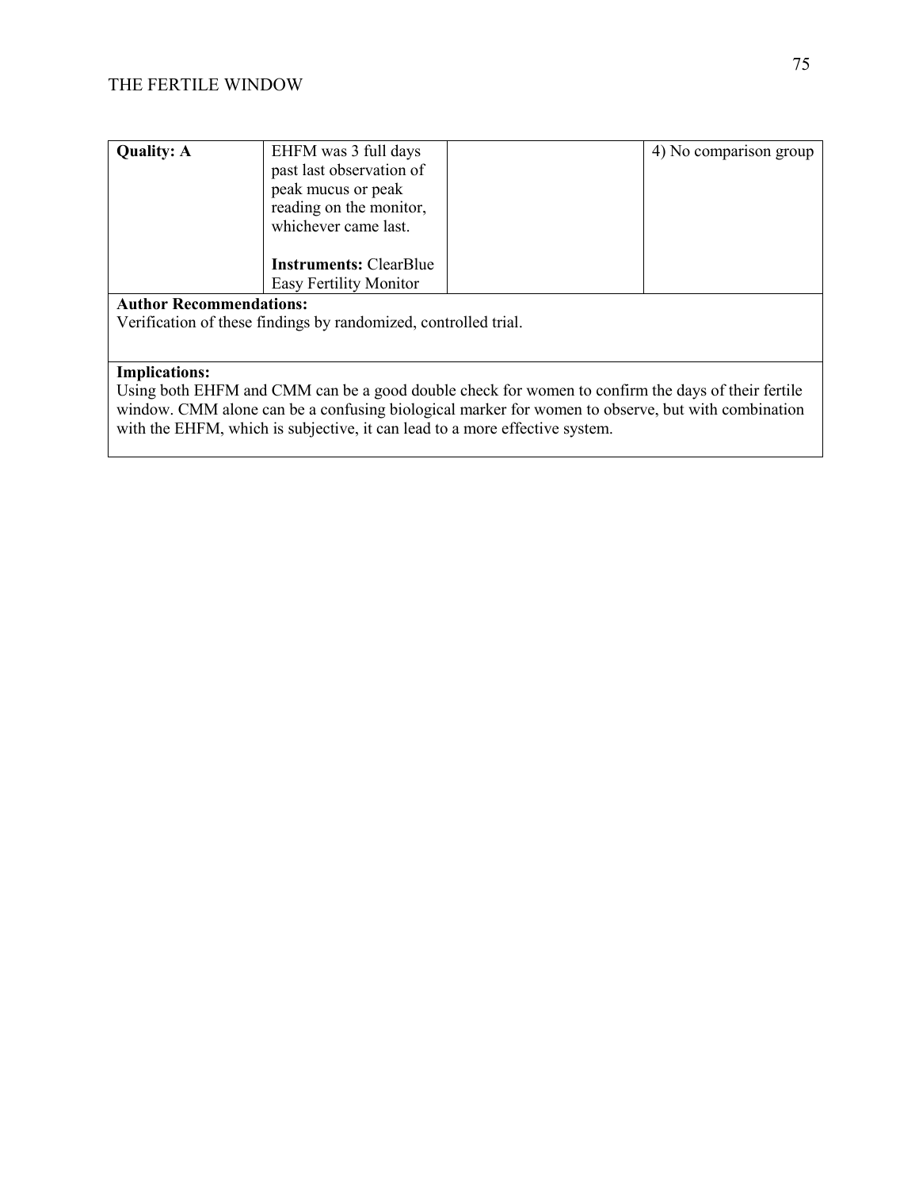| | | | |
|---|---|---|---|
| **Quality: A** | EHFM was 3 full days past last observation of peak mucus or peak reading on the monitor, whichever came last.<br><br>**Instruments:** ClearBlue Easy Fertility Monitor | | 4) No comparison group |

**Author Recommendations:**
Verification of these findings by randomized, controlled trial.

**Implications:**
Using both EHFM and CMM can be a good double check for women to confirm the days of their fertile window. CMM alone can be a confusing biological marker for women to observe, but with combination with the EHFM, which is subjective, it can lead to a more effective system.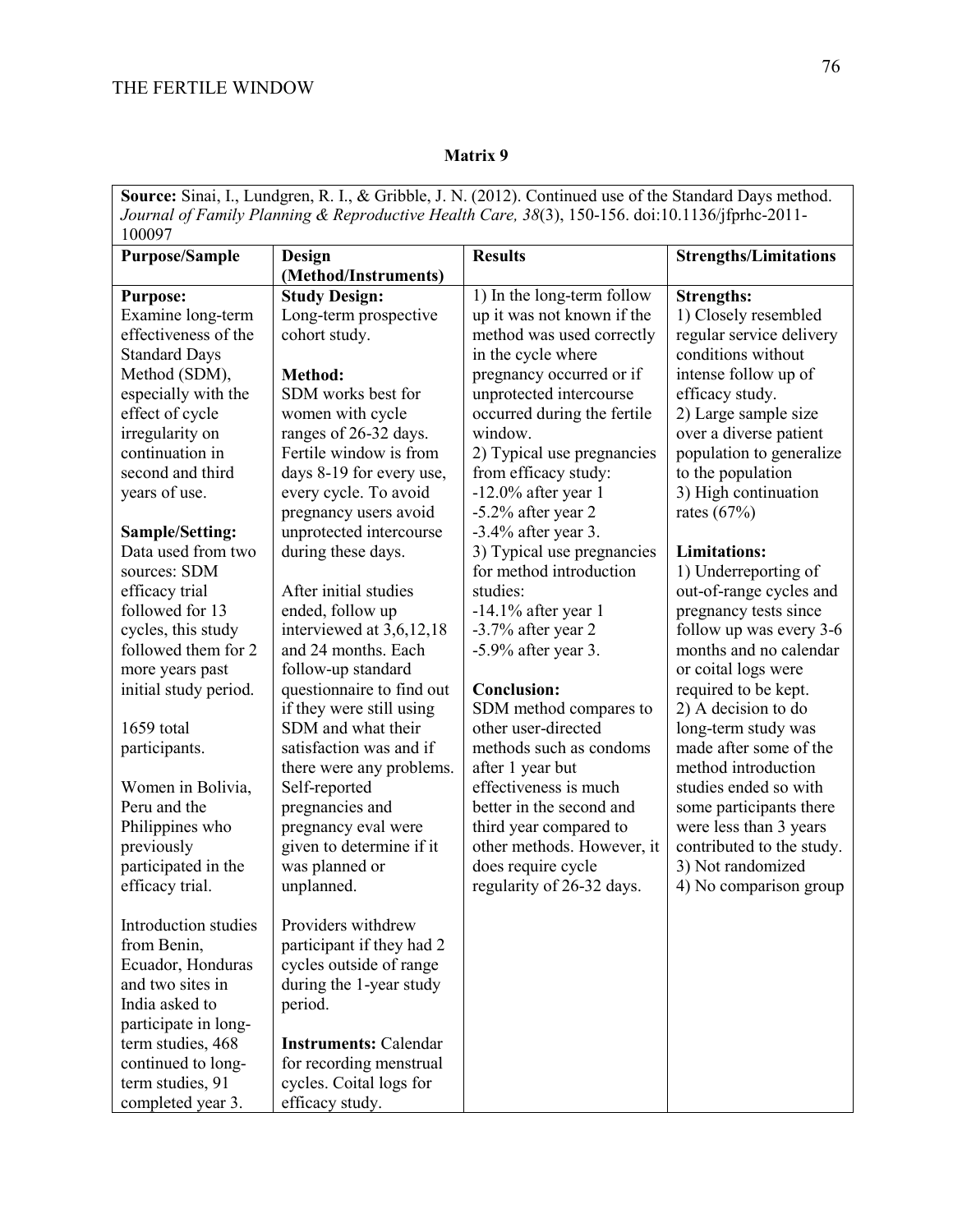**Matrix 9**

| **Source:** Sinai, I., Lundgren, R. I., & Gribble, J. N. (2012). Continued use of the Standard Days method. *Journal of Family Planning & Reproductive Health Care, 38*(3), 150-156. doi:10.1136/jfprhc-2011-100097 | | | |
|---|---|---|---|
| **Purpose/Sample** | **Design (Method/Instruments)** | **Results** | **Strengths/Limitations** |
| **Purpose:**<br>Examine long-term effectiveness of the Standard Days Method (SDM), especially with the effect of cycle irregularity on continuation in second and third years of use.<br><br>**Sample/Setting:**<br>Data used from two sources: SDM efficacy trial followed for 13 cycles, this study followed them for 2 more years past initial study period.<br><br>1659 total participants.<br><br>Women in Bolivia, Peru and the Philippines who previously participated in the efficacy trial.<br><br>Introduction studies from Benin, Ecuador, Honduras and two sites in India asked to participate in long-term studies, 468 continued to long-term studies, 91 completed year 3. | **Study Design:**<br>Long-term prospective cohort study.<br><br>**Method:**<br>SDM works best for women with cycle ranges of 26-32 days. Fertile window is from days 8-19 for every use, every cycle. To avoid pregnancy users avoid unprotected intercourse during these days.<br><br>After initial studies ended, follow up interviewed at 3,6,12,18 and 24 months. Each follow-up standard questionnaire to find out if they were still using SDM and what their satisfaction was and if there were any problems. Self-reported pregnancies and pregnancy eval were given to determine if it was planned or unplanned.<br><br>Providers withdrew participant if they had 2 cycles outside of range during the 1-year study period.<br><br>**Instruments:** Calendar for recording menstrual cycles. Coital logs for efficacy study. | 1) In the long-term follow up it was not known if the method was used correctly in the cycle where pregnancy occurred or if unprotected intercourse occurred during the fertile window.<br>2) Typical use pregnancies from efficacy study:<br>-12.0% after year 1<br>-5.2% after year 2<br>-3.4% after year 3.<br>3) Typical use pregnancies for method introduction studies:<br>-14.1% after year 1<br>-3.7% after year 2<br>-5.9% after year 3.<br><br>**Conclusion:**<br>SDM method compares to other user-directed methods such as condoms after 1 year but effectiveness is much better in the second and third year compared to other methods. However, it does require cycle regularity of 26-32 days. | **Strengths:**<br>1) Closely resembled regular service delivery conditions without intense follow up of efficacy study.<br>2) Large sample size over a diverse patient population to generalize to the population<br>3) High continuation rates (67%)<br><br>**Limitations:**<br>1) Underreporting of out-of-range cycles and pregnancy tests since follow up was every 3-6 months and no calendar or coital logs were required to be kept.<br>2) A decision to do long-term study was made after some of the method introduction studies ended so with some participants there were less than 3 years contributed to the study.<br>3) Not randomized<br>4) No comparison group |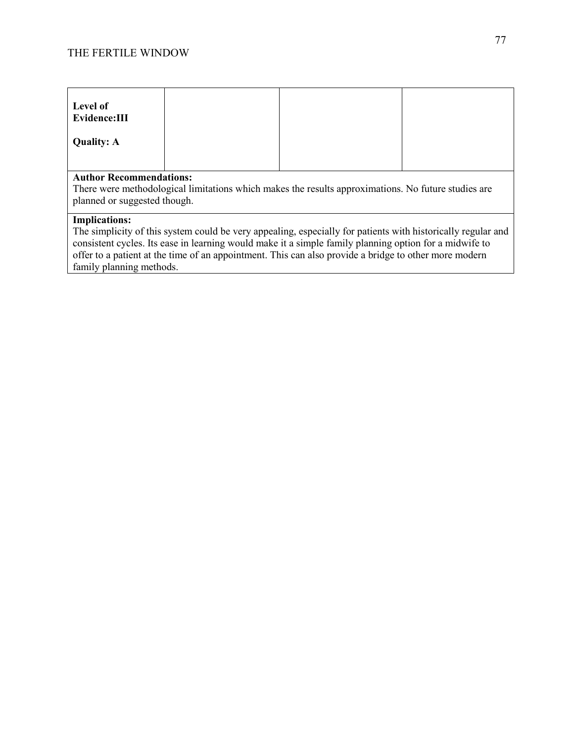| **Level of Evidence:III**<br><br>**Quality: A** | | | |
|---|---|---|---|

**Author Recommendations:**
There were methodological limitations which makes the results approximations. No future studies are planned or suggested though.

**Implications:**
The simplicity of this system could be very appealing, especially for patients with historically regular and consistent cycles. Its ease in learning would make it a simple family planning option for a midwife to offer to a patient at the time of an appointment. This can also provide a bridge to other more modern family planning methods.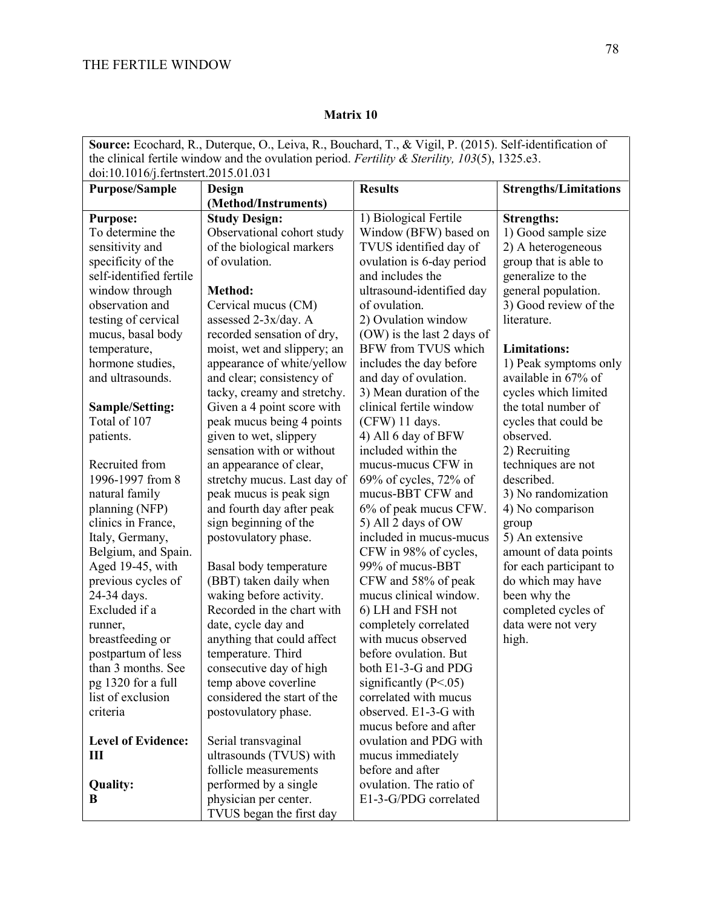**Matrix 10**

| **Source:** Ecochard, R., Duterque, O., Leiva, R., Bouchard, T., & Vigil, P. (2015). Self-identification of the clinical fertile window and the ovulation period. *Fertility & Sterility, 103*(5), 1325.e3. doi:10.1016/j.fertnstert.2015.01.031 | | | |
|---|---|---|---|
| **Purpose/Sample** | **Design (Method/Instruments)** | **Results** | **Strengths/Limitations** |
| **Purpose:**<br>To determine the sensitivity and specificity of the self-identified fertile window through observation and testing of cervical mucus, basal body temperature, hormone studies, and ultrasounds.<br><br>**Sample/Setting:**<br>Total of 107 patients.<br><br>Recruited from 1996-1997 from 8 natural family planning (NFP) clinics in France, Italy, Germany, Belgium, and Spain. Aged 19-45, with previous cycles of 24-34 days. Excluded if a runner, breastfeeding or postpartum of less than 3 months. See pg 1320 for a full list of exclusion criteria<br><br>**Level of Evidence: III**<br><br>**Quality: B** | **Study Design:**<br>Observational cohort study of the biological markers of ovulation.<br><br>**Method:**<br>Cervical mucus (CM) assessed 2-3x/day. A recorded sensation of dry, moist, wet and slippery; an appearance of white/yellow and clear; consistency of tacky, creamy and stretchy. Given a 4 point score with peak mucus being 4 points given to wet, slippery sensation with or without an appearance of clear, stretchy mucus. Last day of peak mucus is peak sign and fourth day after peak sign beginning of the postovulatory phase.<br><br>Basal body temperature (BBT) taken daily when waking before activity. Recorded in the chart with date, cycle day and anything that could affect temperature. Third consecutive day of high temp above coverline considered the start of the postovulatory phase.<br><br>Serial transvaginal ultrasounds (TVUS) with follicle measurements performed by a single physician per center. TVUS began the first day | 1) Biological Fertile Window (BFW) based on TVUS identified day of ovulation is 6-day period and includes the ultrasound-identified day of ovulation.<br>2) Ovulation window (OW) is the last 2 days of BFW from TVUS which includes the day before and day of ovulation.<br>3) Mean duration of the clinical fertile window (CFW) 11 days.<br>4) All 6 day of BFW included within the mucus-mucus CFW in 69% of cycles, 72% of mucus-BBT CFW and 6% of peak mucus CFW.<br>5) All 2 days of OW included in mucus-mucus CFW in 98% of cycles, 99% of mucus-BBT CFW and 58% of peak mucus clinical window.<br>6) LH and FSH not completely correlated with mucus observed before ovulation. But both E1-3-G and PDG significantly ($P<.05$) correlated with mucus observed. E1-3-G with mucus before and after ovulation and PDG with mucus immediately before and after ovulation. The ratio of E1-3-G/PDG correlated | **Strengths:**<br>1) Good sample size<br>2) A heterogeneous group that is able to generalize to the general population.<br>3) Good review of the literature.<br><br>**Limitations:**<br>1) Peak symptoms only available in 67% of cycles which limited the total number of cycles that could be observed.<br>2) Recruiting techniques are not described.<br>3) No randomization<br>4) No comparison group<br>5) An extensive amount of data points for each participant to do which may have been why the completed cycles of data were not very high. |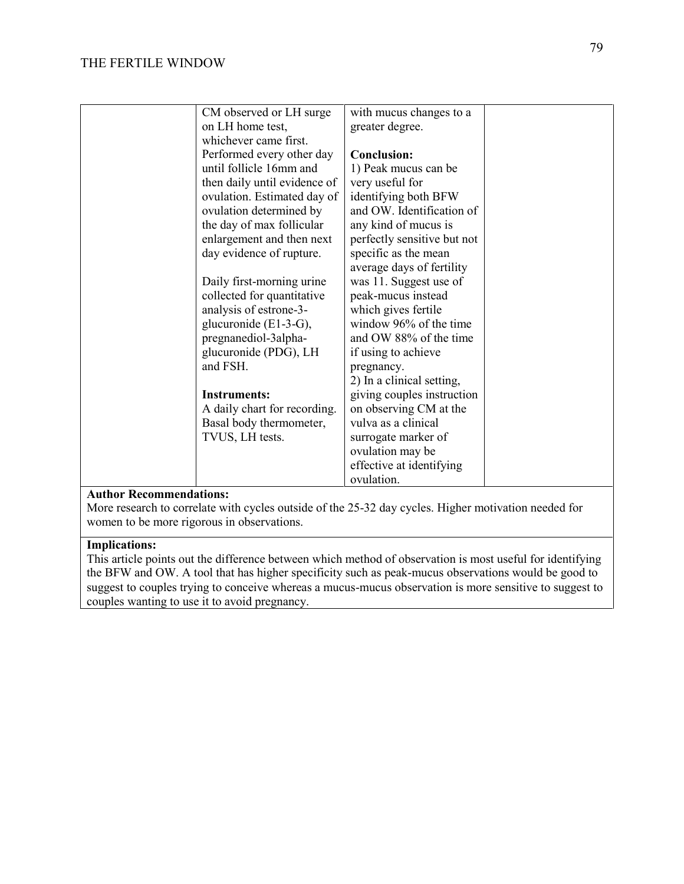| | | | |
|---|---|---|---|
| | CM observed or LH surge on LH home test, whichever came first. Performed every other day until follicle 16mm and then daily until evidence of ovulation. Estimated day of ovulation determined by the day of max follicular enlargement and then next day evidence of rupture.<br><br>Daily first-morning urine collected for quantitative analysis of estrone-3-glucuronide (E1-3-G), pregnanediol-3alpha-glucuronide (PDG), LH and FSH.<br><br>**Instruments:**<br>A daily chart for recording. Basal body thermometer, TVUS, LH tests. | with mucus changes to a greater degree.<br><br>**Conclusion:**<br>1) Peak mucus can be very useful for identifying both BFW and OW. Identification of any kind of mucus is perfectly sensitive but not specific as the mean average days of fertility was 11. Suggest use of peak-mucus instead which gives fertile window 96% of the time and OW 88% of the time if using to achieve pregnancy.<br>2) In a clinical setting, giving couples instruction on observing CM at the vulva as a clinical surrogate marker of ovulation may be effective at identifying ovulation. | |

**Author Recommendations:**
More research to correlate with cycles outside of the 25-32 day cycles. Higher motivation needed for women to be more rigorous in observations.

**Implications:**
This article points out the difference between which method of observation is most useful for identifying the BFW and OW. A tool that has higher specificity such as peak-mucus observations would be good to suggest to couples trying to conceive whereas a mucus-mucus observation is more sensitive to suggest to couples wanting to use it to avoid pregnancy.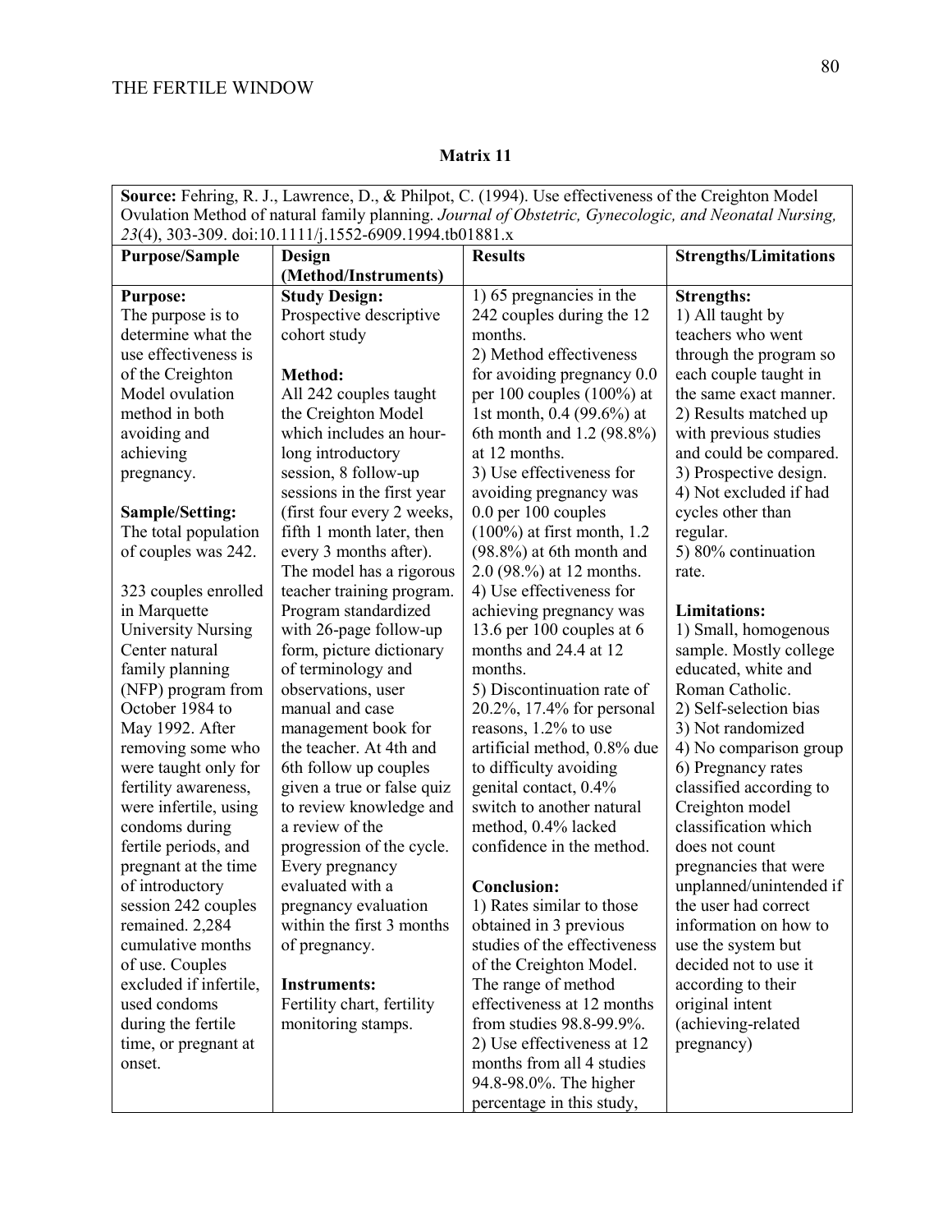**Matrix 11**

| **Source:** Fehring, R. J., Lawrence, D., & Philpot, C. (1994). Use effectiveness of the Creighton Model Ovulation Method of natural family planning. *Journal of Obstetric, Gynecologic, and Neonatal Nursing, 23*(4), 303-309. doi:10.1111/j.1552-6909.1994.tb01881.x | | | |
|---|---|---|---|
| **Purpose/Sample** | **Design (Method/Instruments)** | **Results** | **Strengths/Limitations** |
| **Purpose:**<br>The purpose is to determine what the use effectiveness is of the Creighton Model ovulation method in both avoiding and achieving pregnancy.<br><br>**Sample/Setting:**<br>The total population of couples was 242.<br><br>323 couples enrolled in Marquette University Nursing Center natural family planning (NFP) program from October 1984 to May 1992. After removing some who were taught only for fertility awareness, were infertile, using condoms during fertile periods, and pregnant at the time of introductory session 242 couples remained. 2,284 cumulative months of use. Couples excluded if infertile, used condoms during the fertile time, or pregnant at onset. | **Study Design:**<br>Prospective descriptive cohort study<br><br>**Method:**<br>All 242 couples taught the Creighton Model which includes an hour-long introductory session, 8 follow-up sessions in the first year (first four every 2 weeks, fifth 1 month later, then every 3 months after). The model has a rigorous teacher training program. Program standardized with 26-page follow-up form, picture dictionary of terminology and observations, user manual and case management book for the teacher. At 4th and 6th follow up couples given a true or false quiz to review knowledge and a review of the progression of the cycle. Every pregnancy evaluated with a pregnancy evaluation within the first 3 months of pregnancy.<br><br>**Instruments:**<br>Fertility chart, fertility monitoring stamps. | 1) 65 pregnancies in the 242 couples during the 12 months.<br>2) Method effectiveness for avoiding pregnancy 0.0 per 100 couples (100%) at 1st month, 0.4 (99.6%) at 6th month and 1.2 (98.8%) at 12 months.<br>3) Use effectiveness for avoiding pregnancy was 0.0 per 100 couples (100%) at first month, 1.2 (98.8%) at 6th month and 2.0 (98.%) at 12 months.<br>4) Use effectiveness for achieving pregnancy was 13.6 per 100 couples at 6 months and 24.4 at 12 months.<br>5) Discontinuation rate of 20.2%, 17.4% for personal reasons, 1.2% to use artificial method, 0.8% due to difficulty avoiding genital contact, 0.4% switch to another natural method, 0.4% lacked confidence in the method.<br><br>**Conclusion:**<br>1) Rates similar to those obtained in 3 previous studies of the effectiveness of the Creighton Model. The range of method effectiveness at 12 months from studies 98.8-99.9%.<br>2) Use effectiveness at 12 months from all 4 studies 94.8-98.0%. The higher percentage in this study, | **Strengths:**<br>1) All taught by teachers who went through the program so each couple taught in the same exact manner.<br>2) Results matched up with previous studies and could be compared.<br>3) Prospective design.<br>4) Not excluded if had cycles other than regular.<br>5) 80% continuation rate.<br><br>**Limitations:**<br>1) Small, homogenous sample. Mostly college educated, white and Roman Catholic.<br>2) Self-selection bias<br>3) Not randomized<br>4) No comparison group<br>6) Pregnancy rates classified according to Creighton model classification which does not count pregnancies that were unplanned/unintended if the user had correct information on how to use the system but decided not to use it according to their original intent (achieving-related pregnancy) |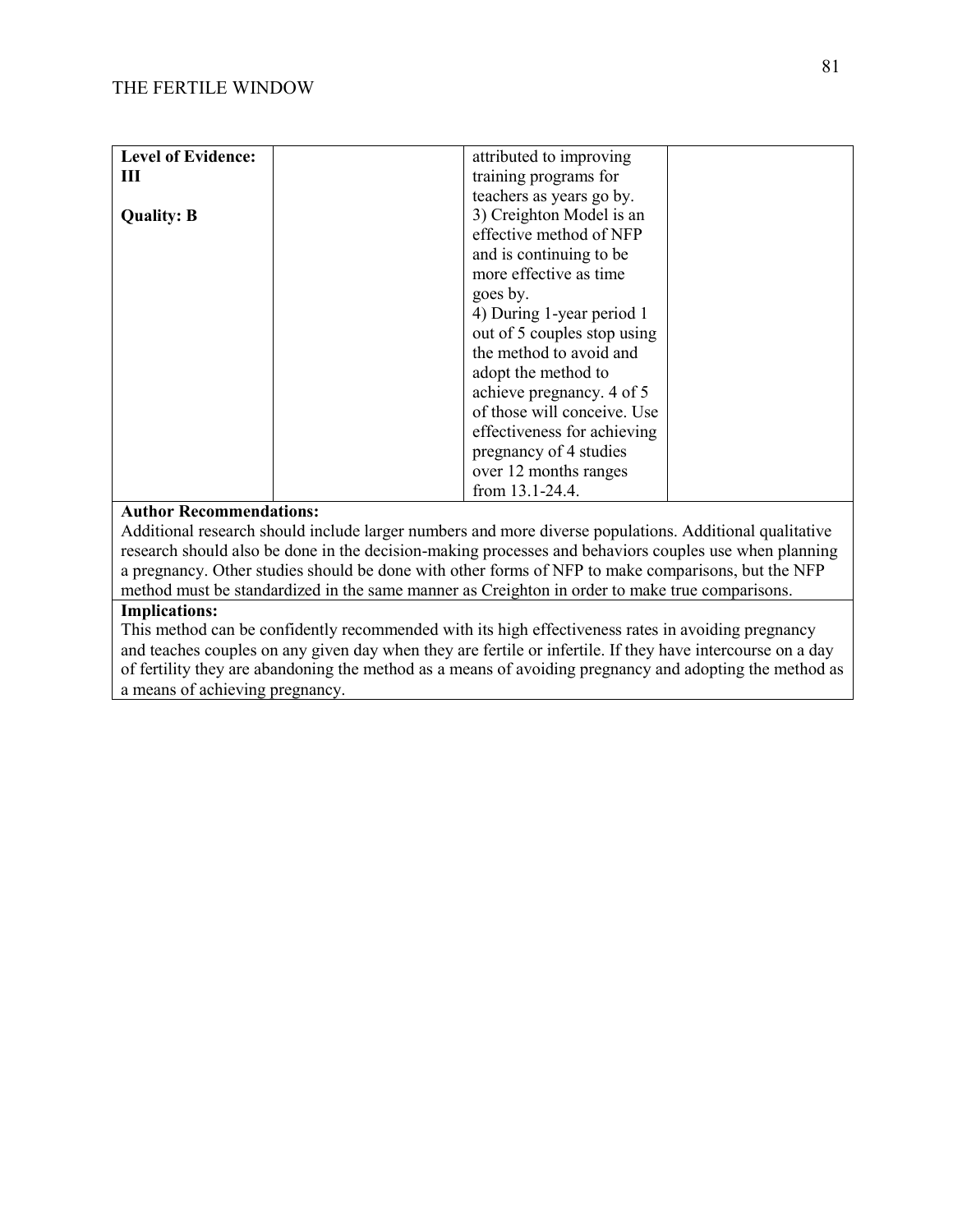| Level of Evidence: III<br><br>Quality: B | | attributed to improving training programs for teachers as years go by.<br>3) Creighton Model is an effective method of NFP and is continuing to be more effective as time goes by.<br>4) During 1-year period 1 out of 5 couples stop using the method to avoid and adopt the method to achieve pregnancy. 4 of 5 of those will conceive. Use effectiveness for achieving pregnancy of 4 studies over 12 months ranges from 13.1-24.4. | |
|---|---|---|---|

**Author Recommendations:**
Additional research should include larger numbers and more diverse populations. Additional qualitative research should also be done in the decision-making processes and behaviors couples use when planning a pregnancy. Other studies should be done with other forms of NFP to make comparisons, but the NFP method must be standardized in the same manner as Creighton in order to make true comparisons.

**Implications:**
This method can be confidently recommended with its high effectiveness rates in avoiding pregnancy and teaches couples on any given day when they are fertile or infertile. If they have intercourse on a day of fertility they are abandoning the method as a means of avoiding pregnancy and adopting the method as a means of achieving pregnancy.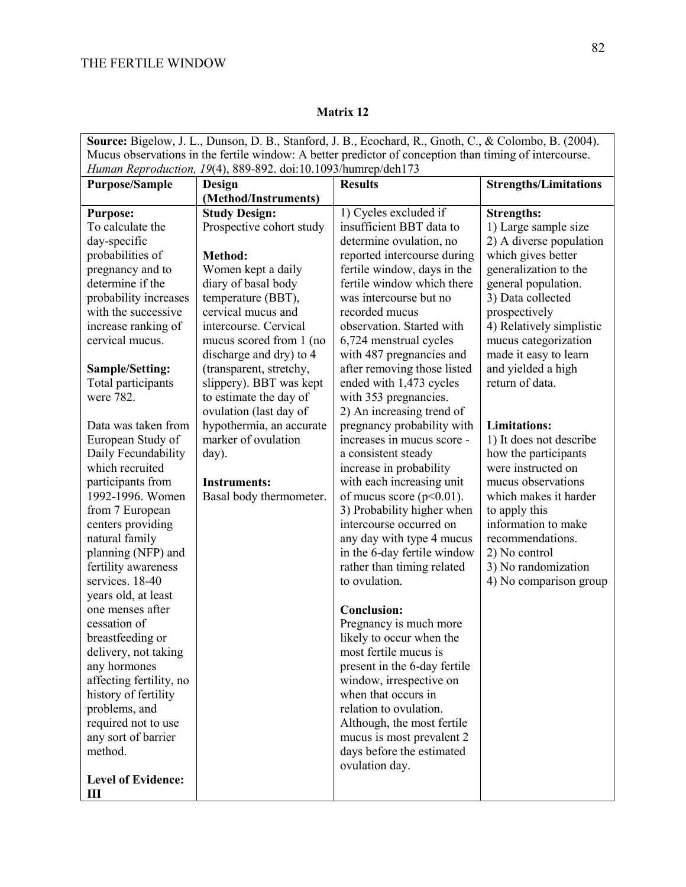# Matrix 12

| **Source:** Bigelow, J. L., Dunson, D. B., Stanford, J. B., Ecochard, R., Gnoth, C., & Colombo, B. (2004). Mucus observations in the fertile window: A better predictor of conception than timing of intercourse. *Human Reproduction, 19*(4), 889-892. doi:10.1093/humrep/deh173 | | | |
|---|---|---|---|
| **Purpose/Sample** | **Design (Method/Instruments)** | **Results** | **Strengths/Limitations** |
| **Purpose:**<br>To calculate the day-specific probabilities of pregnancy and to determine if the probability increases with the successive increase ranking of cervical mucus.<br><br>**Sample/Setting:**<br>Total participants were 782.<br><br>Data was taken from European Study of Daily Fecundability which recruited participants from 1992-1996. Women from 7 European centers providing natural family planning (NFP) and fertility awareness services. 18-40 years old, at least one menses after cessation of breastfeeding or delivery, not taking any hormones affecting fertility, no history of fertility problems, and required not to use any sort of barrier method.<br><br>**Level of Evidence: III** | **Study Design:**<br>Prospective cohort study<br><br>**Method:**<br>Women kept a daily diary of basal body temperature (BBT), cervical mucus and intercourse. Cervical mucus scored from 1 (no discharge and dry) to 4 (transparent, stretchy, slippery). BBT was kept to estimate the day of ovulation (last day of hypothermia, an accurate marker of ovulation day).<br><br>**Instruments:**<br>Basal body thermometer. | 1) Cycles excluded if insufficient BBT data to determine ovulation, no reported intercourse during fertile window, days in the fertile window which there was intercourse but no recorded mucus observation. Started with 6,724 menstrual cycles with 487 pregnancies and after removing those listed ended with 1,473 cycles with 353 pregnancies.<br>2) An increasing trend of pregnancy probability with increases in mucus score - a consistent steady increase in probability with each increasing unit of mucus score ($p<0.01$).<br>3) Probability higher when intercourse occurred on any day with type 4 mucus in the 6-day fertile window rather than timing related to ovulation.<br><br>**Conclusion:**<br>Pregnancy is much more likely to occur when the most fertile mucus is present in the 6-day fertile window, irrespective on when that occurs in relation to ovulation. Although, the most fertile mucus is most prevalent 2 days before the estimated ovulation day. | **Strengths:**<br>1) Large sample size<br>2) A diverse population which gives better generalization to the general population.<br>3) Data collected prospectively<br>4) Relatively simplistic mucus categorization made it easy to learn and yielded a high return of data.<br><br>**Limitations:**<br>1) It does not describe how the participants were instructed on mucus observations which makes it harder to apply this information to make recommendations.<br>2) No control<br>3) No randomization<br>4) No comparison group |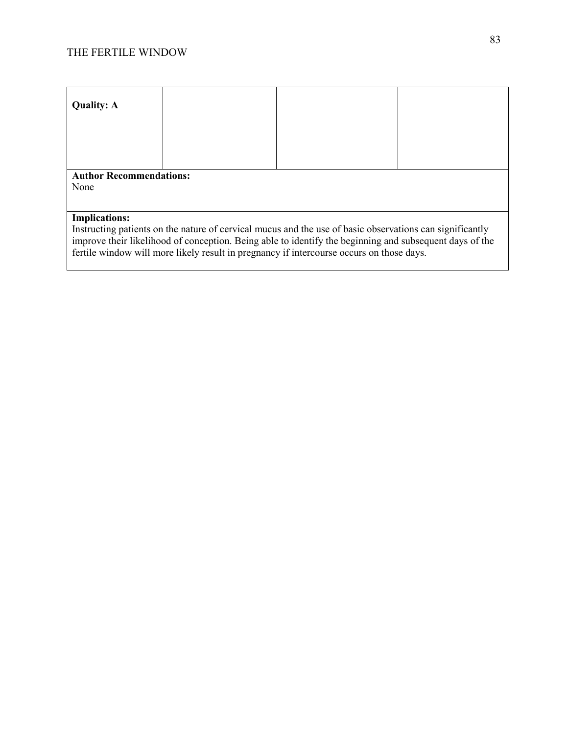| **Quality: A** | | | |
|---|---|---|---|
| **Author Recommendations:**<br>None | | | |
| **Implications:**<br>Instructing patients on the nature of cervical mucus and the use of basic observations can significantly improve their likelihood of conception. Being able to identify the beginning and subsequent days of the fertile window will more likely result in pregnancy if intercourse occurs on those days. | | | |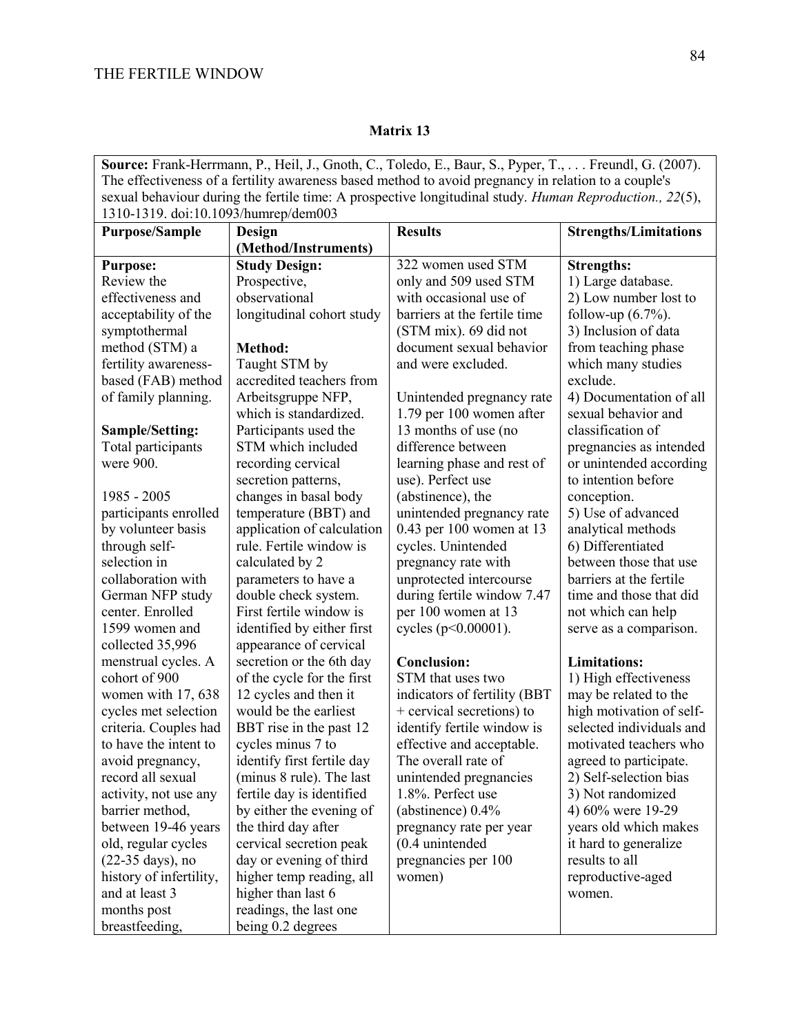## Matrix 13

| **Source:** Frank-Herrmann, P., Heil, J., Gnoth, C., Toledo, E., Baur, S., Pyper, T., . . . Freundl, G. (2007). The effectiveness of a fertility awareness based method to avoid pregnancy in relation to a couple's sexual behaviour during the fertile time: A prospective longitudinal study. *Human Reproduction., 22*(5), 1310-1319. doi:10.1093/humrep/dem003 | | | |
|---|---|---|---|
| **Purpose/Sample** | **Design (Method/Instruments)** | **Results** | **Strengths/Limitations** |
| **Purpose:**<br>Review the effectiveness and acceptability of the symptothermal method (STM) a fertility awareness-based (FAB) method of family planning.<br><br>**Sample/Setting:**<br>Total participants were 900.<br><br>1985 - 2005 participants enrolled by volunteer basis through self-selection in collaboration with German NFP study center. Enrolled 1599 women and collected 35,996 menstrual cycles. A cohort of 900 women with 17, 638 cycles met selection criteria. Couples had to have the intent to avoid pregnancy, record all sexual activity, not use any barrier method, between 19-46 years old, regular cycles (22-35 days), no history of infertility, and at least 3 months post breastfeeding, | **Study Design:**<br>Prospective, observational longitudinal cohort study<br><br>**Method:**<br>Taught STM by accredited teachers from Arbeitsgruppe NFP, which is standardized. Participants used the STM which included recording cervical secretion patterns, changes in basal body temperature (BBT) and application of calculation rule. Fertile window is calculated by 2 parameters to have a double check system. First fertile window is identified by either first appearance of cervical secretion or the 6th day of the cycle for the first 12 cycles and then it would be the earliest BBT rise in the past 12 cycles minus 7 to identify first fertile day (minus 8 rule). The last fertile day is identified by either the evening of the third day after cervical secretion peak day or evening of third higher temp reading, all higher than last 6 readings, the last one being 0.2 degrees | 322 women used STM only and 509 used STM with occasional use of barriers at the fertile time (STM mix). 69 did not document sexual behavior and were excluded.<br><br>Unintended pregnancy rate 1.79 per 100 women after 13 months of use (no difference between learning phase and rest of use). Perfect use (abstinence), the unintended pregnancy rate 0.43 per 100 women at 13 cycles. Unintended pregnancy rate with unprotected intercourse during fertile window 7.47 per 100 women at 13 cycles ($p<0.00001$).<br><br>**Conclusion:**<br>STM that uses two indicators of fertility (BBT + cervical secretions) to identify fertile window is effective and acceptable. The overall rate of unintended pregnancies 1.8%. Perfect use (abstinence) 0.4% pregnancy rate per year (0.4 unintended pregnancies per 100 women) | **Strengths:**<br>1) Large database.<br>2) Low number lost to follow-up (6.7%).<br>3) Inclusion of data from teaching phase which many studies exclude.<br>4) Documentation of all sexual behavior and classification of pregnancies as intended or unintended according to intention before conception.<br>5) Use of advanced analytical methods<br>6) Differentiated between those that use barriers at the fertile time and those that did not which can help serve as a comparison.<br><br>**Limitations:**<br>1) High effectiveness may be related to the high motivation of self-selected individuals and motivated teachers who agreed to participate.<br>2) Self-selection bias<br>3) Not randomized<br>4) 60% were 19-29 years old which makes it hard to generalize results to all reproductive-aged women. |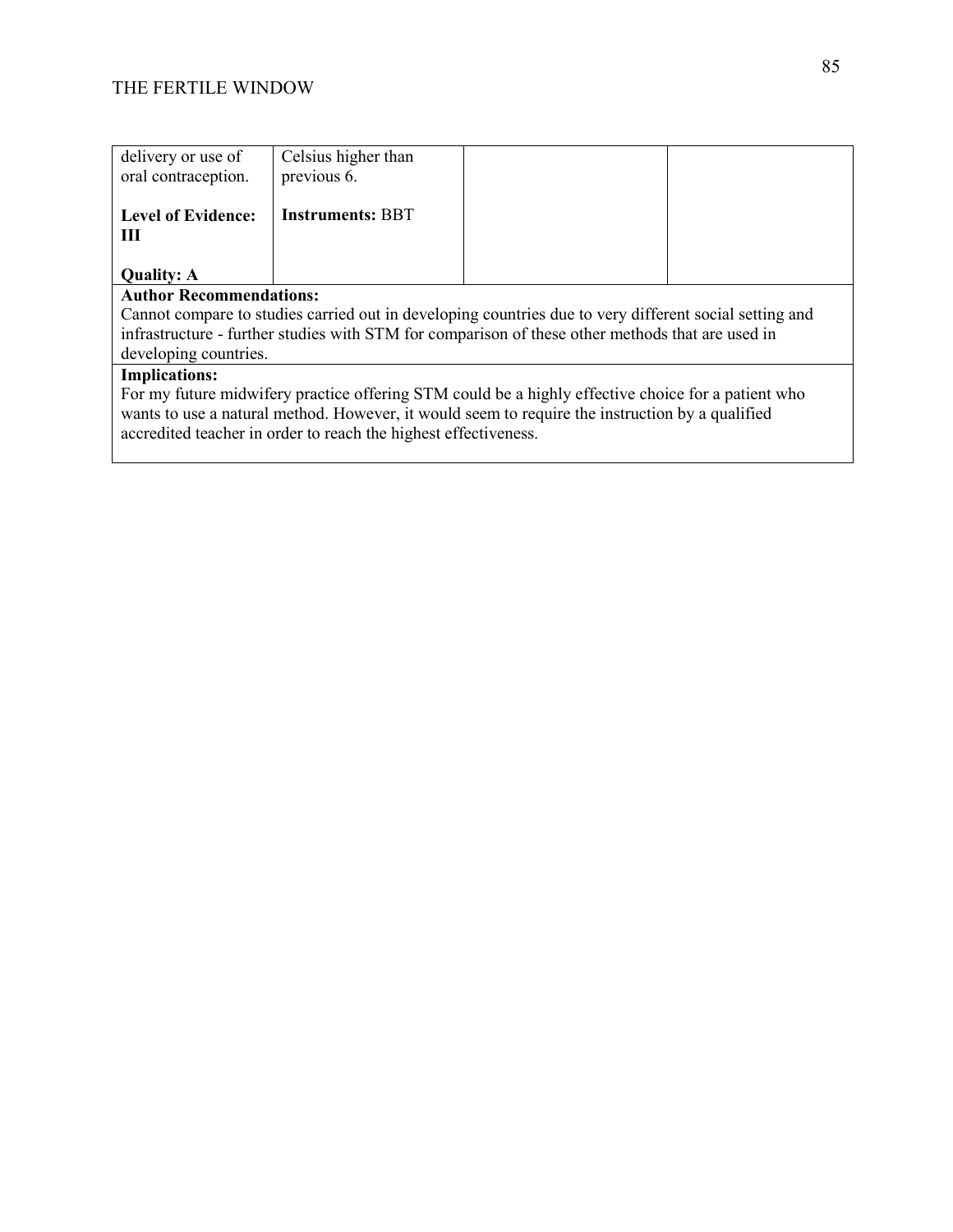| delivery or use of oral contraception.<br><br>**Level of Evidence: III**<br><br>**Quality: A** | Celsius higher than previous 6.<br><br>**Instruments:** BBT | | |
|---|---|---|---|

**Author Recommendations:**
Cannot compare to studies carried out in developing countries due to very different social setting and infrastructure - further studies with STM for comparison of these other methods that are used in developing countries.

**Implications:**
For my future midwifery practice offering STM could be a highly effective choice for a patient who wants to use a natural method. However, it would seem to require the instruction by a qualified accredited teacher in order to reach the highest effectiveness.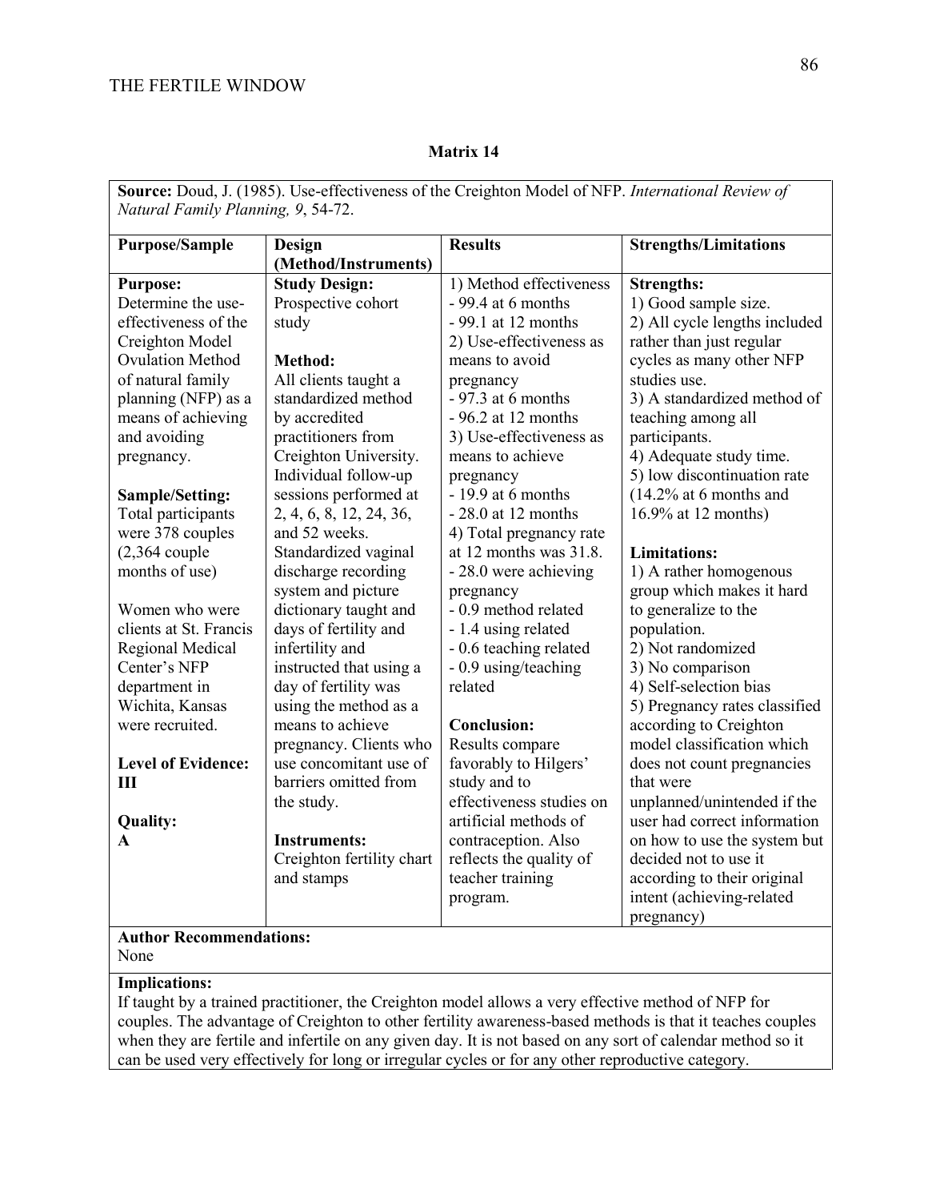**Matrix 14**

**Source:** Doud, J. (1985). Use-effectiveness of the Creighton Model of NFP. *International Review of Natural Family Planning, 9*, 54-72.

| Purpose/Sample | Design (Method/Instruments) | Results | Strengths/Limitations |
|---|---|---|---|
| **Purpose:**<br>Determine the use-effectiveness of the Creighton Model Ovulation Method of natural family planning (NFP) as a means of achieving and avoiding pregnancy.<br><br>**Sample/Setting:**<br>Total participants were 378 couples (2,364 couple months of use)<br><br>Women who were clients at St. Francis Regional Medical Center's NFP department in Wichita, Kansas were recruited.<br><br>**Level of Evidence:** III<br><br>**Quality:**<br>A | **Study Design:**<br>Prospective cohort study<br><br>**Method:**<br>All clients taught a standardized method by accredited practitioners from Creighton University. Individual follow-up sessions performed at 2, 4, 6, 8, 12, 24, 36, and 52 weeks. Standardized vaginal discharge recording system and picture dictionary taught and days of fertility and infertility and instructed that using a day of fertility was using the method as a means to achieve pregnancy. Clients who use concomitant use of barriers omitted from the study.<br><br>**Instruments:**<br>Creighton fertility chart and stamps | 1) Method effectiveness<br>- 99.4 at 6 months<br>- 99.1 at 12 months<br>2) Use-effectiveness as means to avoid pregnancy<br>- 97.3 at 6 months<br>- 96.2 at 12 months<br>3) Use-effectiveness as means to achieve pregnancy<br>- 19.9 at 6 months<br>- 28.0 at 12 months<br>4) Total pregnancy rate at 12 months was 31.8.<br>- 28.0 were achieving pregnancy<br>- 0.9 method related<br>- 1.4 using related<br>- 0.6 teaching related<br>- 0.9 using/teaching related<br><br>**Conclusion:**<br>Results compare favorably to Hilgers' study and to effectiveness studies on artificial methods of contraception. Also reflects the quality of teacher training program. | **Strengths:**<br>1) Good sample size.<br>2) All cycle lengths included rather than just regular cycles as many other NFP studies use.<br>3) A standardized method of teaching among all participants.<br>4) Adequate study time.<br>5) low discontinuation rate (14.2% at 6 months and 16.9% at 12 months)<br><br>**Limitations:**<br>1) A rather homogenous group which makes it hard to generalize to the population.<br>2) Not randomized<br>3) No comparison<br>4) Self-selection bias<br>5) Pregnancy rates classified according to Creighton model classification which does not count pregnancies that were unplanned/unintended if the user had correct information on how to use the system but decided not to use it according to their original intent (achieving-related pregnancy) |

**Author Recommendations:**
None

**Implications:**
If taught by a trained practitioner, the Creighton model allows a very effective method of NFP for couples. The advantage of Creighton to other fertility awareness-based methods is that it teaches couples when they are fertile and infertile on any given day. It is not based on any sort of calendar method so it can be used very effectively for long or irregular cycles or for any other reproductive category.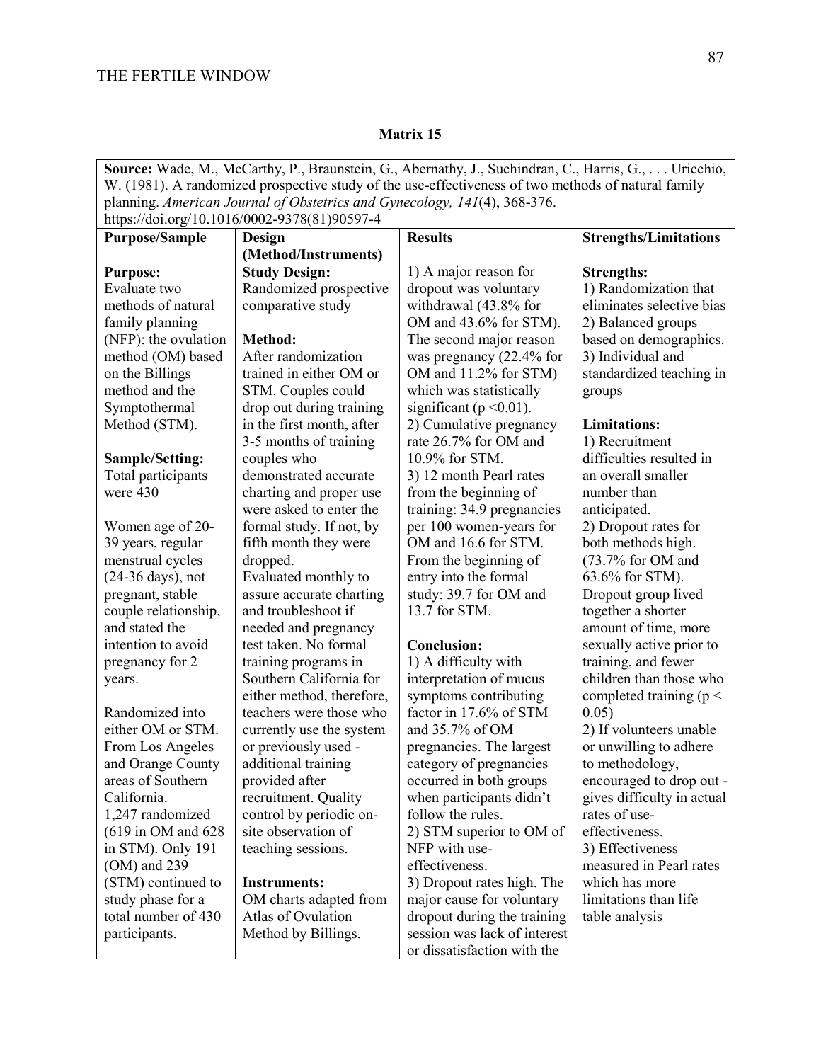**Matrix 15**

**Source:** Wade, M., McCarthy, P., Braunstein, G., Abernathy, J., Suchindran, C., Harris, G., . . . Uricchio, W. (1981). A randomized prospective study of the use-effectiveness of two methods of natural family planning. *American Journal of Obstetrics and Gynecology, 141*(4), 368-376. https://doi.org/10.1016/0002-9378(81)90597-4

| Purpose/Sample | Design (Method/Instruments) | Results | Strengths/Limitations |
|---|---|---|---|
| **Purpose:**<br>Evaluate two methods of natural family planning (NFP): the ovulation method (OM) based on the Billings method and the Symptothermal Method (STM).<br><br>**Sample/Setting:**<br>Total participants were 430<br><br>Women age of 20-39 years, regular menstrual cycles (24-36 days), not pregnant, stable couple relationship, and stated the intention to avoid pregnancy for 2 years.<br><br>Randomized into either OM or STM. From Los Angeles and Orange County areas of Southern California.<br>1,247 randomized (619 in OM and 628 in STM). Only 191 (OM) and 239 (STM) continued to study phase for a total number of 430 participants. | **Study Design:**<br>Randomized prospective comparative study<br><br>**Method:**<br>After randomization trained in either OM or STM. Couples could drop out during training in the first month, after 3-5 months of training couples who demonstrated accurate charting and proper use were asked to enter the formal study. If not, by fifth month they were dropped.<br>Evaluated monthly to assure accurate charting and troubleshoot if needed and pregnancy test taken. No formal training programs in Southern California for either method, therefore, teachers were those who currently use the system or previously used - additional training provided after recruitment. Quality control by periodic on-site observation of teaching sessions.<br><br>**Instruments:**<br>OM charts adapted from Atlas of Ovulation Method by Billings. | 1) A major reason for dropout was voluntary withdrawal (43.8% for OM and 43.6% for STM). The second major reason was pregnancy (22.4% for OM and 11.2% for STM) which was statistically significant ($p < 0.01$).<br>2) Cumulative pregnancy rate 26.7% for OM and 10.9% for STM.<br>3) 12 month Pearl rates from the beginning of training: 34.9 pregnancies per 100 women-years for OM and 16.6 for STM. From the beginning of entry into the formal study: 39.7 for OM and 13.7 for STM.<br><br>**Conclusion:**<br>1) A difficulty with interpretation of mucus symptoms contributing factor in 17.6% of STM and 35.7% of OM pregnancies. The largest category of pregnancies occurred in both groups when participants didn't follow the rules.<br>2) STM superior to OM of NFP with use-effectiveness.<br>3) Dropout rates high. The major cause for voluntary dropout during the training session was lack of interest or dissatisfaction with the | **Strengths:**<br>1) Randomization that eliminates selective bias<br>2) Balanced groups based on demographics.<br>3) Individual and standardized teaching in groups<br><br>**Limitations:**<br>1) Recruitment difficulties resulted in an overall smaller number than anticipated.<br>2) Dropout rates for both methods high. (73.7% for OM and 63.6% for STM). Dropout group lived together a shorter amount of time, more sexually active prior to training, and fewer children than those who completed training ($p < 0.05$)<br>2) If volunteers unable or unwilling to adhere to methodology, encouraged to drop out - gives difficulty in actual rates of use-effectiveness.<br>3) Effectiveness measured in Pearl rates which has more limitations than life table analysis |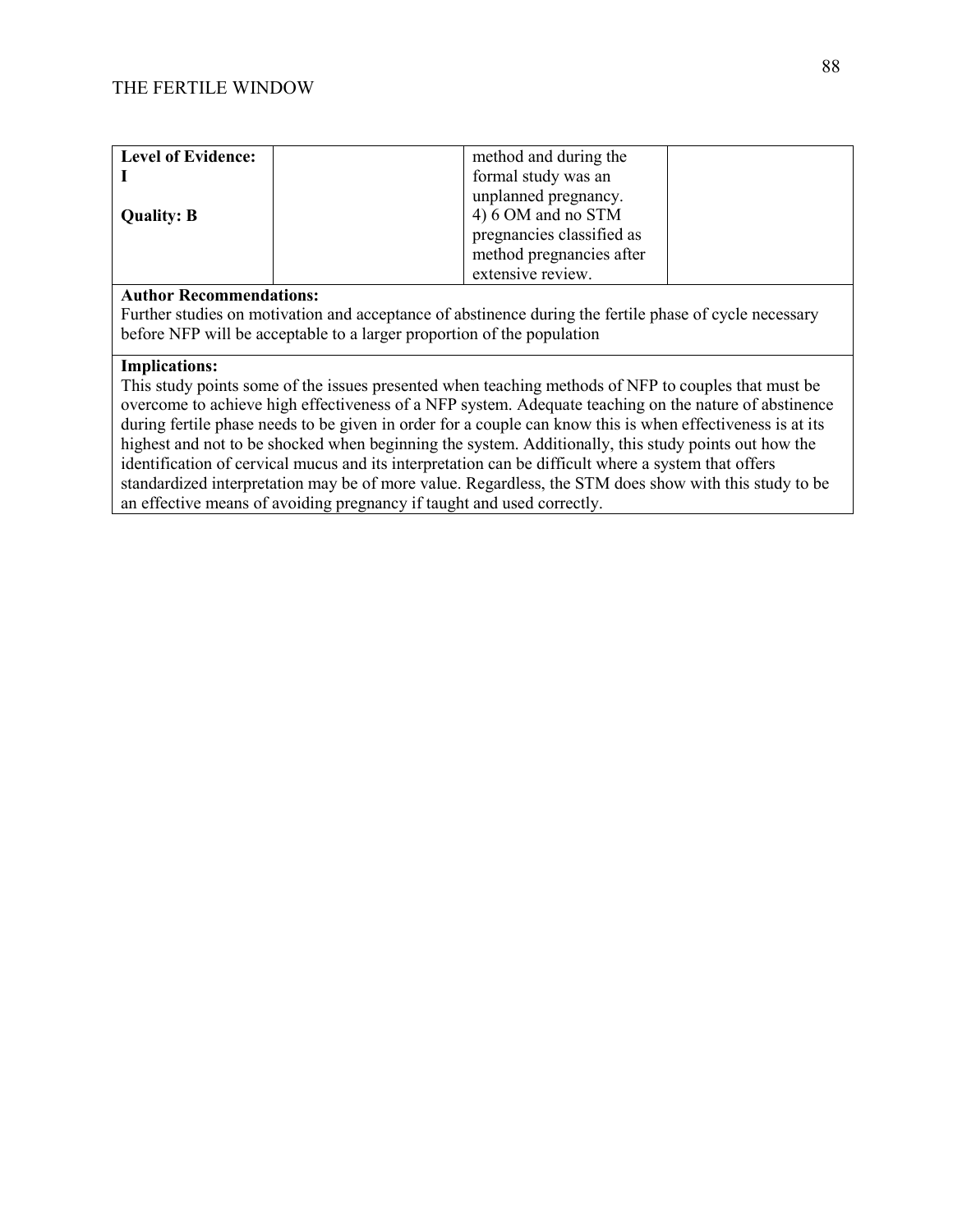| Level of Evidence: I<br><br>Quality: B | | method and during the formal study was an unplanned pregnancy.<br>4) 6 OM and no STM pregnancies classified as method pregnancies after extensive review. | |
|---|---|---|---|

**Author Recommendations:**
Further studies on motivation and acceptance of abstinence during the fertile phase of cycle necessary before NFP will be acceptable to a larger proportion of the population

**Implications:**
This study points some of the issues presented when teaching methods of NFP to couples that must be overcome to achieve high effectiveness of a NFP system. Adequate teaching on the nature of abstinence during fertile phase needs to be given in order for a couple can know this is when effectiveness is at its highest and not to be shocked when beginning the system. Additionally, this study points out how the identification of cervical mucus and its interpretation can be difficult where a system that offers standardized interpretation may be of more value. Regardless, the STM does show with this study to be an effective means of avoiding pregnancy if taught and used correctly.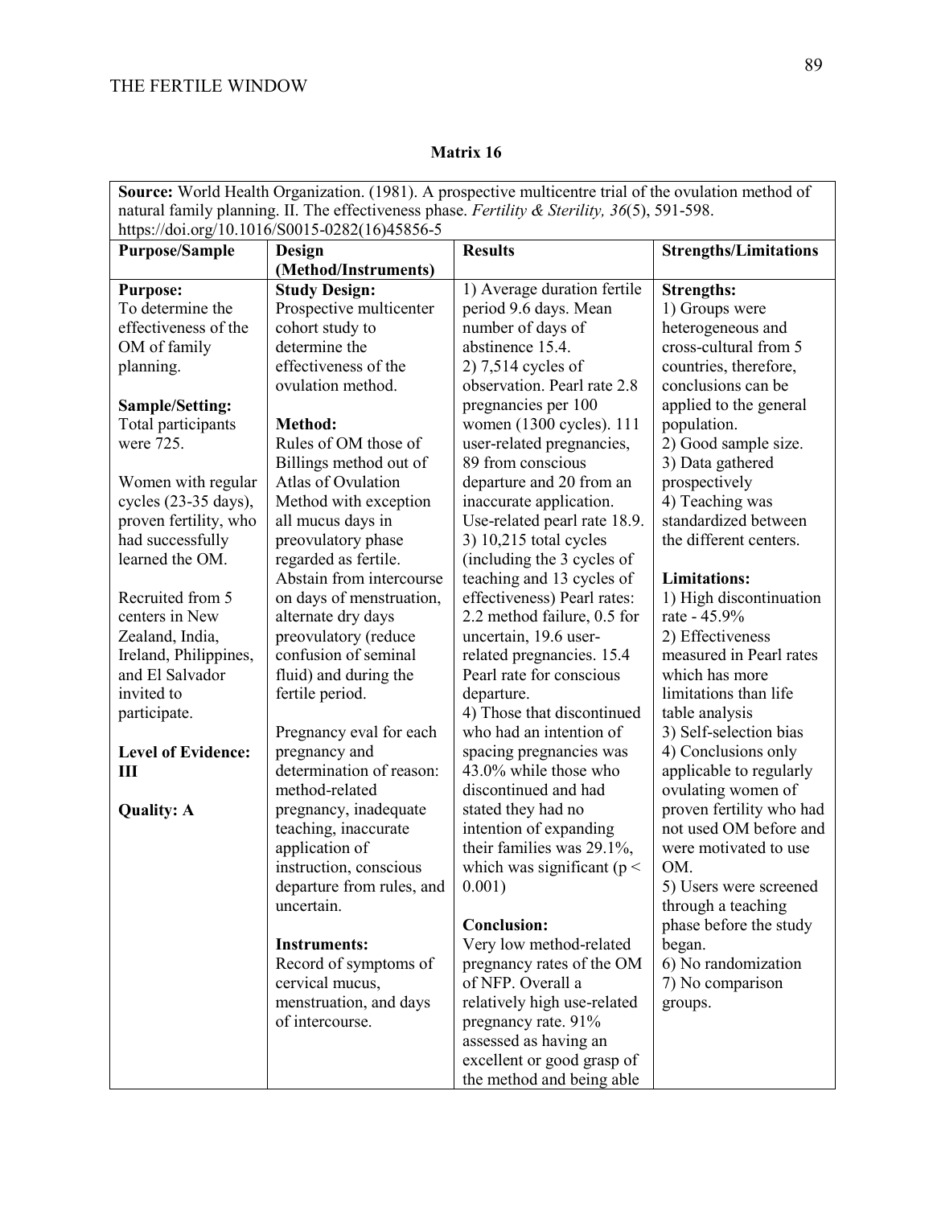**Matrix 16**

| **Source:** World Health Organization. (1981). A prospective multicentre trial of the ovulation method of natural family planning. II. The effectiveness phase. *Fertility & Sterility, 36*(5), 591-598. https://doi.org/10.1016/S0015-0282(16)45856-5 | | | |
|---|---|---|---|
| **Purpose/Sample** | **Design (Method/Instruments)** | **Results** | **Strengths/Limitations** |
| **Purpose:**<br>To determine the effectiveness of the OM of family planning.<br><br>**Sample/Setting:**<br>Total participants were 725.<br><br>Women with regular cycles (23-35 days), proven fertility, who had successfully learned the OM.<br><br>Recruited from 5 centers in New Zealand, India, Ireland, Philippines, and El Salvador invited to participate.<br><br>**Level of Evidence:** **III**<br><br>**Quality: A** | **Study Design:**<br>Prospective multicenter cohort study to determine the effectiveness of the ovulation method.<br><br>**Method:**<br>Rules of OM those of Billings method out of Atlas of Ovulation Method with exception all mucus days in preovulatory phase regarded as fertile. Abstain from intercourse on days of menstruation, alternate dry days preovulatory (reduce confusion of seminal fluid) and during the fertile period.<br><br>Pregnancy eval for each pregnancy and determination of reason: method-related pregnancy, inadequate teaching, inaccurate application of instruction, conscious departure from rules, and uncertain.<br><br>**Instruments:**<br>Record of symptoms of cervical mucus, menstruation, and days of intercourse. | 1) Average duration fertile period 9.6 days. Mean number of days of abstinence 15.4.<br>2) 7,514 cycles of observation. Pearl rate 2.8 pregnancies per 100 women (1300 cycles). 111 user-related pregnancies, 89 from conscious departure and 20 from an inaccurate application. Use-related pearl rate 18.9.<br>3) 10,215 total cycles (including the 3 cycles of teaching and 13 cycles of effectiveness) Pearl rates: 2.2 method failure, 0.5 for uncertain, 19.6 user-related pregnancies. 15.4 Pearl rate for conscious departure.<br>4) Those that discontinued who had an intention of spacing pregnancies was 43.0% while those who discontinued and had stated they had no intention of expanding their families was 29.1%, which was significant ($p < 0.001$)<br><br>**Conclusion:**<br>Very low method-related pregnancy rates of the OM of NFP. Overall a relatively high use-related pregnancy rate. 91% assessed as having an excellent or good grasp of the method and being able | **Strengths:**<br>1) Groups were heterogeneous and cross-cultural from 5 countries, therefore, conclusions can be applied to the general population.<br>2) Good sample size.<br>3) Data gathered prospectively<br>4) Teaching was standardized between the different centers.<br><br>**Limitations:**<br>1) High discontinuation rate - 45.9%<br>2) Effectiveness measured in Pearl rates which has more limitations than life table analysis<br>3) Self-selection bias<br>4) Conclusions only applicable to regularly ovulating women of proven fertility who had not used OM before and were motivated to use OM.<br>5) Users were screened through a teaching phase before the study began.<br>6) No randomization<br>7) No comparison groups. |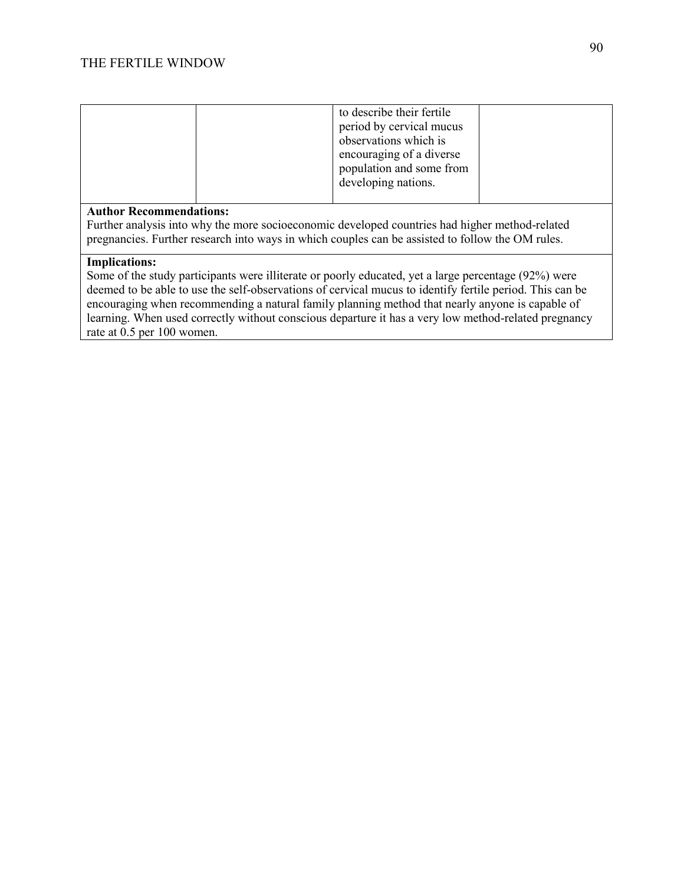| | | to describe their fertile period by cervical mucus observations which is encouraging of a diverse population and some from developing nations. | |
|---|---|---|---|

**Author Recommendations:**
Further analysis into why the more socioeconomic developed countries had higher method-related pregnancies. Further research into ways in which couples can be assisted to follow the OM rules.

**Implications:**
Some of the study participants were illiterate or poorly educated, yet a large percentage (92%) were deemed to be able to use the self-observations of cervical mucus to identify fertile period. This can be encouraging when recommending a natural family planning method that nearly anyone is capable of learning. When used correctly without conscious departure it has a very low method-related pregnancy rate at 0.5 per 100 women.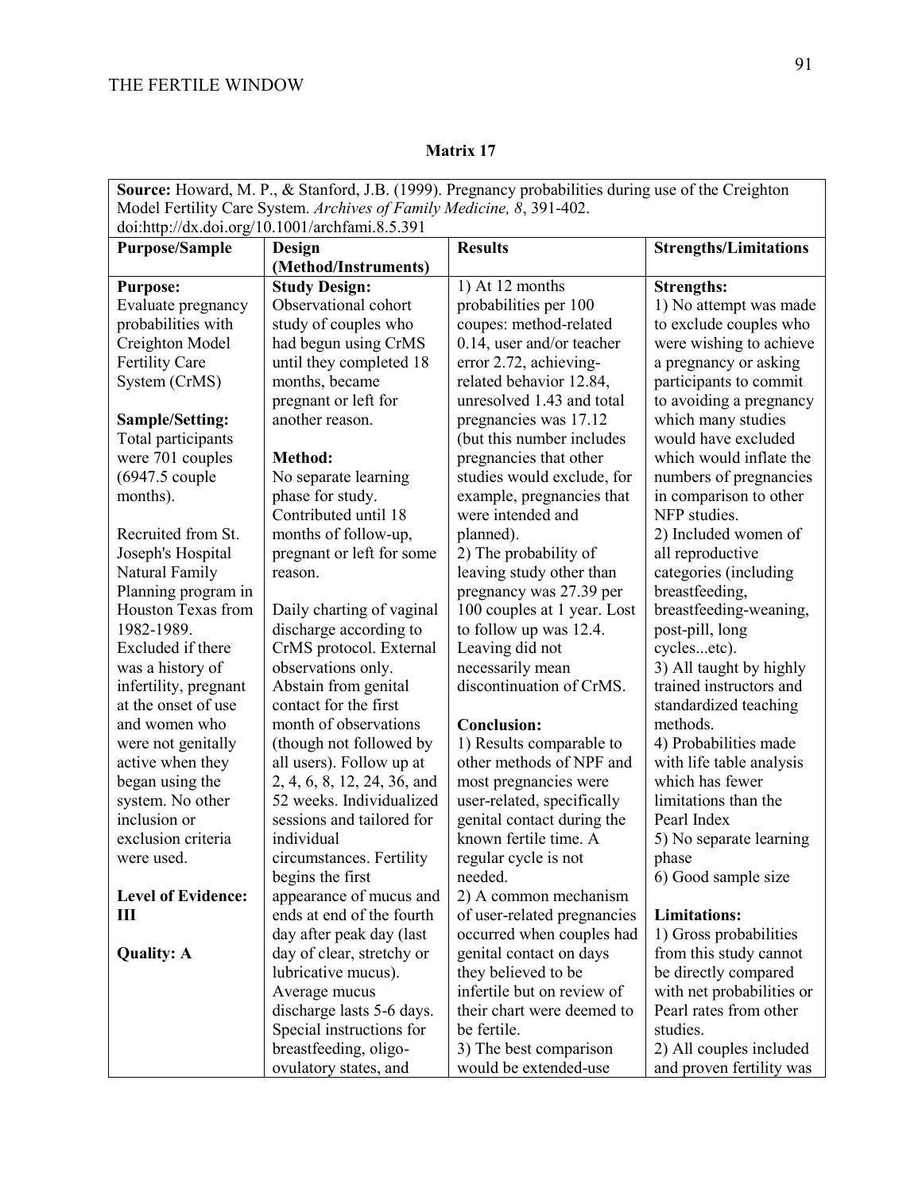**Matrix 17**

**Source:** Howard, M. P., & Stanford, J.B. (1999). Pregnancy probabilities during use of the Creighton Model Fertility Care System. *Archives of Family Medicine, 8*, 391-402. doi:http://dx.doi.org/10.1001/archfami.8.5.391

| **Purpose/Sample** | **Design (Method/Instruments)** | **Results** | **Strengths/Limitations** |
|---|---|---|---|
| **Purpose:**<br>Evaluate pregnancy probabilities with Creighton Model Fertility Care System (CrMS)<br><br>**Sample/Setting:**<br>Total participants were 701 couples (6947.5 couple months).<br><br>Recruited from St. Joseph's Hospital Natural Family Planning program in Houston Texas from 1982-1989. Excluded if there was a history of infertility, pregnant at the onset of use and women who were not genitally active when they began using the system. No other inclusion or exclusion criteria were used.<br><br>**Level of Evidence: III**<br><br>**Quality: A** | **Study Design:**<br>Observational cohort study of couples who had begun using CrMS until they completed 18 months, became pregnant or left for another reason.<br><br>**Method:**<br>No separate learning phase for study. Contributed until 18 months of follow-up, pregnant or left for some reason.<br><br>Daily charting of vaginal discharge according to CrMS protocol. External observations only. Abstain from genital contact for the first month of observations (though not followed by all users). Follow up at 2, 4, 6, 8, 12, 24, 36, and 52 weeks. Individualized sessions and tailored for individual circumstances. Fertility begins the first appearance of mucus and ends at end of the fourth day after peak day (last day of clear, stretchy or lubricative mucus). Average mucus discharge lasts 5-6 days. Special instructions for breastfeeding, oligo-ovulatory states, and | 1) At 12 months probabilities per 100 coupes: method-related 0.14, user and/or teacher error 2.72, achieving-related behavior 12.84, unresolved 1.43 and total pregnancies was 17.12 (but this number includes pregnancies that other studies would exclude, for example, pregnancies that were intended and planned).<br>2) The probability of leaving study other than pregnancy was 27.39 per 100 couples at 1 year. Lost to follow up was 12.4. Leaving did not necessarily mean discontinuation of CrMS.<br><br>**Conclusion:**<br>1) Results comparable to other methods of NPF and most pregnancies were user-related, specifically genital contact during the known fertile time. A regular cycle is not needed.<br>2) A common mechanism of user-related pregnancies occurred when couples had genital contact on days they believed to be infertile but on review of their chart were deemed to be fertile.<br>3) The best comparison would be extended-use | **Strengths:**<br>1) No attempt was made to exclude couples who were wishing to achieve a pregnancy or asking participants to commit to avoiding a pregnancy which many studies would have excluded which would inflate the numbers of pregnancies in comparison to other NFP studies.<br>2) Included women of all reproductive categories (including breastfeeding, breastfeeding-weaning, post-pill, long cycles...etc).<br>3) All taught by highly trained instructors and standardized teaching methods.<br>4) Probabilities made with life table analysis which has fewer limitations than the Pearl Index<br>5) No separate learning phase<br>6) Good sample size<br><br>**Limitations:**<br>1) Gross probabilities from this study cannot be directly compared with net probabilities or Pearl rates from other studies.<br>2) All couples included and proven fertility was |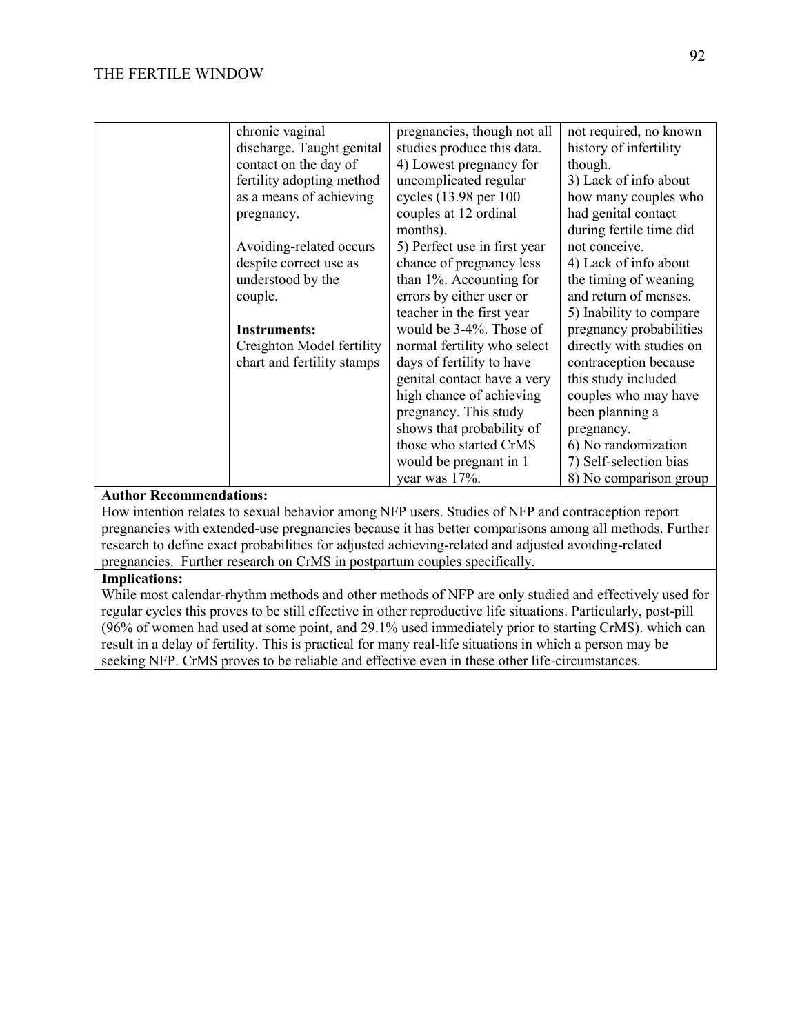|  | chronic vaginal discharge. Taught genital contact on the day of fertility adopting method as a means of achieving pregnancy.<br><br>Avoiding-related occurs despite correct use as understood by the couple.<br><br>**Instruments:**<br>Creighton Model fertility chart and fertility stamps | pregnancies, though not all studies produce this data.<br>4) Lowest pregnancy for uncomplicated regular cycles (13.98 per 100 couples at 12 ordinal months).<br>5) Perfect use in first year chance of pregnancy less than 1%. Accounting for errors by either user or teacher in the first year would be 3-4%. Those of normal fertility who select days of fertility to have genital contact have a very high chance of achieving pregnancy. This study shows that probability of those who started CrMS would be pregnant in 1 year was 17%. | not required, no known history of infertility though.<br>3) Lack of info about how many couples who had genital contact during fertile time did not conceive.<br>4) Lack of info about the timing of weaning and return of menses.<br>5) Inability to compare pregnancy probabilities directly with studies on contraception because this study included couples who may have been planning a pregnancy.<br>6) No randomization<br>7) Self-selection bias<br>8) No comparison group |
|---|---|---|---|

**Author Recommendations:**
How intention relates to sexual behavior among NFP users. Studies of NFP and contraception report pregnancies with extended-use pregnancies because it has better comparisons among all methods. Further research to define exact probabilities for adjusted achieving-related and adjusted avoiding-related pregnancies. Further research on CrMS in postpartum couples specifically.

**Implications:**
While most calendar-rhythm methods and other methods of NFP are only studied and effectively used for regular cycles this proves to be still effective in other reproductive life situations. Particularly, post-pill (96% of women had used at some point, and 29.1% used immediately prior to starting CrMS). which can result in a delay of fertility. This is practical for many real-life situations in which a person may be seeking NFP. CrMS proves to be reliable and effective even in these other life-circumstances.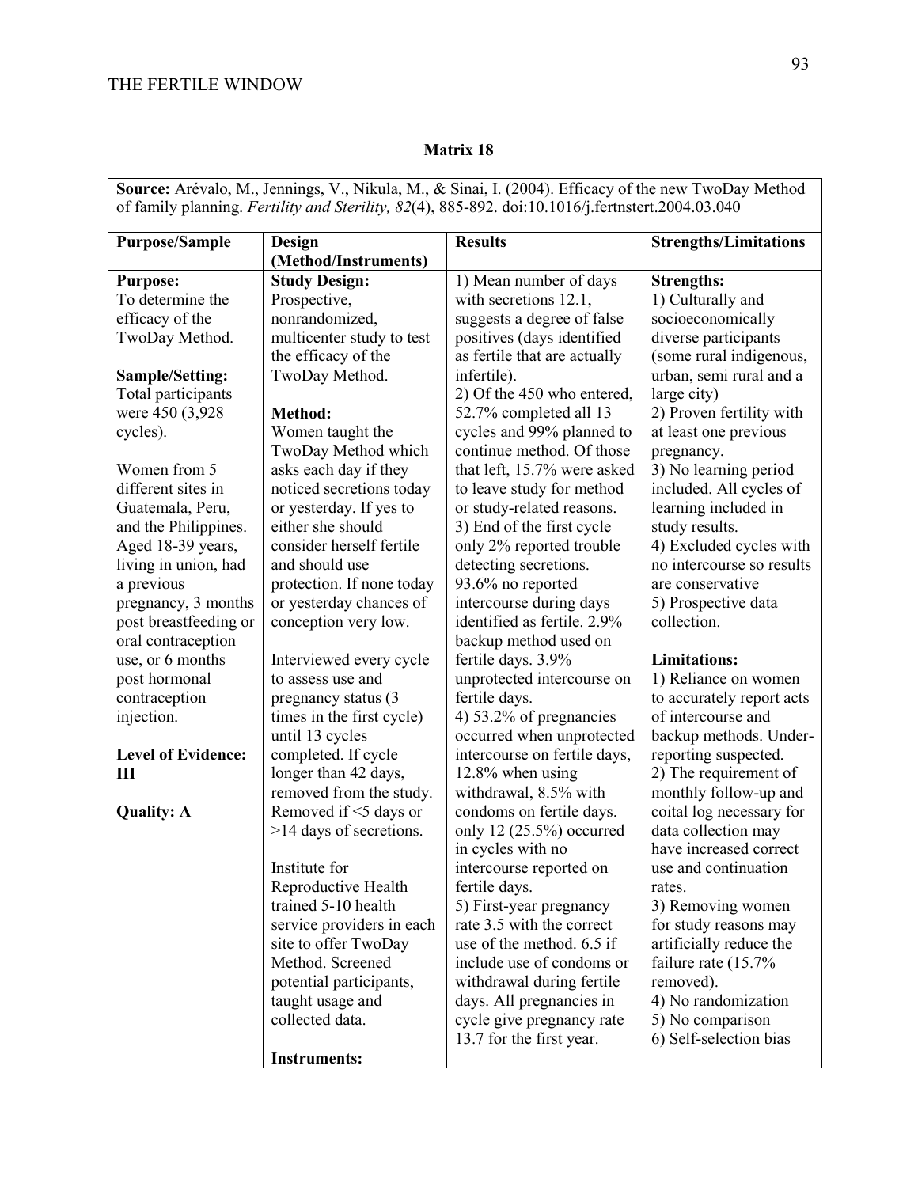**Matrix 18**

| **Source:** Arévalo, M., Jennings, V., Nikula, M., & Sinai, I. (2004). Efficacy of the new TwoDay Method of family planning. *Fertility and Sterility, 82*(4), 885-892. doi:10.1016/j.fertnstert.2004.03.040 | | | |
|---|---|---|---|
| **Purpose/Sample** | **Design (Method/Instruments)** | **Results** | **Strengths/Limitations** |
| **Purpose:**<br>To determine the efficacy of the TwoDay Method.<br><br>**Sample/Setting:**<br>Total participants were 450 (3,928 cycles).<br><br>Women from 5 different sites in Guatemala, Peru, and the Philippines. Aged 18-39 years, living in union, had a previous pregnancy, 3 months post breastfeeding or oral contraception use, or 6 months post hormonal contraception injection.<br><br>**Level of Evidence: III**<br><br>**Quality: A** | **Study Design:**<br>Prospective, nonrandomized, multicenter study to test the efficacy of the TwoDay Method.<br><br>**Method:**<br>Women taught the TwoDay Method which asks each day if they noticed secretions today or yesterday. If yes to either she should consider herself fertile and should use protection. If none today or yesterday chances of conception very low.<br><br>Interviewed every cycle to assess use and pregnancy status (3 times in the first cycle) until 13 cycles completed. If cycle longer than 42 days, removed from the study. Removed if <5 days or >14 days of secretions.<br><br>Institute for Reproductive Health trained 5-10 health service providers in each site to offer TwoDay Method. Screened potential participants, taught usage and collected data.<br><br>**Instruments:** | 1) Mean number of days with secretions 12.1, suggests a degree of false positives (days identified as fertile that are actually infertile).<br>2) Of the 450 who entered, 52.7% completed all 13 cycles and 99% planned to continue method. Of those that left, 15.7% were asked to leave study for method or study-related reasons.<br>3) End of the first cycle only 2% reported trouble detecting secretions. 93.6% no reported intercourse during days identified as fertile. 2.9% backup method used on fertile days. 3.9% unprotected intercourse on fertile days.<br>4) 53.2% of pregnancies occurred when unprotected intercourse on fertile days, 12.8% when using withdrawal, 8.5% with condoms on fertile days. only 12 (25.5%) occurred in cycles with no intercourse reported on fertile days.<br>5) First-year pregnancy rate 3.5 with the correct use of the method. 6.5 if include use of condoms or withdrawal during fertile days. All pregnancies in cycle give pregnancy rate 13.7 for the first year. | **Strengths:**<br>1) Culturally and socioeconomically diverse participants (some rural indigenous, urban, semi rural and a large city)<br>2) Proven fertility with at least one previous pregnancy.<br>3) No learning period included. All cycles of learning included in study results.<br>4) Excluded cycles with no intercourse so results are conservative<br>5) Prospective data collection.<br><br>**Limitations:**<br>1) Reliance on women to accurately report acts of intercourse and backup methods. Under-reporting suspected.<br>2) The requirement of monthly follow-up and coital log necessary for data collection may have increased correct use and continuation rates.<br>3) Removing women for study reasons may artificially reduce the failure rate (15.7% removed).<br>4) No randomization<br>5) No comparison<br>6) Self-selection bias |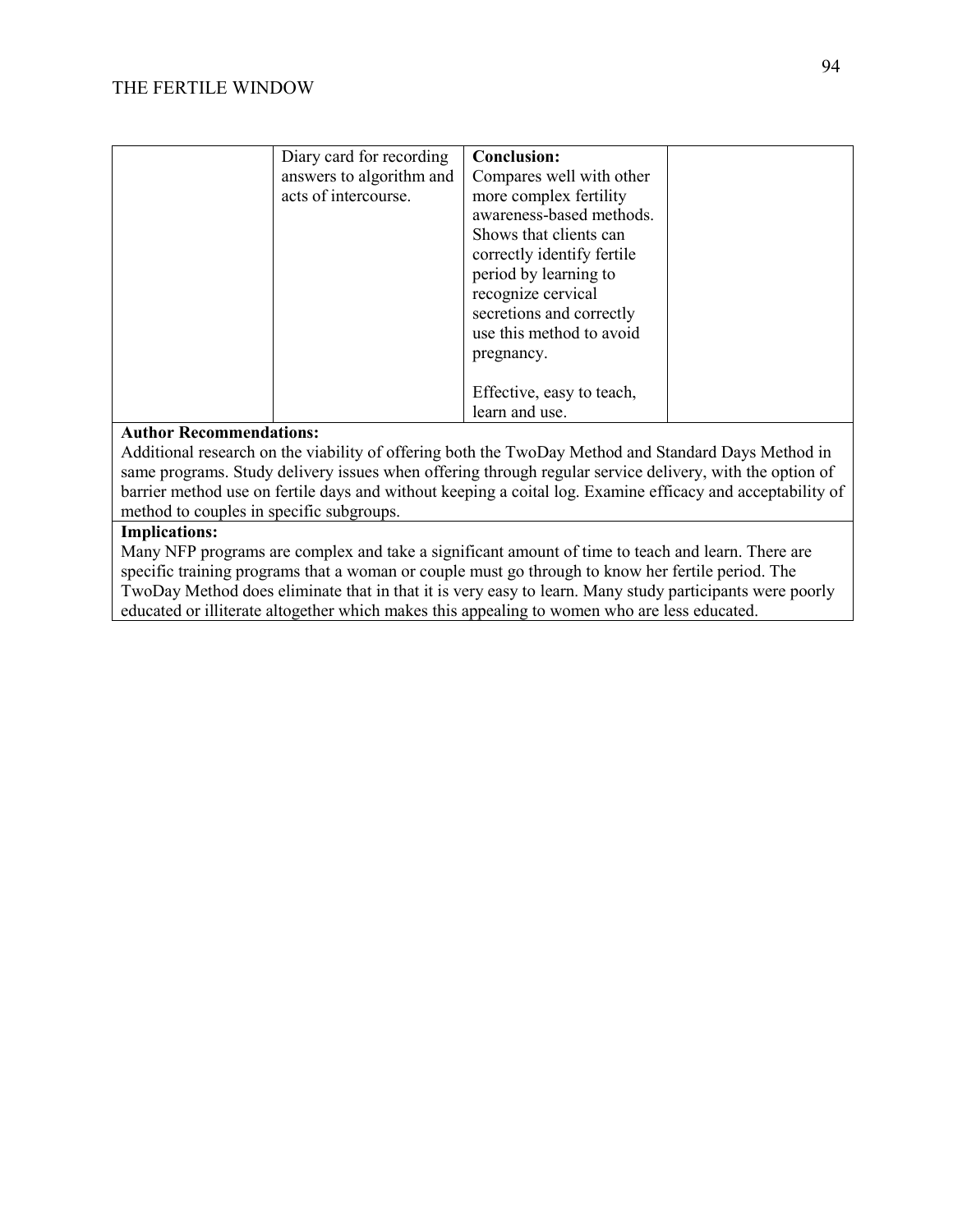| | | | |
|---|---|---|---|
| | Diary card for recording answers to algorithm and acts of intercourse. | **Conclusion:** Compares well with other more complex fertility awareness-based methods. Shows that clients can correctly identify fertile period by learning to recognize cervical secretions and correctly use this method to avoid pregnancy.<br><br>Effective, easy to teach, learn and use. | |

**Author Recommendations:**
Additional research on the viability of offering both the TwoDay Method and Standard Days Method in same programs. Study delivery issues when offering through regular service delivery, with the option of barrier method use on fertile days and without keeping a coital log. Examine efficacy and acceptability of method to couples in specific subgroups.

**Implications:**
Many NFP programs are complex and take a significant amount of time to teach and learn. There are specific training programs that a woman or couple must go through to know her fertile period. The TwoDay Method does eliminate that in that it is very easy to learn. Many study participants were poorly educated or illiterate altogether which makes this appealing to women who are less educated.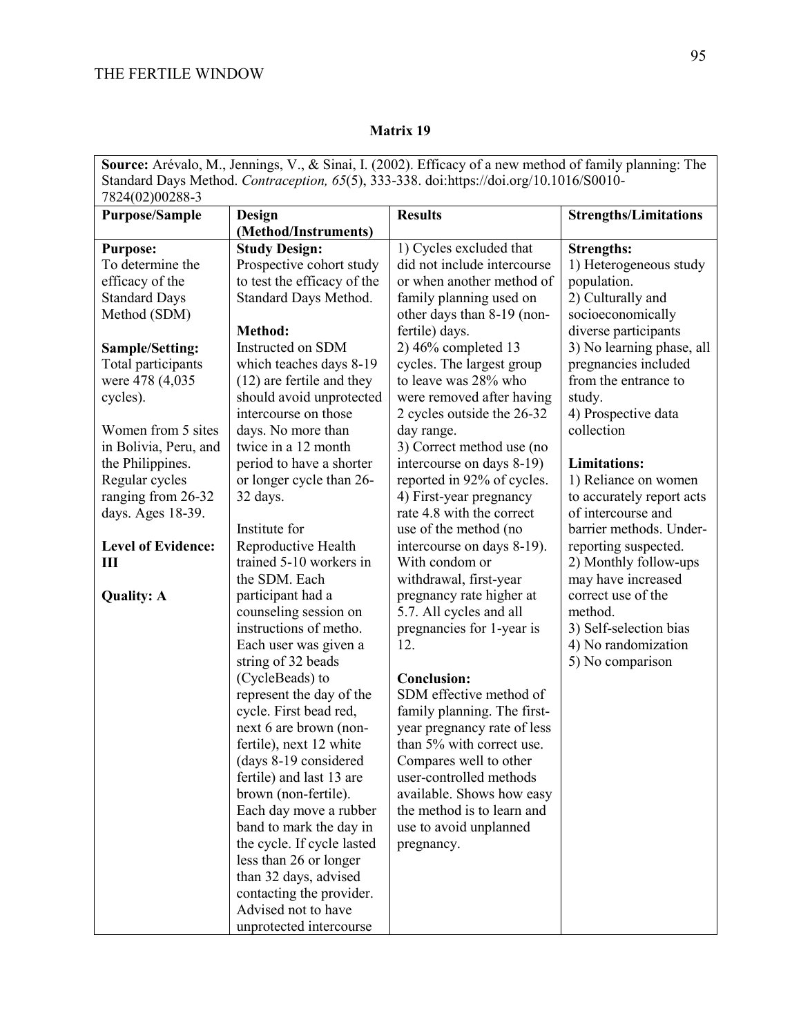**Matrix 19**

| **Source:** Arévalo, M., Jennings, V., & Sinai, I. (2002). Efficacy of a new method of family planning: The Standard Days Method. *Contraception, 65*(5), 333-338. doi:https://doi.org/10.1016/S0010-7824(02)00288-3 | | | |
|---|---|---|---|
| **Purpose/Sample** | **Design (Method/Instruments)** | **Results** | **Strengths/Limitations** |
| **Purpose:**<br>To determine the efficacy of the Standard Days Method (SDM)<br><br>**Sample/Setting:**<br>Total participants were 478 (4,035 cycles).<br><br>Women from 5 sites in Bolivia, Peru, and the Philippines. Regular cycles ranging from 26-32 days. Ages 18-39.<br><br>**Level of Evidence: III**<br><br>**Quality: A** | **Study Design:**<br>Prospective cohort study to test the efficacy of the Standard Days Method.<br><br>**Method:**<br>Instructed on SDM which teaches days 8-19 (12) are fertile and they should avoid unprotected intercourse on those days. No more than twice in a 12 month period to have a shorter or longer cycle than 26-32 days.<br><br>Institute for Reproductive Health trained 5-10 workers in the SDM. Each participant had a counseling session on instructions of metho. Each user was given a string of 32 beads (CycleBeads) to represent the day of the cycle. First bead red, next 6 are brown (non-fertile), next 12 white (days 8-19 considered fertile) and last 13 are brown (non-fertile). Each day move a rubber band to mark the day in the cycle. If cycle lasted less than 26 or longer than 32 days, advised contacting the provider. Advised not to have unprotected intercourse | 1) Cycles excluded that did not include intercourse or when another method of family planning used on other days than 8-19 (non-fertile) days.<br>2) 46% completed 13 cycles. The largest group to leave was 28% who were removed after having 2 cycles outside the 26-32 day range.<br>3) Correct method use (no intercourse on days 8-19) reported in 92% of cycles.<br>4) First-year pregnancy rate 4.8 with the correct use of the method (no intercourse on days 8-19). With condom or withdrawal, first-year pregnancy rate higher at 5.7. All cycles and all pregnancies for 1-year is 12.<br><br>**Conclusion:**<br>SDM effective method of family planning. The first-year pregnancy rate of less than 5% with correct use. Compares well to other user-controlled methods available. Shows how easy the method is to learn and use to avoid unplanned pregnancy. | **Strengths:**<br>1) Heterogeneous study population.<br>2) Culturally and socioeconomically diverse participants<br>3) No learning phase, all pregnancies included from the entrance to study.<br>4) Prospective data collection<br><br>**Limitations:**<br>1) Reliance on women to accurately report acts of intercourse and barrier methods. Under-reporting suspected.<br>2) Monthly follow-ups may have increased correct use of the method.<br>3) Self-selection bias<br>4) No randomization<br>5) No comparison |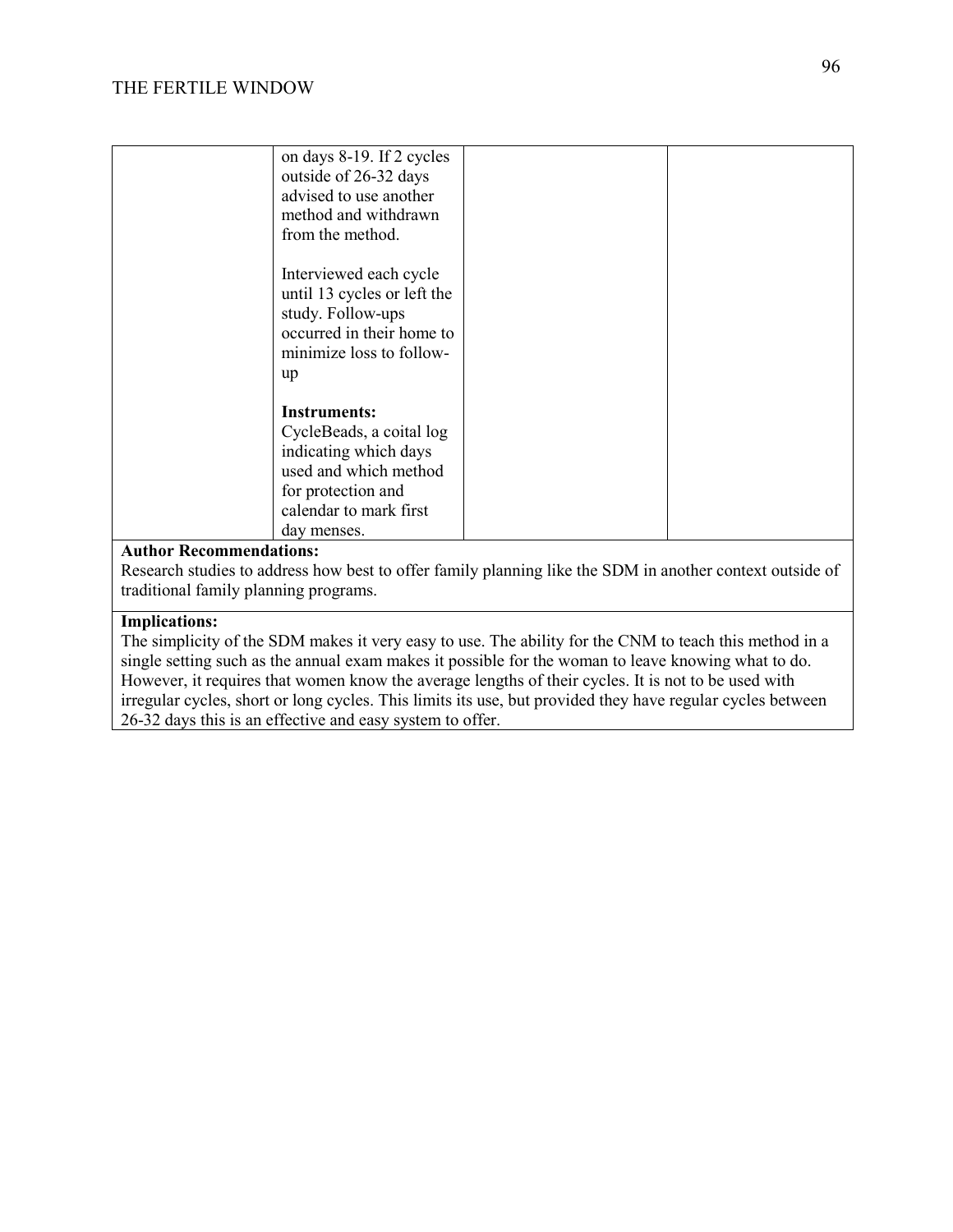| | | | |
|---|---|---|---|
| | on days 8-19. If 2 cycles outside of 26-32 days advised to use another method and withdrawn from the method.<br><br>Interviewed each cycle until 13 cycles or left the study. Follow-ups occurred in their home to minimize loss to follow-up<br><br>**Instruments:**<br>CycleBeads, a coital log indicating which days used and which method for protection and calendar to mark first day menses. | | |

**Author Recommendations:**
Research studies to address how best to offer family planning like the SDM in another context outside of traditional family planning programs.

**Implications:**
The simplicity of the SDM makes it very easy to use. The ability for the CNM to teach this method in a single setting such as the annual exam makes it possible for the woman to leave knowing what to do. However, it requires that women know the average lengths of their cycles. It is not to be used with irregular cycles, short or long cycles. This limits its use, but provided they have regular cycles between 26-32 days this is an effective and easy system to offer.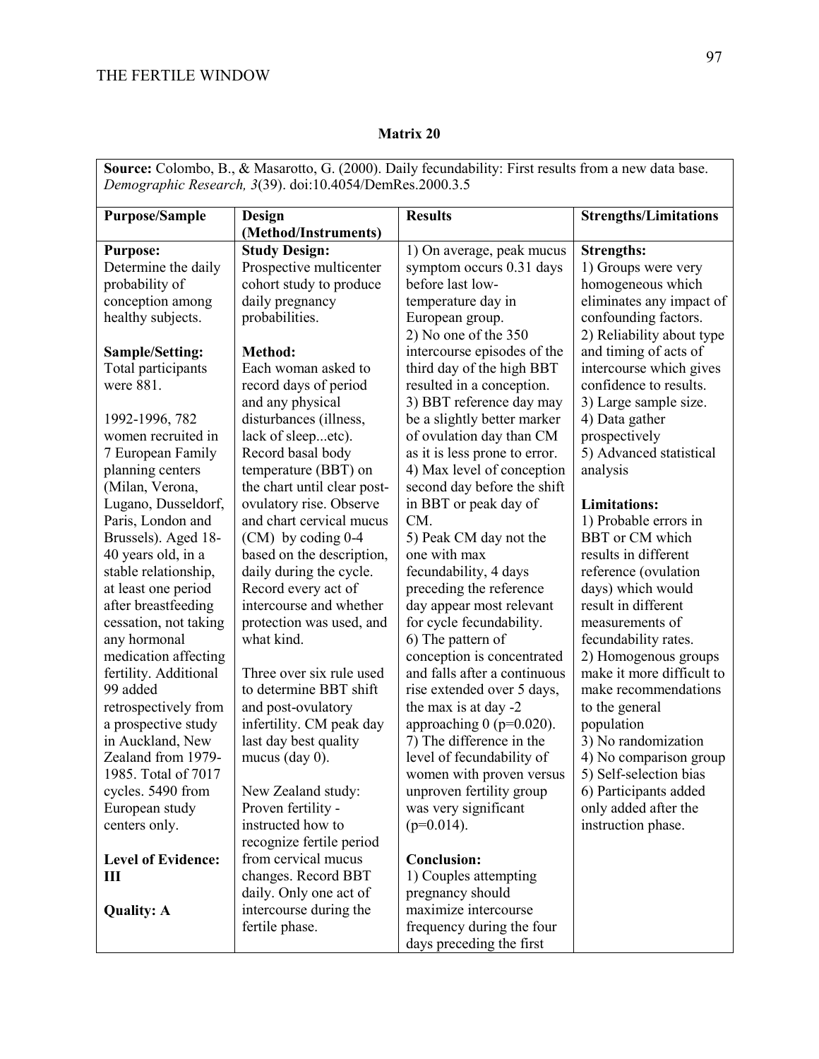**Matrix 20**

| **Source:** Colombo, B., & Masarotto, G. (2000). Daily fecundability: First results from a new data base. *Demographic Research, 3*(39). doi:10.4054/DemRes.2000.3.5 | | | |
|---|---|---|---|
| **Purpose/Sample** | **Design (Method/Instruments)** | **Results** | **Strengths/Limitations** |
| **Purpose:**<br>Determine the daily probability of conception among healthy subjects.<br><br>**Sample/Setting:**<br>Total participants were 881.<br><br>1992-1996, 782 women recruited in 7 European Family planning centers (Milan, Verona, Lugano, Dusseldorf, Paris, London and Brussels). Aged 18-40 years old, in a stable relationship, at least one period after breastfeeding cessation, not taking any hormonal medication affecting fertility. Additional 99 added retrospectively from a prospective study in Auckland, New Zealand from 1979-1985. Total of 7017 cycles. 5490 from European study centers only.<br><br>**Level of Evidence: III**<br><br>**Quality: A** | **Study Design:**<br>Prospective multicenter cohort study to produce daily pregnancy probabilities.<br><br>**Method:**<br>Each woman asked to record days of period and any physical disturbances (illness, lack of sleep...etc). Record basal body temperature (BBT) on the chart until clear post-ovulatory rise. Observe and chart cervical mucus (CM) by coding 0-4 based on the description, daily during the cycle. Record every act of intercourse and whether protection was used, and what kind.<br><br>Three over six rule used to determine BBT shift and post-ovulatory infertility. CM peak day last day best quality mucus (day 0).<br><br>New Zealand study: Proven fertility - instructed how to recognize fertile period from cervical mucus changes. Record BBT daily. Only one act of intercourse during the fertile phase. | 1) On average, peak mucus symptom occurs 0.31 days before last low-temperature day in European group.<br>2) No one of the 350 intercourse episodes of the third day of the high BBT resulted in a conception.<br>3) BBT reference day may be a slightly better marker of ovulation day than CM as it is less prone to error.<br>4) Max level of conception second day before the shift in BBT or peak day of CM.<br>5) Peak CM day not the one with max fecundability, 4 days preceding the reference day appear most relevant for cycle fecundability.<br>6) The pattern of conception is concentrated and falls after a continuous rise extended over 5 days, the max is at day -2 approaching 0 ($p=0.020$).<br>7) The difference in the level of fecundability of women with proven versus unproven fertility group was very significant ($p=0.014$).<br><br>**Conclusion:**<br>1) Couples attempting pregnancy should maximize intercourse frequency during the four days preceding the first | **Strengths:**<br>1) Groups were very homogeneous which eliminates any impact of confounding factors.<br>2) Reliability about type and timing of acts of intercourse which gives confidence to results.<br>3) Large sample size.<br>4) Data gather prospectively<br>5) Advanced statistical analysis<br><br>**Limitations:**<br>1) Probable errors in BBT or CM which results in different reference (ovulation days) which would result in different measurements of fecundability rates.<br>2) Homogenous groups make it more difficult to make recommendations to the general population<br>3) No randomization<br>4) No comparison group<br>5) Self-selection bias<br>6) Participants added only added after the instruction phase. |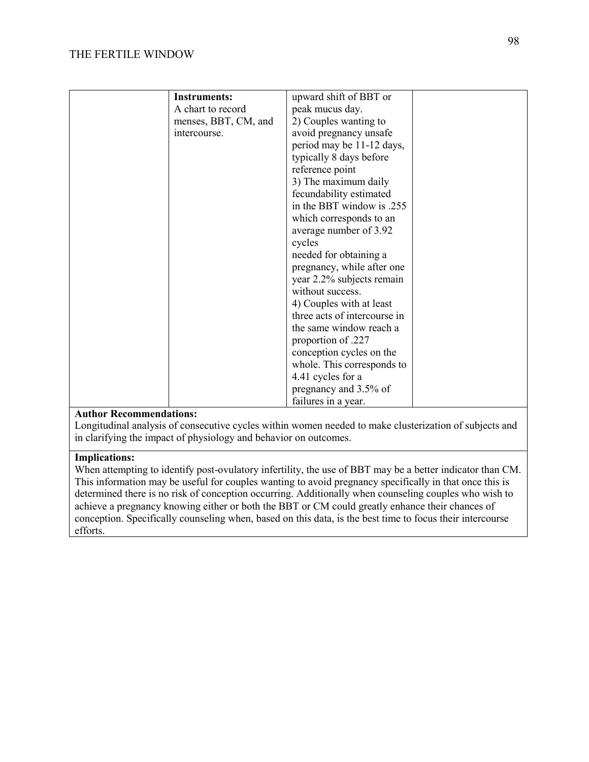| | **Instruments:** A chart to record menses, BBT, CM, and intercourse. | upward shift of BBT or peak mucus day. 2) Couples wanting to avoid pregnancy unsafe period may be 11-12 days, typically 8 days before reference point 3) The maximum daily fecundability estimated in the BBT window is .255 which corresponds to an average number of 3.92 cycles needed for obtaining a pregnancy, while after one year 2.2% subjects remain without success. 4) Couples with at least three acts of intercourse in the same window reach a proportion of .227 conception cycles on the whole. This corresponds to 4.41 cycles for a pregnancy and 3.5% of failures in a year. | |
|---|---|---|---|

**Author Recommendations:**
Longitudinal analysis of consecutive cycles within women needed to make clusterization of subjects and in clarifying the impact of physiology and behavior on outcomes.

**Implications:**
When attempting to identify post-ovulatory infertility, the use of BBT may be a better indicator than CM. This information may be useful for couples wanting to avoid pregnancy specifically in that once this is determined there is no risk of conception occurring. Additionally when counseling couples who wish to achieve a pregnancy knowing either or both the BBT or CM could greatly enhance their chances of conception. Specifically counseling when, based on this data, is the best time to focus their intercourse efforts.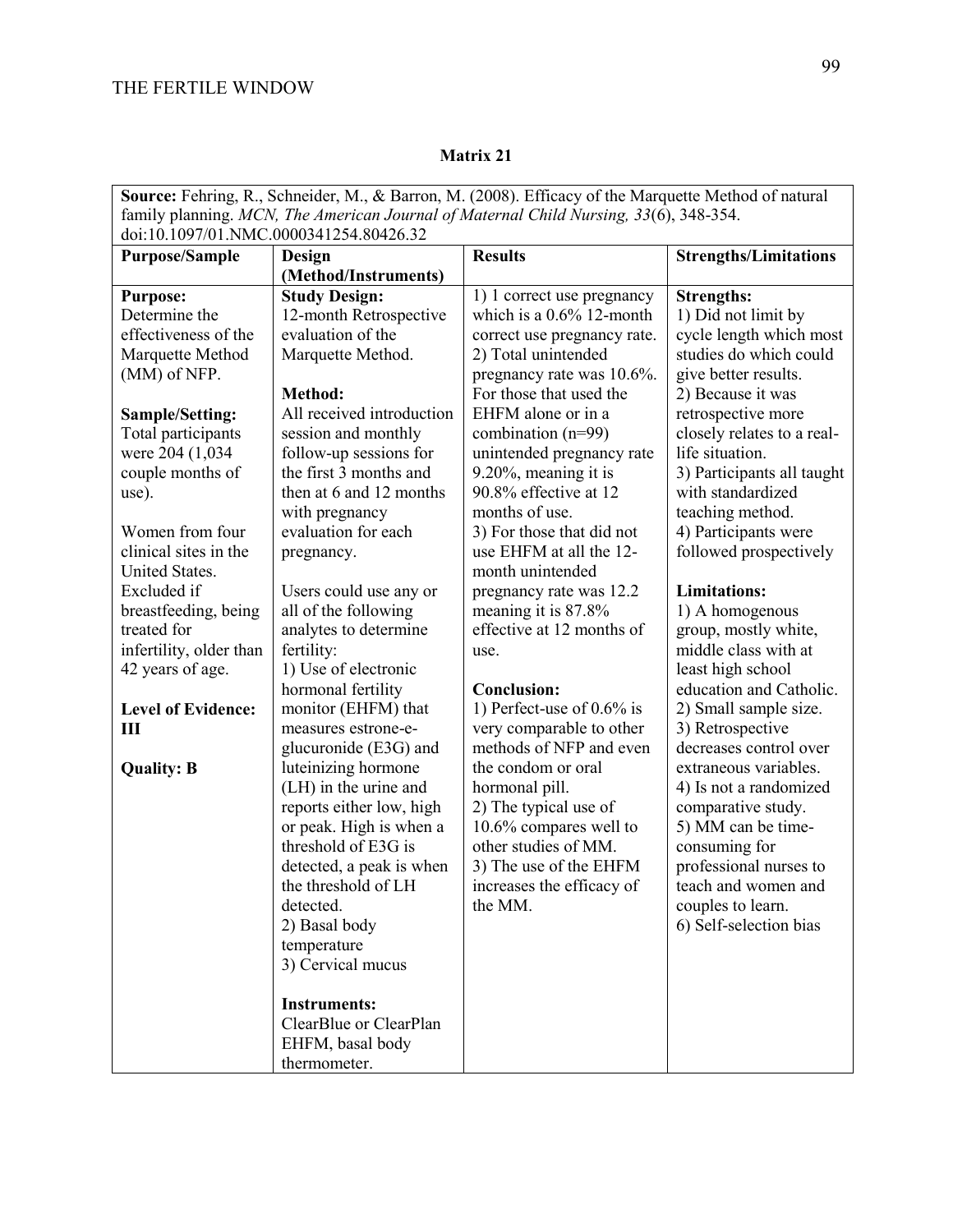**Matrix 21**

| **Source:** Fehring, R., Schneider, M., & Barron, M. (2008). Efficacy of the Marquette Method of natural family planning. *MCN, The American Journal of Maternal Child Nursing, 33*(6), 348-354. doi:10.1097/01.NMC.0000341254.80426.32 | | | |
|---|---|---|---|
| **Purpose/Sample** | **Design (Method/Instruments)** | **Results** | **Strengths/Limitations** |
| **Purpose:**<br>Determine the effectiveness of the Marquette Method (MM) of NFP.<br><br>**Sample/Setting:**<br>Total participants were 204 (1,034 couple months of use).<br><br>Women from four clinical sites in the United States.<br>Excluded if breastfeeding, being treated for infertility, older than 42 years of age.<br><br>**Level of Evidence: III**<br><br>**Quality: B** | **Study Design:**<br>12-month Retrospective evaluation of the Marquette Method.<br><br>**Method:**<br>All received introduction session and monthly follow-up sessions for the first 3 months and then at 6 and 12 months with pregnancy evaluation for each pregnancy.<br><br>Users could use any or all of the following analytes to determine fertility:<br>1) Use of electronic hormonal fertility monitor (EHFM) that measures estrone-e-glucuronide (E3G) and luteinizing hormone (LH) in the urine and reports either low, high or peak. High is when a threshold of E3G is detected, a peak is when the threshold of LH detected.<br>2) Basal body temperature<br>3) Cervical mucus<br><br>**Instruments:**<br>ClearBlue or ClearPlan EHFM, basal body thermometer. | 1) 1 correct use pregnancy which is a 0.6% 12-month correct use pregnancy rate.<br>2) Total unintended pregnancy rate was 10.6%. For those that used the EHFM alone or in a combination (n=99) unintended pregnancy rate 9.20%, meaning it is 90.8% effective at 12 months of use.<br>3) For those that did not use EHFM at all the 12-month unintended pregnancy rate was 12.2 meaning it is 87.8% effective at 12 months of use.<br><br>**Conclusion:**<br>1) Perfect-use of 0.6% is very comparable to other methods of NFP and even the condom or oral hormonal pill.<br>2) The typical use of 10.6% compares well to other studies of MM.<br>3) The use of the EHFM increases the efficacy of the MM. | **Strengths:**<br>1) Did not limit by cycle length which most studies do which could give better results.<br>2) Because it was retrospective more closely relates to a real-life situation.<br>3) Participants all taught with standardized teaching method.<br>4) Participants were followed prospectively<br><br>**Limitations:**<br>1) A homogenous group, mostly white, middle class with at least high school education and Catholic.<br>2) Small sample size.<br>3) Retrospective decreases control over extraneous variables.<br>4) Is not a randomized comparative study.<br>5) MM can be time-consuming for professional nurses to teach and women and couples to learn.<br>6) Self-selection bias |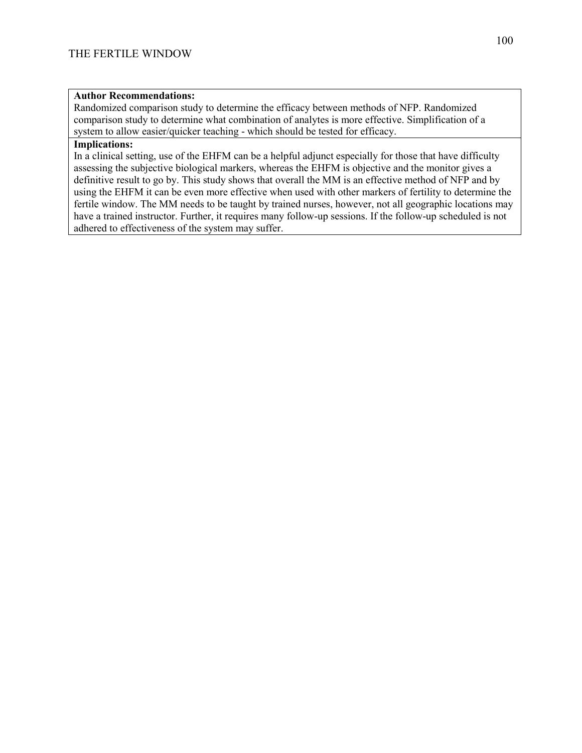| **Author Recommendations:**<br>Randomized comparison study to determine the efficacy between methods of NFP. Randomized comparison study to determine what combination of analytes is more effective. Simplification of a system to allow easier/quicker teaching - which should be tested for efficacy. |
|---|
| **Implications:**<br>In a clinical setting, use of the EHFM can be a helpful adjunct especially for those that have difficulty assessing the subjective biological markers, whereas the EHFM is objective and the monitor gives a definitive result to go by. This study shows that overall the MM is an effective method of NFP and by using the EHFM it can be even more effective when used with other markers of fertility to determine the fertile window. The MM needs to be taught by trained nurses, however, not all geographic locations may have a trained instructor. Further, it requires many follow-up sessions. If the follow-up scheduled is not adhered to effectiveness of the system may suffer. |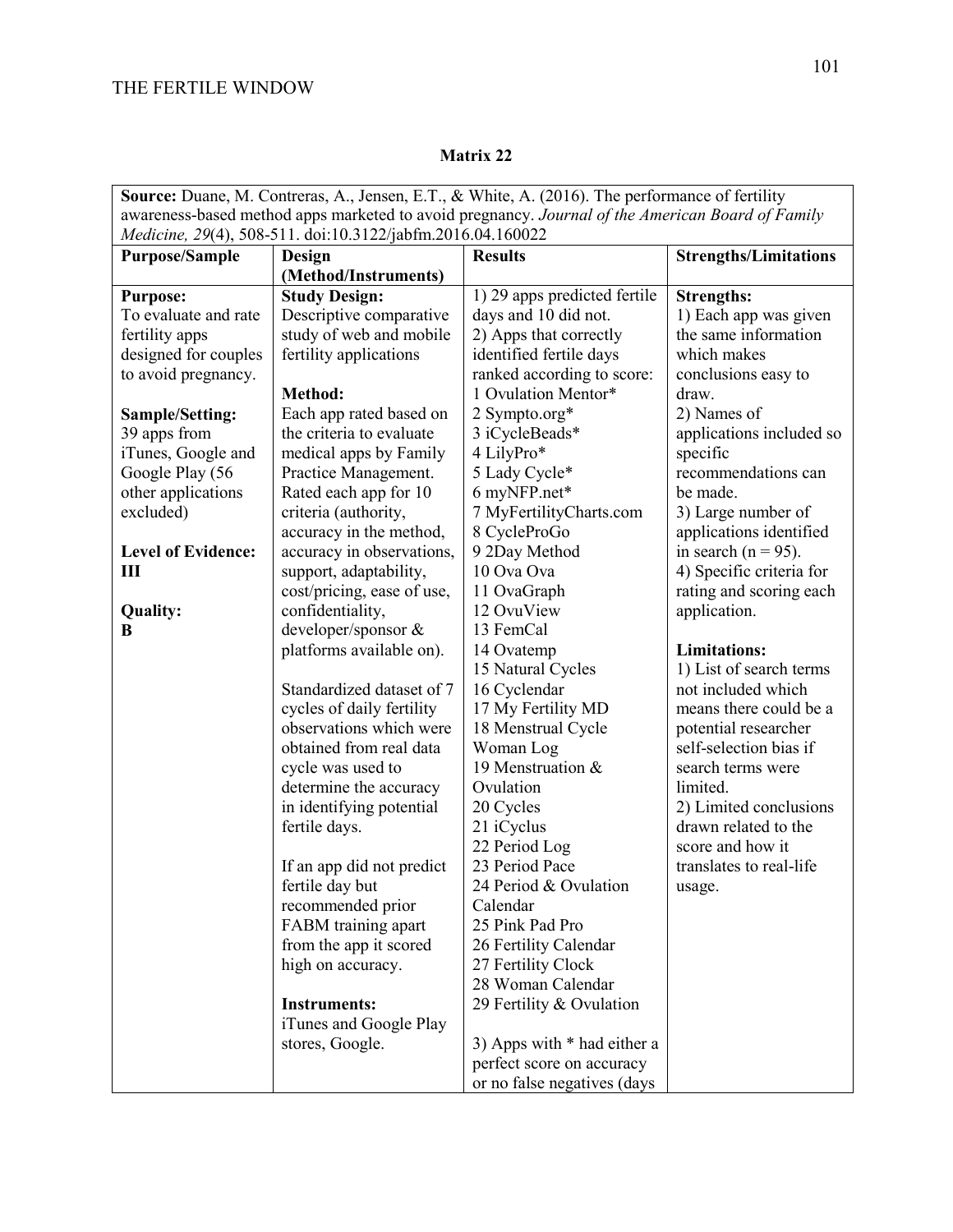**Matrix 22**

| **Source:** Duane, M. Contreras, A., Jensen, E.T., & White, A. (2016). The performance of fertility awareness-based method apps marketed to avoid pregnancy. *Journal of the American Board of Family Medicine, 29*(4), 508-511. doi:10.3122/jabfm.2016.04.160022 | | | |
|---|---|---|---|
| **Purpose/Sample** | **Design (Method/Instruments)** | **Results** | **Strengths/Limitations** |
| **Purpose:**<br>To evaluate and rate fertility apps designed for couples to avoid pregnancy.<br><br>**Sample/Setting:**<br>39 apps from iTunes, Google and Google Play (56 other applications excluded)<br><br>**Level of Evidence:**<br>**III**<br><br>**Quality:**<br>**B** | **Study Design:**<br>Descriptive comparative study of web and mobile fertility applications<br><br>**Method:**<br>Each app rated based on the criteria to evaluate medical apps by Family Practice Management. Rated each app for 10 criteria (authority, accuracy in the method, accuracy in observations, support, adaptability, cost/pricing, ease of use, confidentiality, developer/sponsor & platforms available on).<br><br>Standardized dataset of 7 cycles of daily fertility observations which were obtained from real data cycle was used to determine the accuracy in identifying potential fertile days.<br><br>If an app did not predict fertile day but recommended prior FABM training apart from the app it scored high on accuracy.<br><br>**Instruments:**<br>iTunes and Google Play stores, Google. | 1) 29 apps predicted fertile days and 10 did not.<br>2) Apps that correctly identified fertile days ranked according to score:<br>1 Ovulation Mentor*<br>2 Sympto.org*<br>3 iCycleBeads*<br>4 LilyPro*<br>5 Lady Cycle*<br>6 myNFP.net*<br>7 MyFertilityCharts.com<br>8 CycleProGo<br>9 2Day Method<br>10 Ova Ova<br>11 OvaGraph<br>12 OvuView<br>13 FemCal<br>14 Ovatemp<br>15 Natural Cycles<br>16 Cyclendar<br>17 My Fertility MD<br>18 Menstrual Cycle Woman Log<br>19 Menstruation & Ovulation<br>20 Cycles<br>21 iCyclus<br>22 Period Log<br>23 Period Pace<br>24 Period & Ovulation Calendar<br>25 Pink Pad Pro<br>26 Fertility Calendar<br>27 Fertility Clock<br>28 Woman Calendar<br>29 Fertility & Ovulation<br><br>3) Apps with * had either a perfect score on accuracy or no false negatives (days | **Strengths:**<br>1) Each app was given the same information which makes conclusions easy to draw.<br>2) Names of applications included so specific recommendations can be made.<br>3) Large number of applications identified in search (n = 95).<br>4) Specific criteria for rating and scoring each application.<br><br>**Limitations:**<br>1) List of search terms not included which means there could be a potential researcher self-selection bias if search terms were limited.<br>2) Limited conclusions drawn related to the score and how it translates to real-life usage. |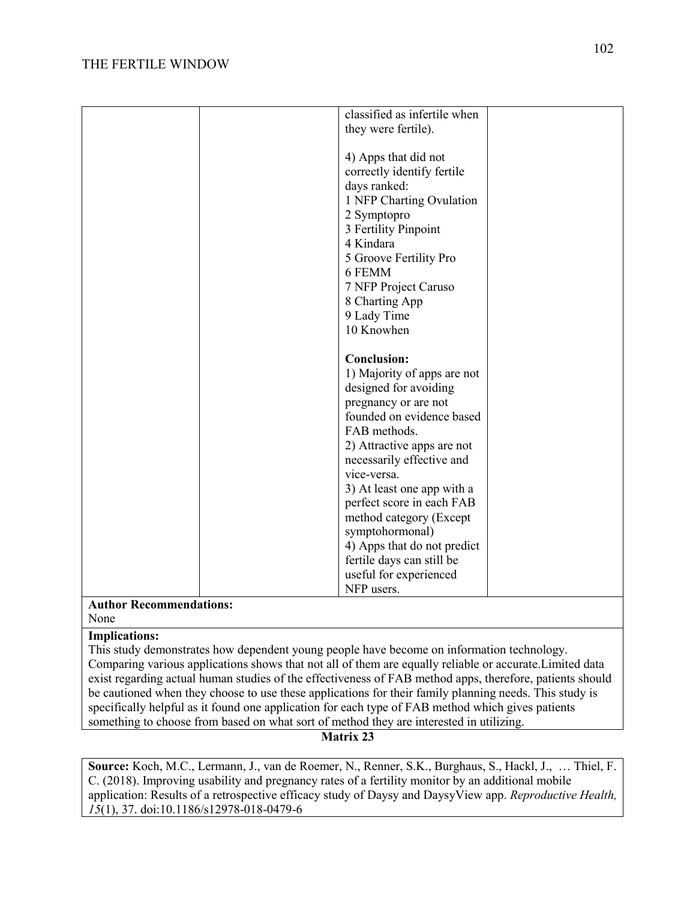| | | classified as infertile when they were fertile).<br><br>4) Apps that did not correctly identify fertile days ranked:<br>1 NFP Charting Ovulation<br>2 Symptopro<br>3 Fertility Pinpoint<br>4 Kindara<br>5 Groove Fertility Pro<br>6 FEMM<br>7 NFP Project Caruso<br>8 Charting App<br>9 Lady Time<br>10 Knowhen<br><br>**Conclusion:**<br>1) Majority of apps are not designed for avoiding pregnancy or are not founded on evidence based FAB methods.<br>2) Attractive apps are not necessarily effective and vice-versa.<br>3) At least one app with a perfect score in each FAB method category (Except symptohormonal)<br>4) Apps that do not predict fertile days can still be useful for experienced NFP users. | |
|---|---|---|---|

**Author Recommendations:**
None

**Implications:**
This study demonstrates how dependent young people have become on information technology. Comparing various applications shows that not all of them are equally reliable or accurate.Limited data exist regarding actual human studies of the effectiveness of FAB method apps, therefore, patients should be cautioned when they choose to use these applications for their family planning needs. This study is specifically helpful as it found one application for each type of FAB method which gives patients something to choose from based on what sort of method they are interested in utilizing.

**Matrix 23**

**Source:** Koch, M.C., Lermann, J., van de Roemer, N., Renner, S.K., Burghaus, S., Hackl, J., … Thiel, F. C. (2018). Improving usability and pregnancy rates of a fertility monitor by an additional mobile application: Results of a retrospective efficacy study of Daysy and DaysyView app. *Reproductive Health, 15*(1), 37. doi:10.1186/s12978-018-0479-6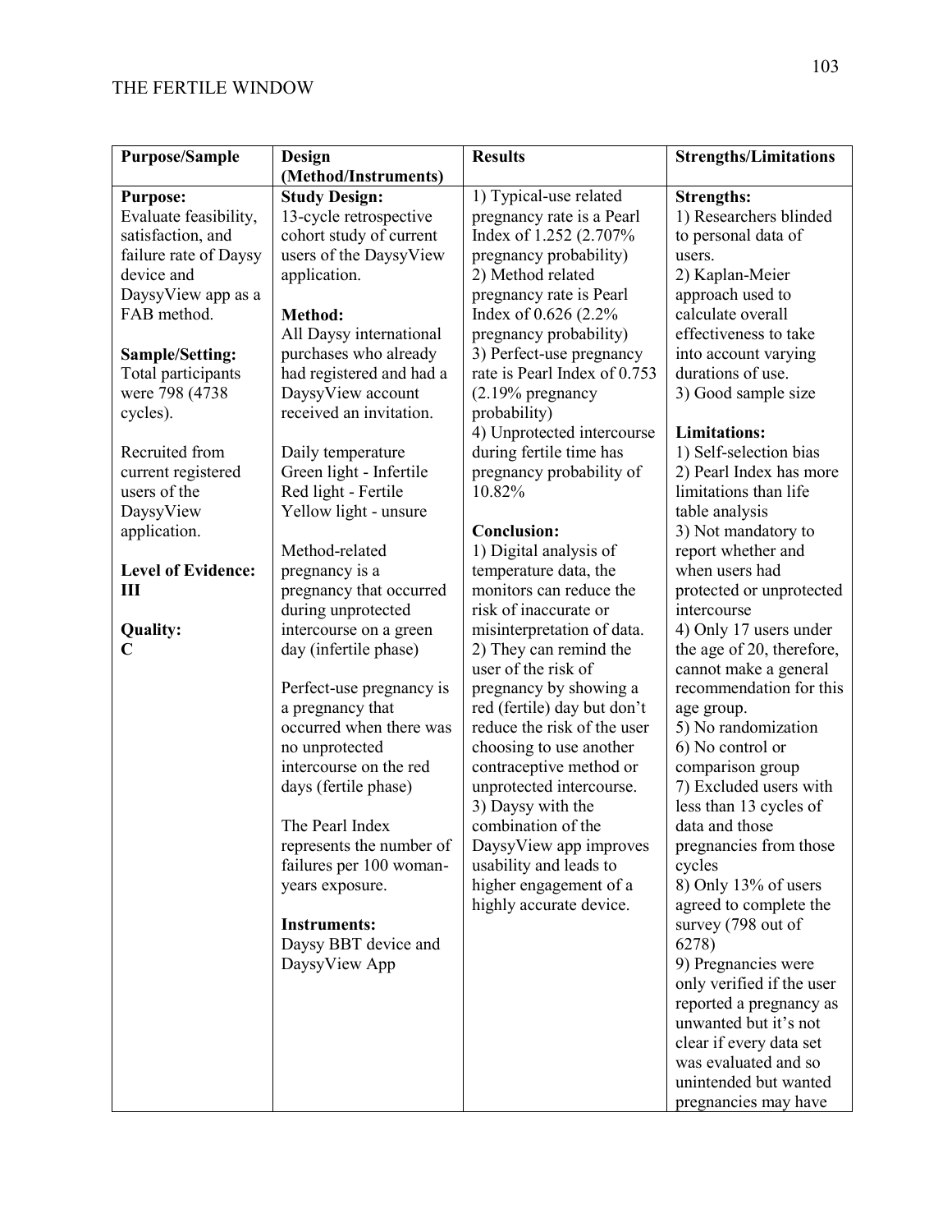| Purpose/Sample | Design (Method/Instruments) | Results | Strengths/Limitations |
|---|---|---|---|
| **Purpose:**<br>Evaluate feasibility, satisfaction, and failure rate of Daysy device and DaysyView app as a FAB method.<br><br>**Sample/Setting:**<br>Total participants were 798 (4738 cycles).<br><br>Recruited from current registered users of the DaysyView application.<br><br>**Level of Evidence:**<br>**III**<br><br>**Quality:**<br>**C** | **Study Design:**<br>13-cycle retrospective cohort study of current users of the DaysyView application.<br><br>**Method:**<br>All Daysy international purchases who already had registered and had a DaysyView account received an invitation.<br><br>Daily temperature<br>Green light - Infertile<br>Red light - Fertile<br>Yellow light - unsure<br><br>Method-related pregnancy is a pregnancy that occurred during unprotected intercourse on a green day (infertile phase)<br><br>Perfect-use pregnancy is a pregnancy that occurred when there was no unprotected intercourse on the red days (fertile phase)<br><br>The Pearl Index represents the number of failures per 100 woman-years exposure.<br><br>**Instruments:**<br>Daysy BBT device and DaysyView App | 1) Typical-use related pregnancy rate is a Pearl Index of 1.252 (2.707% pregnancy probability)<br>2) Method related pregnancy rate is Pearl Index of 0.626 (2.2% pregnancy probability)<br>3) Perfect-use pregnancy rate is Pearl Index of 0.753 (2.19% pregnancy probability)<br>4) Unprotected intercourse during fertile time has pregnancy probability of 10.82%<br><br>**Conclusion:**<br>1) Digital analysis of temperature data, the monitors can reduce the risk of inaccurate or misinterpretation of data.<br>2) They can remind the user of the risk of pregnancy by showing a red (fertile) day but don't reduce the risk of the user choosing to use another contraceptive method or unprotected intercourse.<br>3) Daysy with the combination of the DaysyView app improves usability and leads to higher engagement of a highly accurate device. | **Strengths:**<br>1) Researchers blinded to personal data of users.<br>2) Kaplan-Meier approach used to calculate overall effectiveness to take into account varying durations of use.<br>3) Good sample size<br><br>**Limitations:**<br>1) Self-selection bias<br>2) Pearl Index has more limitations than life table analysis<br>3) Not mandatory to report whether and when users had protected or unprotected intercourse<br>4) Only 17 users under the age of 20, therefore, cannot make a general recommendation for this age group.<br>5) No randomization<br>6) No control or comparison group<br>7) Excluded users with less than 13 cycles of data and those pregnancies from those cycles<br>8) Only 13% of users agreed to complete the survey (798 out of 6278)<br>9) Pregnancies were only verified if the user reported a pregnancy as unwanted but it's not clear if every data set was evaluated and so unintended but wanted pregnancies may have |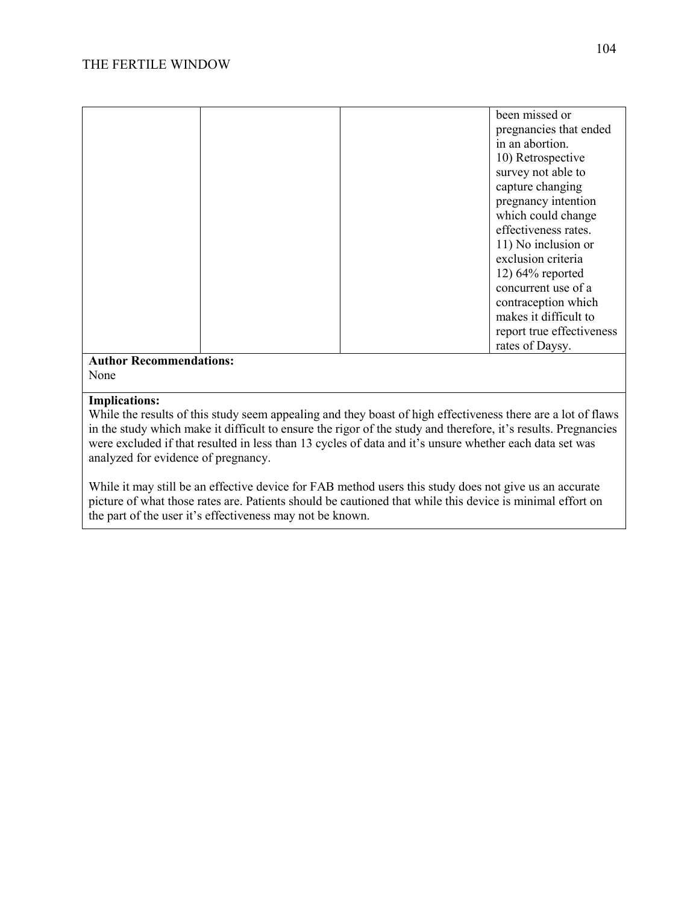| | | | |
|---|---|---|---|
| | | | been missed or pregnancies that ended in an abortion. 10) Retrospective survey not able to capture changing pregnancy intention which could change effectiveness rates. 11) No inclusion or exclusion criteria 12) 64% reported concurrent use of a contraception which makes it difficult to report true effectiveness rates of Daysy. |

**Author Recommendations:**
None

**Implications:**
While the results of this study seem appealing and they boast of high effectiveness there are a lot of flaws in the study which make it difficult to ensure the rigor of the study and therefore, it's results. Pregnancies were excluded if that resulted in less than 13 cycles of data and it's unsure whether each data set was analyzed for evidence of pregnancy.

While it may still be an effective device for FAB method users this study does not give us an accurate picture of what those rates are. Patients should be cautioned that while this device is minimal effort on the part of the user it's effectiveness may not be known.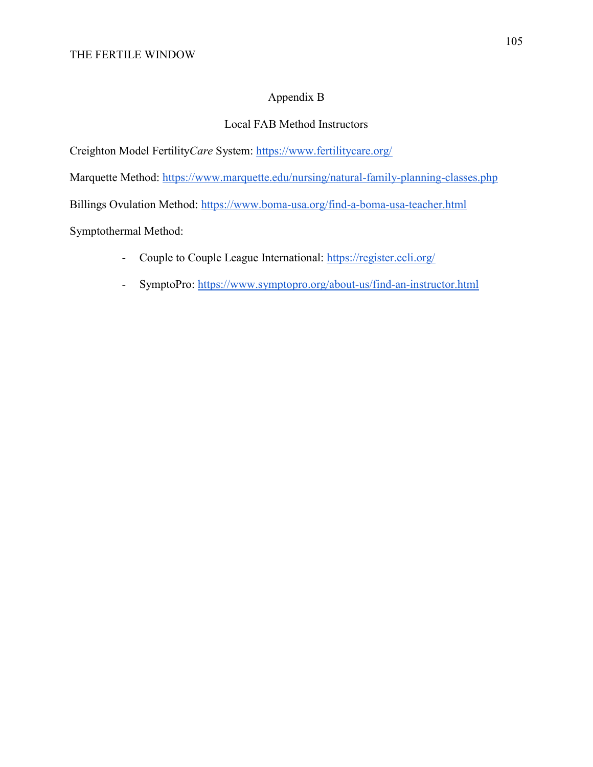# Appendix B

## Local FAB Method Instructors

Creighton Model Fertility*Care* System: https://www.fertilitycare.org/

Marquette Method: https://www.marquette.edu/nursing/natural-family-planning-classes.php

Billings Ovulation Method: https://www.boma-usa.org/find-a-boma-usa-teacher.html

Symptothermal Method:

- Couple to Couple League International: https://register.ccli.org/
- SymptoPro: https://www.symptopro.org/about-us/find-an-instructor.html